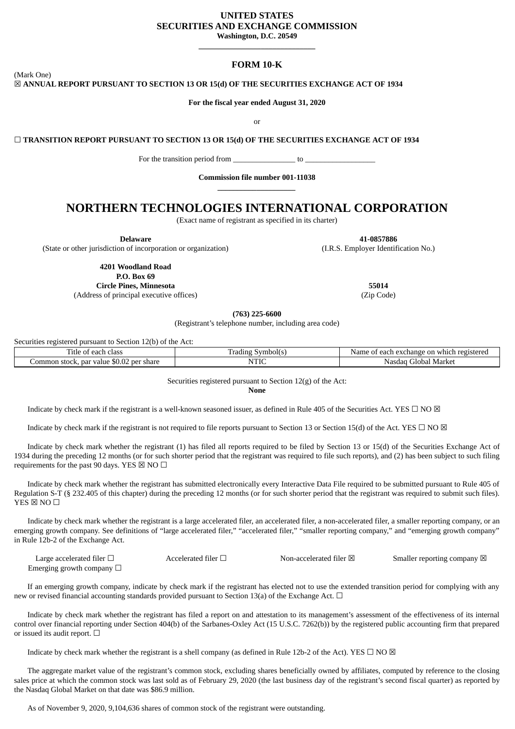**UNITED STATES**
**SECURITIES AND EXCHANGE COMMISSION**
**Washington, D.C. 20549**

---

# FORM 10-K

(Mark One)

☒ **ANNUAL REPORT PURSUANT TO SECTION 13 OR 15(d) OF THE SECURITIES EXCHANGE ACT OF 1934**

**For the fiscal year ended August 31, 2020**

or

☐ **TRANSITION REPORT PURSUANT TO SECTION 13 OR 15(d) OF THE SECURITIES EXCHANGE ACT OF 1934**

For the transition period from ________________ to __________________

**Commission file number 001-11038**

---

# NORTHERN TECHNOLOGIES INTERNATIONAL CORPORATION

(Exact name of registrant as specified in its charter)

**Delaware**
(State or other jurisdiction of incorporation or organization)

**41-0857886**
(I.R.S. Employer Identification No.)

**4201 Woodland Road**
**P.O. Box 69**
**Circle Pines, Minnesota**
(Address of principal executive offices)

**55014**
(Zip Code)

**(763) 225-6600**
(Registrant's telephone number, including area code)

Securities registered pursuant to Section 12(b) of the Act:

| Title of each class | Trading Symbol(s) | Name of each exchange on which registered |
|---|---|---|
| Common stock, par value $0.02 per share | NTIC | Nasdaq Global Market |

Securities registered pursuant to Section 12(g) of the Act:
**None**

Indicate by check mark if the registrant is a well-known seasoned issuer, as defined in Rule 405 of the Securities Act. YES ☐ NO ☒

Indicate by check mark if the registrant is not required to file reports pursuant to Section 13 or Section 15(d) of the Act. YES ☐ NO ☒

Indicate by check mark whether the registrant (1) has filed all reports required to be filed by Section 13 or 15(d) of the Securities Exchange Act of 1934 during the preceding 12 months (or for such shorter period that the registrant was required to file such reports), and (2) has been subject to such filing requirements for the past 90 days. YES ☒ NO ☐

Indicate by check mark whether the registrant has submitted electronically every Interactive Data File required to be submitted pursuant to Rule 405 of Regulation S-T (§ 232.405 of this chapter) during the preceding 12 months (or for such shorter period that the registrant was required to submit such files). YES ☒ NO ☐

Indicate by check mark whether the registrant is a large accelerated filer, an accelerated filer, a non-accelerated filer, a smaller reporting company, or an emerging growth company. See definitions of "large accelerated filer," "accelerated filer," "smaller reporting company," and "emerging growth company" in Rule 12b-2 of the Exchange Act.

Large accelerated filer ☐ Accelerated filer ☐ Non-accelerated filer ☒ Smaller reporting company ☒
Emerging growth company ☐

If an emerging growth company, indicate by check mark if the registrant has elected not to use the extended transition period for complying with any new or revised financial accounting standards provided pursuant to Section 13(a) of the Exchange Act. ☐

Indicate by check mark whether the registrant has filed a report on and attestation to its management's assessment of the effectiveness of its internal control over financial reporting under Section 404(b) of the Sarbanes-Oxley Act (15 U.S.C. 7262(b)) by the registered public accounting firm that prepared or issued its audit report. ☐

Indicate by check mark whether the registrant is a shell company (as defined in Rule 12b-2 of the Act). YES ☐ NO ☒

The aggregate market value of the registrant's common stock, excluding shares beneficially owned by affiliates, computed by reference to the closing sales price at which the common stock was last sold as of February 29, 2020 (the last business day of the registrant's second fiscal quarter) as reported by the Nasdaq Global Market on that date was $86.9 million.

As of November 9, 2020, 9,104,636 shares of common stock of the registrant were outstanding.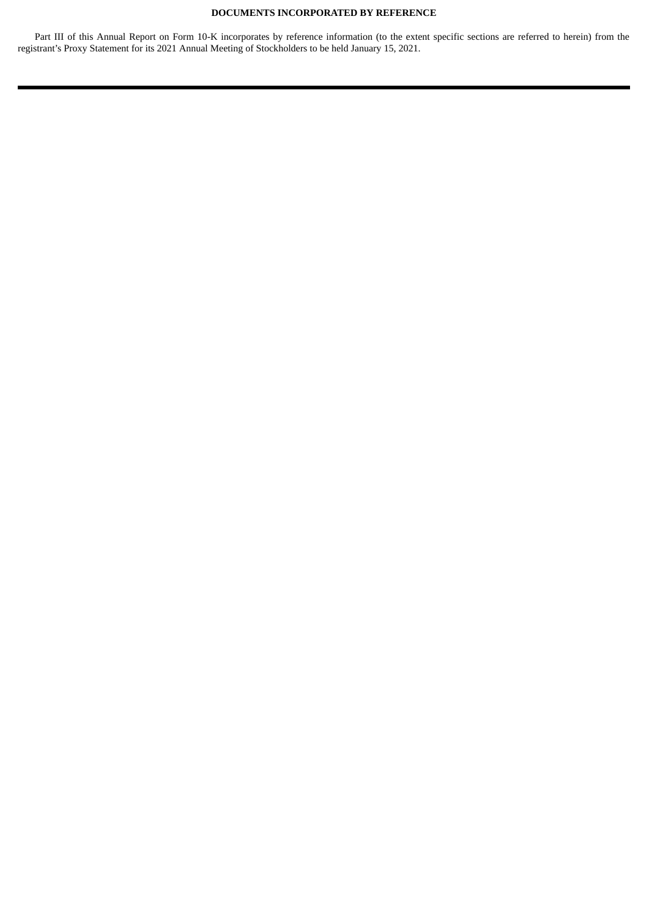**DOCUMENTS INCORPORATED BY REFERENCE**

Part III of this Annual Report on Form 10-K incorporates by reference information (to the extent specific sections are referred to herein) from the registrant's Proxy Statement for its 2021 Annual Meeting of Stockholders to be held January 15, 2021.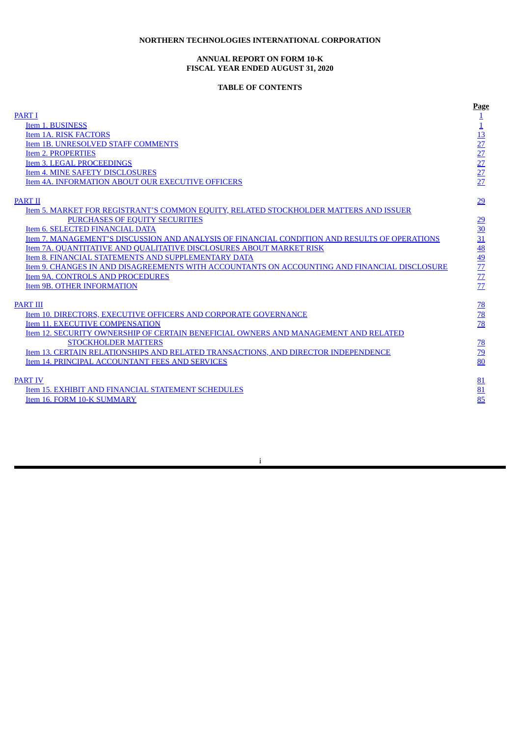**NORTHERN TECHNOLOGIES INTERNATIONAL CORPORATION**

**ANNUAL REPORT ON FORM 10-K**
**FISCAL YEAR ENDED AUGUST 31, 2020**

**TABLE OF CONTENTS**

| | Page |
|---|---|
| PART I | 1 |
| Item 1. BUSINESS | 1 |
| Item 1A. RISK FACTORS | 13 |
| Item 1B. UNRESOLVED STAFF COMMENTS | 27 |
| Item 2. PROPERTIES | 27 |
| Item 3. LEGAL PROCEEDINGS | 27 |
| Item 4. MINE SAFETY DISCLOSURES | 27 |
| Item 4A. INFORMATION ABOUT OUR EXECUTIVE OFFICERS | 27 |
| PART II | 29 |
| Item 5. MARKET FOR REGISTRANT'S COMMON EQUITY, RELATED STOCKHOLDER MATTERS AND ISSUER PURCHASES OF EQUITY SECURITIES | 29 |
| Item 6. SELECTED FINANCIAL DATA | 30 |
| Item 7. MANAGEMENT'S DISCUSSION AND ANALYSIS OF FINANCIAL CONDITION AND RESULTS OF OPERATIONS | 31 |
| Item 7A. QUANTITATIVE AND QUALITATIVE DISCLOSURES ABOUT MARKET RISK | 48 |
| Item 8. FINANCIAL STATEMENTS AND SUPPLEMENTARY DATA | 49 |
| Item 9. CHANGES IN AND DISAGREEMENTS WITH ACCOUNTANTS ON ACCOUNTING AND FINANCIAL DISCLOSURE | 77 |
| Item 9A. CONTROLS AND PROCEDURES | 77 |
| Item 9B. OTHER INFORMATION | 77 |
| PART III | 78 |
| Item 10. DIRECTORS, EXECUTIVE OFFICERS AND CORPORATE GOVERNANCE | 78 |
| Item 11. EXECUTIVE COMPENSATION | 78 |
| Item 12. SECURITY OWNERSHIP OF CERTAIN BENEFICIAL OWNERS AND MANAGEMENT AND RELATED STOCKHOLDER MATTERS | 78 |
| Item 13. CERTAIN RELATIONSHIPS AND RELATED TRANSACTIONS, AND DIRECTOR INDEPENDENCE | 79 |
| Item 14. PRINCIPAL ACCOUNTANT FEES AND SERVICES | 80 |
| PART IV | 81 |
| Item 15. EXHIBIT AND FINANCIAL STATEMENT SCHEDULES | 81 |
| Item 16. FORM 10-K SUMMARY | 85 |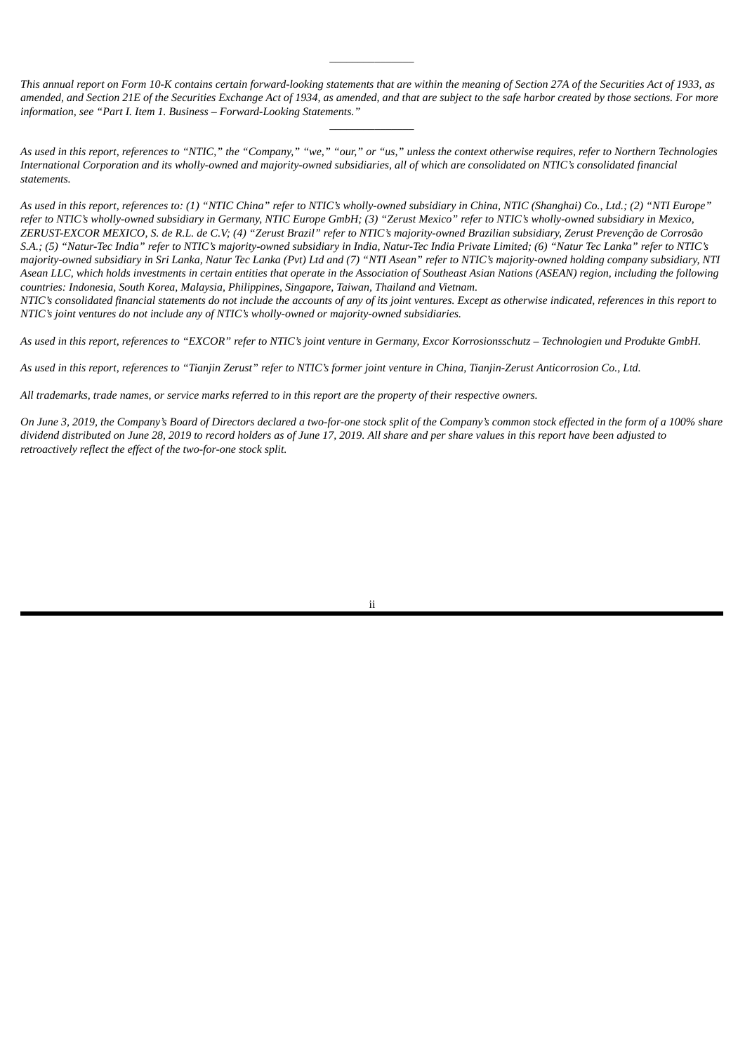---

*This annual report on Form 10-K contains certain forward-looking statements that are within the meaning of Section 27A of the Securities Act of 1933, as amended, and Section 21E of the Securities Exchange Act of 1934, as amended, and that are subject to the safe harbor created by those sections. For more information, see "Part I. Item 1. Business – Forward-Looking Statements."*

---

*As used in this report, references to "NTIC," the "Company," "we," "our," or "us," unless the context otherwise requires, refer to Northern Technologies International Corporation and its wholly-owned and majority-owned subsidiaries, all of which are consolidated on NTIC's consolidated financial statements.*

*As used in this report, references to: (1) "NTIC China" refer to NTIC's wholly-owned subsidiary in China, NTIC (Shanghai) Co., Ltd.; (2) "NTI Europe" refer to NTIC's wholly-owned subsidiary in Germany, NTIC Europe GmbH; (3) "Zerust Mexico" refer to NTIC's wholly-owned subsidiary in Mexico, ZERUST-EXCOR MEXICO, S. de R.L. de C.V; (4) "Zerust Brazil" refer to NTIC's majority-owned Brazilian subsidiary, Zerust Prevenção de Corrosão S.A.; (5) "Natur-Tec India" refer to NTIC's majority-owned subsidiary in India, Natur-Tec India Private Limited; (6) "Natur Tec Lanka" refer to NTIC's majority-owned subsidiary in Sri Lanka, Natur Tec Lanka (Pvt) Ltd and (7) "NTI Asean" refer to NTIC's majority-owned holding company subsidiary, NTI Asean LLC, which holds investments in certain entities that operate in the Association of Southeast Asian Nations (ASEAN) region, including the following countries: Indonesia, South Korea, Malaysia, Philippines, Singapore, Taiwan, Thailand and Vietnam.*

*NTIC's consolidated financial statements do not include the accounts of any of its joint ventures. Except as otherwise indicated, references in this report to NTIC's joint ventures do not include any of NTIC's wholly-owned or majority-owned subsidiaries.*

*As used in this report, references to "EXCOR" refer to NTIC's joint venture in Germany, Excor Korrosionsschutz – Technologien und Produkte GmbH.*

*As used in this report, references to "Tianjin Zerust" refer to NTIC's former joint venture in China, Tianjin-Zerust Anticorrosion Co., Ltd.*

*All trademarks, trade names, or service marks referred to in this report are the property of their respective owners.*

*On June 3, 2019, the Company's Board of Directors declared a two-for-one stock split of the Company's common stock effected in the form of a 100% share dividend distributed on June 28, 2019 to record holders as of June 17, 2019. All share and per share values in this report have been adjusted to retroactively reflect the effect of the two-for-one stock split.*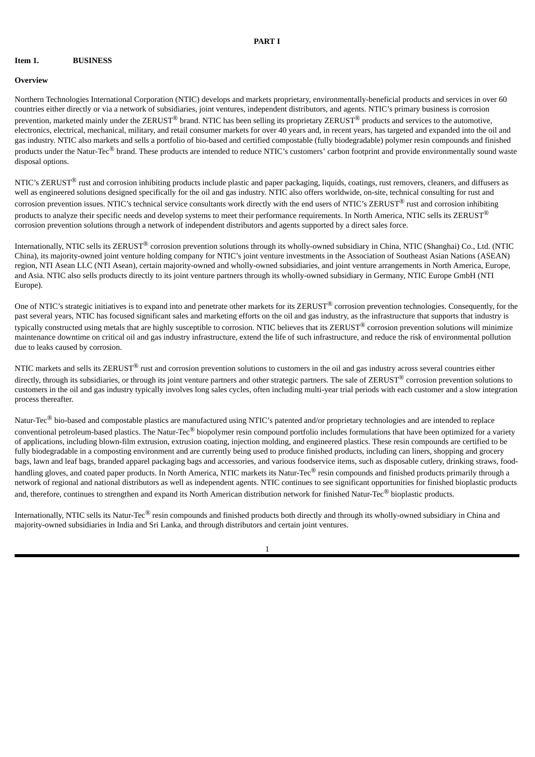# PART I

## Item 1. BUSINESS

### Overview

Northern Technologies International Corporation (NTIC) develops and markets proprietary, environmentally-beneficial products and services in over 60 countries either directly or via a network of subsidiaries, joint ventures, independent distributors, and agents. NTIC's primary business is corrosion prevention, marketed mainly under the ZERUST® brand. NTIC has been selling its proprietary ZERUST® products and services to the automotive, electronics, electrical, mechanical, military, and retail consumer markets for over 40 years and, in recent years, has targeted and expanded into the oil and gas industry. NTIC also markets and sells a portfolio of bio-based and certified compostable (fully biodegradable) polymer resin compounds and finished products under the Natur-Tec® brand. These products are intended to reduce NTIC's customers' carbon footprint and provide environmentally sound waste disposal options.

NTIC's ZERUST® rust and corrosion inhibiting products include plastic and paper packaging, liquids, coatings, rust removers, cleaners, and diffusers as well as engineered solutions designed specifically for the oil and gas industry. NTIC also offers worldwide, on-site, technical consulting for rust and corrosion prevention issues. NTIC's technical service consultants work directly with the end users of NTIC's ZERUST® rust and corrosion inhibiting products to analyze their specific needs and develop systems to meet their performance requirements. In North America, NTIC sells its ZERUST® corrosion prevention solutions through a network of independent distributors and agents supported by a direct sales force.

Internationally, NTIC sells its ZERUST® corrosion prevention solutions through its wholly-owned subsidiary in China, NTIC (Shanghai) Co., Ltd. (NTIC China), its majority-owned joint venture holding company for NTIC's joint venture investments in the Association of Southeast Asian Nations (ASEAN) region, NTI Asean LLC (NTI Asean), certain majority-owned and wholly-owned subsidiaries, and joint venture arrangements in North America, Europe, and Asia. NTIC also sells products directly to its joint venture partners through its wholly-owned subsidiary in Germany, NTIC Europe GmbH (NTI Europe).

One of NTIC's strategic initiatives is to expand into and penetrate other markets for its ZERUST® corrosion prevention technologies. Consequently, for the past several years, NTIC has focused significant sales and marketing efforts on the oil and gas industry, as the infrastructure that supports that industry is typically constructed using metals that are highly susceptible to corrosion. NTIC believes that its ZERUST® corrosion prevention solutions will minimize maintenance downtime on critical oil and gas industry infrastructure, extend the life of such infrastructure, and reduce the risk of environmental pollution due to leaks caused by corrosion.

NTIC markets and sells its ZERUST® rust and corrosion prevention solutions to customers in the oil and gas industry across several countries either directly, through its subsidiaries, or through its joint venture partners and other strategic partners. The sale of ZERUST® corrosion prevention solutions to customers in the oil and gas industry typically involves long sales cycles, often including multi-year trial periods with each customer and a slow integration process thereafter.

Natur-Tec® bio-based and compostable plastics are manufactured using NTIC's patented and/or proprietary technologies and are intended to replace conventional petroleum-based plastics. The Natur-Tec® biopolymer resin compound portfolio includes formulations that have been optimized for a variety of applications, including blown-film extrusion, extrusion coating, injection molding, and engineered plastics. These resin compounds are certified to be fully biodegradable in a composting environment and are currently being used to produce finished products, including can liners, shopping and grocery bags, lawn and leaf bags, branded apparel packaging bags and accessories, and various foodservice items, such as disposable cutlery, drinking straws, food-handling gloves, and coated paper products. In North America, NTIC markets its Natur-Tec® resin compounds and finished products primarily through a network of regional and national distributors as well as independent agents. NTIC continues to see significant opportunities for finished bioplastic products and, therefore, continues to strengthen and expand its North American distribution network for finished Natur-Tec® bioplastic products.

Internationally, NTIC sells its Natur-Tec® resin compounds and finished products both directly and through its wholly-owned subsidiary in China and majority-owned subsidiaries in India and Sri Lanka, and through distributors and certain joint ventures.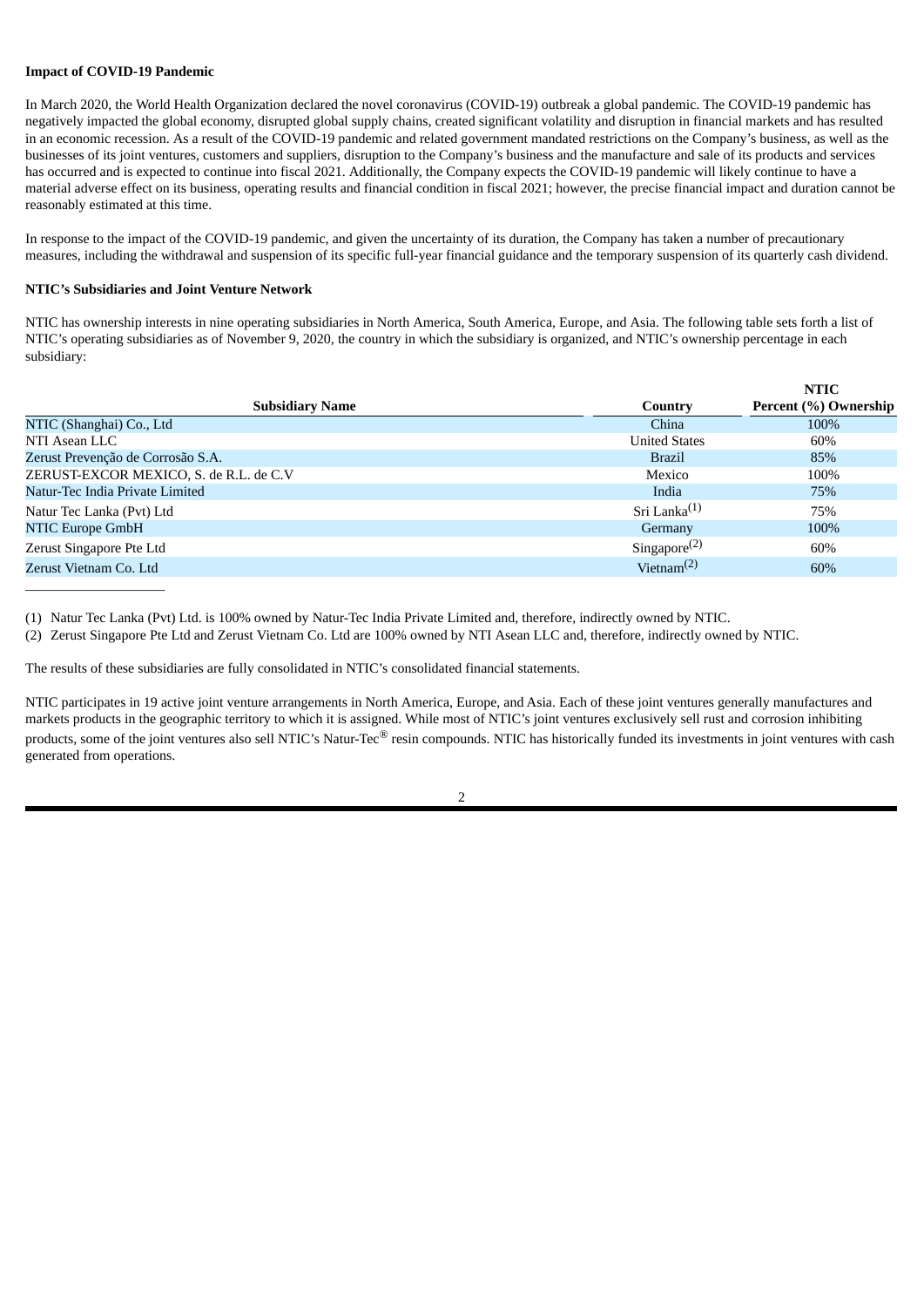**Impact of COVID-19 Pandemic**

In March 2020, the World Health Organization declared the novel coronavirus (COVID-19) outbreak a global pandemic. The COVID-19 pandemic has negatively impacted the global economy, disrupted global supply chains, created significant volatility and disruption in financial markets and has resulted in an economic recession. As a result of the COVID-19 pandemic and related government mandated restrictions on the Company's business, as well as the businesses of its joint ventures, customers and suppliers, disruption to the Company's business and the manufacture and sale of its products and services has occurred and is expected to continue into fiscal 2021. Additionally, the Company expects the COVID-19 pandemic will likely continue to have a material adverse effect on its business, operating results and financial condition in fiscal 2021; however, the precise financial impact and duration cannot be reasonably estimated at this time.

In response to the impact of the COVID-19 pandemic, and given the uncertainty of its duration, the Company has taken a number of precautionary measures, including the withdrawal and suspension of its specific full-year financial guidance and the temporary suspension of its quarterly cash dividend.

**NTIC's Subsidiaries and Joint Venture Network**

NTIC has ownership interests in nine operating subsidiaries in North America, South America, Europe, and Asia. The following table sets forth a list of NTIC's operating subsidiaries as of November 9, 2020, the country in which the subsidiary is organized, and NTIC's ownership percentage in each subsidiary:

| Subsidiary Name | Country | NTIC Percent (%) Ownership |
|---|---|---|
| NTIC (Shanghai) Co., Ltd | China | 100% |
| NTI Asean LLC | United States | 60% |
| Zerust Prevenção de Corrosão S.A. | Brazil | 85% |
| ZERUST-EXCOR MEXICO, S. de R.L. de C.V | Mexico | 100% |
| Natur-Tec India Private Limited | India | 75% |
| Natur Tec Lanka (Pvt) Ltd | Sri Lanka[1] | 75% |
| NTIC Europe GmbH | Germany | 100% |
| Zerust Singapore Pte Ltd | Singapore[2] | 60% |
| Zerust Vietnam Co. Ltd | Vietnam[2] | 60% |

(1) Natur Tec Lanka (Pvt) Ltd. is 100% owned by Natur-Tec India Private Limited and, therefore, indirectly owned by NTIC.

(2) Zerust Singapore Pte Ltd and Zerust Vietnam Co. Ltd are 100% owned by NTI Asean LLC and, therefore, indirectly owned by NTIC.

The results of these subsidiaries are fully consolidated in NTIC's consolidated financial statements.

NTIC participates in 19 active joint venture arrangements in North America, Europe, and Asia. Each of these joint ventures generally manufactures and markets products in the geographic territory to which it is assigned. While most of NTIC's joint ventures exclusively sell rust and corrosion inhibiting products, some of the joint ventures also sell NTIC's Natur-Tec® resin compounds. NTIC has historically funded its investments in joint ventures with cash generated from operations.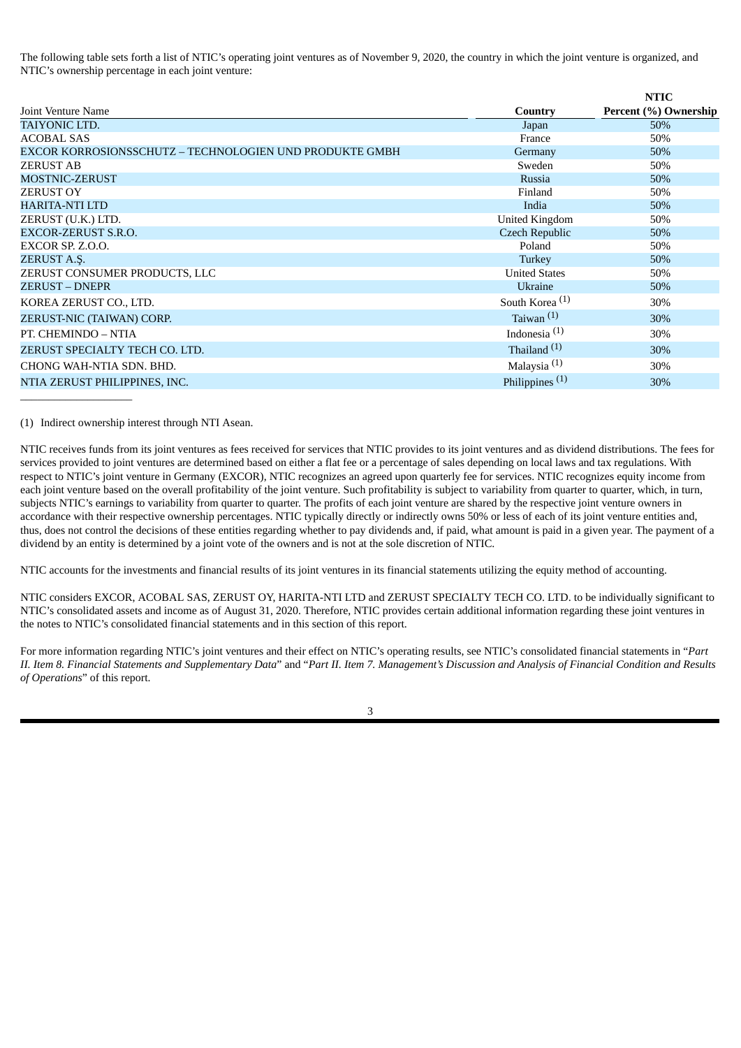The following table sets forth a list of NTIC's operating joint ventures as of November 9, 2020, the country in which the joint venture is organized, and NTIC's ownership percentage in each joint venture:

| Joint Venture Name | Country | NTIC Percent (%) Ownership |
|---|---|---|
| TAIYONIC LTD. | Japan | 50% |
| ACOBAL SAS | France | 50% |
| EXCOR KORROSIONSSCHUTZ – TECHNOLOGIEN UND PRODUKTE GMBH | Germany | 50% |
| ZERUST AB | Sweden | 50% |
| MOSTNIC-ZERUST | Russia | 50% |
| ZERUST OY | Finland | 50% |
| HARITA-NTI LTD | India | 50% |
| ZERUST (U.K.) LTD. | United Kingdom | 50% |
| EXCOR-ZERUST S.R.O. | Czech Republic | 50% |
| EXCOR SP. Z.O.O. | Poland | 50% |
| ZERUST A.Ş. | Turkey | 50% |
| ZERUST CONSUMER PRODUCTS, LLC | United States | 50% |
| ZERUST – DNEPR | Ukraine | 50% |
| KOREA ZERUST CO., LTD. | South Korea [(1)] | 30% |
| ZERUST-NIC (TAIWAN) CORP. | Taiwan [(1)] | 30% |
| PT. CHEMINDO – NTIA | Indonesia [(1)] | 30% |
| ZERUST SPECIALTY TECH CO. LTD. | Thailand [(1)] | 30% |
| CHONG WAH-NTIA SDN. BHD. | Malaysia [(1)] | 30% |
| NTIA ZERUST PHILIPPINES, INC. | Philippines [(1)] | 30% |

(1) Indirect ownership interest through NTI Asean.

NTIC receives funds from its joint ventures as fees received for services that NTIC provides to its joint ventures and as dividend distributions. The fees for services provided to joint ventures are determined based on either a flat fee or a percentage of sales depending on local laws and tax regulations. With respect to NTIC's joint venture in Germany (EXCOR), NTIC recognizes an agreed upon quarterly fee for services. NTIC recognizes equity income from each joint venture based on the overall profitability of the joint venture. Such profitability is subject to variability from quarter to quarter, which, in turn, subjects NTIC's earnings to variability from quarter to quarter. The profits of each joint venture are shared by the respective joint venture owners in accordance with their respective ownership percentages. NTIC typically directly or indirectly owns 50% or less of each of its joint venture entities and, thus, does not control the decisions of these entities regarding whether to pay dividends and, if paid, what amount is paid in a given year. The payment of a dividend by an entity is determined by a joint vote of the owners and is not at the sole discretion of NTIC.

NTIC accounts for the investments and financial results of its joint ventures in its financial statements utilizing the equity method of accounting.

NTIC considers EXCOR, ACOBAL SAS, ZERUST OY, HARITA-NTI LTD and ZERUST SPECIALTY TECH CO. LTD. to be individually significant to NTIC's consolidated assets and income as of August 31, 2020. Therefore, NTIC provides certain additional information regarding these joint ventures in the notes to NTIC's consolidated financial statements and in this section of this report.

For more information regarding NTIC's joint ventures and their effect on NTIC's operating results, see NTIC's consolidated financial statements in "*Part II. Item 8. Financial Statements and Supplementary Data*" and "*Part II. Item 7. Management's Discussion and Analysis of Financial Condition and Results of Operations*" of this report.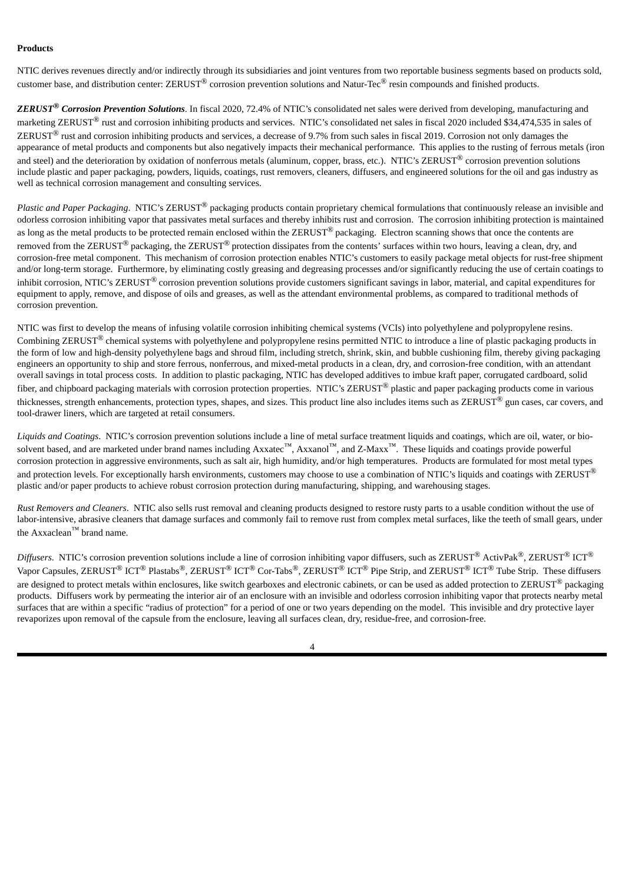**Products**

NTIC derives revenues directly and/or indirectly through its subsidiaries and joint ventures from two reportable business segments based on products sold, customer base, and distribution center: ZERUST® corrosion prevention solutions and Natur-Tec® resin compounds and finished products.

***ZERUST® Corrosion Prevention Solutions***. In fiscal 2020, 72.4% of NTIC's consolidated net sales were derived from developing, manufacturing and marketing ZERUST® rust and corrosion inhibiting products and services. NTIC's consolidated net sales in fiscal 2020 included $34,474,535 in sales of ZERUST® rust and corrosion inhibiting products and services, a decrease of 9.7% from such sales in fiscal 2019. Corrosion not only damages the appearance of metal products and components but also negatively impacts their mechanical performance. This applies to the rusting of ferrous metals (iron and steel) and the deterioration by oxidation of nonferrous metals (aluminum, copper, brass, etc.). NTIC's ZERUST® corrosion prevention solutions include plastic and paper packaging, powders, liquids, coatings, rust removers, cleaners, diffusers, and engineered solutions for the oil and gas industry as well as technical corrosion management and consulting services.

*Plastic and Paper Packaging*. NTIC's ZERUST® packaging products contain proprietary chemical formulations that continuously release an invisible and odorless corrosion inhibiting vapor that passivates metal surfaces and thereby inhibits rust and corrosion. The corrosion inhibiting protection is maintained as long as the metal products to be protected remain enclosed within the ZERUST® packaging. Electron scanning shows that once the contents are removed from the ZERUST® packaging, the ZERUST® protection dissipates from the contents' surfaces within two hours, leaving a clean, dry, and corrosion-free metal component. This mechanism of corrosion protection enables NTIC's customers to easily package metal objects for rust-free shipment and/or long-term storage. Furthermore, by eliminating costly greasing and degreasing processes and/or significantly reducing the use of certain coatings to inhibit corrosion, NTIC's ZERUST® corrosion prevention solutions provide customers significant savings in labor, material, and capital expenditures for equipment to apply, remove, and dispose of oils and greases, as well as the attendant environmental problems, as compared to traditional methods of corrosion prevention.

NTIC was first to develop the means of infusing volatile corrosion inhibiting chemical systems (VCIs) into polyethylene and polypropylene resins. Combining ZERUST® chemical systems with polyethylene and polypropylene resins permitted NTIC to introduce a line of plastic packaging products in the form of low and high-density polyethylene bags and shroud film, including stretch, shrink, skin, and bubble cushioning film, thereby giving packaging engineers an opportunity to ship and store ferrous, nonferrous, and mixed-metal products in a clean, dry, and corrosion-free condition, with an attendant overall savings in total process costs. In addition to plastic packaging, NTIC has developed additives to imbue kraft paper, corrugated cardboard, solid fiber, and chipboard packaging materials with corrosion protection properties. NTIC's ZERUST® plastic and paper packaging products come in various thicknesses, strength enhancements, protection types, shapes, and sizes. This product line also includes items such as ZERUST® gun cases, car covers, and tool-drawer liners, which are targeted at retail consumers.

*Liquids and Coatings*. NTIC's corrosion prevention solutions include a line of metal surface treatment liquids and coatings, which are oil, water, or bio-solvent based, and are marketed under brand names including Axxatec™, Axxanol™, and Z-Maxx™. These liquids and coatings provide powerful corrosion protection in aggressive environments, such as salt air, high humidity, and/or high temperatures. Products are formulated for most metal types and protection levels. For exceptionally harsh environments, customers may choose to use a combination of NTIC's liquids and coatings with ZERUST® plastic and/or paper products to achieve robust corrosion protection during manufacturing, shipping, and warehousing stages.

*Rust Removers and Cleaners*. NTIC also sells rust removal and cleaning products designed to restore rusty parts to a usable condition without the use of labor-intensive, abrasive cleaners that damage surfaces and commonly fail to remove rust from complex metal surfaces, like the teeth of small gears, under the Axxaclean™ brand name.

*Diffusers*. NTIC's corrosion prevention solutions include a line of corrosion inhibiting vapor diffusers, such as ZERUST® ActivPak®, ZERUST® ICT® Vapor Capsules, ZERUST® ICT® Plastabs®, ZERUST® ICT® Cor-Tabs®, ZERUST® ICT® Pipe Strip, and ZERUST® ICT® Tube Strip. These diffusers are designed to protect metals within enclosures, like switch gearboxes and electronic cabinets, or can be used as added protection to ZERUST® packaging products. Diffusers work by permeating the interior air of an enclosure with an invisible and odorless corrosion inhibiting vapor that protects nearby metal surfaces that are within a specific "radius of protection" for a period of one or two years depending on the model. This invisible and dry protective layer revaporizes upon removal of the capsule from the enclosure, leaving all surfaces clean, dry, residue-free, and corrosion-free.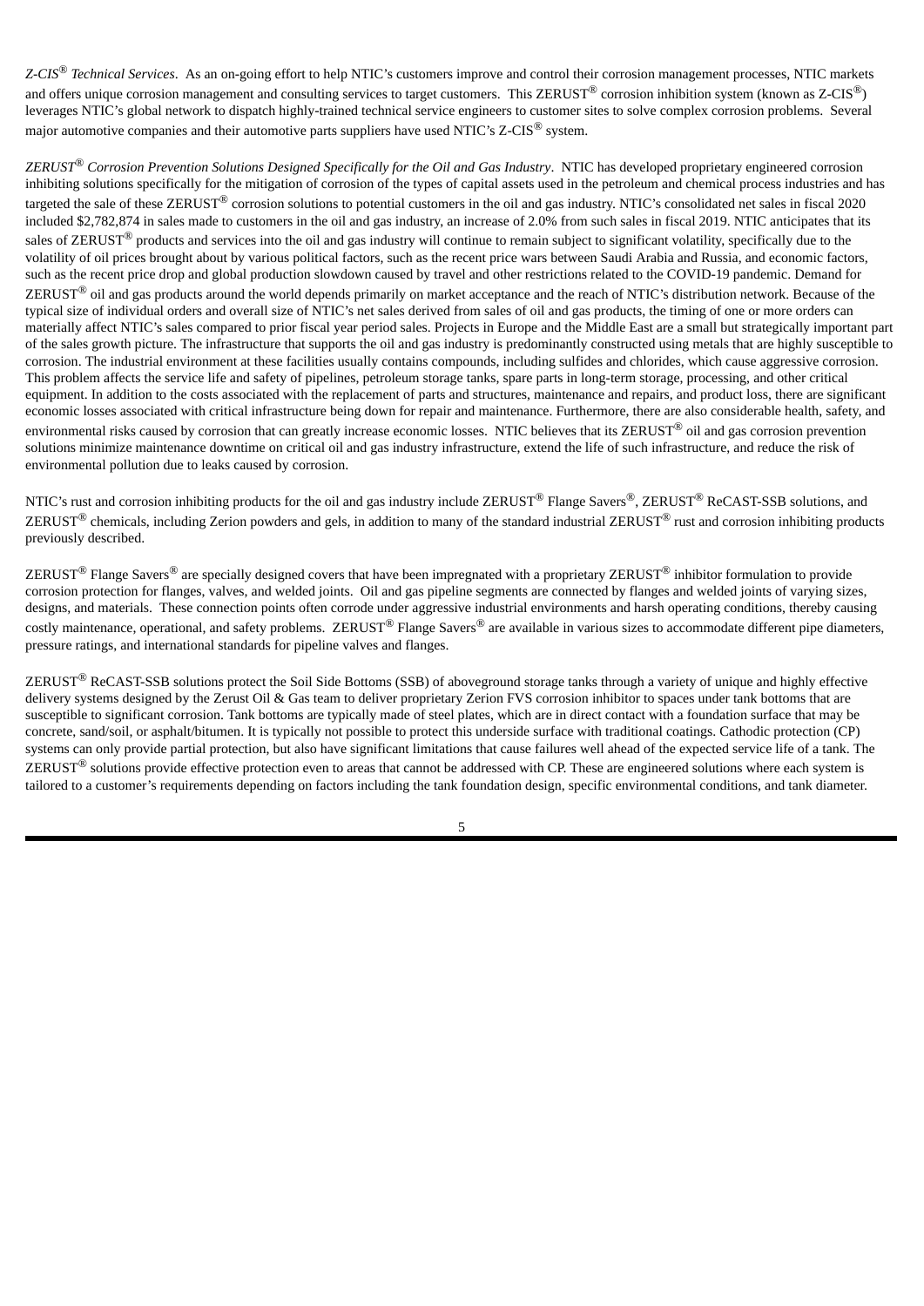*Z-CIS® Technical Services*. As an on-going effort to help NTIC's customers improve and control their corrosion management processes, NTIC markets and offers unique corrosion management and consulting services to target customers. This ZERUST® corrosion inhibition system (known as Z-CIS®) leverages NTIC's global network to dispatch highly-trained technical service engineers to customer sites to solve complex corrosion problems. Several major automotive companies and their automotive parts suppliers have used NTIC's Z-CIS® system.

*ZERUST® Corrosion Prevention Solutions Designed Specifically for the Oil and Gas Industry*. NTIC has developed proprietary engineered corrosion inhibiting solutions specifically for the mitigation of corrosion of the types of capital assets used in the petroleum and chemical process industries and has targeted the sale of these ZERUST® corrosion solutions to potential customers in the oil and gas industry. NTIC's consolidated net sales in fiscal 2020 included $2,782,874 in sales made to customers in the oil and gas industry, an increase of 2.0% from such sales in fiscal 2019. NTIC anticipates that its sales of ZERUST® products and services into the oil and gas industry will continue to remain subject to significant volatility, specifically due to the volatility of oil prices brought about by various political factors, such as the recent price wars between Saudi Arabia and Russia, and economic factors, such as the recent price drop and global production slowdown caused by travel and other restrictions related to the COVID-19 pandemic. Demand for ZERUST® oil and gas products around the world depends primarily on market acceptance and the reach of NTIC's distribution network. Because of the typical size of individual orders and overall size of NTIC's net sales derived from sales of oil and gas products, the timing of one or more orders can materially affect NTIC's sales compared to prior fiscal year period sales. Projects in Europe and the Middle East are a small but strategically important part of the sales growth picture. The infrastructure that supports the oil and gas industry is predominantly constructed using metals that are highly susceptible to corrosion. The industrial environment at these facilities usually contains compounds, including sulfides and chlorides, which cause aggressive corrosion. This problem affects the service life and safety of pipelines, petroleum storage tanks, spare parts in long-term storage, processing, and other critical equipment. In addition to the costs associated with the replacement of parts and structures, maintenance and repairs, and product loss, there are significant economic losses associated with critical infrastructure being down for repair and maintenance. Furthermore, there are also considerable health, safety, and environmental risks caused by corrosion that can greatly increase economic losses. NTIC believes that its ZERUST® oil and gas corrosion prevention solutions minimize maintenance downtime on critical oil and gas industry infrastructure, extend the life of such infrastructure, and reduce the risk of environmental pollution due to leaks caused by corrosion.

NTIC's rust and corrosion inhibiting products for the oil and gas industry include ZERUST® Flange Savers®, ZERUST® ReCAST-SSB solutions, and ZERUST® chemicals, including Zerion powders and gels, in addition to many of the standard industrial ZERUST® rust and corrosion inhibiting products previously described.

ZERUST® Flange Savers® are specially designed covers that have been impregnated with a proprietary ZERUST® inhibitor formulation to provide corrosion protection for flanges, valves, and welded joints. Oil and gas pipeline segments are connected by flanges and welded joints of varying sizes, designs, and materials. These connection points often corrode under aggressive industrial environments and harsh operating conditions, thereby causing costly maintenance, operational, and safety problems. ZERUST® Flange Savers® are available in various sizes to accommodate different pipe diameters, pressure ratings, and international standards for pipeline valves and flanges.

ZERUST® ReCAST-SSB solutions protect the Soil Side Bottoms (SSB) of aboveground storage tanks through a variety of unique and highly effective delivery systems designed by the Zerust Oil & Gas team to deliver proprietary Zerion FVS corrosion inhibitor to spaces under tank bottoms that are susceptible to significant corrosion. Tank bottoms are typically made of steel plates, which are in direct contact with a foundation surface that may be concrete, sand/soil, or asphalt/bitumen. It is typically not possible to protect this underside surface with traditional coatings. Cathodic protection (CP) systems can only provide partial protection, but also have significant limitations that cause failures well ahead of the expected service life of a tank. The ZERUST® solutions provide effective protection even to areas that cannot be addressed with CP. These are engineered solutions where each system is tailored to a customer's requirements depending on factors including the tank foundation design, specific environmental conditions, and tank diameter.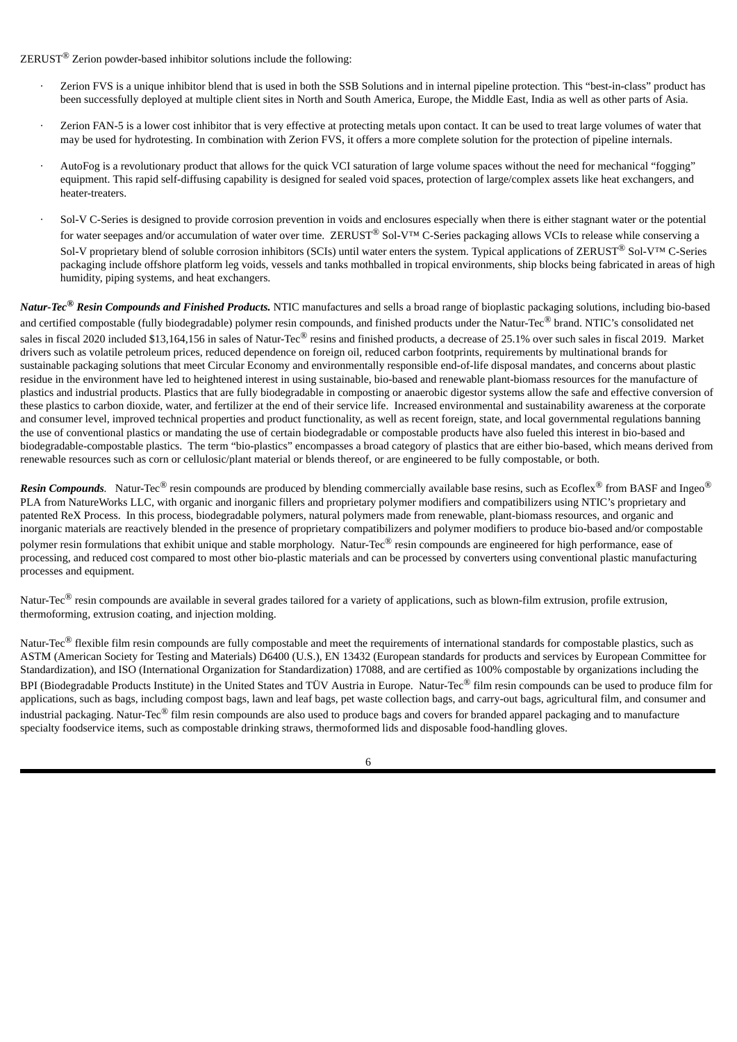ZERUST® Zerion powder-based inhibitor solutions include the following:

- Zerion FVS is a unique inhibitor blend that is used in both the SSB Solutions and in internal pipeline protection. This "best-in-class" product has been successfully deployed at multiple client sites in North and South America, Europe, the Middle East, India as well as other parts of Asia.
- Zerion FAN-5 is a lower cost inhibitor that is very effective at protecting metals upon contact. It can be used to treat large volumes of water that may be used for hydrotesting. In combination with Zerion FVS, it offers a more complete solution for the protection of pipeline internals.
- AutoFog is a revolutionary product that allows for the quick VCI saturation of large volume spaces without the need for mechanical "fogging" equipment. This rapid self-diffusing capability is designed for sealed void spaces, protection of large/complex assets like heat exchangers, and heater-treaters.
- Sol-V C-Series is designed to provide corrosion prevention in voids and enclosures especially when there is either stagnant water or the potential for water seepages and/or accumulation of water over time. ZERUST® Sol-V™ C-Series packaging allows VCIs to release while conserving a Sol-V proprietary blend of soluble corrosion inhibitors (SCIs) until water enters the system. Typical applications of ZERUST® Sol-V™ C-Series packaging include offshore platform leg voids, vessels and tanks mothballed in tropical environments, ship blocks being fabricated in areas of high humidity, piping systems, and heat exchangers.

***Natur-Tec® Resin Compounds and Finished Products.*** NTIC manufactures and sells a broad range of bioplastic packaging solutions, including bio-based and certified compostable (fully biodegradable) polymer resin compounds, and finished products under the Natur-Tec® brand. NTIC's consolidated net sales in fiscal 2020 included $13,164,156 in sales of Natur-Tec® resins and finished products, a decrease of 25.1% over such sales in fiscal 2019. Market drivers such as volatile petroleum prices, reduced dependence on foreign oil, reduced carbon footprints, requirements by multinational brands for sustainable packaging solutions that meet Circular Economy and environmentally responsible end-of-life disposal mandates, and concerns about plastic residue in the environment have led to heightened interest in using sustainable, bio-based and renewable plant-biomass resources for the manufacture of plastics and industrial products. Plastics that are fully biodegradable in composting or anaerobic digestor systems allow the safe and effective conversion of these plastics to carbon dioxide, water, and fertilizer at the end of their service life. Increased environmental and sustainability awareness at the corporate and consumer level, improved technical properties and product functionality, as well as recent foreign, state, and local governmental regulations banning the use of conventional plastics or mandating the use of certain biodegradable or compostable products have also fueled this interest in bio-based and biodegradable-compostable plastics. The term "bio-plastics" encompasses a broad category of plastics that are either bio-based, which means derived from renewable resources such as corn or cellulosic/plant material or blends thereof, or are engineered to be fully compostable, or both.

***Resin Compounds*.** Natur-Tec® resin compounds are produced by blending commercially available base resins, such as Ecoflex® from BASF and Ingeo® PLA from NatureWorks LLC, with organic and inorganic fillers and proprietary polymer modifiers and compatibilizers using NTIC's proprietary and patented ReX Process. In this process, biodegradable polymers, natural polymers made from renewable, plant-biomass resources, and organic and inorganic materials are reactively blended in the presence of proprietary compatibilizers and polymer modifiers to produce bio-based and/or compostable polymer resin formulations that exhibit unique and stable morphology. Natur-Tec® resin compounds are engineered for high performance, ease of processing, and reduced cost compared to most other bio-plastic materials and can be processed by converters using conventional plastic manufacturing processes and equipment.

Natur-Tec® resin compounds are available in several grades tailored for a variety of applications, such as blown-film extrusion, profile extrusion, thermoforming, extrusion coating, and injection molding.

Natur-Tec® flexible film resin compounds are fully compostable and meet the requirements of international standards for compostable plastics, such as ASTM (American Society for Testing and Materials) D6400 (U.S.), EN 13432 (European standards for products and services by European Committee for Standardization), and ISO (International Organization for Standardization) 17088, and are certified as 100% compostable by organizations including the BPI (Biodegradable Products Institute) in the United States and TÜV Austria in Europe. Natur-Tec® film resin compounds can be used to produce film for applications, such as bags, including compost bags, lawn and leaf bags, pet waste collection bags, and carry-out bags, agricultural film, and consumer and industrial packaging. Natur-Tec® film resin compounds are also used to produce bags and covers for branded apparel packaging and to manufacture specialty foodservice items, such as compostable drinking straws, thermoformed lids and disposable food-handling gloves.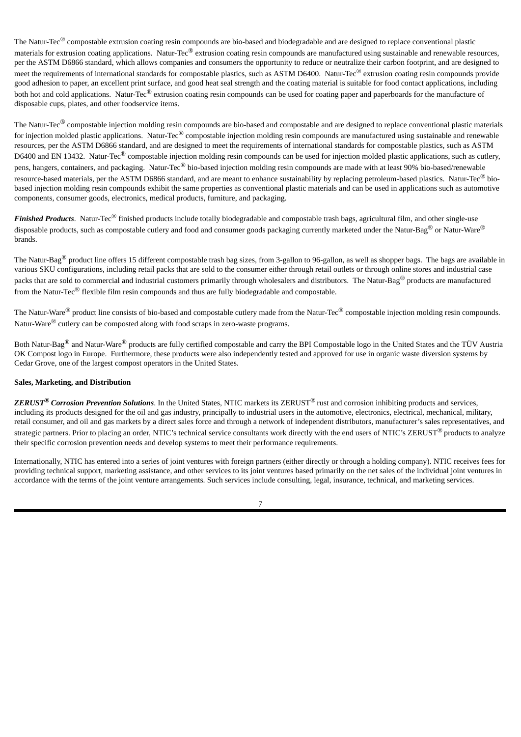The Natur-Tec® compostable extrusion coating resin compounds are bio-based and biodegradable and are designed to replace conventional plastic materials for extrusion coating applications. Natur-Tec® extrusion coating resin compounds are manufactured using sustainable and renewable resources, per the ASTM D6866 standard, which allows companies and consumers the opportunity to reduce or neutralize their carbon footprint, and are designed to meet the requirements of international standards for compostable plastics, such as ASTM D6400. Natur-Tec® extrusion coating resin compounds provide good adhesion to paper, an excellent print surface, and good heat seal strength and the coating material is suitable for food contact applications, including both hot and cold applications. Natur-Tec® extrusion coating resin compounds can be used for coating paper and paperboards for the manufacture of disposable cups, plates, and other foodservice items.

The Natur-Tec® compostable injection molding resin compounds are bio-based and compostable and are designed to replace conventional plastic materials for injection molded plastic applications. Natur-Tec® compostable injection molding resin compounds are manufactured using sustainable and renewable resources, per the ASTM D6866 standard, and are designed to meet the requirements of international standards for compostable plastics, such as ASTM D6400 and EN 13432. Natur-Tec® compostable injection molding resin compounds can be used for injection molded plastic applications, such as cutlery, pens, hangers, containers, and packaging. Natur-Tec® bio-based injection molding resin compounds are made with at least 90% bio-based/renewable resource-based materials, per the ASTM D6866 standard, and are meant to enhance sustainability by replacing petroleum-based plastics. Natur-Tec® bio-based injection molding resin compounds exhibit the same properties as conventional plastic materials and can be used in applications such as automotive components, consumer goods, electronics, medical products, furniture, and packaging.

***Finished Products***. Natur-Tec® finished products include totally biodegradable and compostable trash bags, agricultural film, and other single-use disposable products, such as compostable cutlery and food and consumer goods packaging currently marketed under the Natur-Bag® or Natur-Ware® brands.

The Natur-Bag® product line offers 15 different compostable trash bag sizes, from 3-gallon to 96-gallon, as well as shopper bags. The bags are available in various SKU configurations, including retail packs that are sold to the consumer either through retail outlets or through online stores and industrial case packs that are sold to commercial and industrial customers primarily through wholesalers and distributors. The Natur-Bag® products are manufactured from the Natur-Tec® flexible film resin compounds and thus are fully biodegradable and compostable.

The Natur-Ware® product line consists of bio-based and compostable cutlery made from the Natur-Tec® compostable injection molding resin compounds. Natur-Ware® cutlery can be composted along with food scraps in zero-waste programs.

Both Natur-Bag® and Natur-Ware® products are fully certified compostable and carry the BPI Compostable logo in the United States and the TÜV Austria OK Compost logo in Europe. Furthermore, these products were also independently tested and approved for use in organic waste diversion systems by Cedar Grove, one of the largest compost operators in the United States.

**Sales, Marketing, and Distribution**

***ZERUST® Corrosion Prevention Solutions***. In the United States, NTIC markets its ZERUST® rust and corrosion inhibiting products and services, including its products designed for the oil and gas industry, principally to industrial users in the automotive, electronics, electrical, mechanical, military, retail consumer, and oil and gas markets by a direct sales force and through a network of independent distributors, manufacturer's sales representatives, and strategic partners. Prior to placing an order, NTIC's technical service consultants work directly with the end users of NTIC's ZERUST® products to analyze their specific corrosion prevention needs and develop systems to meet their performance requirements.

Internationally, NTIC has entered into a series of joint ventures with foreign partners (either directly or through a holding company). NTIC receives fees for providing technical support, marketing assistance, and other services to its joint ventures based primarily on the net sales of the individual joint ventures in accordance with the terms of the joint venture arrangements. Such services include consulting, legal, insurance, technical, and marketing services.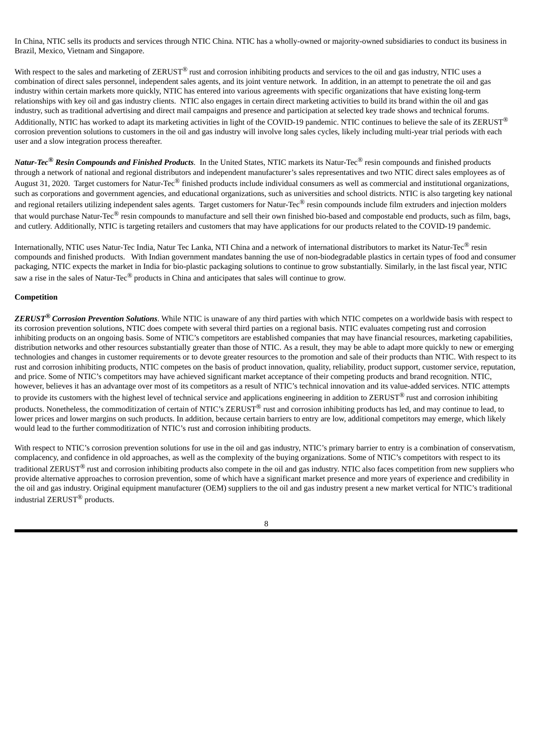In China, NTIC sells its products and services through NTIC China. NTIC has a wholly-owned or majority-owned subsidiaries to conduct its business in Brazil, Mexico, Vietnam and Singapore.

With respect to the sales and marketing of ZERUST® rust and corrosion inhibiting products and services to the oil and gas industry, NTIC uses a combination of direct sales personnel, independent sales agents, and its joint venture network. In addition, in an attempt to penetrate the oil and gas industry within certain markets more quickly, NTIC has entered into various agreements with specific organizations that have existing long-term relationships with key oil and gas industry clients. NTIC also engages in certain direct marketing activities to build its brand within the oil and gas industry, such as traditional advertising and direct mail campaigns and presence and participation at selected key trade shows and technical forums. Additionally, NTIC has worked to adapt its marketing activities in light of the COVID-19 pandemic. NTIC continues to believe the sale of its ZERUST® corrosion prevention solutions to customers in the oil and gas industry will involve long sales cycles, likely including multi-year trial periods with each user and a slow integration process thereafter.

***Natur-Tec® Resin Compounds and Finished Products***. In the United States, NTIC markets its Natur-Tec® resin compounds and finished products through a network of national and regional distributors and independent manufacturer's sales representatives and two NTIC direct sales employees as of August 31, 2020. Target customers for Natur-Tec® finished products include individual consumers as well as commercial and institutional organizations, such as corporations and government agencies, and educational organizations, such as universities and school districts. NTIC is also targeting key national and regional retailers utilizing independent sales agents. Target customers for Natur-Tec® resin compounds include film extruders and injection molders that would purchase Natur-Tec® resin compounds to manufacture and sell their own finished bio-based and compostable end products, such as film, bags, and cutlery. Additionally, NTIC is targeting retailers and customers that may have applications for our products related to the COVID-19 pandemic.

Internationally, NTIC uses Natur-Tec India, Natur Tec Lanka, NTI China and a network of international distributors to market its Natur-Tec® resin compounds and finished products. With Indian government mandates banning the use of non-biodegradable plastics in certain types of food and consumer packaging, NTIC expects the market in India for bio-plastic packaging solutions to continue to grow substantially. Similarly, in the last fiscal year, NTIC saw a rise in the sales of Natur-Tec® products in China and anticipates that sales will continue to grow.

**Competition**

***ZERUST® Corrosion Prevention Solutions***. While NTIC is unaware of any third parties with which NTIC competes on a worldwide basis with respect to its corrosion prevention solutions, NTIC does compete with several third parties on a regional basis. NTIC evaluates competing rust and corrosion inhibiting products on an ongoing basis. Some of NTIC's competitors are established companies that may have financial resources, marketing capabilities, distribution networks and other resources substantially greater than those of NTIC. As a result, they may be able to adapt more quickly to new or emerging technologies and changes in customer requirements or to devote greater resources to the promotion and sale of their products than NTIC. With respect to its rust and corrosion inhibiting products, NTIC competes on the basis of product innovation, quality, reliability, product support, customer service, reputation, and price. Some of NTIC's competitors may have achieved significant market acceptance of their competing products and brand recognition. NTIC, however, believes it has an advantage over most of its competitors as a result of NTIC's technical innovation and its value-added services. NTIC attempts to provide its customers with the highest level of technical service and applications engineering in addition to ZERUST® rust and corrosion inhibiting products. Nonetheless, the commoditization of certain of NTIC's ZERUST® rust and corrosion inhibiting products has led, and may continue to lead, to lower prices and lower margins on such products. In addition, because certain barriers to entry are low, additional competitors may emerge, which likely would lead to the further commoditization of NTIC's rust and corrosion inhibiting products.

With respect to NTIC's corrosion prevention solutions for use in the oil and gas industry, NTIC's primary barrier to entry is a combination of conservatism, complacency, and confidence in old approaches, as well as the complexity of the buying organizations. Some of NTIC's competitors with respect to its traditional ZERUST® rust and corrosion inhibiting products also compete in the oil and gas industry. NTIC also faces competition from new suppliers who provide alternative approaches to corrosion prevention, some of which have a significant market presence and more years of experience and credibility in the oil and gas industry. Original equipment manufacturer (OEM) suppliers to the oil and gas industry present a new market vertical for NTIC's traditional industrial ZERUST® products.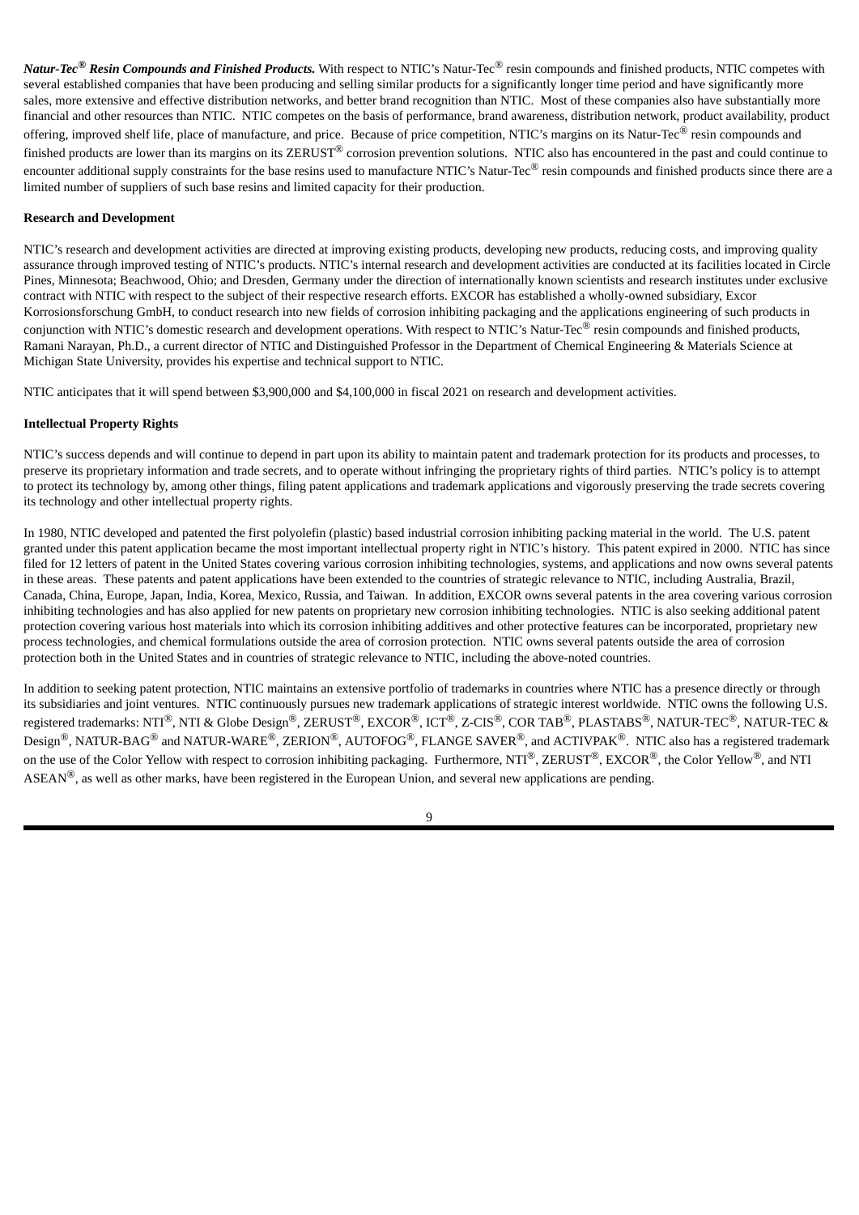***Natur-Tec® Resin Compounds and Finished Products.*** With respect to NTIC's Natur-Tec® resin compounds and finished products, NTIC competes with several established companies that have been producing and selling similar products for a significantly longer time period and have significantly more sales, more extensive and effective distribution networks, and better brand recognition than NTIC. Most of these companies also have substantially more financial and other resources than NTIC. NTIC competes on the basis of performance, brand awareness, distribution network, product availability, product offering, improved shelf life, place of manufacture, and price. Because of price competition, NTIC's margins on its Natur-Tec® resin compounds and finished products are lower than its margins on its ZERUST® corrosion prevention solutions. NTIC also has encountered in the past and could continue to encounter additional supply constraints for the base resins used to manufacture NTIC's Natur-Tec® resin compounds and finished products since there are a limited number of suppliers of such base resins and limited capacity for their production.

**Research and Development**

NTIC's research and development activities are directed at improving existing products, developing new products, reducing costs, and improving quality assurance through improved testing of NTIC's products. NTIC's internal research and development activities are conducted at its facilities located in Circle Pines, Minnesota; Beachwood, Ohio; and Dresden, Germany under the direction of internationally known scientists and research institutes under exclusive contract with NTIC with respect to the subject of their respective research efforts. EXCOR has established a wholly-owned subsidiary, Excor Korrosionsforschung GmbH, to conduct research into new fields of corrosion inhibiting packaging and the applications engineering of such products in conjunction with NTIC's domestic research and development operations. With respect to NTIC's Natur-Tec® resin compounds and finished products, Ramani Narayan, Ph.D., a current director of NTIC and Distinguished Professor in the Department of Chemical Engineering & Materials Science at Michigan State University, provides his expertise and technical support to NTIC.

NTIC anticipates that it will spend between $3,900,000 and $4,100,000 in fiscal 2021 on research and development activities.

**Intellectual Property Rights**

NTIC's success depends and will continue to depend in part upon its ability to maintain patent and trademark protection for its products and processes, to preserve its proprietary information and trade secrets, and to operate without infringing the proprietary rights of third parties. NTIC's policy is to attempt to protect its technology by, among other things, filing patent applications and trademark applications and vigorously preserving the trade secrets covering its technology and other intellectual property rights.

In 1980, NTIC developed and patented the first polyolefin (plastic) based industrial corrosion inhibiting packing material in the world. The U.S. patent granted under this patent application became the most important intellectual property right in NTIC's history. This patent expired in 2000. NTIC has since filed for 12 letters of patent in the United States covering various corrosion inhibiting technologies, systems, and applications and now owns several patents in these areas. These patents and patent applications have been extended to the countries of strategic relevance to NTIC, including Australia, Brazil, Canada, China, Europe, Japan, India, Korea, Mexico, Russia, and Taiwan. In addition, EXCOR owns several patents in the area covering various corrosion inhibiting technologies and has also applied for new patents on proprietary new corrosion inhibiting technologies. NTIC is also seeking additional patent protection covering various host materials into which its corrosion inhibiting additives and other protective features can be incorporated, proprietary new process technologies, and chemical formulations outside the area of corrosion protection. NTIC owns several patents outside the area of corrosion protection both in the United States and in countries of strategic relevance to NTIC, including the above-noted countries.

In addition to seeking patent protection, NTIC maintains an extensive portfolio of trademarks in countries where NTIC has a presence directly or through its subsidiaries and joint ventures. NTIC continuously pursues new trademark applications of strategic interest worldwide. NTIC owns the following U.S. registered trademarks: NTI®, NTI & Globe Design®, ZERUST®, EXCOR®, ICT®, Z-CIS®, COR TAB®, PLASTABS®, NATUR-TEC®, NATUR-TEC & Design®, NATUR-BAG® and NATUR-WARE®, ZERION®, AUTOFOG®, FLANGE SAVER®, and ACTIVPAK®. NTIC also has a registered trademark on the use of the Color Yellow with respect to corrosion inhibiting packaging. Furthermore, NTI®, ZERUST®, EXCOR®, the Color Yellow®, and NTI ASEAN®, as well as other marks, have been registered in the European Union, and several new applications are pending.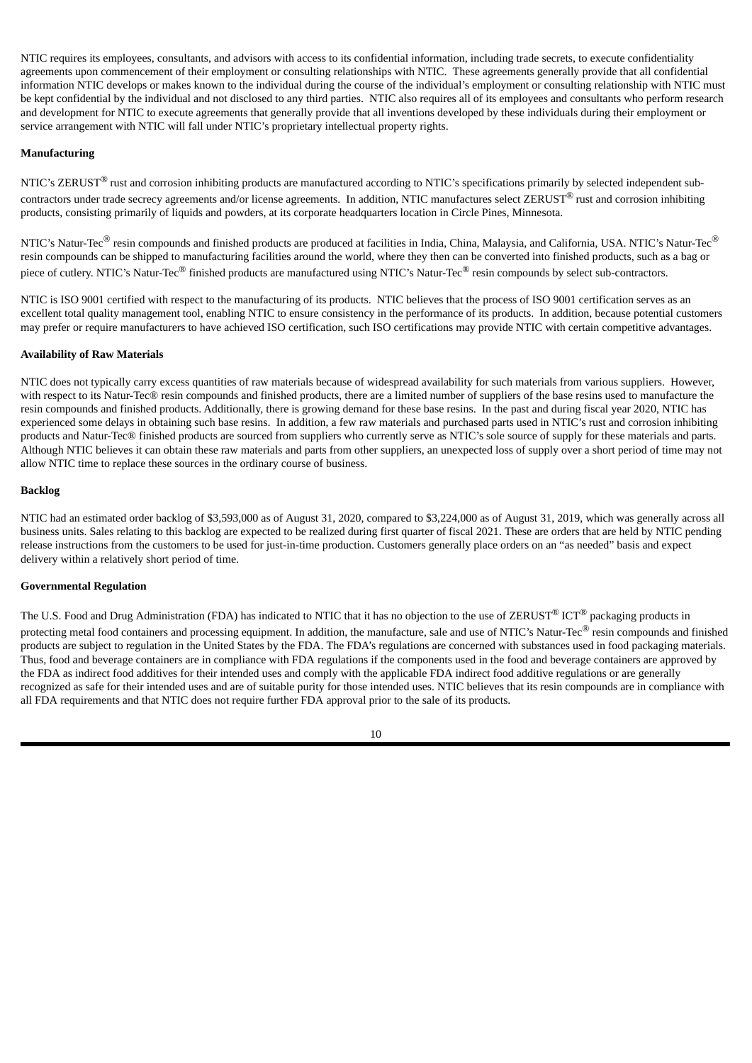NTIC requires its employees, consultants, and advisors with access to its confidential information, including trade secrets, to execute confidentiality agreements upon commencement of their employment or consulting relationships with NTIC. These agreements generally provide that all confidential information NTIC develops or makes known to the individual during the course of the individual's employment or consulting relationship with NTIC must be kept confidential by the individual and not disclosed to any third parties. NTIC also requires all of its employees and consultants who perform research and development for NTIC to execute agreements that generally provide that all inventions developed by these individuals during their employment or service arrangement with NTIC will fall under NTIC's proprietary intellectual property rights.

**Manufacturing**

NTIC's ZERUST® rust and corrosion inhibiting products are manufactured according to NTIC's specifications primarily by selected independent sub-contractors under trade secrecy agreements and/or license agreements. In addition, NTIC manufactures select ZERUST® rust and corrosion inhibiting products, consisting primarily of liquids and powders, at its corporate headquarters location in Circle Pines, Minnesota.

NTIC's Natur-Tec® resin compounds and finished products are produced at facilities in India, China, Malaysia, and California, USA. NTIC's Natur-Tec® resin compounds can be shipped to manufacturing facilities around the world, where they then can be converted into finished products, such as a bag or piece of cutlery. NTIC's Natur-Tec® finished products are manufactured using NTIC's Natur-Tec® resin compounds by select sub-contractors.

NTIC is ISO 9001 certified with respect to the manufacturing of its products. NTIC believes that the process of ISO 9001 certification serves as an excellent total quality management tool, enabling NTIC to ensure consistency in the performance of its products. In addition, because potential customers may prefer or require manufacturers to have achieved ISO certification, such ISO certifications may provide NTIC with certain competitive advantages.

**Availability of Raw Materials**

NTIC does not typically carry excess quantities of raw materials because of widespread availability for such materials from various suppliers. However, with respect to its Natur-Tec® resin compounds and finished products, there are a limited number of suppliers of the base resins used to manufacture the resin compounds and finished products. Additionally, there is growing demand for these base resins. In the past and during fiscal year 2020, NTIC has experienced some delays in obtaining such base resins. In addition, a few raw materials and purchased parts used in NTIC's rust and corrosion inhibiting products and Natur-Tec® finished products are sourced from suppliers who currently serve as NTIC's sole source of supply for these materials and parts. Although NTIC believes it can obtain these raw materials and parts from other suppliers, an unexpected loss of supply over a short period of time may not allow NTIC time to replace these sources in the ordinary course of business.

**Backlog**

NTIC had an estimated order backlog of $3,593,000 as of August 31, 2020, compared to $3,224,000 as of August 31, 2019, which was generally across all business units. Sales relating to this backlog are expected to be realized during first quarter of fiscal 2021. These are orders that are held by NTIC pending release instructions from the customers to be used for just-in-time production. Customers generally place orders on an "as needed" basis and expect delivery within a relatively short period of time.

**Governmental Regulation**

The U.S. Food and Drug Administration (FDA) has indicated to NTIC that it has no objection to the use of ZERUST® ICT® packaging products in protecting metal food containers and processing equipment. In addition, the manufacture, sale and use of NTIC's Natur-Tec® resin compounds and finished products are subject to regulation in the United States by the FDA. The FDA's regulations are concerned with substances used in food packaging materials. Thus, food and beverage containers are in compliance with FDA regulations if the components used in the food and beverage containers are approved by the FDA as indirect food additives for their intended uses and comply with the applicable FDA indirect food additive regulations or are generally recognized as safe for their intended uses and are of suitable purity for those intended uses. NTIC believes that its resin compounds are in compliance with all FDA requirements and that NTIC does not require further FDA approval prior to the sale of its products.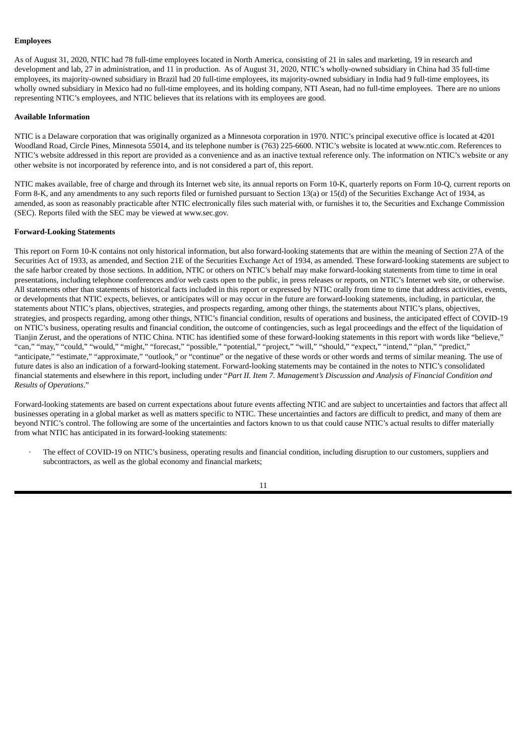**Employees**

As of August 31, 2020, NTIC had 78 full-time employees located in North America, consisting of 21 in sales and marketing, 19 in research and development and lab, 27 in administration, and 11 in production. As of August 31, 2020, NTIC's wholly-owned subsidiary in China had 35 full-time employees, its majority-owned subsidiary in Brazil had 20 full-time employees, its majority-owned subsidiary in India had 9 full-time employees, its wholly owned subsidiary in Mexico had no full-time employees, and its holding company, NTI Asean, had no full-time employees. There are no unions representing NTIC's employees, and NTIC believes that its relations with its employees are good.

**Available Information**

NTIC is a Delaware corporation that was originally organized as a Minnesota corporation in 1970. NTIC's principal executive office is located at 4201 Woodland Road, Circle Pines, Minnesota 55014, and its telephone number is (763) 225-6600. NTIC's website is located at www.ntic.com. References to NTIC's website addressed in this report are provided as a convenience and as an inactive textual reference only. The information on NTIC's website or any other website is not incorporated by reference into, and is not considered a part of, this report.

NTIC makes available, free of charge and through its Internet web site, its annual reports on Form 10-K, quarterly reports on Form 10-Q, current reports on Form 8-K, and any amendments to any such reports filed or furnished pursuant to Section 13(a) or 15(d) of the Securities Exchange Act of 1934, as amended, as soon as reasonably practicable after NTIC electronically files such material with, or furnishes it to, the Securities and Exchange Commission (SEC). Reports filed with the SEC may be viewed at www.sec.gov.

**Forward-Looking Statements**

This report on Form 10-K contains not only historical information, but also forward-looking statements that are within the meaning of Section 27A of the Securities Act of 1933, as amended, and Section 21E of the Securities Exchange Act of 1934, as amended. These forward-looking statements are subject to the safe harbor created by those sections. In addition, NTIC or others on NTIC's behalf may make forward-looking statements from time to time in oral presentations, including telephone conferences and/or web casts open to the public, in press releases or reports, on NTIC's Internet web site, or otherwise. All statements other than statements of historical facts included in this report or expressed by NTIC orally from time to time that address activities, events, or developments that NTIC expects, believes, or anticipates will or may occur in the future are forward-looking statements, including, in particular, the statements about NTIC's plans, objectives, strategies, and prospects regarding, among other things, the statements about NTIC's plans, objectives, strategies, and prospects regarding, among other things, NTIC's financial condition, results of operations and business, the anticipated effect of COVID-19 on NTIC's business, operating results and financial condition, the outcome of contingencies, such as legal proceedings and the effect of the liquidation of Tianjin Zerust, and the operations of NTIC China. NTIC has identified some of these forward-looking statements in this report with words like "believe," "can," "may," "could," "would," "might," "forecast," "possible," "potential," "project," "will," "should," "expect," "intend," "plan," "predict," "anticipate," "estimate," "approximate," "outlook," or "continue" or the negative of these words or other words and terms of similar meaning. The use of future dates is also an indication of a forward-looking statement. Forward-looking statements may be contained in the notes to NTIC's consolidated financial statements and elsewhere in this report, including under "*Part II. Item 7. Management's Discussion and Analysis of Financial Condition and Results of Operations*."

Forward-looking statements are based on current expectations about future events affecting NTIC and are subject to uncertainties and factors that affect all businesses operating in a global market as well as matters specific to NTIC. These uncertainties and factors are difficult to predict, and many of them are beyond NTIC's control. The following are some of the uncertainties and factors known to us that could cause NTIC's actual results to differ materially from what NTIC has anticipated in its forward-looking statements:

- The effect of COVID-19 on NTIC's business, operating results and financial condition, including disruption to our customers, suppliers and subcontractors, as well as the global economy and financial markets;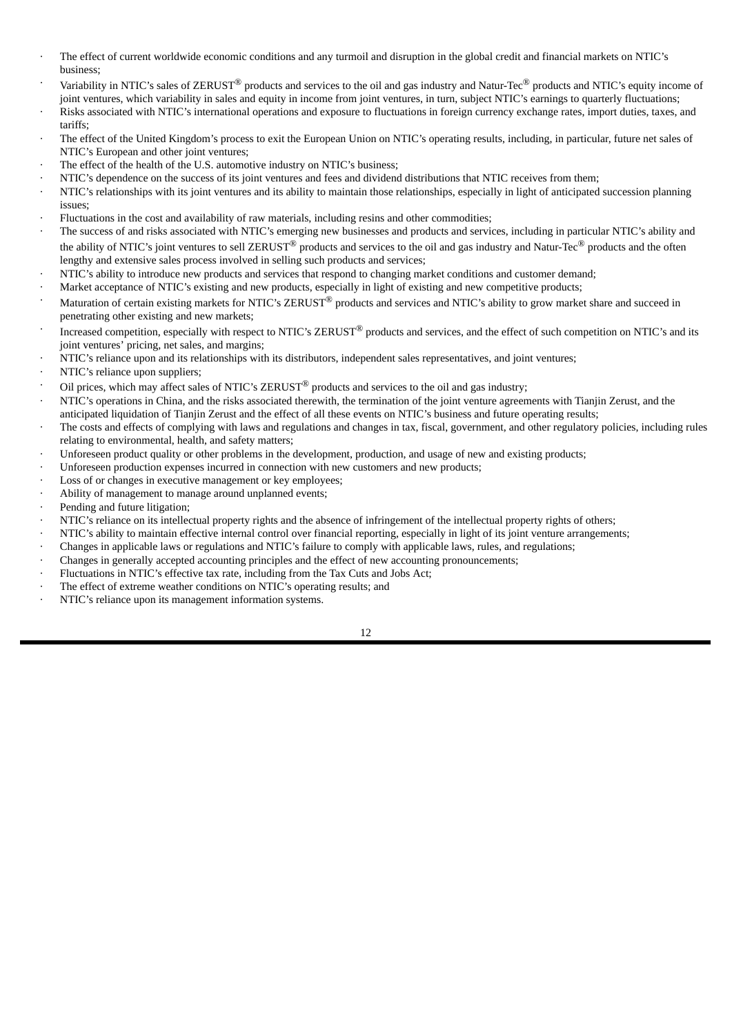- The effect of current worldwide economic conditions and any turmoil and disruption in the global credit and financial markets on NTIC's business;
- Variability in NTIC's sales of ZERUST® products and services to the oil and gas industry and Natur-Tec® products and NTIC's equity income of joint ventures, which variability in sales and equity in income from joint ventures, in turn, subject NTIC's earnings to quarterly fluctuations;
- Risks associated with NTIC's international operations and exposure to fluctuations in foreign currency exchange rates, import duties, taxes, and tariffs;
- The effect of the United Kingdom's process to exit the European Union on NTIC's operating results, including, in particular, future net sales of NTIC's European and other joint ventures;
- The effect of the health of the U.S. automotive industry on NTIC's business;
- NTIC's dependence on the success of its joint ventures and fees and dividend distributions that NTIC receives from them;
- NTIC's relationships with its joint ventures and its ability to maintain those relationships, especially in light of anticipated succession planning issues;
- Fluctuations in the cost and availability of raw materials, including resins and other commodities;
- The success of and risks associated with NTIC's emerging new businesses and products and services, including in particular NTIC's ability and the ability of NTIC's joint ventures to sell ZERUST® products and services to the oil and gas industry and Natur-Tec® products and the often lengthy and extensive sales process involved in selling such products and services;
- NTIC's ability to introduce new products and services that respond to changing market conditions and customer demand;
- Market acceptance of NTIC's existing and new products, especially in light of existing and new competitive products;
- Maturation of certain existing markets for NTIC's ZERUST® products and services and NTIC's ability to grow market share and succeed in penetrating other existing and new markets;
- Increased competition, especially with respect to NTIC's ZERUST® products and services, and the effect of such competition on NTIC's and its joint ventures' pricing, net sales, and margins;
- NTIC's reliance upon and its relationships with its distributors, independent sales representatives, and joint ventures;
- NTIC's reliance upon suppliers;
- Oil prices, which may affect sales of NTIC's ZERUST® products and services to the oil and gas industry;
- NTIC's operations in China, and the risks associated therewith, the termination of the joint venture agreements with Tianjin Zerust, and the anticipated liquidation of Tianjin Zerust and the effect of all these events on NTIC's business and future operating results;
- The costs and effects of complying with laws and regulations and changes in tax, fiscal, government, and other regulatory policies, including rules relating to environmental, health, and safety matters;
- Unforeseen product quality or other problems in the development, production, and usage of new and existing products;
- Unforeseen production expenses incurred in connection with new customers and new products;
- Loss of or changes in executive management or key employees;
- Ability of management to manage around unplanned events;
- Pending and future litigation;
- NTIC's reliance on its intellectual property rights and the absence of infringement of the intellectual property rights of others;
- NTIC's ability to maintain effective internal control over financial reporting, especially in light of its joint venture arrangements;
- Changes in applicable laws or regulations and NTIC's failure to comply with applicable laws, rules, and regulations;
- Changes in generally accepted accounting principles and the effect of new accounting pronouncements;
- Fluctuations in NTIC's effective tax rate, including from the Tax Cuts and Jobs Act;
- The effect of extreme weather conditions on NTIC's operating results; and
- NTIC's reliance upon its management information systems.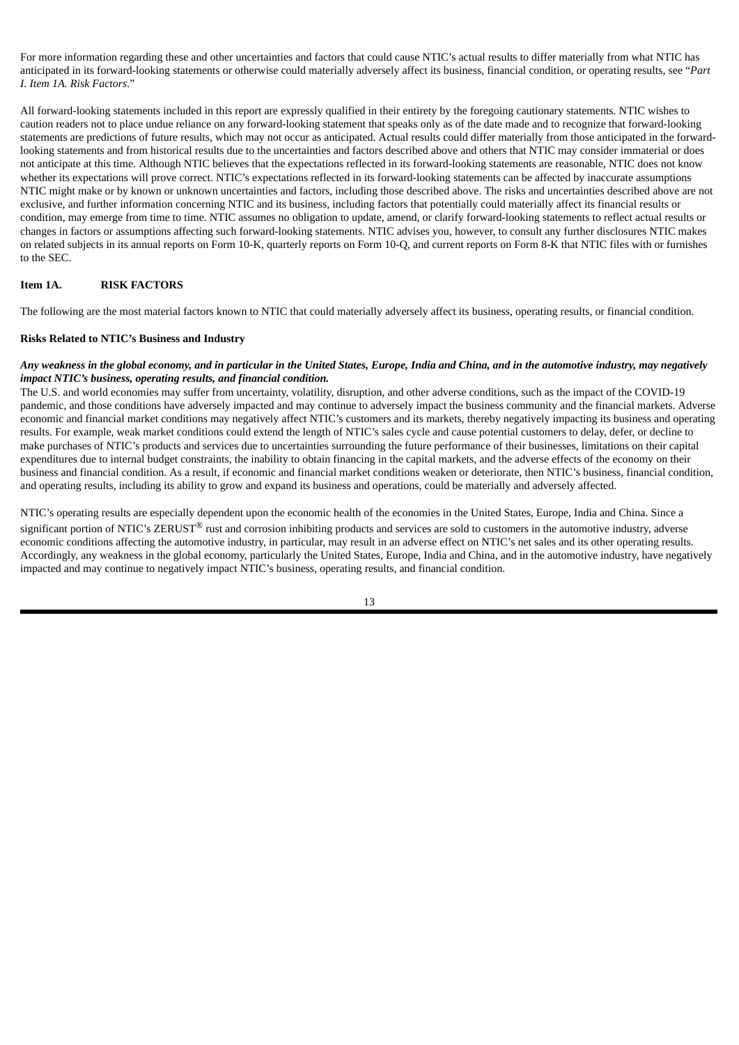For more information regarding these and other uncertainties and factors that could cause NTIC's actual results to differ materially from what NTIC has anticipated in its forward-looking statements or otherwise could materially adversely affect its business, financial condition, or operating results, see "*Part I. Item 1A. Risk Factors*."

All forward-looking statements included in this report are expressly qualified in their entirety by the foregoing cautionary statements. NTIC wishes to caution readers not to place undue reliance on any forward-looking statement that speaks only as of the date made and to recognize that forward-looking statements are predictions of future results, which may not occur as anticipated. Actual results could differ materially from those anticipated in the forward-looking statements and from historical results due to the uncertainties and factors described above and others that NTIC may consider immaterial or does not anticipate at this time. Although NTIC believes that the expectations reflected in its forward-looking statements are reasonable, NTIC does not know whether its expectations will prove correct. NTIC's expectations reflected in its forward-looking statements can be affected by inaccurate assumptions NTIC might make or by known or unknown uncertainties and factors, including those described above. The risks and uncertainties described above are not exclusive, and further information concerning NTIC and its business, including factors that potentially could materially affect its financial results or condition, may emerge from time to time. NTIC assumes no obligation to update, amend, or clarify forward-looking statements to reflect actual results or changes in factors or assumptions affecting such forward-looking statements. NTIC advises you, however, to consult any further disclosures NTIC makes on related subjects in its annual reports on Form 10-K, quarterly reports on Form 10-Q, and current reports on Form 8-K that NTIC files with or furnishes to the SEC.

## Item 1A. RISK FACTORS

The following are the most material factors known to NTIC that could materially adversely affect its business, operating results, or financial condition.

### Risks Related to NTIC's Business and Industry

***Any weakness in the global economy, and in particular in the United States, Europe, India and China, and in the automotive industry, may negatively impact NTIC's business, operating results, and financial condition.***

The U.S. and world economies may suffer from uncertainty, volatility, disruption, and other adverse conditions, such as the impact of the COVID-19 pandemic, and those conditions have adversely impacted and may continue to adversely impact the business community and the financial markets. Adverse economic and financial market conditions may negatively affect NTIC's customers and its markets, thereby negatively impacting its business and operating results. For example, weak market conditions could extend the length of NTIC's sales cycle and cause potential customers to delay, defer, or decline to make purchases of NTIC's products and services due to uncertainties surrounding the future performance of their businesses, limitations on their capital expenditures due to internal budget constraints, the inability to obtain financing in the capital markets, and the adverse effects of the economy on their business and financial condition. As a result, if economic and financial market conditions weaken or deteriorate, then NTIC's business, financial condition, and operating results, including its ability to grow and expand its business and operations, could be materially and adversely affected.

NTIC's operating results are especially dependent upon the economic health of the economies in the United States, Europe, India and China. Since a significant portion of NTIC's ZERUST® rust and corrosion inhibiting products and services are sold to customers in the automotive industry, adverse economic conditions affecting the automotive industry, in particular, may result in an adverse effect on NTIC's net sales and its other operating results. Accordingly, any weakness in the global economy, particularly the United States, Europe, India and China, and in the automotive industry, have negatively impacted and may continue to negatively impact NTIC's business, operating results, and financial condition.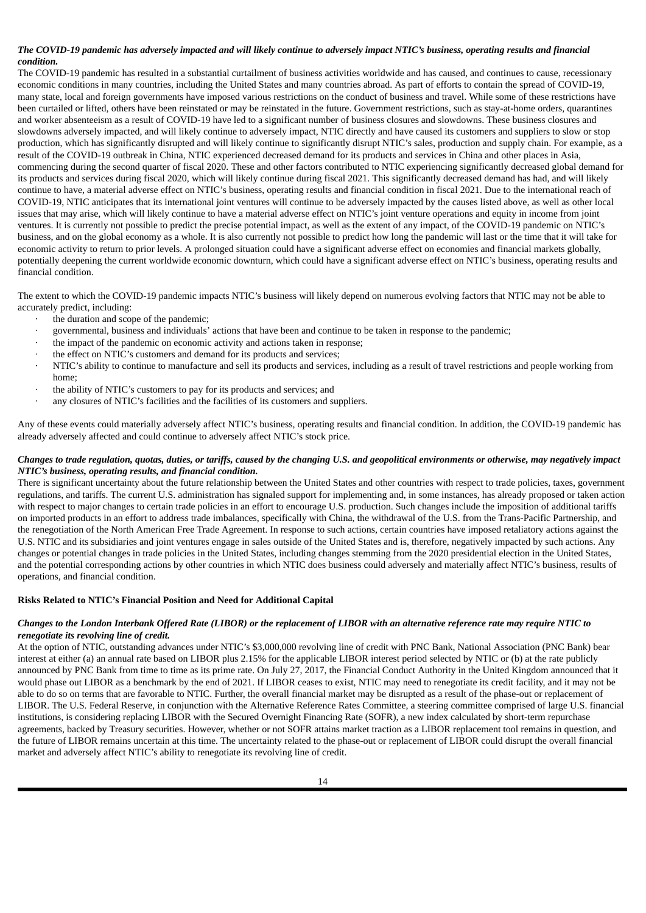***The COVID-19 pandemic has adversely impacted and will likely continue to adversely impact NTIC's business, operating results and financial condition.***

The COVID-19 pandemic has resulted in a substantial curtailment of business activities worldwide and has caused, and continues to cause, recessionary economic conditions in many countries, including the United States and many countries abroad. As part of efforts to contain the spread of COVID-19, many state, local and foreign governments have imposed various restrictions on the conduct of business and travel. While some of these restrictions have been curtailed or lifted, others have been reinstated or may be reinstated in the future. Government restrictions, such as stay-at-home orders, quarantines and worker absenteeism as a result of COVID-19 have led to a significant number of business closures and slowdowns. These business closures and slowdowns adversely impacted, and will likely continue to adversely impact, NTIC directly and have caused its customers and suppliers to slow or stop production, which has significantly disrupted and will likely continue to significantly disrupt NTIC's sales, production and supply chain. For example, as a result of the COVID-19 outbreak in China, NTIC experienced decreased demand for its products and services in China and other places in Asia, commencing during the second quarter of fiscal 2020. These and other factors contributed to NTIC experiencing significantly decreased global demand for its products and services during fiscal 2020, which will likely continue during fiscal 2021. This significantly decreased demand has had, and will likely continue to have, a material adverse effect on NTIC's business, operating results and financial condition in fiscal 2021. Due to the international reach of COVID-19, NTIC anticipates that its international joint ventures will continue to be adversely impacted by the causes listed above, as well as other local issues that may arise, which will likely continue to have a material adverse effect on NTIC's joint venture operations and equity in income from joint ventures. It is currently not possible to predict the precise potential impact, as well as the extent of any impact, of the COVID-19 pandemic on NTIC's business, and on the global economy as a whole. It is also currently not possible to predict how long the pandemic will last or the time that it will take for economic activity to return to prior levels. A prolonged situation could have a significant adverse effect on economies and financial markets globally, potentially deepening the current worldwide economic downturn, which could have a significant adverse effect on NTIC's business, operating results and financial condition.

The extent to which the COVID-19 pandemic impacts NTIC's business will likely depend on numerous evolving factors that NTIC may not be able to accurately predict, including:

- the duration and scope of the pandemic;
- governmental, business and individuals' actions that have been and continue to be taken in response to the pandemic;
- the impact of the pandemic on economic activity and actions taken in response;
- the effect on NTIC's customers and demand for its products and services;
- NTIC's ability to continue to manufacture and sell its products and services, including as a result of travel restrictions and people working from home;
- the ability of NTIC's customers to pay for its products and services; and
- any closures of NTIC's facilities and the facilities of its customers and suppliers.

Any of these events could materially adversely affect NTIC's business, operating results and financial condition. In addition, the COVID-19 pandemic has already adversely affected and could continue to adversely affect NTIC's stock price.

***Changes to trade regulation, quotas, duties, or tariffs, caused by the changing U.S. and geopolitical environments or otherwise, may negatively impact NTIC's business, operating results, and financial condition.***

There is significant uncertainty about the future relationship between the United States and other countries with respect to trade policies, taxes, government regulations, and tariffs. The current U.S. administration has signaled support for implementing and, in some instances, has already proposed or taken action with respect to major changes to certain trade policies in an effort to encourage U.S. production. Such changes include the imposition of additional tariffs on imported products in an effort to address trade imbalances, specifically with China, the withdrawal of the U.S. from the Trans-Pacific Partnership, and the renegotiation of the North American Free Trade Agreement. In response to such actions, certain countries have imposed retaliatory actions against the U.S. NTIC and its subsidiaries and joint ventures engage in sales outside of the United States and is, therefore, negatively impacted by such actions. Any changes or potential changes in trade policies in the United States, including changes stemming from the 2020 presidential election in the United States, and the potential corresponding actions by other countries in which NTIC does business could adversely and materially affect NTIC's business, results of operations, and financial condition.

**Risks Related to NTIC's Financial Position and Need for Additional Capital**

***Changes to the London Interbank Offered Rate (LIBOR) or the replacement of LIBOR with an alternative reference rate may require NTIC to renegotiate its revolving line of credit.***

At the option of NTIC, outstanding advances under NTIC's $3,000,000 revolving line of credit with PNC Bank, National Association (PNC Bank) bear interest at either (a) an annual rate based on LIBOR plus 2.15% for the applicable LIBOR interest period selected by NTIC or (b) at the rate publicly announced by PNC Bank from time to time as its prime rate. On July 27, 2017, the Financial Conduct Authority in the United Kingdom announced that it would phase out LIBOR as a benchmark by the end of 2021. If LIBOR ceases to exist, NTIC may need to renegotiate its credit facility, and it may not be able to do so on terms that are favorable to NTIC. Further, the overall financial market may be disrupted as a result of the phase-out or replacement of LIBOR. The U.S. Federal Reserve, in conjunction with the Alternative Reference Rates Committee, a steering committee comprised of large U.S. financial institutions, is considering replacing LIBOR with the Secured Overnight Financing Rate (SOFR), a new index calculated by short-term repurchase agreements, backed by Treasury securities. However, whether or not SOFR attains market traction as a LIBOR replacement tool remains in question, and the future of LIBOR remains uncertain at this time. The uncertainty related to the phase-out or replacement of LIBOR could disrupt the overall financial market and adversely affect NTIC's ability to renegotiate its revolving line of credit.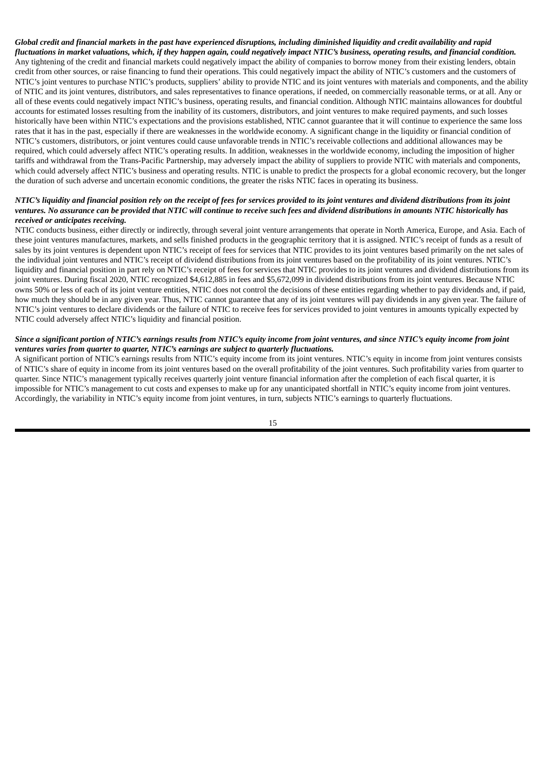***Global credit and financial markets in the past have experienced disruptions, including diminished liquidity and credit availability and rapid fluctuations in market valuations, which, if they happen again, could negatively impact NTIC's business, operating results, and financial condition.***

Any tightening of the credit and financial markets could negatively impact the ability of companies to borrow money from their existing lenders, obtain credit from other sources, or raise financing to fund their operations. This could negatively impact the ability of NTIC's customers and the customers of NTIC's joint ventures to purchase NTIC's products, suppliers' ability to provide NTIC and its joint ventures with materials and components, and the ability of NTIC and its joint ventures, distributors, and sales representatives to finance operations, if needed, on commercially reasonable terms, or at all. Any or all of these events could negatively impact NTIC's business, operating results, and financial condition. Although NTIC maintains allowances for doubtful accounts for estimated losses resulting from the inability of its customers, distributors, and joint ventures to make required payments, and such losses historically have been within NTIC's expectations and the provisions established, NTIC cannot guarantee that it will continue to experience the same loss rates that it has in the past, especially if there are weaknesses in the worldwide economy. A significant change in the liquidity or financial condition of NTIC's customers, distributors, or joint ventures could cause unfavorable trends in NTIC's receivable collections and additional allowances may be required, which could adversely affect NTIC's operating results. In addition, weaknesses in the worldwide economy, including the imposition of higher tariffs and withdrawal from the Trans-Pacific Partnership, may adversely impact the ability of suppliers to provide NTIC with materials and components, which could adversely affect NTIC's business and operating results. NTIC is unable to predict the prospects for a global economic recovery, but the longer the duration of such adverse and uncertain economic conditions, the greater the risks NTIC faces in operating its business.

***NTIC's liquidity and financial position rely on the receipt of fees for services provided to its joint ventures and dividend distributions from its joint ventures. No assurance can be provided that NTIC will continue to receive such fees and dividend distributions in amounts NTIC historically has received or anticipates receiving.***

NTIC conducts business, either directly or indirectly, through several joint venture arrangements that operate in North America, Europe, and Asia. Each of these joint ventures manufactures, markets, and sells finished products in the geographic territory that it is assigned. NTIC's receipt of funds as a result of sales by its joint ventures is dependent upon NTIC's receipt of fees for services that NTIC provides to its joint ventures based primarily on the net sales of the individual joint ventures and NTIC's receipt of dividend distributions from its joint ventures based on the profitability of its joint ventures. NTIC's liquidity and financial position in part rely on NTIC's receipt of fees for services that NTIC provides to its joint ventures and dividend distributions from its joint ventures. During fiscal 2020, NTIC recognized $4,612,885 in fees and $5,672,099 in dividend distributions from its joint ventures. Because NTIC owns 50% or less of each of its joint venture entities, NTIC does not control the decisions of these entities regarding whether to pay dividends and, if paid, how much they should be in any given year. Thus, NTIC cannot guarantee that any of its joint ventures will pay dividends in any given year. The failure of NTIC's joint ventures to declare dividends or the failure of NTIC to receive fees for services provided to joint ventures in amounts typically expected by NTIC could adversely affect NTIC's liquidity and financial position.

***Since a significant portion of NTIC's earnings results from NTIC's equity income from joint ventures, and since NTIC's equity income from joint ventures varies from quarter to quarter, NTIC's earnings are subject to quarterly fluctuations.***

A significant portion of NTIC's earnings results from NTIC's equity income from its joint ventures. NTIC's equity in income from joint ventures consists of NTIC's share of equity in income from its joint ventures based on the overall profitability of the joint ventures. Such profitability varies from quarter to quarter. Since NTIC's management typically receives quarterly joint venture financial information after the completion of each fiscal quarter, it is impossible for NTIC's management to cut costs and expenses to make up for any unanticipated shortfall in NTIC's equity income from joint ventures. Accordingly, the variability in NTIC's equity income from joint ventures, in turn, subjects NTIC's earnings to quarterly fluctuations.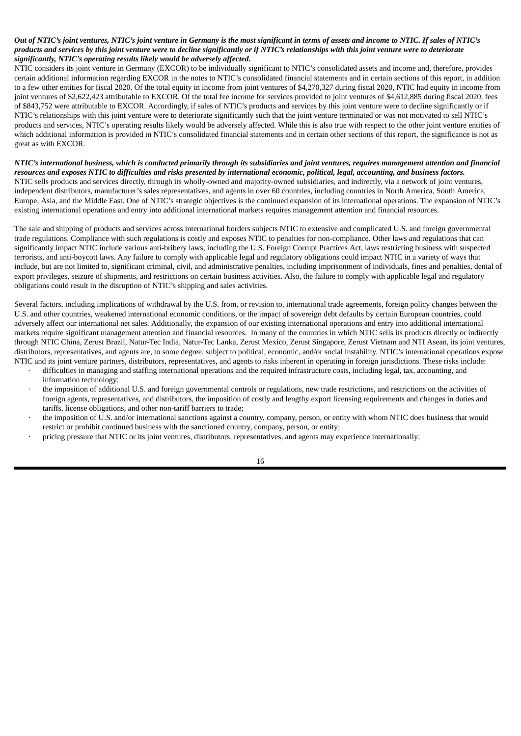***Out of NTIC's joint ventures, NTIC's joint venture in Germany is the most significant in terms of assets and income to NTIC. If sales of NTIC's products and services by this joint venture were to decline significantly or if NTIC's relationships with this joint venture were to deteriorate significantly, NTIC's operating results likely would be adversely affected.***

NTIC considers its joint venture in Germany (EXCOR) to be individually significant to NTIC's consolidated assets and income and, therefore, provides certain additional information regarding EXCOR in the notes to NTIC's consolidated financial statements and in certain sections of this report, in addition to a few other entities for fiscal 2020. Of the total equity in income from joint ventures of $4,270,327 during fiscal 2020, NTIC had equity in income from joint ventures of $2,622,423 attributable to EXCOR. Of the total fee income for services provided to joint ventures of $4,612,885 during fiscal 2020, fees of $843,752 were attributable to EXCOR. Accordingly, if sales of NTIC's products and services by this joint venture were to decline significantly or if NTIC's relationships with this joint venture were to deteriorate significantly such that the joint venture terminated or was not motivated to sell NTIC's products and services, NTIC's operating results likely would be adversely affected. While this is also true with respect to the other joint venture entities of which additional information is provided in NTIC's consolidated financial statements and in certain other sections of this report, the significance is not as great as with EXCOR.

***NTIC's international business, which is conducted primarily through its subsidiaries and joint ventures, requires management attention and financial resources and exposes NTIC to difficulties and risks presented by international economic, political, legal, accounting, and business factors.***

NTIC sells products and services directly, through its wholly-owned and majority-owned subsidiaries, and indirectly, via a network of joint ventures, independent distributors, manufacturer's sales representatives, and agents in over 60 countries, including countries in North America, South America, Europe, Asia, and the Middle East. One of NTIC's strategic objectives is the continued expansion of its international operations. The expansion of NTIC's existing international operations and entry into additional international markets requires management attention and financial resources.

The sale and shipping of products and services across international borders subjects NTIC to extensive and complicated U.S. and foreign governmental trade regulations. Compliance with such regulations is costly and exposes NTIC to penalties for non-compliance. Other laws and regulations that can significantly impact NTIC include various anti-bribery laws, including the U.S. Foreign Corrupt Practices Act, laws restricting business with suspected terrorists, and anti-boycott laws. Any failure to comply with applicable legal and regulatory obligations could impact NTIC in a variety of ways that include, but are not limited to, significant criminal, civil, and administrative penalties, including imprisonment of individuals, fines and penalties, denial of export privileges, seizure of shipments, and restrictions on certain business activities. Also, the failure to comply with applicable legal and regulatory obligations could result in the disruption of NTIC's shipping and sales activities.

Several factors, including implications of withdrawal by the U.S. from, or revision to, international trade agreements, foreign policy changes between the U.S. and other countries, weakened international economic conditions, or the impact of sovereign debt defaults by certain European countries, could adversely affect our international net sales. Additionally, the expansion of our existing international operations and entry into additional international markets require significant management attention and financial resources. In many of the countries in which NTIC sells its products directly or indirectly through NTIC China, Zerust Brazil, Natur-Tec India, Natur-Tec Lanka, Zerust Mexico, Zerust Singapore, Zerust Vietnam and NTI Asean, its joint ventures, distributors, representatives, and agents are, to some degree, subject to political, economic, and/or social instability. NTIC's international operations expose NTIC and its joint venture partners, distributors, representatives, and agents to risks inherent in operating in foreign jurisdictions. These risks include:

- difficulties in managing and staffing international operations and the required infrastructure costs, including legal, tax, accounting, and information technology;
- the imposition of additional U.S. and foreign governmental controls or regulations, new trade restrictions, and restrictions on the activities of foreign agents, representatives, and distributors, the imposition of costly and lengthy export licensing requirements and changes in duties and tariffs, license obligations, and other non-tariff barriers to trade;
- the imposition of U.S. and/or international sanctions against a country, company, person, or entity with whom NTIC does business that would restrict or prohibit continued business with the sanctioned country, company, person, or entity;
- pricing pressure that NTIC or its joint ventures, distributors, representatives, and agents may experience internationally;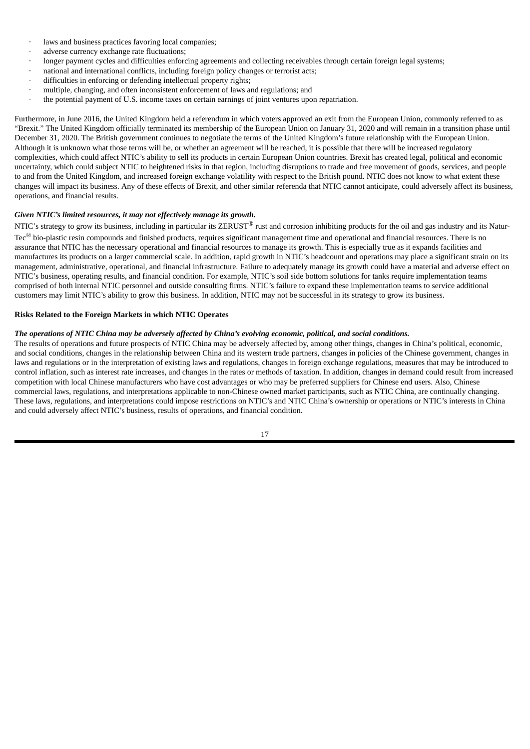- laws and business practices favoring local companies;
- adverse currency exchange rate fluctuations;
- longer payment cycles and difficulties enforcing agreements and collecting receivables through certain foreign legal systems;
- national and international conflicts, including foreign policy changes or terrorist acts;
- difficulties in enforcing or defending intellectual property rights;
- multiple, changing, and often inconsistent enforcement of laws and regulations; and
- the potential payment of U.S. income taxes on certain earnings of joint ventures upon repatriation.

Furthermore, in June 2016, the United Kingdom held a referendum in which voters approved an exit from the European Union, commonly referred to as "Brexit." The United Kingdom officially terminated its membership of the European Union on January 31, 2020 and will remain in a transition phase until December 31, 2020. The British government continues to negotiate the terms of the United Kingdom's future relationship with the European Union. Although it is unknown what those terms will be, or whether an agreement will be reached, it is possible that there will be increased regulatory complexities, which could affect NTIC's ability to sell its products in certain European Union countries. Brexit has created legal, political and economic uncertainty, which could subject NTIC to heightened risks in that region, including disruptions to trade and free movement of goods, services, and people to and from the United Kingdom, and increased foreign exchange volatility with respect to the British pound. NTIC does not know to what extent these changes will impact its business. Any of these effects of Brexit, and other similar referenda that NTIC cannot anticipate, could adversely affect its business, operations, and financial results.

***Given NTIC's limited resources, it may not effectively manage its growth.***

NTIC's strategy to grow its business, including in particular its ZERUST® rust and corrosion inhibiting products for the oil and gas industry and its Natur-Tec® bio-plastic resin compounds and finished products, requires significant management time and operational and financial resources. There is no assurance that NTIC has the necessary operational and financial resources to manage its growth. This is especially true as it expands facilities and manufactures its products on a larger commercial scale. In addition, rapid growth in NTIC's headcount and operations may place a significant strain on its management, administrative, operational, and financial infrastructure. Failure to adequately manage its growth could have a material and adverse effect on NTIC's business, operating results, and financial condition. For example, NTIC's soil side bottom solutions for tanks require implementation teams comprised of both internal NTIC personnel and outside consulting firms. NTIC's failure to expand these implementation teams to service additional customers may limit NTIC's ability to grow this business. In addition, NTIC may not be successful in its strategy to grow its business.

**Risks Related to the Foreign Markets in which NTIC Operates**

***The operations of NTIC China may be adversely affected by China's evolving economic, political, and social conditions.***

The results of operations and future prospects of NTIC China may be adversely affected by, among other things, changes in China's political, economic, and social conditions, changes in the relationship between China and its western trade partners, changes in policies of the Chinese government, changes in laws and regulations or in the interpretation of existing laws and regulations, changes in foreign exchange regulations, measures that may be introduced to control inflation, such as interest rate increases, and changes in the rates or methods of taxation. In addition, changes in demand could result from increased competition with local Chinese manufacturers who have cost advantages or who may be preferred suppliers for Chinese end users. Also, Chinese commercial laws, regulations, and interpretations applicable to non-Chinese owned market participants, such as NTIC China, are continually changing. These laws, regulations, and interpretations could impose restrictions on NTIC's and NTIC China's ownership or operations or NTIC's interests in China and could adversely affect NTIC's business, results of operations, and financial condition.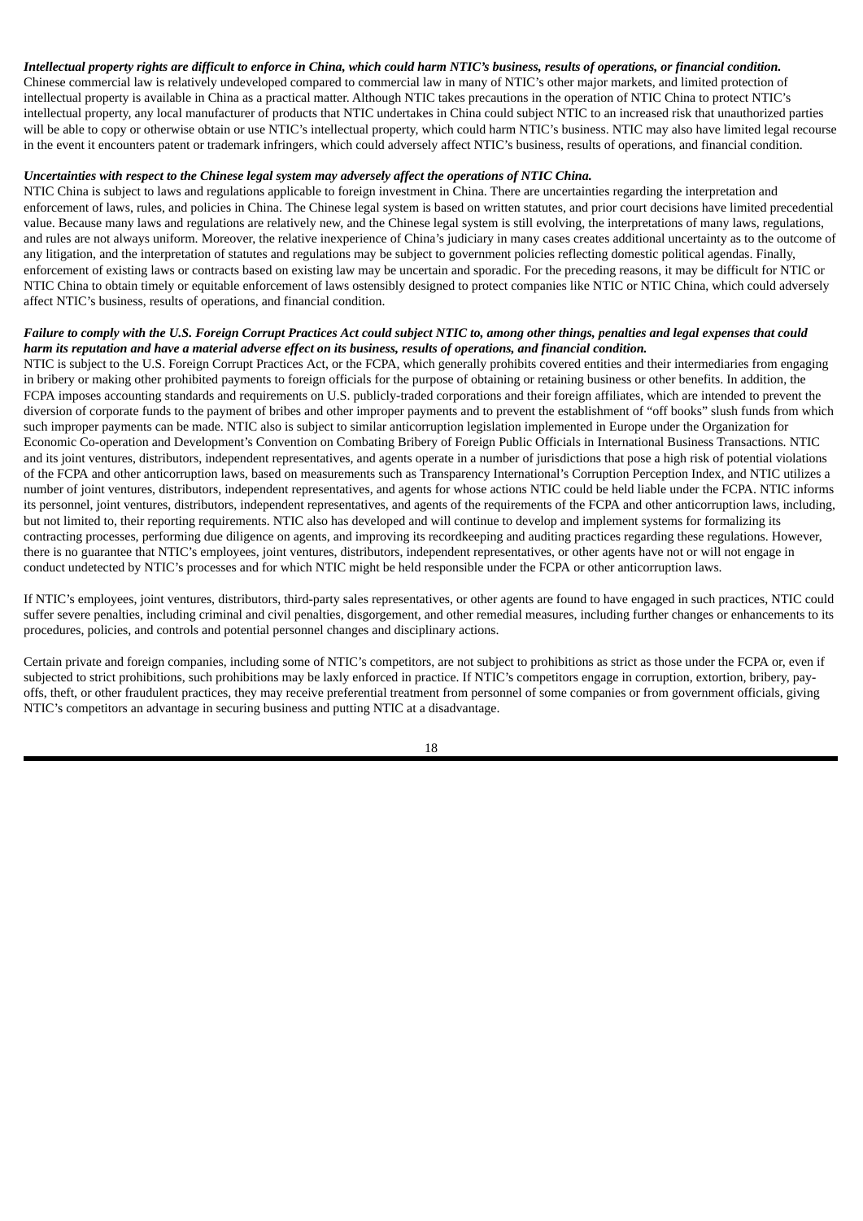***Intellectual property rights are difficult to enforce in China, which could harm NTIC's business, results of operations, or financial condition.***

Chinese commercial law is relatively undeveloped compared to commercial law in many of NTIC's other major markets, and limited protection of intellectual property is available in China as a practical matter. Although NTIC takes precautions in the operation of NTIC China to protect NTIC's intellectual property, any local manufacturer of products that NTIC undertakes in China could subject NTIC to an increased risk that unauthorized parties will be able to copy or otherwise obtain or use NTIC's intellectual property, which could harm NTIC's business. NTIC may also have limited legal recourse in the event it encounters patent or trademark infringers, which could adversely affect NTIC's business, results of operations, and financial condition.

***Uncertainties with respect to the Chinese legal system may adversely affect the operations of NTIC China.***

NTIC China is subject to laws and regulations applicable to foreign investment in China. There are uncertainties regarding the interpretation and enforcement of laws, rules, and policies in China. The Chinese legal system is based on written statutes, and prior court decisions have limited precedential value. Because many laws and regulations are relatively new, and the Chinese legal system is still evolving, the interpretations of many laws, regulations, and rules are not always uniform. Moreover, the relative inexperience of China's judiciary in many cases creates additional uncertainty as to the outcome of any litigation, and the interpretation of statutes and regulations may be subject to government policies reflecting domestic political agendas. Finally, enforcement of existing laws or contracts based on existing law may be uncertain and sporadic. For the preceding reasons, it may be difficult for NTIC or NTIC China to obtain timely or equitable enforcement of laws ostensibly designed to protect companies like NTIC or NTIC China, which could adversely affect NTIC's business, results of operations, and financial condition.

***Failure to comply with the U.S. Foreign Corrupt Practices Act could subject NTIC to, among other things, penalties and legal expenses that could harm its reputation and have a material adverse effect on its business, results of operations, and financial condition.***

NTIC is subject to the U.S. Foreign Corrupt Practices Act, or the FCPA, which generally prohibits covered entities and their intermediaries from engaging in bribery or making other prohibited payments to foreign officials for the purpose of obtaining or retaining business or other benefits. In addition, the FCPA imposes accounting standards and requirements on U.S. publicly-traded corporations and their foreign affiliates, which are intended to prevent the diversion of corporate funds to the payment of bribes and other improper payments and to prevent the establishment of "off books" slush funds from which such improper payments can be made. NTIC also is subject to similar anticorruption legislation implemented in Europe under the Organization for Economic Co-operation and Development's Convention on Combating Bribery of Foreign Public Officials in International Business Transactions. NTIC and its joint ventures, distributors, independent representatives, and agents operate in a number of jurisdictions that pose a high risk of potential violations of the FCPA and other anticorruption laws, based on measurements such as Transparency International's Corruption Perception Index, and NTIC utilizes a number of joint ventures, distributors, independent representatives, and agents for whose actions NTIC could be held liable under the FCPA. NTIC informs its personnel, joint ventures, distributors, independent representatives, and agents of the requirements of the FCPA and other anticorruption laws, including, but not limited to, their reporting requirements. NTIC also has developed and will continue to develop and implement systems for formalizing its contracting processes, performing due diligence on agents, and improving its recordkeeping and auditing practices regarding these regulations. However, there is no guarantee that NTIC's employees, joint ventures, distributors, independent representatives, or other agents have not or will not engage in conduct undetected by NTIC's processes and for which NTIC might be held responsible under the FCPA or other anticorruption laws.

If NTIC's employees, joint ventures, distributors, third-party sales representatives, or other agents are found to have engaged in such practices, NTIC could suffer severe penalties, including criminal and civil penalties, disgorgement, and other remedial measures, including further changes or enhancements to its procedures, policies, and controls and potential personnel changes and disciplinary actions.

Certain private and foreign companies, including some of NTIC's competitors, are not subject to prohibitions as strict as those under the FCPA or, even if subjected to strict prohibitions, such prohibitions may be laxly enforced in practice. If NTIC's competitors engage in corruption, extortion, bribery, pay-offs, theft, or other fraudulent practices, they may receive preferential treatment from personnel of some companies or from government officials, giving NTIC's competitors an advantage in securing business and putting NTIC at a disadvantage.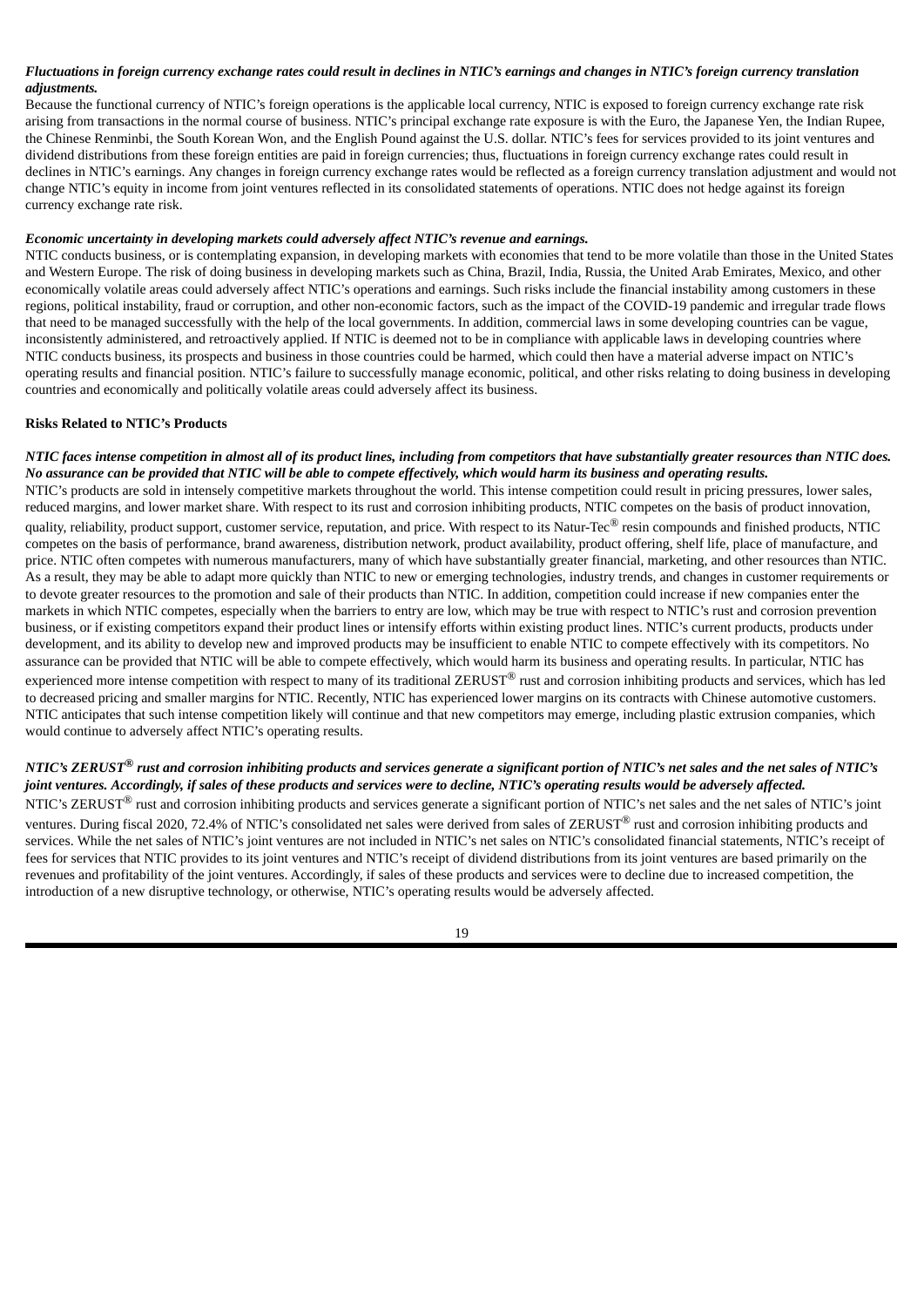***Fluctuations in foreign currency exchange rates could result in declines in NTIC's earnings and changes in NTIC's foreign currency translation adjustments.***

Because the functional currency of NTIC's foreign operations is the applicable local currency, NTIC is exposed to foreign currency exchange rate risk arising from transactions in the normal course of business. NTIC's principal exchange rate exposure is with the Euro, the Japanese Yen, the Indian Rupee, the Chinese Renminbi, the South Korean Won, and the English Pound against the U.S. dollar. NTIC's fees for services provided to its joint ventures and dividend distributions from these foreign entities are paid in foreign currencies; thus, fluctuations in foreign currency exchange rates could result in declines in NTIC's earnings. Any changes in foreign currency exchange rates would be reflected as a foreign currency translation adjustment and would not change NTIC's equity in income from joint ventures reflected in its consolidated statements of operations. NTIC does not hedge against its foreign currency exchange rate risk.

***Economic uncertainty in developing markets could adversely affect NTIC's revenue and earnings.***

NTIC conducts business, or is contemplating expansion, in developing markets with economies that tend to be more volatile than those in the United States and Western Europe. The risk of doing business in developing markets such as China, Brazil, India, Russia, the United Arab Emirates, Mexico, and other economically volatile areas could adversely affect NTIC's operations and earnings. Such risks include the financial instability among customers in these regions, political instability, fraud or corruption, and other non-economic factors, such as the impact of the COVID-19 pandemic and irregular trade flows that need to be managed successfully with the help of the local governments. In addition, commercial laws in some developing countries can be vague, inconsistently administered, and retroactively applied. If NTIC is deemed not to be in compliance with applicable laws in developing countries where NTIC conducts business, its prospects and business in those countries could be harmed, which could then have a material adverse impact on NTIC's operating results and financial position. NTIC's failure to successfully manage economic, political, and other risks relating to doing business in developing countries and economically and politically volatile areas could adversely affect its business.

**Risks Related to NTIC's Products**

***NTIC faces intense competition in almost all of its product lines, including from competitors that have substantially greater resources than NTIC does. No assurance can be provided that NTIC will be able to compete effectively, which would harm its business and operating results.***

NTIC's products are sold in intensely competitive markets throughout the world. This intense competition could result in pricing pressures, lower sales, reduced margins, and lower market share. With respect to its rust and corrosion inhibiting products, NTIC competes on the basis of product innovation, quality, reliability, product support, customer service, reputation, and price. With respect to its Natur-Tec® resin compounds and finished products, NTIC competes on the basis of performance, brand awareness, distribution network, product availability, product offering, shelf life, place of manufacture, and price. NTIC often competes with numerous manufacturers, many of which have substantially greater financial, marketing, and other resources than NTIC. As a result, they may be able to adapt more quickly than NTIC to new or emerging technologies, industry trends, and changes in customer requirements or to devote greater resources to the promotion and sale of their products than NTIC. In addition, competition could increase if new companies enter the markets in which NTIC competes, especially when the barriers to entry are low, which may be true with respect to NTIC's rust and corrosion prevention business, or if existing competitors expand their product lines or intensify efforts within existing product lines. NTIC's current products, products under development, and its ability to develop new and improved products may be insufficient to enable NTIC to compete effectively with its competitors. No assurance can be provided that NTIC will be able to compete effectively, which would harm its business and operating results. In particular, NTIC has experienced more intense competition with respect to many of its traditional ZERUST® rust and corrosion inhibiting products and services, which has led to decreased pricing and smaller margins for NTIC. Recently, NTIC has experienced lower margins on its contracts with Chinese automotive customers. NTIC anticipates that such intense competition likely will continue and that new competitors may emerge, including plastic extrusion companies, which would continue to adversely affect NTIC's operating results.

***NTIC's ZERUST® rust and corrosion inhibiting products and services generate a significant portion of NTIC's net sales and the net sales of NTIC's joint ventures. Accordingly, if sales of these products and services were to decline, NTIC's operating results would be adversely affected.***

NTIC's ZERUST® rust and corrosion inhibiting products and services generate a significant portion of NTIC's net sales and the net sales of NTIC's joint ventures. During fiscal 2020, 72.4% of NTIC's consolidated net sales were derived from sales of ZERUST® rust and corrosion inhibiting products and services. While the net sales of NTIC's joint ventures are not included in NTIC's net sales on NTIC's consolidated financial statements, NTIC's receipt of fees for services that NTIC provides to its joint ventures and NTIC's receipt of dividend distributions from its joint ventures are based primarily on the revenues and profitability of the joint ventures. Accordingly, if sales of these products and services were to decline due to increased competition, the introduction of a new disruptive technology, or otherwise, NTIC's operating results would be adversely affected.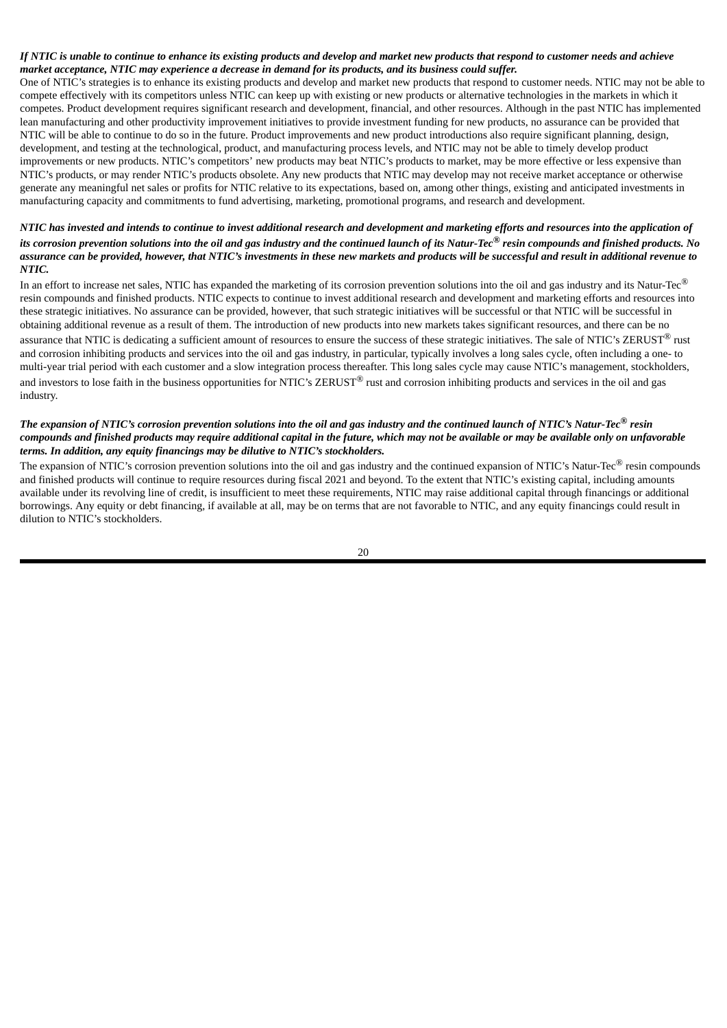***If NTIC is unable to continue to enhance its existing products and develop and market new products that respond to customer needs and achieve market acceptance, NTIC may experience a decrease in demand for its products, and its business could suffer.***

One of NTIC's strategies is to enhance its existing products and develop and market new products that respond to customer needs. NTIC may not be able to compete effectively with its competitors unless NTIC can keep up with existing or new products or alternative technologies in the markets in which it competes. Product development requires significant research and development, financial, and other resources. Although in the past NTIC has implemented lean manufacturing and other productivity improvement initiatives to provide investment funding for new products, no assurance can be provided that NTIC will be able to continue to do so in the future. Product improvements and new product introductions also require significant planning, design, development, and testing at the technological, product, and manufacturing process levels, and NTIC may not be able to timely develop product improvements or new products. NTIC's competitors' new products may beat NTIC's products to market, may be more effective or less expensive than NTIC's products, or may render NTIC's products obsolete. Any new products that NTIC may develop may not receive market acceptance or otherwise generate any meaningful net sales or profits for NTIC relative to its expectations, based on, among other things, existing and anticipated investments in manufacturing capacity and commitments to fund advertising, marketing, promotional programs, and research and development.

***NTIC has invested and intends to continue to invest additional research and development and marketing efforts and resources into the application of its corrosion prevention solutions into the oil and gas industry and the continued launch of its Natur-Tec® resin compounds and finished products. No assurance can be provided, however, that NTIC's investments in these new markets and products will be successful and result in additional revenue to NTIC.***

In an effort to increase net sales, NTIC has expanded the marketing of its corrosion prevention solutions into the oil and gas industry and its Natur-Tec® resin compounds and finished products. NTIC expects to continue to invest additional research and development and marketing efforts and resources into these strategic initiatives. No assurance can be provided, however, that such strategic initiatives will be successful or that NTIC will be successful in obtaining additional revenue as a result of them. The introduction of new products into new markets takes significant resources, and there can be no assurance that NTIC is dedicating a sufficient amount of resources to ensure the success of these strategic initiatives. The sale of NTIC's ZERUST® rust and corrosion inhibiting products and services into the oil and gas industry, in particular, typically involves a long sales cycle, often including a one- to multi-year trial period with each customer and a slow integration process thereafter. This long sales cycle may cause NTIC's management, stockholders, and investors to lose faith in the business opportunities for NTIC's ZERUST® rust and corrosion inhibiting products and services in the oil and gas industry.

***The expansion of NTIC's corrosion prevention solutions into the oil and gas industry and the continued launch of NTIC's Natur-Tec® resin compounds and finished products may require additional capital in the future, which may not be available or may be available only on unfavorable terms. In addition, any equity financings may be dilutive to NTIC's stockholders.***

The expansion of NTIC's corrosion prevention solutions into the oil and gas industry and the continued expansion of NTIC's Natur-Tec® resin compounds and finished products will continue to require resources during fiscal 2021 and beyond. To the extent that NTIC's existing capital, including amounts available under its revolving line of credit, is insufficient to meet these requirements, NTIC may raise additional capital through financings or additional borrowings. Any equity or debt financing, if available at all, may be on terms that are not favorable to NTIC, and any equity financings could result in dilution to NTIC's stockholders.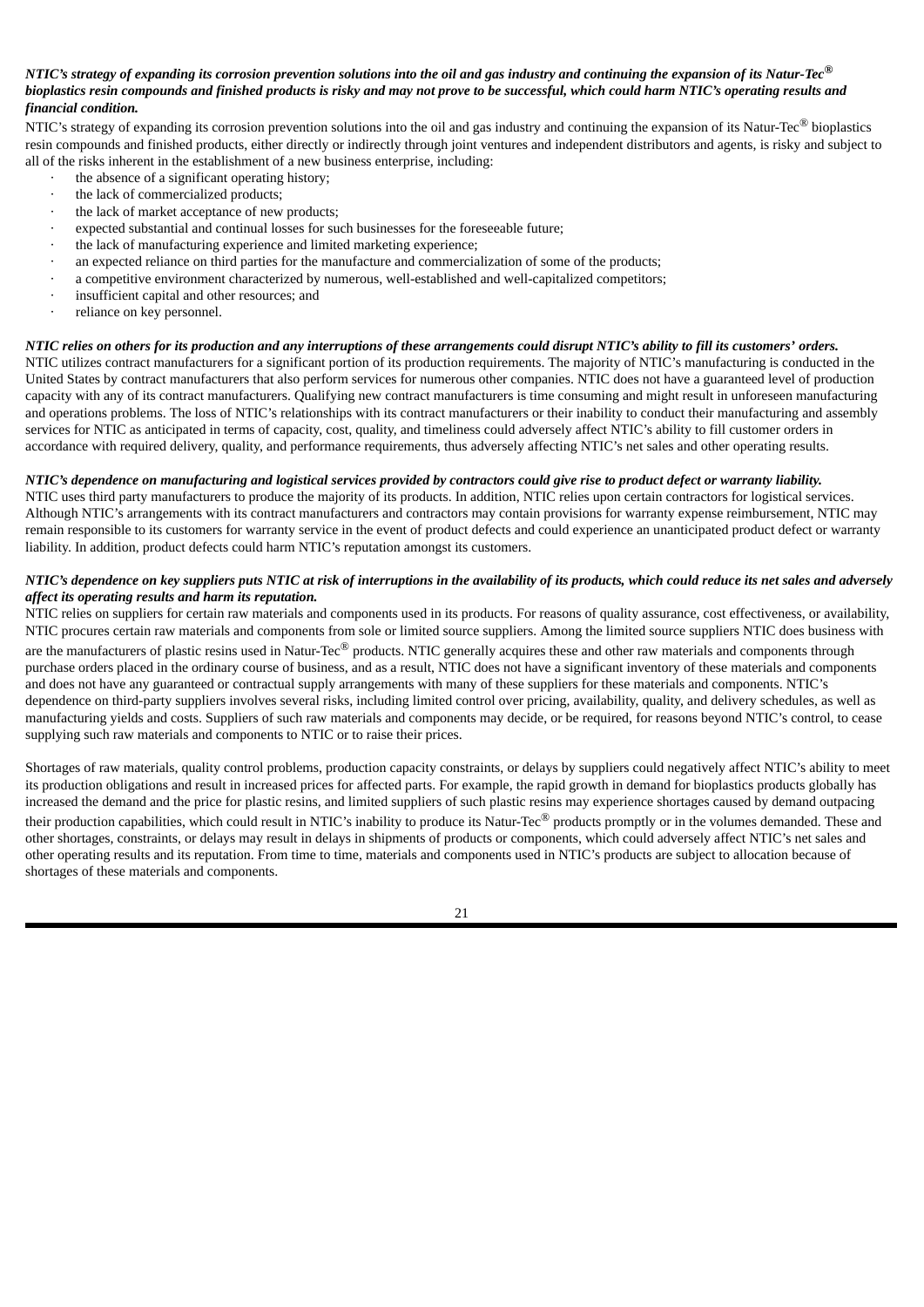***NTIC's strategy of expanding its corrosion prevention solutions into the oil and gas industry and continuing the expansion of its Natur-Tec® bioplastics resin compounds and finished products is risky and may not prove to be successful, which could harm NTIC's operating results and financial condition.***

NTIC's strategy of expanding its corrosion prevention solutions into the oil and gas industry and continuing the expansion of its Natur-Tec® bioplastics resin compounds and finished products, either directly or indirectly through joint ventures and independent distributors and agents, is risky and subject to all of the risks inherent in the establishment of a new business enterprise, including:

- the absence of a significant operating history;
- the lack of commercialized products;
- the lack of market acceptance of new products;
- expected substantial and continual losses for such businesses for the foreseeable future;
- the lack of manufacturing experience and limited marketing experience;
- an expected reliance on third parties for the manufacture and commercialization of some of the products;
- a competitive environment characterized by numerous, well-established and well-capitalized competitors;
- insufficient capital and other resources; and
- reliance on key personnel.

***NTIC relies on others for its production and any interruptions of these arrangements could disrupt NTIC's ability to fill its customers' orders.***

NTIC utilizes contract manufacturers for a significant portion of its production requirements. The majority of NTIC's manufacturing is conducted in the United States by contract manufacturers that also perform services for numerous other companies. NTIC does not have a guaranteed level of production capacity with any of its contract manufacturers. Qualifying new contract manufacturers is time consuming and might result in unforeseen manufacturing and operations problems. The loss of NTIC's relationships with its contract manufacturers or their inability to conduct their manufacturing and assembly services for NTIC as anticipated in terms of capacity, cost, quality, and timeliness could adversely affect NTIC's ability to fill customer orders in accordance with required delivery, quality, and performance requirements, thus adversely affecting NTIC's net sales and other operating results.

***NTIC's dependence on manufacturing and logistical services provided by contractors could give rise to product defect or warranty liability.***

NTIC uses third party manufacturers to produce the majority of its products. In addition, NTIC relies upon certain contractors for logistical services. Although NTIC's arrangements with its contract manufacturers and contractors may contain provisions for warranty expense reimbursement, NTIC may remain responsible to its customers for warranty service in the event of product defects and could experience an unanticipated product defect or warranty liability. In addition, product defects could harm NTIC's reputation amongst its customers.

***NTIC's dependence on key suppliers puts NTIC at risk of interruptions in the availability of its products, which could reduce its net sales and adversely affect its operating results and harm its reputation.***

NTIC relies on suppliers for certain raw materials and components used in its products. For reasons of quality assurance, cost effectiveness, or availability, NTIC procures certain raw materials and components from sole or limited source suppliers. Among the limited source suppliers NTIC does business with are the manufacturers of plastic resins used in Natur-Tec® products. NTIC generally acquires these and other raw materials and components through purchase orders placed in the ordinary course of business, and as a result, NTIC does not have a significant inventory of these materials and components and does not have any guaranteed or contractual supply arrangements with many of these suppliers for these materials and components. NTIC's dependence on third-party suppliers involves several risks, including limited control over pricing, availability, quality, and delivery schedules, as well as manufacturing yields and costs. Suppliers of such raw materials and components may decide, or be required, for reasons beyond NTIC's control, to cease supplying such raw materials and components to NTIC or to raise their prices.

Shortages of raw materials, quality control problems, production capacity constraints, or delays by suppliers could negatively affect NTIC's ability to meet its production obligations and result in increased prices for affected parts. For example, the rapid growth in demand for bioplastics products globally has increased the demand and the price for plastic resins, and limited suppliers of such plastic resins may experience shortages caused by demand outpacing their production capabilities, which could result in NTIC's inability to produce its Natur-Tec® products promptly or in the volumes demanded. These and other shortages, constraints, or delays may result in delays in shipments of products or components, which could adversely affect NTIC's net sales and other operating results and its reputation. From time to time, materials and components used in NTIC's products are subject to allocation because of shortages of these materials and components.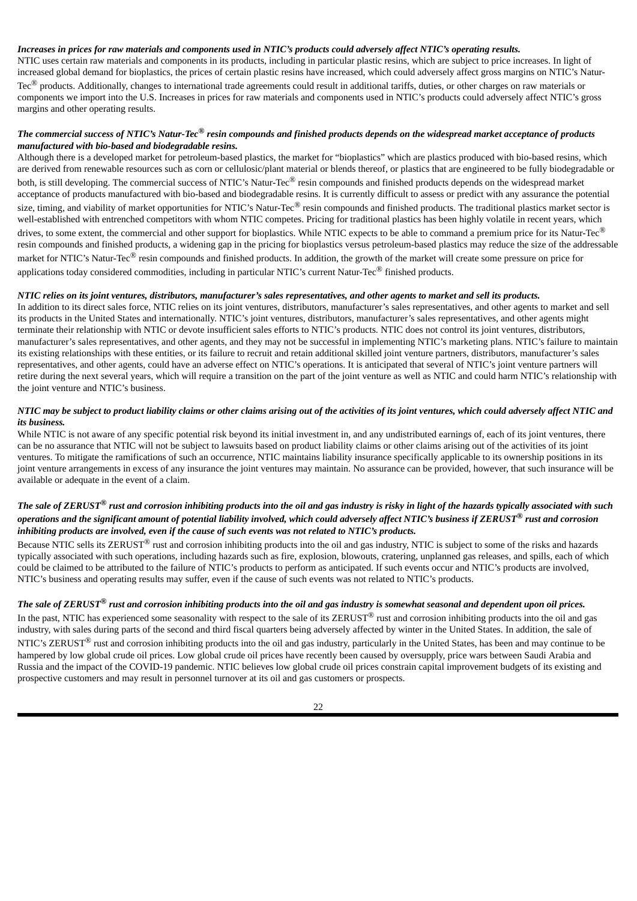***Increases in prices for raw materials and components used in NTIC's products could adversely affect NTIC's operating results.***

NTIC uses certain raw materials and components in its products, including in particular plastic resins, which are subject to price increases. In light of increased global demand for bioplastics, the prices of certain plastic resins have increased, which could adversely affect gross margins on NTIC's Natur-Tec® products. Additionally, changes to international trade agreements could result in additional tariffs, duties, or other charges on raw materials or components we import into the U.S. Increases in prices for raw materials and components used in NTIC's products could adversely affect NTIC's gross margins and other operating results.

***The commercial success of NTIC's Natur-Tec® resin compounds and finished products depends on the widespread market acceptance of products manufactured with bio-based and biodegradable resins.***

Although there is a developed market for petroleum-based plastics, the market for "bioplastics" which are plastics produced with bio-based resins, which are derived from renewable resources such as corn or cellulosic/plant material or blends thereof, or plastics that are engineered to be fully biodegradable or both, is still developing. The commercial success of NTIC's Natur-Tec® resin compounds and finished products depends on the widespread market acceptance of products manufactured with bio-based and biodegradable resins. It is currently difficult to assess or predict with any assurance the potential size, timing, and viability of market opportunities for NTIC's Natur-Tec® resin compounds and finished products. The traditional plastics market sector is well-established with entrenched competitors with whom NTIC competes. Pricing for traditional plastics has been highly volatile in recent years, which drives, to some extent, the commercial and other support for bioplastics. While NTIC expects to be able to command a premium price for its Natur-Tec® resin compounds and finished products, a widening gap in the pricing for bioplastics versus petroleum-based plastics may reduce the size of the addressable market for NTIC's Natur-Tec® resin compounds and finished products. In addition, the growth of the market will create some pressure on price for applications today considered commodities, including in particular NTIC's current Natur-Tec® finished products.

***NTIC relies on its joint ventures, distributors, manufacturer's sales representatives, and other agents to market and sell its products.***

In addition to its direct sales force, NTIC relies on its joint ventures, distributors, manufacturer's sales representatives, and other agents to market and sell its products in the United States and internationally. NTIC's joint ventures, distributors, manufacturer's sales representatives, and other agents might terminate their relationship with NTIC or devote insufficient sales efforts to NTIC's products. NTIC does not control its joint ventures, distributors, manufacturer's sales representatives, and other agents, and they may not be successful in implementing NTIC's marketing plans. NTIC's failure to maintain its existing relationships with these entities, or its failure to recruit and retain additional skilled joint venture partners, distributors, manufacturer's sales representatives, and other agents, could have an adverse effect on NTIC's operations. It is anticipated that several of NTIC's joint venture partners will retire during the next several years, which will require a transition on the part of the joint venture as well as NTIC and could harm NTIC's relationship with the joint venture and NTIC's business.

***NTIC may be subject to product liability claims or other claims arising out of the activities of its joint ventures, which could adversely affect NTIC and its business.***

While NTIC is not aware of any specific potential risk beyond its initial investment in, and any undistributed earnings of, each of its joint ventures, there can be no assurance that NTIC will not be subject to lawsuits based on product liability claims or other claims arising out of the activities of its joint ventures. To mitigate the ramifications of such an occurrence, NTIC maintains liability insurance specifically applicable to its ownership positions in its joint venture arrangements in excess of any insurance the joint ventures may maintain. No assurance can be provided, however, that such insurance will be available or adequate in the event of a claim.

***The sale of ZERUST® rust and corrosion inhibiting products into the oil and gas industry is risky in light of the hazards typically associated with such operations and the significant amount of potential liability involved, which could adversely affect NTIC's business if ZERUST® rust and corrosion inhibiting products are involved, even if the cause of such events was not related to NTIC's products.***

Because NTIC sells its ZERUST® rust and corrosion inhibiting products into the oil and gas industry, NTIC is subject to some of the risks and hazards typically associated with such operations, including hazards such as fire, explosion, blowouts, cratering, unplanned gas releases, and spills, each of which could be claimed to be attributed to the failure of NTIC's products to perform as anticipated. If such events occur and NTIC's products are involved, NTIC's business and operating results may suffer, even if the cause of such events was not related to NTIC's products.

***The sale of ZERUST® rust and corrosion inhibiting products into the oil and gas industry is somewhat seasonal and dependent upon oil prices.***

In the past, NTIC has experienced some seasonality with respect to the sale of its ZERUST® rust and corrosion inhibiting products into the oil and gas industry, with sales during parts of the second and third fiscal quarters being adversely affected by winter in the United States. In addition, the sale of NTIC's ZERUST® rust and corrosion inhibiting products into the oil and gas industry, particularly in the United States, has been and may continue to be hampered by low global crude oil prices. Low global crude oil prices have recently been caused by oversupply, price wars between Saudi Arabia and Russia and the impact of the COVID-19 pandemic. NTIC believes low global crude oil prices constrain capital improvement budgets of its existing and prospective customers and may result in personnel turnover at its oil and gas customers or prospects.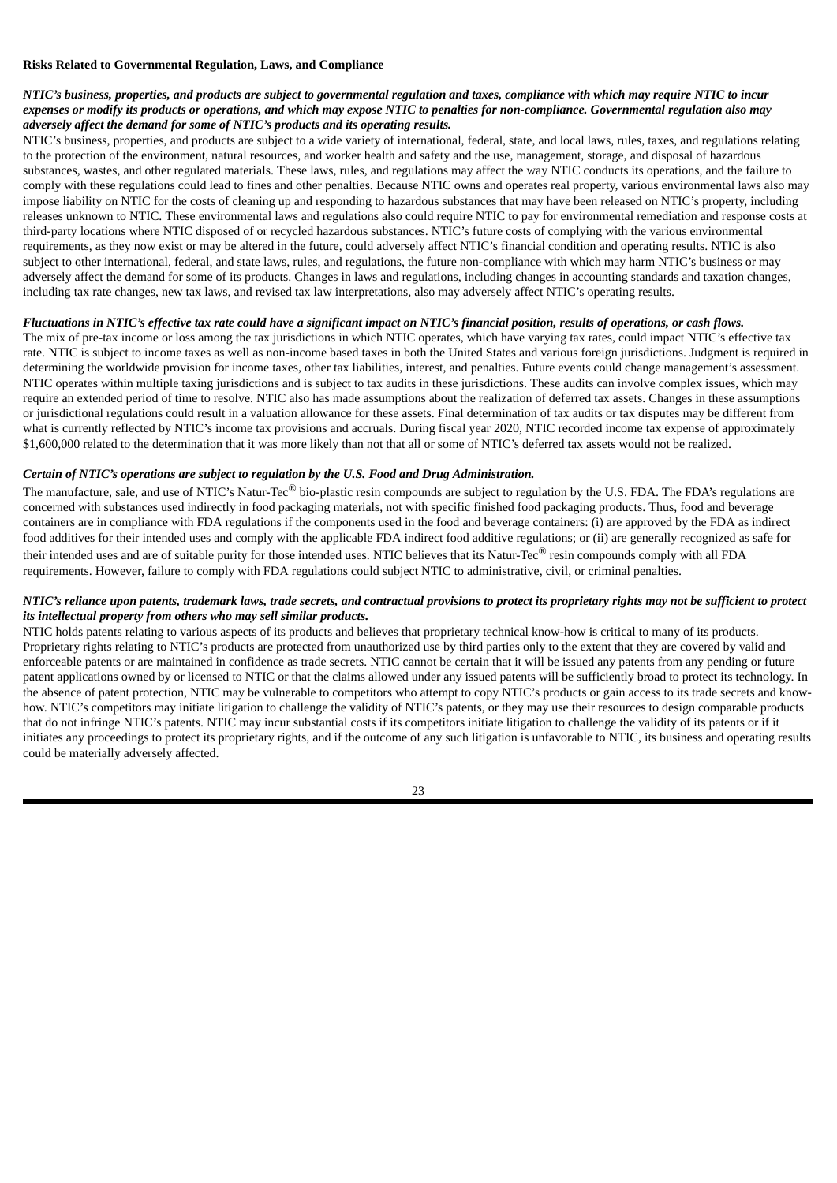**Risks Related to Governmental Regulation, Laws, and Compliance**

***NTIC's business, properties, and products are subject to governmental regulation and taxes, compliance with which may require NTIC to incur expenses or modify its products or operations, and which may expose NTIC to penalties for non-compliance. Governmental regulation also may adversely affect the demand for some of NTIC's products and its operating results.***

NTIC's business, properties, and products are subject to a wide variety of international, federal, state, and local laws, rules, taxes, and regulations relating to the protection of the environment, natural resources, and worker health and safety and the use, management, storage, and disposal of hazardous substances, wastes, and other regulated materials. These laws, rules, and regulations may affect the way NTIC conducts its operations, and the failure to comply with these regulations could lead to fines and other penalties. Because NTIC owns and operates real property, various environmental laws also may impose liability on NTIC for the costs of cleaning up and responding to hazardous substances that may have been released on NTIC's property, including releases unknown to NTIC. These environmental laws and regulations also could require NTIC to pay for environmental remediation and response costs at third-party locations where NTIC disposed of or recycled hazardous substances. NTIC's future costs of complying with the various environmental requirements, as they now exist or may be altered in the future, could adversely affect NTIC's financial condition and operating results. NTIC is also subject to other international, federal, and state laws, rules, and regulations, the future non-compliance with which may harm NTIC's business or may adversely affect the demand for some of its products. Changes in laws and regulations, including changes in accounting standards and taxation changes, including tax rate changes, new tax laws, and revised tax law interpretations, also may adversely affect NTIC's operating results.

***Fluctuations in NTIC's effective tax rate could have a significant impact on NTIC's financial position, results of operations, or cash flows.***

The mix of pre-tax income or loss among the tax jurisdictions in which NTIC operates, which have varying tax rates, could impact NTIC's effective tax rate. NTIC is subject to income taxes as well as non-income based taxes in both the United States and various foreign jurisdictions. Judgment is required in determining the worldwide provision for income taxes, other tax liabilities, interest, and penalties. Future events could change management's assessment. NTIC operates within multiple taxing jurisdictions and is subject to tax audits in these jurisdictions. These audits can involve complex issues, which may require an extended period of time to resolve. NTIC also has made assumptions about the realization of deferred tax assets. Changes in these assumptions or jurisdictional regulations could result in a valuation allowance for these assets. Final determination of tax audits or tax disputes may be different from what is currently reflected by NTIC's income tax provisions and accruals. During fiscal year 2020, NTIC recorded income tax expense of approximately $1,600,000 related to the determination that it was more likely than not that all or some of NTIC's deferred tax assets would not be realized.

***Certain of NTIC's operations are subject to regulation by the U.S. Food and Drug Administration.***

The manufacture, sale, and use of NTIC's Natur-Tec® bio-plastic resin compounds are subject to regulation by the U.S. FDA. The FDA's regulations are concerned with substances used indirectly in food packaging materials, not with specific finished food packaging products. Thus, food and beverage containers are in compliance with FDA regulations if the components used in the food and beverage containers: (i) are approved by the FDA as indirect food additives for their intended uses and comply with the applicable FDA indirect food additive regulations; or (ii) are generally recognized as safe for their intended uses and are of suitable purity for those intended uses. NTIC believes that its Natur-Tec® resin compounds comply with all FDA requirements. However, failure to comply with FDA regulations could subject NTIC to administrative, civil, or criminal penalties.

***NTIC's reliance upon patents, trademark laws, trade secrets, and contractual provisions to protect its proprietary rights may not be sufficient to protect its intellectual property from others who may sell similar products.***

NTIC holds patents relating to various aspects of its products and believes that proprietary technical know-how is critical to many of its products. Proprietary rights relating to NTIC's products are protected from unauthorized use by third parties only to the extent that they are covered by valid and enforceable patents or are maintained in confidence as trade secrets. NTIC cannot be certain that it will be issued any patents from any pending or future patent applications owned by or licensed to NTIC or that the claims allowed under any issued patents will be sufficiently broad to protect its technology. In the absence of patent protection, NTIC may be vulnerable to competitors who attempt to copy NTIC's products or gain access to its trade secrets and know-how. NTIC's competitors may initiate litigation to challenge the validity of NTIC's patents, or they may use their resources to design comparable products that do not infringe NTIC's patents. NTIC may incur substantial costs if its competitors initiate litigation to challenge the validity of its patents or if it initiates any proceedings to protect its proprietary rights, and if the outcome of any such litigation is unfavorable to NTIC, its business and operating results could be materially adversely affected.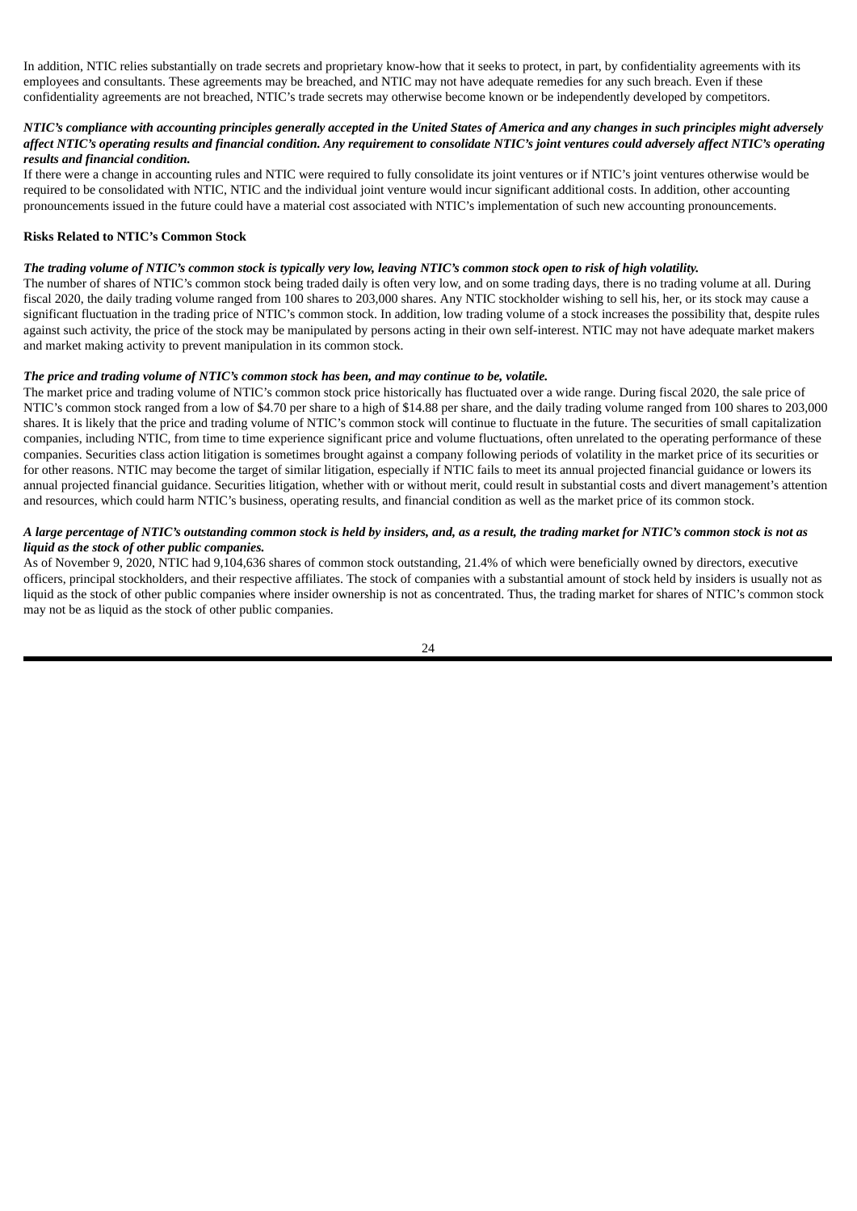In addition, NTIC relies substantially on trade secrets and proprietary know-how that it seeks to protect, in part, by confidentiality agreements with its employees and consultants. These agreements may be breached, and NTIC may not have adequate remedies for any such breach. Even if these confidentiality agreements are not breached, NTIC's trade secrets may otherwise become known or be independently developed by competitors.

***NTIC's compliance with accounting principles generally accepted in the United States of America and any changes in such principles might adversely affect NTIC's operating results and financial condition. Any requirement to consolidate NTIC's joint ventures could adversely affect NTIC's operating results and financial condition.***

If there were a change in accounting rules and NTIC were required to fully consolidate its joint ventures or if NTIC's joint ventures otherwise would be required to be consolidated with NTIC, NTIC and the individual joint venture would incur significant additional costs. In addition, other accounting pronouncements issued in the future could have a material cost associated with NTIC's implementation of such new accounting pronouncements.

**Risks Related to NTIC's Common Stock**

***The trading volume of NTIC's common stock is typically very low, leaving NTIC's common stock open to risk of high volatility.***

The number of shares of NTIC's common stock being traded daily is often very low, and on some trading days, there is no trading volume at all. During fiscal 2020, the daily trading volume ranged from 100 shares to 203,000 shares. Any NTIC stockholder wishing to sell his, her, or its stock may cause a significant fluctuation in the trading price of NTIC's common stock. In addition, low trading volume of a stock increases the possibility that, despite rules against such activity, the price of the stock may be manipulated by persons acting in their own self-interest. NTIC may not have adequate market makers and market making activity to prevent manipulation in its common stock.

***The price and trading volume of NTIC's common stock has been, and may continue to be, volatile.***

The market price and trading volume of NTIC's common stock price historically has fluctuated over a wide range. During fiscal 2020, the sale price of NTIC's common stock ranged from a low of $4.70 per share to a high of $14.88 per share, and the daily trading volume ranged from 100 shares to 203,000 shares. It is likely that the price and trading volume of NTIC's common stock will continue to fluctuate in the future. The securities of small capitalization companies, including NTIC, from time to time experience significant price and volume fluctuations, often unrelated to the operating performance of these companies. Securities class action litigation is sometimes brought against a company following periods of volatility in the market price of its securities or for other reasons. NTIC may become the target of similar litigation, especially if NTIC fails to meet its annual projected financial guidance or lowers its annual projected financial guidance. Securities litigation, whether with or without merit, could result in substantial costs and divert management's attention and resources, which could harm NTIC's business, operating results, and financial condition as well as the market price of its common stock.

***A large percentage of NTIC's outstanding common stock is held by insiders, and, as a result, the trading market for NTIC's common stock is not as liquid as the stock of other public companies.***

As of November 9, 2020, NTIC had 9,104,636 shares of common stock outstanding, 21.4% of which were beneficially owned by directors, executive officers, principal stockholders, and their respective affiliates. The stock of companies with a substantial amount of stock held by insiders is usually not as liquid as the stock of other public companies where insider ownership is not as concentrated. Thus, the trading market for shares of NTIC's common stock may not be as liquid as the stock of other public companies.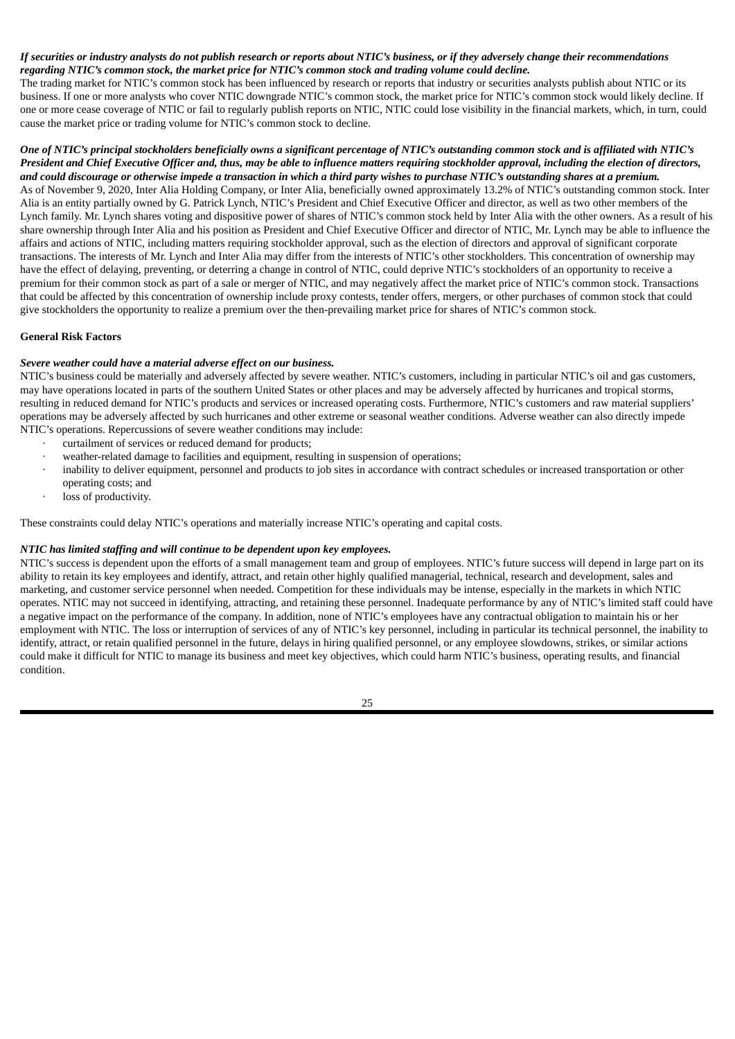***If securities or industry analysts do not publish research or reports about NTIC's business, or if they adversely change their recommendations regarding NTIC's common stock, the market price for NTIC's common stock and trading volume could decline.***

The trading market for NTIC's common stock has been influenced by research or reports that industry or securities analysts publish about NTIC or its business. If one or more analysts who cover NTIC downgrade NTIC's common stock, the market price for NTIC's common stock would likely decline. If one or more cease coverage of NTIC or fail to regularly publish reports on NTIC, NTIC could lose visibility in the financial markets, which, in turn, could cause the market price or trading volume for NTIC's common stock to decline.

***One of NTIC's principal stockholders beneficially owns a significant percentage of NTIC's outstanding common stock and is affiliated with NTIC's President and Chief Executive Officer and, thus, may be able to influence matters requiring stockholder approval, including the election of directors, and could discourage or otherwise impede a transaction in which a third party wishes to purchase NTIC's outstanding shares at a premium.***

As of November 9, 2020, Inter Alia Holding Company, or Inter Alia, beneficially owned approximately 13.2% of NTIC's outstanding common stock. Inter Alia is an entity partially owned by G. Patrick Lynch, NTIC's President and Chief Executive Officer and director, as well as two other members of the Lynch family. Mr. Lynch shares voting and dispositive power of shares of NTIC's common stock held by Inter Alia with the other owners. As a result of his share ownership through Inter Alia and his position as President and Chief Executive Officer and director of NTIC, Mr. Lynch may be able to influence the affairs and actions of NTIC, including matters requiring stockholder approval, such as the election of directors and approval of significant corporate transactions. The interests of Mr. Lynch and Inter Alia may differ from the interests of NTIC's other stockholders. This concentration of ownership may have the effect of delaying, preventing, or deterring a change in control of NTIC, could deprive NTIC's stockholders of an opportunity to receive a premium for their common stock as part of a sale or merger of NTIC, and may negatively affect the market price of NTIC's common stock. Transactions that could be affected by this concentration of ownership include proxy contests, tender offers, mergers, or other purchases of common stock that could give stockholders the opportunity to realize a premium over the then-prevailing market price for shares of NTIC's common stock.

**General Risk Factors**

***Severe weather could have a material adverse effect on our business.***

NTIC's business could be materially and adversely affected by severe weather. NTIC's customers, including in particular NTIC's oil and gas customers, may have operations located in parts of the southern United States or other places and may be adversely affected by hurricanes and tropical storms, resulting in reduced demand for NTIC's products and services or increased operating costs. Furthermore, NTIC's customers and raw material suppliers' operations may be adversely affected by such hurricanes and other extreme or seasonal weather conditions. Adverse weather can also directly impede NTIC's operations. Repercussions of severe weather conditions may include:

- curtailment of services or reduced demand for products;
- weather-related damage to facilities and equipment, resulting in suspension of operations;
- inability to deliver equipment, personnel and products to job sites in accordance with contract schedules or increased transportation or other operating costs; and
- loss of productivity.

These constraints could delay NTIC's operations and materially increase NTIC's operating and capital costs.

***NTIC has limited staffing and will continue to be dependent upon key employees.***

NTIC's success is dependent upon the efforts of a small management team and group of employees. NTIC's future success will depend in large part on its ability to retain its key employees and identify, attract, and retain other highly qualified managerial, technical, research and development, sales and marketing, and customer service personnel when needed. Competition for these individuals may be intense, especially in the markets in which NTIC operates. NTIC may not succeed in identifying, attracting, and retaining these personnel. Inadequate performance by any of NTIC's limited staff could have a negative impact on the performance of the company. In addition, none of NTIC's employees have any contractual obligation to maintain his or her employment with NTIC. The loss or interruption of services of any of NTIC's key personnel, including in particular its technical personnel, the inability to identify, attract, or retain qualified personnel in the future, delays in hiring qualified personnel, or any employee slowdowns, strikes, or similar actions could make it difficult for NTIC to manage its business and meet key objectives, which could harm NTIC's business, operating results, and financial condition.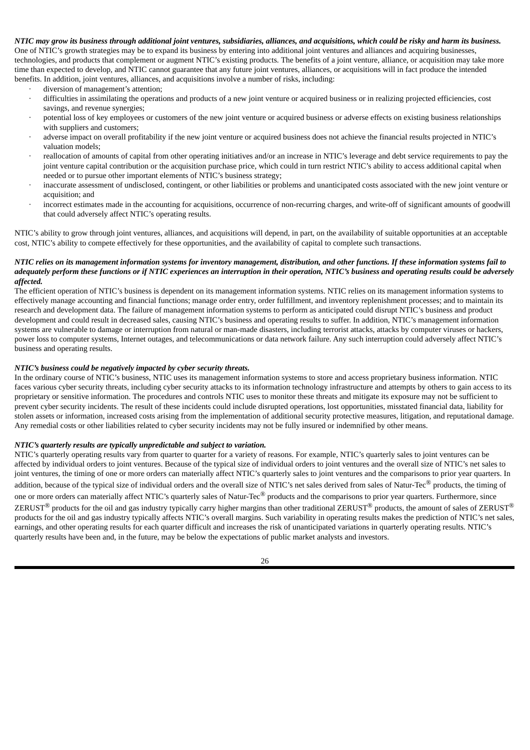***NTIC may grow its business through additional joint ventures, subsidiaries, alliances, and acquisitions, which could be risky and harm its business.***

One of NTIC's growth strategies may be to expand its business by entering into additional joint ventures and alliances and acquiring businesses, technologies, and products that complement or augment NTIC's existing products. The benefits of a joint venture, alliance, or acquisition may take more time than expected to develop, and NTIC cannot guarantee that any future joint ventures, alliances, or acquisitions will in fact produce the intended benefits. In addition, joint ventures, alliances, and acquisitions involve a number of risks, including:

- diversion of management's attention;
- difficulties in assimilating the operations and products of a new joint venture or acquired business or in realizing projected efficiencies, cost savings, and revenue synergies;
- potential loss of key employees or customers of the new joint venture or acquired business or adverse effects on existing business relationships with suppliers and customers;
- adverse impact on overall profitability if the new joint venture or acquired business does not achieve the financial results projected in NTIC's valuation models;
- reallocation of amounts of capital from other operating initiatives and/or an increase in NTIC's leverage and debt service requirements to pay the joint venture capital contribution or the acquisition purchase price, which could in turn restrict NTIC's ability to access additional capital when needed or to pursue other important elements of NTIC's business strategy;
- inaccurate assessment of undisclosed, contingent, or other liabilities or problems and unanticipated costs associated with the new joint venture or acquisition; and
- incorrect estimates made in the accounting for acquisitions, occurrence of non-recurring charges, and write-off of significant amounts of goodwill that could adversely affect NTIC's operating results.

NTIC's ability to grow through joint ventures, alliances, and acquisitions will depend, in part, on the availability of suitable opportunities at an acceptable cost, NTIC's ability to compete effectively for these opportunities, and the availability of capital to complete such transactions.

***NTIC relies on its management information systems for inventory management, distribution, and other functions. If these information systems fail to adequately perform these functions or if NTIC experiences an interruption in their operation, NTIC's business and operating results could be adversely affected.***

The efficient operation of NTIC's business is dependent on its management information systems. NTIC relies on its management information systems to effectively manage accounting and financial functions; manage order entry, order fulfillment, and inventory replenishment processes; and to maintain its research and development data. The failure of management information systems to perform as anticipated could disrupt NTIC's business and product development and could result in decreased sales, causing NTIC's business and operating results to suffer. In addition, NTIC's management information systems are vulnerable to damage or interruption from natural or man-made disasters, including terrorist attacks, attacks by computer viruses or hackers, power loss to computer systems, Internet outages, and telecommunications or data network failure. Any such interruption could adversely affect NTIC's business and operating results.

***NTIC's business could be negatively impacted by cyber security threats.***

In the ordinary course of NTIC's business, NTIC uses its management information systems to store and access proprietary business information. NTIC faces various cyber security threats, including cyber security attacks to its information technology infrastructure and attempts by others to gain access to its proprietary or sensitive information. The procedures and controls NTIC uses to monitor these threats and mitigate its exposure may not be sufficient to prevent cyber security incidents. The result of these incidents could include disrupted operations, lost opportunities, misstated financial data, liability for stolen assets or information, increased costs arising from the implementation of additional security protective measures, litigation, and reputational damage. Any remedial costs or other liabilities related to cyber security incidents may not be fully insured or indemnified by other means.

***NTIC's quarterly results are typically unpredictable and subject to variation.***

NTIC's quarterly operating results vary from quarter to quarter for a variety of reasons. For example, NTIC's quarterly sales to joint ventures can be affected by individual orders to joint ventures. Because of the typical size of individual orders to joint ventures and the overall size of NTIC's net sales to joint ventures, the timing of one or more orders can materially affect NTIC's quarterly sales to joint ventures and the comparisons to prior year quarters. In addition, because of the typical size of individual orders and the overall size of NTIC's net sales derived from sales of Natur-Tec® products, the timing of one or more orders can materially affect NTIC's quarterly sales of Natur-Tec® products and the comparisons to prior year quarters. Furthermore, since ZERUST® products for the oil and gas industry typically carry higher margins than other traditional ZERUST® products, the amount of sales of ZERUST® products for the oil and gas industry typically affects NTIC's overall margins. Such variability in operating results makes the prediction of NTIC's net sales, earnings, and other operating results for each quarter difficult and increases the risk of unanticipated variations in quarterly operating results. NTIC's quarterly results have been and, in the future, may be below the expectations of public market analysts and investors.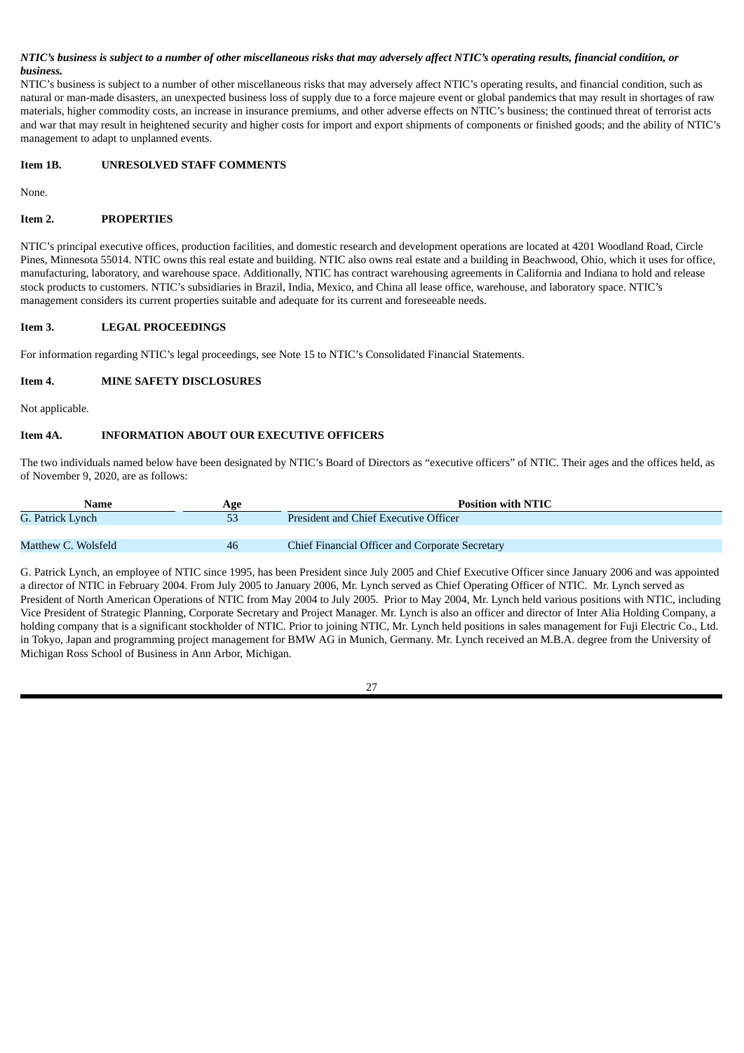***NTIC's business is subject to a number of other miscellaneous risks that may adversely affect NTIC's operating results, financial condition, or business.***

NTIC's business is subject to a number of other miscellaneous risks that may adversely affect NTIC's operating results, and financial condition, such as natural or man-made disasters, an unexpected business loss of supply due to a force majeure event or global pandemics that may result in shortages of raw materials, higher commodity costs, an increase in insurance premiums, and other adverse effects on NTIC's business; the continued threat of terrorist acts and war that may result in heightened security and higher costs for import and export shipments of components or finished goods; and the ability of NTIC's management to adapt to unplanned events.

**Item 1B. UNRESOLVED STAFF COMMENTS**

None.

**Item 2. PROPERTIES**

NTIC's principal executive offices, production facilities, and domestic research and development operations are located at 4201 Woodland Road, Circle Pines, Minnesota 55014. NTIC owns this real estate and building. NTIC also owns real estate and a building in Beachwood, Ohio, which it uses for office, manufacturing, laboratory, and warehouse space. Additionally, NTIC has contract warehousing agreements in California and Indiana to hold and release stock products to customers. NTIC's subsidiaries in Brazil, India, Mexico, and China all lease office, warehouse, and laboratory space. NTIC's management considers its current properties suitable and adequate for its current and foreseeable needs.

**Item 3. LEGAL PROCEEDINGS**

For information regarding NTIC's legal proceedings, see Note 15 to NTIC's Consolidated Financial Statements.

**Item 4. MINE SAFETY DISCLOSURES**

Not applicable.

**Item 4A. INFORMATION ABOUT OUR EXECUTIVE OFFICERS**

The two individuals named below have been designated by NTIC's Board of Directors as "executive officers" of NTIC. Their ages and the offices held, as of November 9, 2020, are as follows:

| Name | Age | Position with NTIC |
|---|---|---|
| G. Patrick Lynch | 53 | President and Chief Executive Officer |
| Matthew C. Wolsfeld | 46 | Chief Financial Officer and Corporate Secretary |

G. Patrick Lynch, an employee of NTIC since 1995, has been President since July 2005 and Chief Executive Officer since January 2006 and was appointed a director of NTIC in February 2004. From July 2005 to January 2006, Mr. Lynch served as Chief Operating Officer of NTIC. Mr. Lynch served as President of North American Operations of NTIC from May 2004 to July 2005. Prior to May 2004, Mr. Lynch held various positions with NTIC, including Vice President of Strategic Planning, Corporate Secretary and Project Manager. Mr. Lynch is also an officer and director of Inter Alia Holding Company, a holding company that is a significant stockholder of NTIC. Prior to joining NTIC, Mr. Lynch held positions in sales management for Fuji Electric Co., Ltd. in Tokyo, Japan and programming project management for BMW AG in Munich, Germany. Mr. Lynch received an M.B.A. degree from the University of Michigan Ross School of Business in Ann Arbor, Michigan.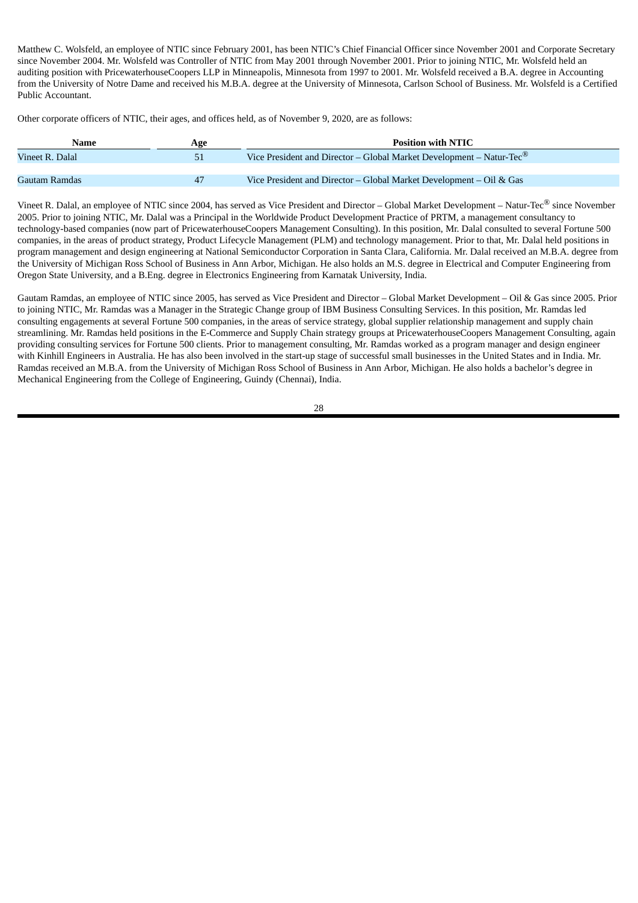Matthew C. Wolsfeld, an employee of NTIC since February 2001, has been NTIC's Chief Financial Officer since November 2001 and Corporate Secretary since November 2004. Mr. Wolsfeld was Controller of NTIC from May 2001 through November 2001. Prior to joining NTIC, Mr. Wolsfeld held an auditing position with PricewaterhouseCoopers LLP in Minneapolis, Minnesota from 1997 to 2001. Mr. Wolsfeld received a B.A. degree in Accounting from the University of Notre Dame and received his M.B.A. degree at the University of Minnesota, Carlson School of Business. Mr. Wolsfeld is a Certified Public Accountant.

Other corporate officers of NTIC, their ages, and offices held, as of November 9, 2020, are as follows:

| Name | Age | Position with NTIC |
|---|---|---|
| Vineet R. Dalal | 51 | Vice President and Director – Global Market Development – Natur-Tec® |
| Gautam Ramdas | 47 | Vice President and Director – Global Market Development – Oil & Gas |

Vineet R. Dalal, an employee of NTIC since 2004, has served as Vice President and Director – Global Market Development – Natur-Tec® since November 2005. Prior to joining NTIC, Mr. Dalal was a Principal in the Worldwide Product Development Practice of PRTM, a management consultancy to technology-based companies (now part of PricewaterhouseCoopers Management Consulting). In this position, Mr. Dalal consulted to several Fortune 500 companies, in the areas of product strategy, Product Lifecycle Management (PLM) and technology management. Prior to that, Mr. Dalal held positions in program management and design engineering at National Semiconductor Corporation in Santa Clara, California. Mr. Dalal received an M.B.A. degree from the University of Michigan Ross School of Business in Ann Arbor, Michigan. He also holds an M.S. degree in Electrical and Computer Engineering from Oregon State University, and a B.Eng. degree in Electronics Engineering from Karnatak University, India.

Gautam Ramdas, an employee of NTIC since 2005, has served as Vice President and Director – Global Market Development – Oil & Gas since 2005. Prior to joining NTIC, Mr. Ramdas was a Manager in the Strategic Change group of IBM Business Consulting Services. In this position, Mr. Ramdas led consulting engagements at several Fortune 500 companies, in the areas of service strategy, global supplier relationship management and supply chain streamlining. Mr. Ramdas held positions in the E-Commerce and Supply Chain strategy groups at PricewaterhouseCoopers Management Consulting, again providing consulting services for Fortune 500 clients. Prior to management consulting, Mr. Ramdas worked as a program manager and design engineer with Kinhill Engineers in Australia. He has also been involved in the start-up stage of successful small businesses in the United States and in India. Mr. Ramdas received an M.B.A. from the University of Michigan Ross School of Business in Ann Arbor, Michigan. He also holds a bachelor's degree in Mechanical Engineering from the College of Engineering, Guindy (Chennai), India.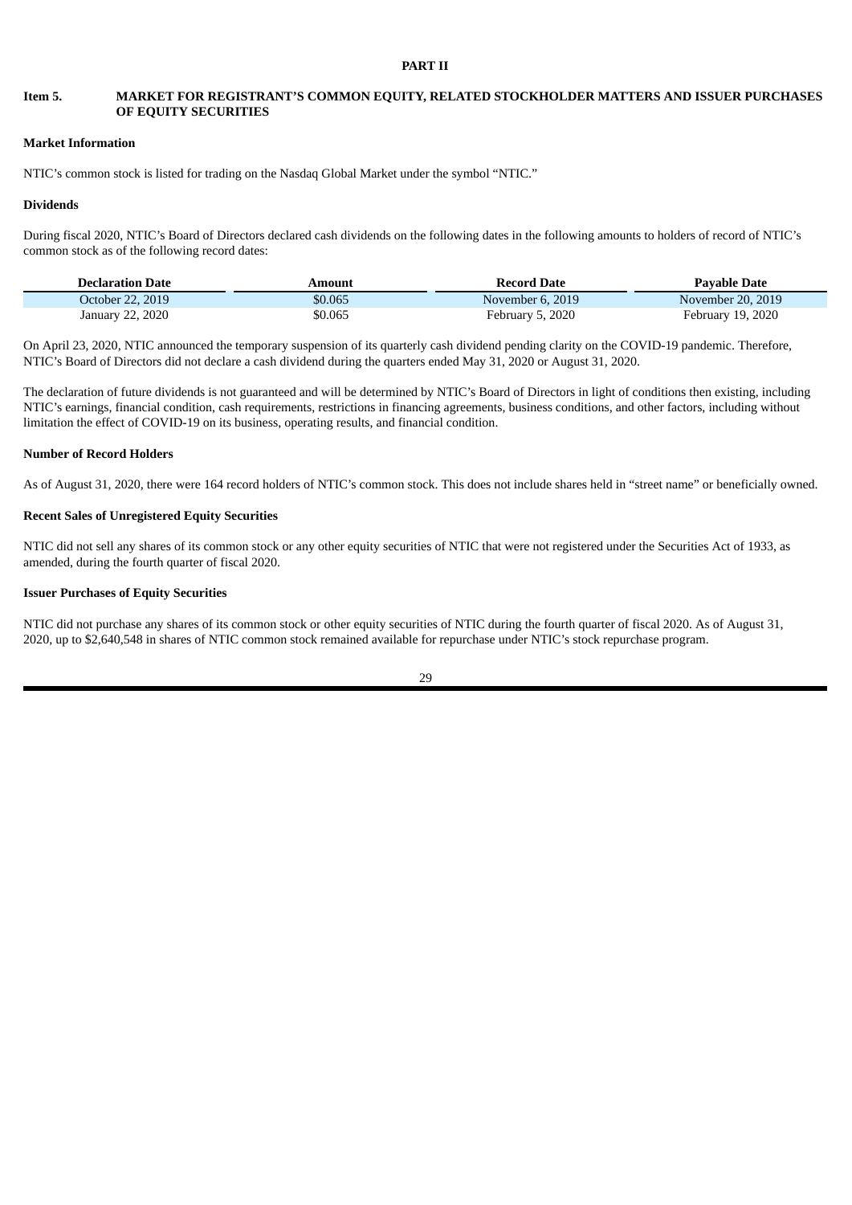# PART II

## Item 5. MARKET FOR REGISTRANT'S COMMON EQUITY, RELATED STOCKHOLDER MATTERS AND ISSUER PURCHASES OF EQUITY SECURITIES

### Market Information

NTIC's common stock is listed for trading on the Nasdaq Global Market under the symbol "NTIC."

### Dividends

During fiscal 2020, NTIC's Board of Directors declared cash dividends on the following dates in the following amounts to holders of record of NTIC's common stock as of the following record dates:

| Declaration Date | Amount | Record Date | Payable Date |
|---|---|---|---|
| October 22, 2019 | $0.065 | November 6, 2019 | November 20, 2019 |
| January 22, 2020 | $0.065 | February 5, 2020 | February 19, 2020 |

On April 23, 2020, NTIC announced the temporary suspension of its quarterly cash dividend pending clarity on the COVID-19 pandemic. Therefore, NTIC's Board of Directors did not declare a cash dividend during the quarters ended May 31, 2020 or August 31, 2020.

The declaration of future dividends is not guaranteed and will be determined by NTIC's Board of Directors in light of conditions then existing, including NTIC's earnings, financial condition, cash requirements, restrictions in financing agreements, business conditions, and other factors, including without limitation the effect of COVID-19 on its business, operating results, and financial condition.

### Number of Record Holders

As of August 31, 2020, there were 164 record holders of NTIC's common stock. This does not include shares held in "street name" or beneficially owned.

### Recent Sales of Unregistered Equity Securities

NTIC did not sell any shares of its common stock or any other equity securities of NTIC that were not registered under the Securities Act of 1933, as amended, during the fourth quarter of fiscal 2020.

### Issuer Purchases of Equity Securities

NTIC did not purchase any shares of its common stock or other equity securities of NTIC during the fourth quarter of fiscal 2020. As of August 31, 2020, up to $2,640,548 in shares of NTIC common stock remained available for repurchase under NTIC's stock repurchase program.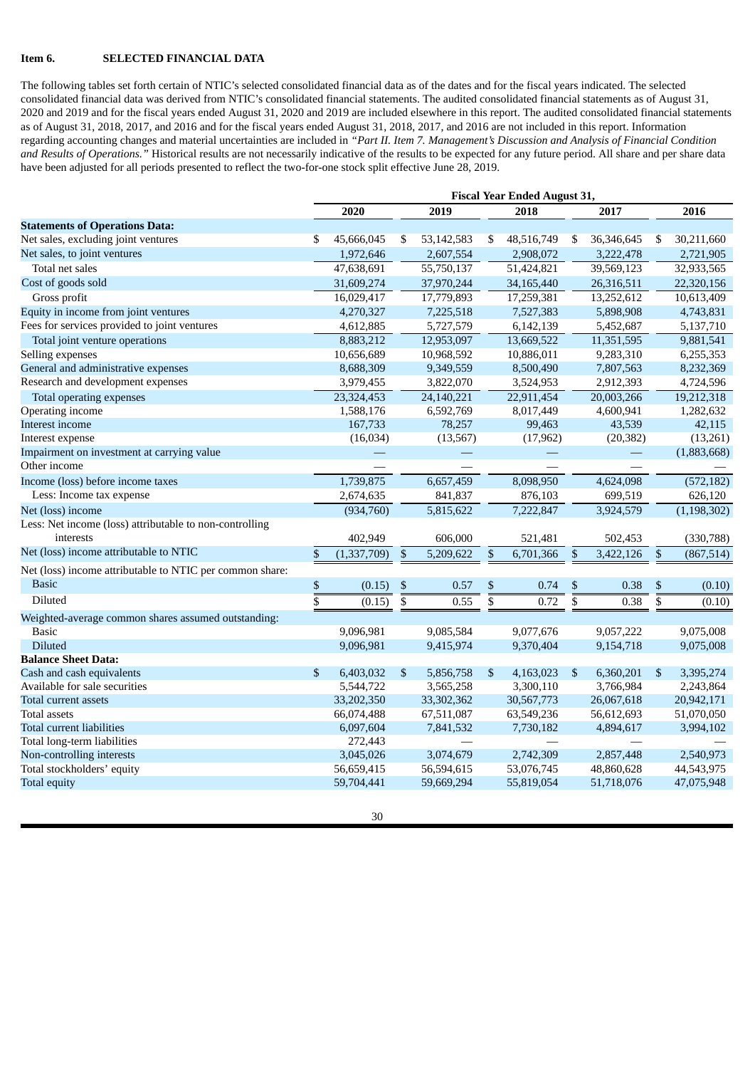**Item 6. SELECTED FINANCIAL DATA**

The following tables set forth certain of NTIC's selected consolidated financial data as of the dates and for the fiscal years indicated. The selected consolidated financial data was derived from NTIC's consolidated financial statements. The audited consolidated financial statements as of August 31, 2020 and 2019 and for the fiscal years ended August 31, 2020 and 2019 are included elsewhere in this report. The audited consolidated financial statements as of August 31, 2018, 2017, and 2016 and for the fiscal years ended August 31, 2018, 2017, and 2016 are not included in this report. Information regarding accounting changes and material uncertainties are included in *"Part II. Item 7. Management's Discussion and Analysis of Financial Condition and Results of Operations."* Historical results are not necessarily indicative of the results to be expected for any future period. All share and per share data have been adjusted for all periods presented to reflect the two-for-one stock split effective June 28, 2019.

| | Fiscal Year Ended August 31, | | | | |
|---|---|---|---|---|---|
| | 2020 | 2019 | 2018 | 2017 | 2016 |
| **Statements of Operations Data:** | | | | | |
| Net sales, excluding joint ventures | $ 45,666,045 | $ 53,142,583 | $ 48,516,749 | $ 36,346,645 | $ 30,211,660 |
| Net sales, to joint ventures | 1,972,646 | 2,607,554 | 2,908,072 | 3,222,478 | 2,721,905 |
| Total net sales | 47,638,691 | 55,750,137 | 51,424,821 | 39,569,123 | 32,933,565 |
| Cost of goods sold | 31,609,274 | 37,970,244 | 34,165,440 | 26,316,511 | 22,320,156 |
| Gross profit | 16,029,417 | 17,779,893 | 17,259,381 | 13,252,612 | 10,613,409 |
| Equity in income from joint ventures | 4,270,327 | 7,225,518 | 7,527,383 | 5,898,908 | 4,743,831 |
| Fees for services provided to joint ventures | 4,612,885 | 5,727,579 | 6,142,139 | 5,452,687 | 5,137,710 |
| Total joint venture operations | 8,883,212 | 12,953,097 | 13,669,522 | 11,351,595 | 9,881,541 |
| Selling expenses | 10,656,689 | 10,968,592 | 10,886,011 | 9,283,310 | 6,255,353 |
| General and administrative expenses | 8,688,309 | 9,349,559 | 8,500,490 | 7,807,563 | 8,232,369 |
| Research and development expenses | 3,979,455 | 3,822,070 | 3,524,953 | 2,912,393 | 4,724,596 |
| Total operating expenses | 23,324,453 | 24,140,221 | 22,911,454 | 20,003,266 | 19,212,318 |
| Operating income | 1,588,176 | 6,592,769 | 8,017,449 | 4,600,941 | 1,282,632 |
| Interest income | 167,733 | 78,257 | 99,463 | 43,539 | 42,115 |
| Interest expense | (16,034) | (13,567) | (17,962) | (20,382) | (13,261) |
| Impairment on investment at carrying value | — | — | — | — | (1,883,668) |
| Other income | — | — | — | — | — |
| Income (loss) before income taxes | 1,739,875 | 6,657,459 | 8,098,950 | 4,624,098 | (572,182) |
| Less: Income tax expense | 2,674,635 | 841,837 | 876,103 | 699,519 | 626,120 |
| Net (loss) income | (934,760) | 5,815,622 | 7,222,847 | 3,924,579 | (1,198,302) |
| Less: Net income (loss) attributable to non-controlling interests | 402,949 | 606,000 | 521,481 | 502,453 | (330,788) |
| Net (loss) income attributable to NTIC | $ (1,337,709) | $ 5,209,622 | $ 6,701,366 | $ 3,422,126 | $ (867,514) |
| Net (loss) income attributable to NTIC per common share: | | | | | |
| Basic | $ (0.15) | $ 0.57 | $ 0.74 | $ 0.38 | $ (0.10) |
| Diluted | $ (0.15) | $ 0.55 | $ 0.72 | $ 0.38 | $ (0.10) |
| Weighted-average common shares assumed outstanding: | | | | | |
| Basic | 9,096,981 | 9,085,584 | 9,077,676 | 9,057,222 | 9,075,008 |
| Diluted | 9,096,981 | 9,415,974 | 9,370,404 | 9,154,718 | 9,075,008 |
| **Balance Sheet Data:** | | | | | |
| Cash and cash equivalents | $ 6,403,032 | $ 5,856,758 | $ 4,163,023 | $ 6,360,201 | $ 3,395,274 |
| Available for sale securities | 5,544,722 | 3,565,258 | 3,300,110 | 3,766,984 | 2,243,864 |
| Total current assets | 33,202,350 | 33,302,362 | 30,567,773 | 26,067,618 | 20,942,171 |
| Total assets | 66,074,488 | 67,511,087 | 63,549,236 | 56,612,693 | 51,070,050 |
| Total current liabilities | 6,097,604 | 7,841,532 | 7,730,182 | 4,894,617 | 3,994,102 |
| Total long-term liabilities | 272,443 | — | — | — | — |
| Non-controlling interests | 3,045,026 | 3,074,679 | 2,742,309 | 2,857,448 | 2,540,973 |
| Total stockholders' equity | 56,659,415 | 56,594,615 | 53,076,745 | 48,860,628 | 44,543,975 |
| Total equity | 59,704,441 | 59,669,294 | 55,819,054 | 51,718,076 | 47,075,948 |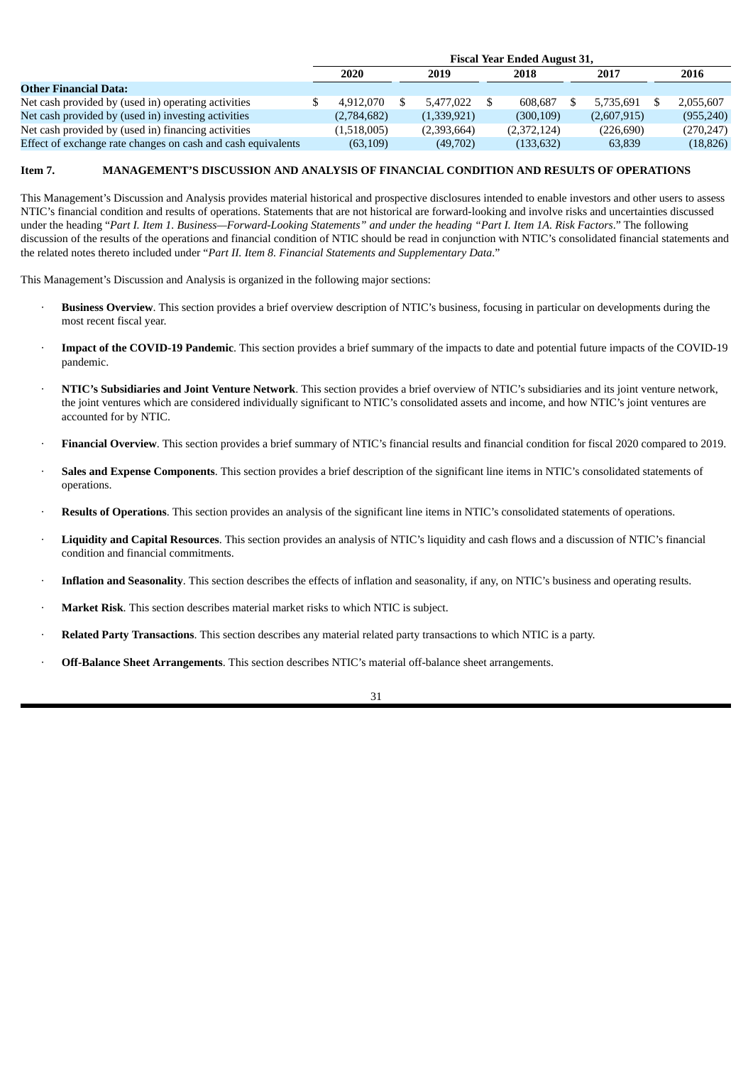| | Fiscal Year Ended August 31, | | | | |
|---|---|---|---|---|---|
| | 2020 | 2019 | 2018 | 2017 | 2016 |
| **Other Financial Data:** | | | | | |
| Net cash provided by (used in) operating activities | $ 4,912,070 | $ 5,477,022 | $ 608,687 | $ 5,735,691 | $ 2,055,607 |
| Net cash provided by (used in) investing activities | (2,784,682) | (1,339,921) | (300,109) | (2,607,915) | (955,240) |
| Net cash provided by (used in) financing activities | (1,518,005) | (2,393,664) | (2,372,124) | (226,690) | (270,247) |
| Effect of exchange rate changes on cash and cash equivalents | (63,109) | (49,702) | (133,632) | 63,839 | (18,826) |

## Item 7. MANAGEMENT'S DISCUSSION AND ANALYSIS OF FINANCIAL CONDITION AND RESULTS OF OPERATIONS

This Management's Discussion and Analysis provides material historical and prospective disclosures intended to enable investors and other users to assess NTIC's financial condition and results of operations. Statements that are not historical are forward-looking and involve risks and uncertainties discussed under the heading "*Part I. Item 1. Business—Forward-Looking Statements" and under the heading "Part I. Item 1A. Risk Factors*." The following discussion of the results of the operations and financial condition of NTIC should be read in conjunction with NTIC's consolidated financial statements and the related notes thereto included under "*Part II. Item 8. Financial Statements and Supplementary Data*."

This Management's Discussion and Analysis is organized in the following major sections:

- **Business Overview**. This section provides a brief overview description of NTIC's business, focusing in particular on developments during the most recent fiscal year.
- **Impact of the COVID-19 Pandemic**. This section provides a brief summary of the impacts to date and potential future impacts of the COVID-19 pandemic.
- **NTIC's Subsidiaries and Joint Venture Network**. This section provides a brief overview of NTIC's subsidiaries and its joint venture network, the joint ventures which are considered individually significant to NTIC's consolidated assets and income, and how NTIC's joint ventures are accounted for by NTIC.
- **Financial Overview**. This section provides a brief summary of NTIC's financial results and financial condition for fiscal 2020 compared to 2019.
- **Sales and Expense Components**. This section provides a brief description of the significant line items in NTIC's consolidated statements of operations.
- **Results of Operations**. This section provides an analysis of the significant line items in NTIC's consolidated statements of operations.
- **Liquidity and Capital Resources**. This section provides an analysis of NTIC's liquidity and cash flows and a discussion of NTIC's financial condition and financial commitments.
- **Inflation and Seasonality**. This section describes the effects of inflation and seasonality, if any, on NTIC's business and operating results.
- **Market Risk**. This section describes material market risks to which NTIC is subject.
- **Related Party Transactions**. This section describes any material related party transactions to which NTIC is a party.
- **Off-Balance Sheet Arrangements**. This section describes NTIC's material off-balance sheet arrangements.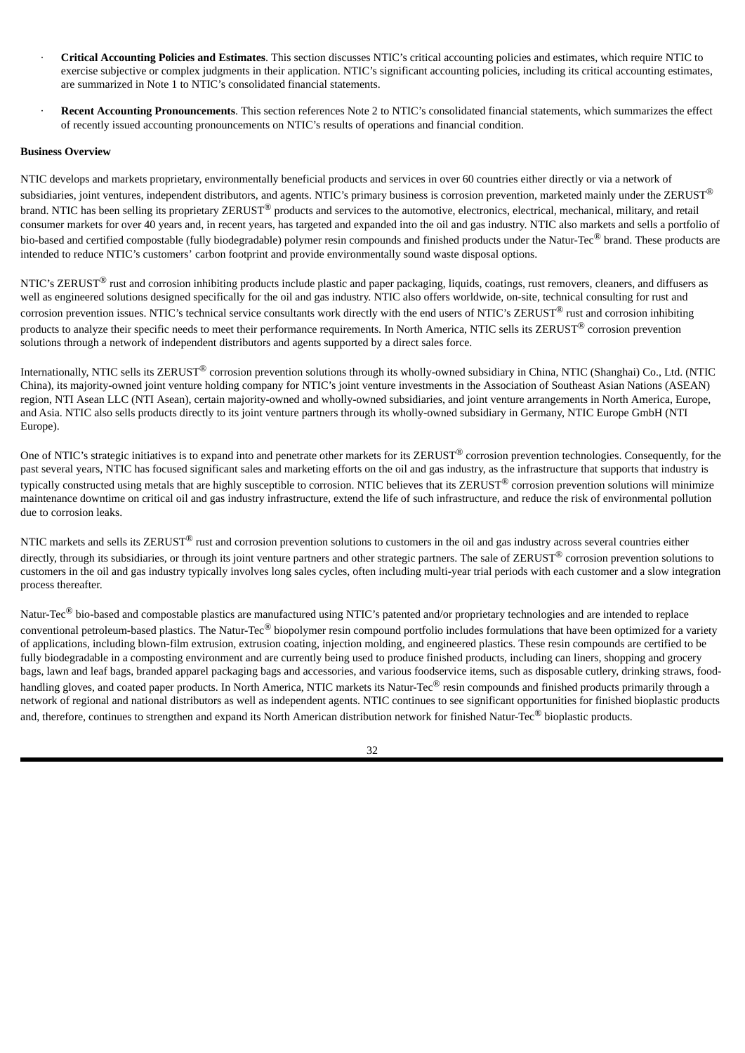- **Critical Accounting Policies and Estimates**. This section discusses NTIC's critical accounting policies and estimates, which require NTIC to exercise subjective or complex judgments in their application. NTIC's significant accounting policies, including its critical accounting estimates, are summarized in Note 1 to NTIC's consolidated financial statements.

- **Recent Accounting Pronouncements**. This section references Note 2 to NTIC's consolidated financial statements, which summarizes the effect of recently issued accounting pronouncements on NTIC's results of operations and financial condition.

**Business Overview**

NTIC develops and markets proprietary, environmentally beneficial products and services in over 60 countries either directly or via a network of subsidiaries, joint ventures, independent distributors, and agents. NTIC's primary business is corrosion prevention, marketed mainly under the ZERUST® brand. NTIC has been selling its proprietary ZERUST® products and services to the automotive, electronics, electrical, mechanical, military, and retail consumer markets for over 40 years and, in recent years, has targeted and expanded into the oil and gas industry. NTIC also markets and sells a portfolio of bio-based and certified compostable (fully biodegradable) polymer resin compounds and finished products under the Natur-Tec® brand. These products are intended to reduce NTIC's customers' carbon footprint and provide environmentally sound waste disposal options.

NTIC's ZERUST® rust and corrosion inhibiting products include plastic and paper packaging, liquids, coatings, rust removers, cleaners, and diffusers as well as engineered solutions designed specifically for the oil and gas industry. NTIC also offers worldwide, on-site, technical consulting for rust and corrosion prevention issues. NTIC's technical service consultants work directly with the end users of NTIC's ZERUST® rust and corrosion inhibiting products to analyze their specific needs to meet their performance requirements. In North America, NTIC sells its ZERUST® corrosion prevention solutions through a network of independent distributors and agents supported by a direct sales force.

Internationally, NTIC sells its ZERUST® corrosion prevention solutions through its wholly-owned subsidiary in China, NTIC (Shanghai) Co., Ltd. (NTIC China), its majority-owned joint venture holding company for NTIC's joint venture investments in the Association of Southeast Asian Nations (ASEAN) region, NTI Asean LLC (NTI Asean), certain majority-owned and wholly-owned subsidiaries, and joint venture arrangements in North America, Europe, and Asia. NTIC also sells products directly to its joint venture partners through its wholly-owned subsidiary in Germany, NTIC Europe GmbH (NTI Europe).

One of NTIC's strategic initiatives is to expand into and penetrate other markets for its ZERUST® corrosion prevention technologies. Consequently, for the past several years, NTIC has focused significant sales and marketing efforts on the oil and gas industry, as the infrastructure that supports that industry is typically constructed using metals that are highly susceptible to corrosion. NTIC believes that its ZERUST® corrosion prevention solutions will minimize maintenance downtime on critical oil and gas industry infrastructure, extend the life of such infrastructure, and reduce the risk of environmental pollution due to corrosion leaks.

NTIC markets and sells its ZERUST® rust and corrosion prevention solutions to customers in the oil and gas industry across several countries either directly, through its subsidiaries, or through its joint venture partners and other strategic partners. The sale of ZERUST® corrosion prevention solutions to customers in the oil and gas industry typically involves long sales cycles, often including multi-year trial periods with each customer and a slow integration process thereafter.

Natur-Tec® bio-based and compostable plastics are manufactured using NTIC's patented and/or proprietary technologies and are intended to replace conventional petroleum-based plastics. The Natur-Tec® biopolymer resin compound portfolio includes formulations that have been optimized for a variety of applications, including blown-film extrusion, extrusion coating, injection molding, and engineered plastics. These resin compounds are certified to be fully biodegradable in a composting environment and are currently being used to produce finished products, including can liners, shopping and grocery bags, lawn and leaf bags, branded apparel packaging bags and accessories, and various foodservice items, such as disposable cutlery, drinking straws, food-handling gloves, and coated paper products. In North America, NTIC markets its Natur-Tec® resin compounds and finished products primarily through a network of regional and national distributors as well as independent agents. NTIC continues to see significant opportunities for finished bioplastic products and, therefore, continues to strengthen and expand its North American distribution network for finished Natur-Tec® bioplastic products.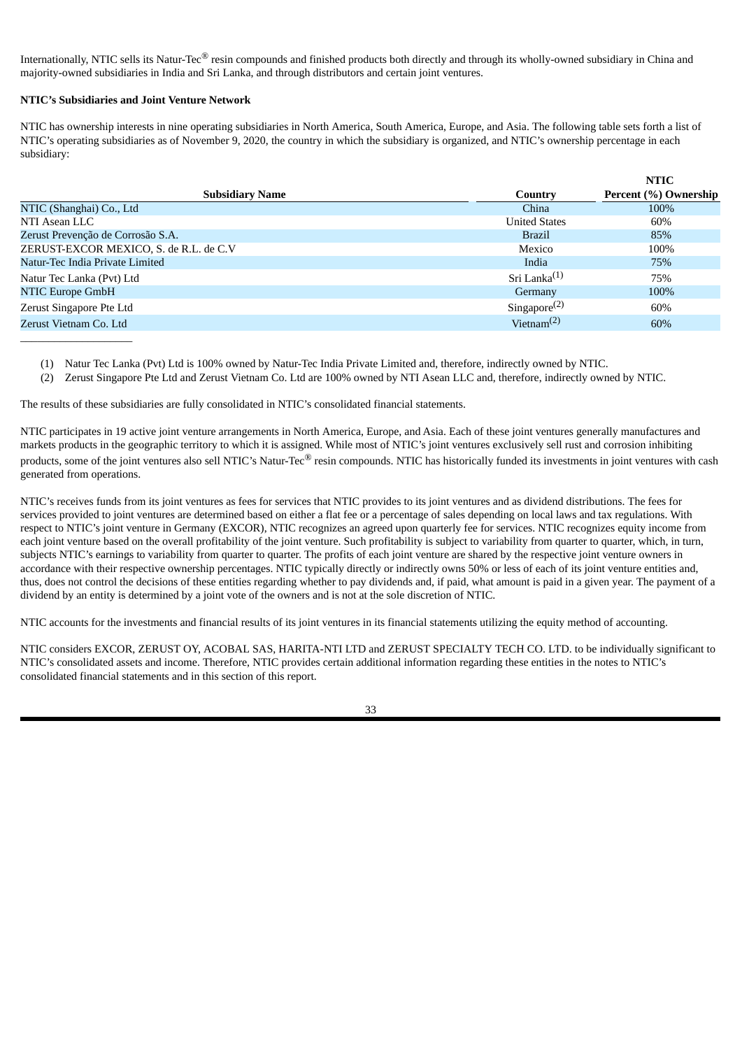Internationally, NTIC sells its Natur-Tec® resin compounds and finished products both directly and through its wholly-owned subsidiary in China and majority-owned subsidiaries in India and Sri Lanka, and through distributors and certain joint ventures.

**NTIC's Subsidiaries and Joint Venture Network**

NTIC has ownership interests in nine operating subsidiaries in North America, South America, Europe, and Asia. The following table sets forth a list of NTIC's operating subsidiaries as of November 9, 2020, the country in which the subsidiary is organized, and NTIC's ownership percentage in each subsidiary:

| Subsidiary Name | Country | NTIC Percent (%) Ownership |
|---|---|---|
| NTIC (Shanghai) Co., Ltd | China | 100% |
| NTI Asean LLC | United States | 60% |
| Zerust Prevenção de Corrosão S.A. | Brazil | 85% |
| ZERUST-EXCOR MEXICO, S. de R.L. de C.V | Mexico | 100% |
| Natur-Tec India Private Limited | India | 75% |
| Natur Tec Lanka (Pvt) Ltd | Sri Lanka(1) | 75% |
| NTIC Europe GmbH | Germany | 100% |
| Zerust Singapore Pte Ltd | Singapore(2) | 60% |
| Zerust Vietnam Co. Ltd | Vietnam(2) | 60% |

(1) Natur Tec Lanka (Pvt) Ltd is 100% owned by Natur-Tec India Private Limited and, therefore, indirectly owned by NTIC.

(2) Zerust Singapore Pte Ltd and Zerust Vietnam Co. Ltd are 100% owned by NTI Asean LLC and, therefore, indirectly owned by NTIC.

The results of these subsidiaries are fully consolidated in NTIC's consolidated financial statements.

NTIC participates in 19 active joint venture arrangements in North America, Europe, and Asia. Each of these joint ventures generally manufactures and markets products in the geographic territory to which it is assigned. While most of NTIC's joint ventures exclusively sell rust and corrosion inhibiting products, some of the joint ventures also sell NTIC's Natur-Tec® resin compounds. NTIC has historically funded its investments in joint ventures with cash generated from operations.

NTIC's receives funds from its joint ventures as fees for services that NTIC provides to its joint ventures and as dividend distributions. The fees for services provided to joint ventures are determined based on either a flat fee or a percentage of sales depending on local laws and tax regulations. With respect to NTIC's joint venture in Germany (EXCOR), NTIC recognizes an agreed upon quarterly fee for services. NTIC recognizes equity income from each joint venture based on the overall profitability of the joint venture. Such profitability is subject to variability from quarter to quarter, which, in turn, subjects NTIC's earnings to variability from quarter to quarter. The profits of each joint venture are shared by the respective joint venture owners in accordance with their respective ownership percentages. NTIC typically directly or indirectly owns 50% or less of each of its joint venture entities and, thus, does not control the decisions of these entities regarding whether to pay dividends and, if paid, what amount is paid in a given year. The payment of a dividend by an entity is determined by a joint vote of the owners and is not at the sole discretion of NTIC.

NTIC accounts for the investments and financial results of its joint ventures in its financial statements utilizing the equity method of accounting.

NTIC considers EXCOR, ZERUST OY, ACOBAL SAS, HARITA-NTI LTD and ZERUST SPECIALTY TECH CO. LTD. to be individually significant to NTIC's consolidated assets and income. Therefore, NTIC provides certain additional information regarding these entities in the notes to NTIC's consolidated financial statements and in this section of this report.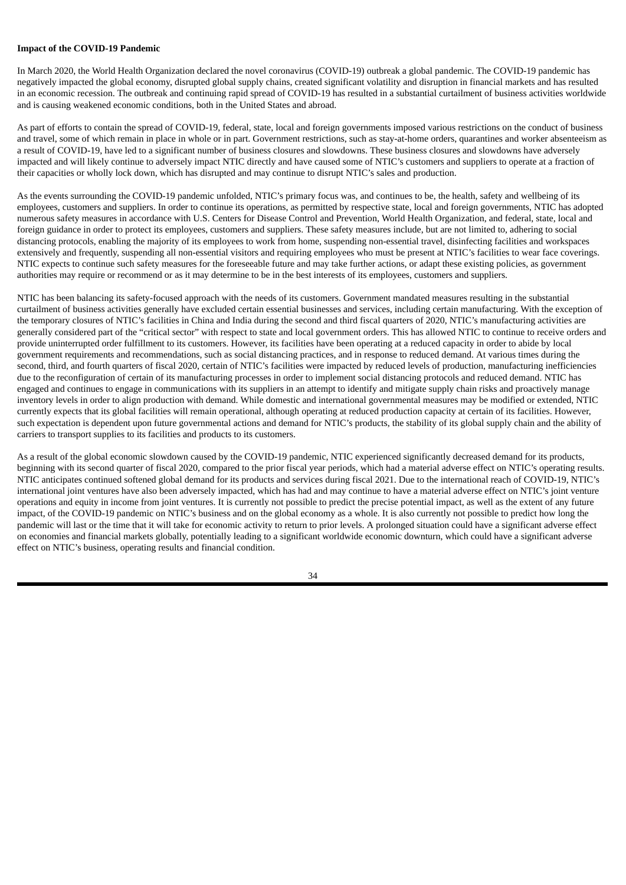**Impact of the COVID-19 Pandemic**

In March 2020, the World Health Organization declared the novel coronavirus (COVID-19) outbreak a global pandemic. The COVID-19 pandemic has negatively impacted the global economy, disrupted global supply chains, created significant volatility and disruption in financial markets and has resulted in an economic recession. The outbreak and continuing rapid spread of COVID-19 has resulted in a substantial curtailment of business activities worldwide and is causing weakened economic conditions, both in the United States and abroad.

As part of efforts to contain the spread of COVID-19, federal, state, local and foreign governments imposed various restrictions on the conduct of business and travel, some of which remain in place in whole or in part. Government restrictions, such as stay-at-home orders, quarantines and worker absenteeism as a result of COVID-19, have led to a significant number of business closures and slowdowns. These business closures and slowdowns have adversely impacted and will likely continue to adversely impact NTIC directly and have caused some of NTIC's customers and suppliers to operate at a fraction of their capacities or wholly lock down, which has disrupted and may continue to disrupt NTIC's sales and production.

As the events surrounding the COVID-19 pandemic unfolded, NTIC's primary focus was, and continues to be, the health, safety and wellbeing of its employees, customers and suppliers. In order to continue its operations, as permitted by respective state, local and foreign governments, NTIC has adopted numerous safety measures in accordance with U.S. Centers for Disease Control and Prevention, World Health Organization, and federal, state, local and foreign guidance in order to protect its employees, customers and suppliers. These safety measures include, but are not limited to, adhering to social distancing protocols, enabling the majority of its employees to work from home, suspending non-essential travel, disinfecting facilities and workspaces extensively and frequently, suspending all non-essential visitors and requiring employees who must be present at NTIC's facilities to wear face coverings. NTIC expects to continue such safety measures for the foreseeable future and may take further actions, or adapt these existing policies, as government authorities may require or recommend or as it may determine to be in the best interests of its employees, customers and suppliers.

NTIC has been balancing its safety-focused approach with the needs of its customers. Government mandated measures resulting in the substantial curtailment of business activities generally have excluded certain essential businesses and services, including certain manufacturing. With the exception of the temporary closures of NTIC's facilities in China and India during the second and third fiscal quarters of 2020, NTIC's manufacturing activities are generally considered part of the "critical sector" with respect to state and local government orders. This has allowed NTIC to continue to receive orders and provide uninterrupted order fulfillment to its customers. However, its facilities have been operating at a reduced capacity in order to abide by local government requirements and recommendations, such as social distancing practices, and in response to reduced demand. At various times during the second, third, and fourth quarters of fiscal 2020, certain of NTIC's facilities were impacted by reduced levels of production, manufacturing inefficiencies due to the reconfiguration of certain of its manufacturing processes in order to implement social distancing protocols and reduced demand. NTIC has engaged and continues to engage in communications with its suppliers in an attempt to identify and mitigate supply chain risks and proactively manage inventory levels in order to align production with demand. While domestic and international governmental measures may be modified or extended, NTIC currently expects that its global facilities will remain operational, although operating at reduced production capacity at certain of its facilities. However, such expectation is dependent upon future governmental actions and demand for NTIC's products, the stability of its global supply chain and the ability of carriers to transport supplies to its facilities and products to its customers.

As a result of the global economic slowdown caused by the COVID-19 pandemic, NTIC experienced significantly decreased demand for its products, beginning with its second quarter of fiscal 2020, compared to the prior fiscal year periods, which had a material adverse effect on NTIC's operating results. NTIC anticipates continued softened global demand for its products and services during fiscal 2021. Due to the international reach of COVID-19, NTIC's international joint ventures have also been adversely impacted, which has had and may continue to have a material adverse effect on NTIC's joint venture operations and equity in income from joint ventures. It is currently not possible to predict the precise potential impact, as well as the extent of any future impact, of the COVID-19 pandemic on NTIC's business and on the global economy as a whole. It is also currently not possible to predict how long the pandemic will last or the time that it will take for economic activity to return to prior levels. A prolonged situation could have a significant adverse effect on economies and financial markets globally, potentially leading to a significant worldwide economic downturn, which could have a significant adverse effect on NTIC's business, operating results and financial condition.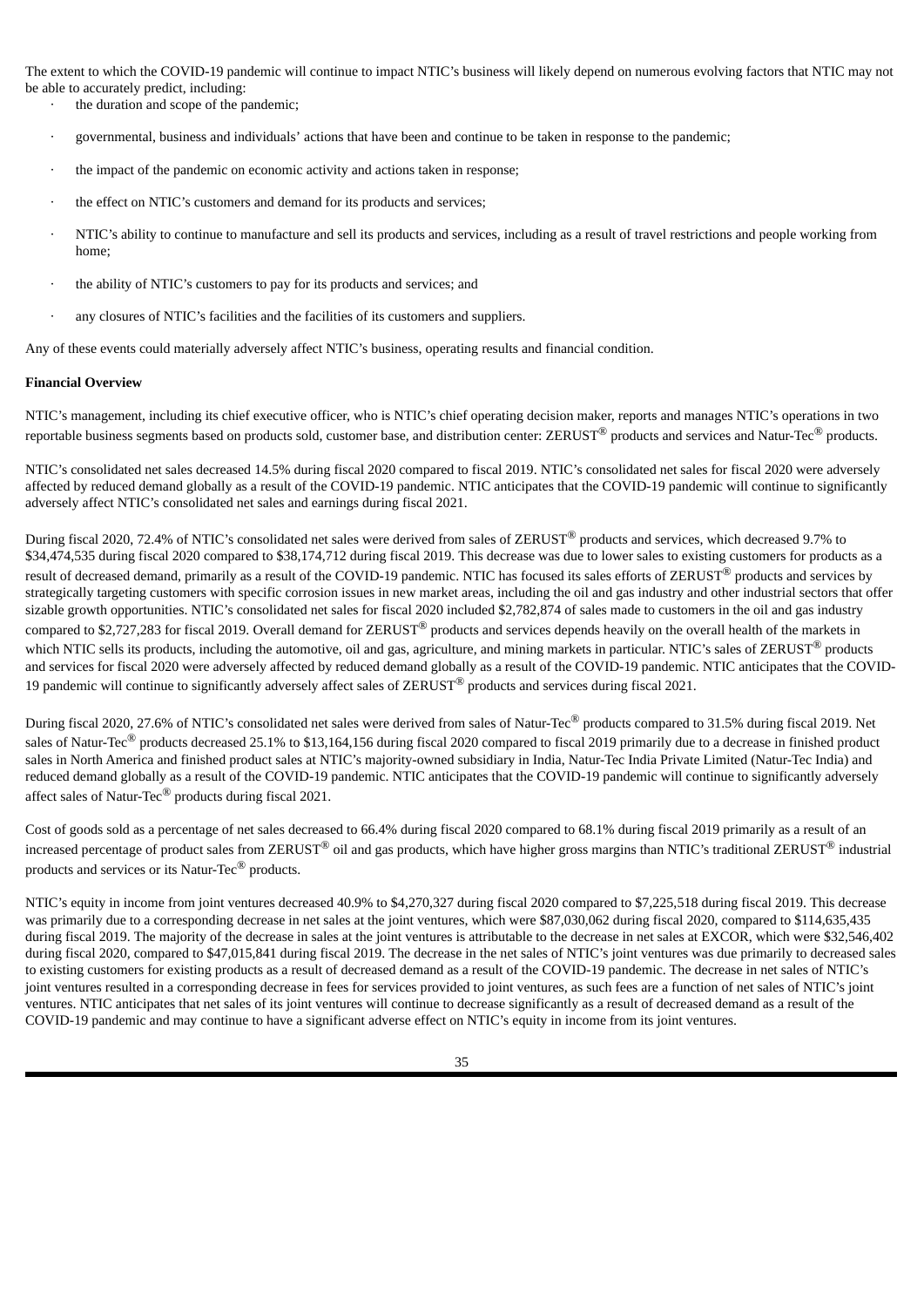The extent to which the COVID-19 pandemic will continue to impact NTIC's business will likely depend on numerous evolving factors that NTIC may not be able to accurately predict, including:

- the duration and scope of the pandemic;
- governmental, business and individuals' actions that have been and continue to be taken in response to the pandemic;
- the impact of the pandemic on economic activity and actions taken in response;
- the effect on NTIC's customers and demand for its products and services;
- NTIC's ability to continue to manufacture and sell its products and services, including as a result of travel restrictions and people working from home;
- the ability of NTIC's customers to pay for its products and services; and
- any closures of NTIC's facilities and the facilities of its customers and suppliers.

Any of these events could materially adversely affect NTIC's business, operating results and financial condition.

**Financial Overview**

NTIC's management, including its chief executive officer, who is NTIC's chief operating decision maker, reports and manages NTIC's operations in two reportable business segments based on products sold, customer base, and distribution center: ZERUST® products and services and Natur-Tec® products.

NTIC's consolidated net sales decreased 14.5% during fiscal 2020 compared to fiscal 2019. NTIC's consolidated net sales for fiscal 2020 were adversely affected by reduced demand globally as a result of the COVID-19 pandemic. NTIC anticipates that the COVID-19 pandemic will continue to significantly adversely affect NTIC's consolidated net sales and earnings during fiscal 2021.

During fiscal 2020, 72.4% of NTIC's consolidated net sales were derived from sales of ZERUST® products and services, which decreased 9.7% to $34,474,535 during fiscal 2020 compared to $38,174,712 during fiscal 2019. This decrease was due to lower sales to existing customers for products as a result of decreased demand, primarily as a result of the COVID-19 pandemic. NTIC has focused its sales efforts of ZERUST® products and services by strategically targeting customers with specific corrosion issues in new market areas, including the oil and gas industry and other industrial sectors that offer sizable growth opportunities. NTIC's consolidated net sales for fiscal 2020 included $2,782,874 of sales made to customers in the oil and gas industry compared to $2,727,283 for fiscal 2019. Overall demand for ZERUST® products and services depends heavily on the overall health of the markets in which NTIC sells its products, including the automotive, oil and gas, agriculture, and mining markets in particular. NTIC's sales of ZERUST® products and services for fiscal 2020 were adversely affected by reduced demand globally as a result of the COVID-19 pandemic. NTIC anticipates that the COVID-19 pandemic will continue to significantly adversely affect sales of ZERUST® products and services during fiscal 2021.

During fiscal 2020, 27.6% of NTIC's consolidated net sales were derived from sales of Natur-Tec® products compared to 31.5% during fiscal 2019. Net sales of Natur-Tec® products decreased 25.1% to $13,164,156 during fiscal 2020 compared to fiscal 2019 primarily due to a decrease in finished product sales in North America and finished product sales at NTIC's majority-owned subsidiary in India, Natur-Tec India Private Limited (Natur-Tec India) and reduced demand globally as a result of the COVID-19 pandemic. NTIC anticipates that the COVID-19 pandemic will continue to significantly adversely affect sales of Natur-Tec® products during fiscal 2021.

Cost of goods sold as a percentage of net sales decreased to 66.4% during fiscal 2020 compared to 68.1% during fiscal 2019 primarily as a result of an increased percentage of product sales from ZERUST® oil and gas products, which have higher gross margins than NTIC's traditional ZERUST® industrial products and services or its Natur-Tec® products.

NTIC's equity in income from joint ventures decreased 40.9% to $4,270,327 during fiscal 2020 compared to $7,225,518 during fiscal 2019. This decrease was primarily due to a corresponding decrease in net sales at the joint ventures, which were $87,030,062 during fiscal 2020, compared to $114,635,435 during fiscal 2019. The majority of the decrease in sales at the joint ventures is attributable to the decrease in net sales at EXCOR, which were $32,546,402 during fiscal 2020, compared to $47,015,841 during fiscal 2019. The decrease in the net sales of NTIC's joint ventures was due primarily to decreased sales to existing customers for existing products as a result of decreased demand as a result of the COVID-19 pandemic. The decrease in net sales of NTIC's joint ventures resulted in a corresponding decrease in fees for services provided to joint ventures, as such fees are a function of net sales of NTIC's joint ventures. NTIC anticipates that net sales of its joint ventures will continue to decrease significantly as a result of decreased demand as a result of the COVID-19 pandemic and may continue to have a significant adverse effect on NTIC's equity in income from its joint ventures.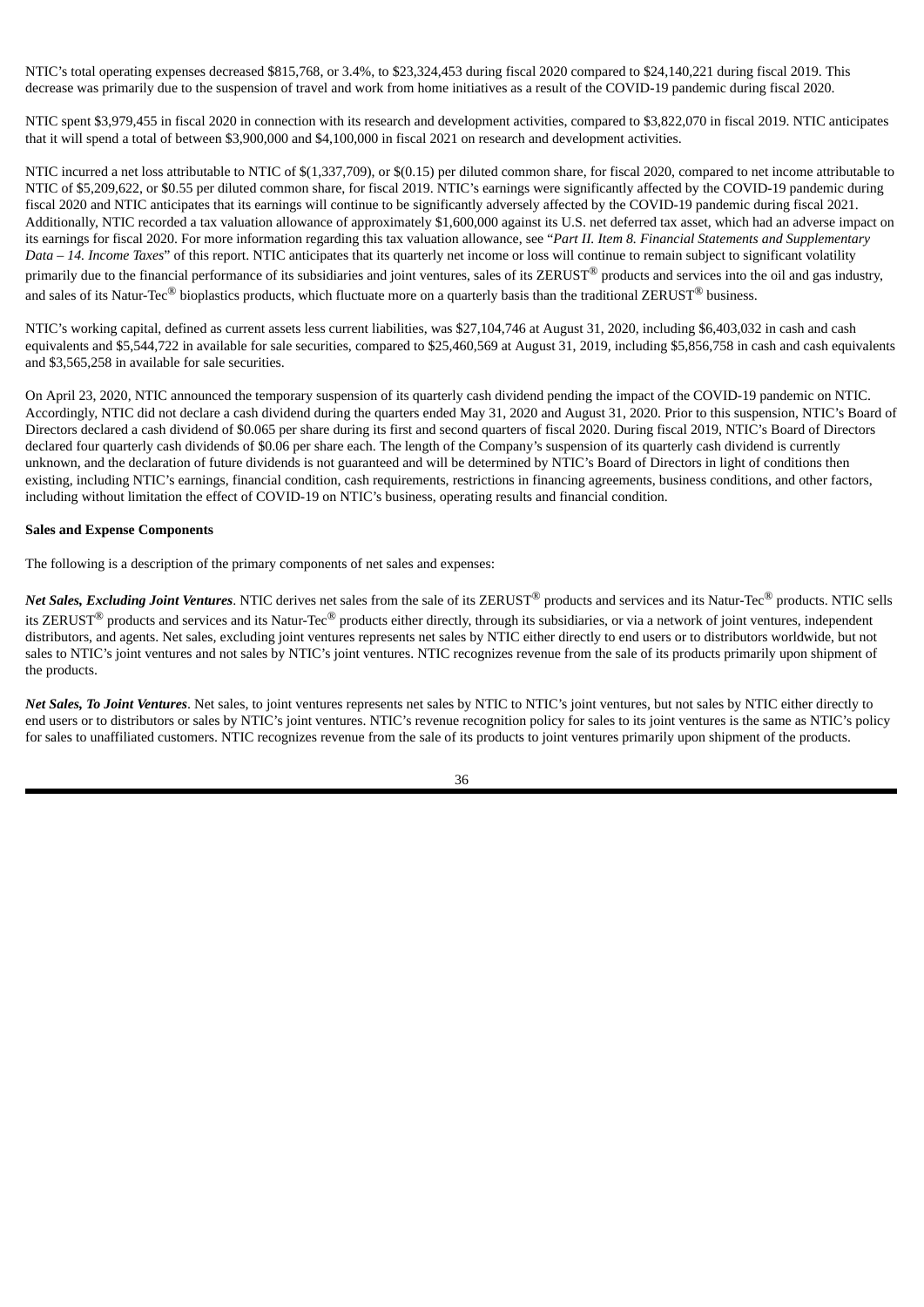NTIC's total operating expenses decreased $815,768, or 3.4%, to $23,324,453 during fiscal 2020 compared to $24,140,221 during fiscal 2019. This decrease was primarily due to the suspension of travel and work from home initiatives as a result of the COVID-19 pandemic during fiscal 2020.

NTIC spent $3,979,455 in fiscal 2020 in connection with its research and development activities, compared to $3,822,070 in fiscal 2019. NTIC anticipates that it will spend a total of between $3,900,000 and $4,100,000 in fiscal 2021 on research and development activities.

NTIC incurred a net loss attributable to NTIC of $(1,337,709), or $(0.15) per diluted common share, for fiscal 2020, compared to net income attributable to NTIC of $5,209,622, or $0.55 per diluted common share, for fiscal 2019. NTIC's earnings were significantly affected by the COVID-19 pandemic during fiscal 2020 and NTIC anticipates that its earnings will continue to be significantly adversely affected by the COVID-19 pandemic during fiscal 2021. Additionally, NTIC recorded a tax valuation allowance of approximately $1,600,000 against its U.S. net deferred tax asset, which had an adverse impact on its earnings for fiscal 2020. For more information regarding this tax valuation allowance, see "*Part II. Item 8. Financial Statements and Supplementary Data – 14. Income Taxes*" of this report. NTIC anticipates that its quarterly net income or loss will continue to remain subject to significant volatility primarily due to the financial performance of its subsidiaries and joint ventures, sales of its ZERUST® products and services into the oil and gas industry, and sales of its Natur-Tec® bioplastics products, which fluctuate more on a quarterly basis than the traditional ZERUST® business.

NTIC's working capital, defined as current assets less current liabilities, was $27,104,746 at August 31, 2020, including $6,403,032 in cash and cash equivalents and $5,544,722 in available for sale securities, compared to $25,460,569 at August 31, 2019, including $5,856,758 in cash and cash equivalents and $3,565,258 in available for sale securities.

On April 23, 2020, NTIC announced the temporary suspension of its quarterly cash dividend pending the impact of the COVID-19 pandemic on NTIC. Accordingly, NTIC did not declare a cash dividend during the quarters ended May 31, 2020 and August 31, 2020. Prior to this suspension, NTIC's Board of Directors declared a cash dividend of $0.065 per share during its first and second quarters of fiscal 2020. During fiscal 2019, NTIC's Board of Directors declared four quarterly cash dividends of $0.06 per share each. The length of the Company's suspension of its quarterly cash dividend is currently unknown, and the declaration of future dividends is not guaranteed and will be determined by NTIC's Board of Directors in light of conditions then existing, including NTIC's earnings, financial condition, cash requirements, restrictions in financing agreements, business conditions, and other factors, including without limitation the effect of COVID-19 on NTIC's business, operating results and financial condition.

**Sales and Expense Components**

The following is a description of the primary components of net sales and expenses:

***Net Sales, Excluding Joint Ventures***. NTIC derives net sales from the sale of its ZERUST® products and services and its Natur-Tec® products. NTIC sells its ZERUST® products and services and its Natur-Tec® products either directly, through its subsidiaries, or via a network of joint ventures, independent distributors, and agents. Net sales, excluding joint ventures represents net sales by NTIC either directly to end users or to distributors worldwide, but not sales to NTIC's joint ventures and not sales by NTIC's joint ventures. NTIC recognizes revenue from the sale of its products primarily upon shipment of the products.

***Net Sales, To Joint Ventures***. Net sales, to joint ventures represents net sales by NTIC to NTIC's joint ventures, but not sales by NTIC either directly to end users or to distributors or sales by NTIC's joint ventures. NTIC's revenue recognition policy for sales to its joint ventures is the same as NTIC's policy for sales to unaffiliated customers. NTIC recognizes revenue from the sale of its products to joint ventures primarily upon shipment of the products.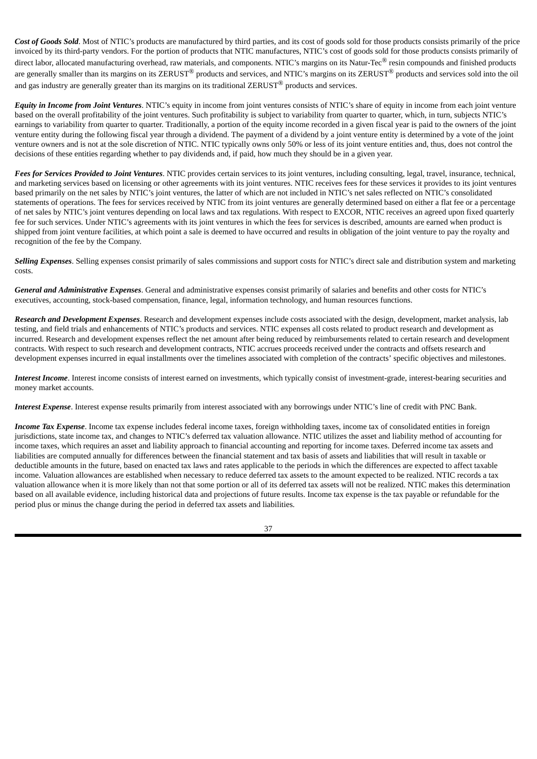***Cost of Goods Sold***. Most of NTIC's products are manufactured by third parties, and its cost of goods sold for those products consists primarily of the price invoiced by its third-party vendors. For the portion of products that NTIC manufactures, NTIC's cost of goods sold for those products consists primarily of direct labor, allocated manufacturing overhead, raw materials, and components. NTIC's margins on its Natur-Tec® resin compounds and finished products are generally smaller than its margins on its ZERUST® products and services, and NTIC's margins on its ZERUST® products and services sold into the oil and gas industry are generally greater than its margins on its traditional ZERUST® products and services.

***Equity in Income from Joint Ventures***. NTIC's equity in income from joint ventures consists of NTIC's share of equity in income from each joint venture based on the overall profitability of the joint ventures. Such profitability is subject to variability from quarter to quarter, which, in turn, subjects NTIC's earnings to variability from quarter to quarter. Traditionally, a portion of the equity income recorded in a given fiscal year is paid to the owners of the joint venture entity during the following fiscal year through a dividend. The payment of a dividend by a joint venture entity is determined by a vote of the joint venture owners and is not at the sole discretion of NTIC. NTIC typically owns only 50% or less of its joint venture entities and, thus, does not control the decisions of these entities regarding whether to pay dividends and, if paid, how much they should be in a given year.

***Fees for Services Provided to Joint Ventures***. NTIC provides certain services to its joint ventures, including consulting, legal, travel, insurance, technical, and marketing services based on licensing or other agreements with its joint ventures. NTIC receives fees for these services it provides to its joint ventures based primarily on the net sales by NTIC's joint ventures, the latter of which are not included in NTIC's net sales reflected on NTIC's consolidated statements of operations. The fees for services received by NTIC from its joint ventures are generally determined based on either a flat fee or a percentage of net sales by NTIC's joint ventures depending on local laws and tax regulations. With respect to EXCOR, NTIC receives an agreed upon fixed quarterly fee for such services. Under NTIC's agreements with its joint ventures in which the fees for services is described, amounts are earned when product is shipped from joint venture facilities, at which point a sale is deemed to have occurred and results in obligation of the joint venture to pay the royalty and recognition of the fee by the Company.

***Selling Expenses***. Selling expenses consist primarily of sales commissions and support costs for NTIC's direct sale and distribution system and marketing costs.

***General and Administrative Expenses***. General and administrative expenses consist primarily of salaries and benefits and other costs for NTIC's executives, accounting, stock-based compensation, finance, legal, information technology, and human resources functions.

***Research and Development Expenses***. Research and development expenses include costs associated with the design, development, market analysis, lab testing, and field trials and enhancements of NTIC's products and services. NTIC expenses all costs related to product research and development as incurred. Research and development expenses reflect the net amount after being reduced by reimbursements related to certain research and development contracts. With respect to such research and development contracts, NTIC accrues proceeds received under the contracts and offsets research and development expenses incurred in equal installments over the timelines associated with completion of the contracts' specific objectives and milestones.

***Interest Income***. Interest income consists of interest earned on investments, which typically consist of investment-grade, interest-bearing securities and money market accounts.

***Interest Expense***. Interest expense results primarily from interest associated with any borrowings under NTIC's line of credit with PNC Bank.

***Income Tax Expense***. Income tax expense includes federal income taxes, foreign withholding taxes, income tax of consolidated entities in foreign jurisdictions, state income tax, and changes to NTIC's deferred tax valuation allowance. NTIC utilizes the asset and liability method of accounting for income taxes, which requires an asset and liability approach to financial accounting and reporting for income taxes. Deferred income tax assets and liabilities are computed annually for differences between the financial statement and tax basis of assets and liabilities that will result in taxable or deductible amounts in the future, based on enacted tax laws and rates applicable to the periods in which the differences are expected to affect taxable income. Valuation allowances are established when necessary to reduce deferred tax assets to the amount expected to be realized. NTIC records a tax valuation allowance when it is more likely than not that some portion or all of its deferred tax assets will not be realized. NTIC makes this determination based on all available evidence, including historical data and projections of future results. Income tax expense is the tax payable or refundable for the period plus or minus the change during the period in deferred tax assets and liabilities.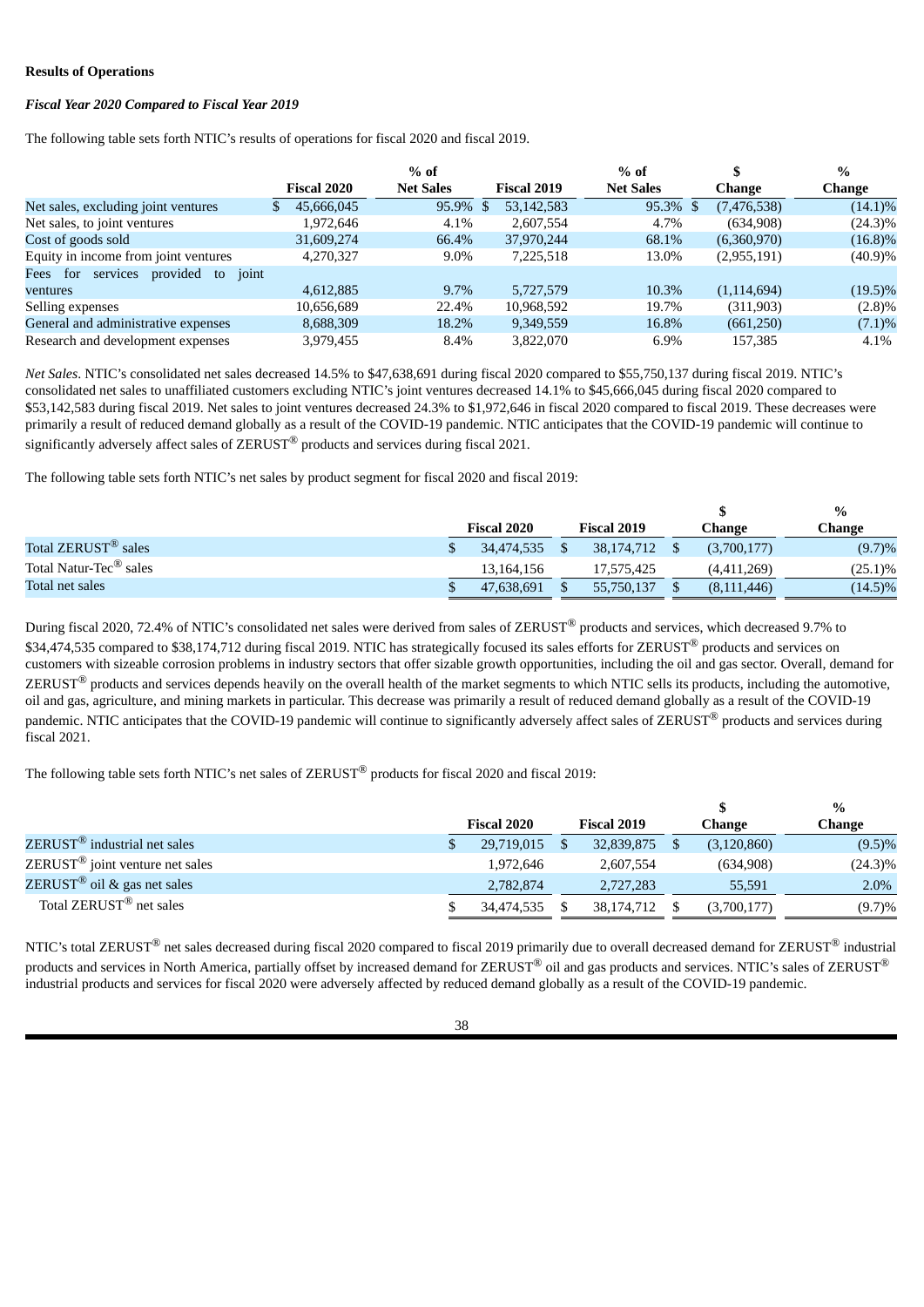**Results of Operations**

***Fiscal Year 2020 Compared to Fiscal Year 2019***

The following table sets forth NTIC's results of operations for fiscal 2020 and fiscal 2019.

| | Fiscal 2020 | % of Net Sales | Fiscal 2019 | % of Net Sales | $ Change | % Change |
|---|---|---|---|---|---|---|
| Net sales, excluding joint ventures | $ 45,666,045 | 95.9% | $ 53,142,583 | 95.3% | $ (7,476,538) | (14.1)% |
| Net sales, to joint ventures | 1,972,646 | 4.1% | 2,607,554 | 4.7% | (634,908) | (24.3)% |
| Cost of goods sold | 31,609,274 | 66.4% | 37,970,244 | 68.1% | (6,360,970) | (16.8)% |
| Equity in income from joint ventures | 4,270,327 | 9.0% | 7,225,518 | 13.0% | (2,955,191) | (40.9)% |
| Fees for services provided to joint ventures | 4,612,885 | 9.7% | 5,727,579 | 10.3% | (1,114,694) | (19.5)% |
| Selling expenses | 10,656,689 | 22.4% | 10,968,592 | 19.7% | (311,903) | (2.8)% |
| General and administrative expenses | 8,688,309 | 18.2% | 9,349,559 | 16.8% | (661,250) | (7.1)% |
| Research and development expenses | 3,979,455 | 8.4% | 3,822,070 | 6.9% | 157,385 | 4.1% |

*Net Sales*. NTIC's consolidated net sales decreased 14.5% to $47,638,691 during fiscal 2020 compared to $55,750,137 during fiscal 2019. NTIC's consolidated net sales to unaffiliated customers excluding NTIC's joint ventures decreased 14.1% to $45,666,045 during fiscal 2020 compared to $53,142,583 during fiscal 2019. Net sales to joint ventures decreased 24.3% to $1,972,646 in fiscal 2020 compared to fiscal 2019. These decreases were primarily a result of reduced demand globally as a result of the COVID-19 pandemic. NTIC anticipates that the COVID-19 pandemic will continue to significantly adversely affect sales of ZERUST® products and services during fiscal 2021.

The following table sets forth NTIC's net sales by product segment for fiscal 2020 and fiscal 2019:

| | Fiscal 2020 | Fiscal 2019 | $ Change | % Change |
|---|---|---|---|---|
| Total ZERUST® sales | $ 34,474,535 | $ 38,174,712 | $ (3,700,177) | (9.7)% |
| Total Natur-Tec® sales | 13,164,156 | 17,575,425 | (4,411,269) | (25.1)% |
| Total net sales | $ 47,638,691 | $ 55,750,137 | $ (8,111,446) | (14.5)% |

During fiscal 2020, 72.4% of NTIC's consolidated net sales were derived from sales of ZERUST® products and services, which decreased 9.7% to $34,474,535 compared to $38,174,712 during fiscal 2019. NTIC has strategically focused its sales efforts for ZERUST® products and services on customers with sizeable corrosion problems in industry sectors that offer sizable growth opportunities, including the oil and gas sector. Overall, demand for ZERUST® products and services depends heavily on the overall health of the market segments to which NTIC sells its products, including the automotive, oil and gas, agriculture, and mining markets in particular. This decrease was primarily a result of reduced demand globally as a result of the COVID-19 pandemic. NTIC anticipates that the COVID-19 pandemic will continue to significantly adversely affect sales of ZERUST® products and services during fiscal 2021.

The following table sets forth NTIC's net sales of ZERUST® products for fiscal 2020 and fiscal 2019:

| | Fiscal 2020 | Fiscal 2019 | $ Change | % Change |
|---|---|---|---|---|
| ZERUST® industrial net sales | $ 29,719,015 | $ 32,839,875 | $ (3,120,860) | (9.5)% |
| ZERUST® joint venture net sales | 1,972,646 | 2,607,554 | (634,908) | (24.3)% |
| ZERUST® oil & gas net sales | 2,782,874 | 2,727,283 | 55,591 | 2.0% |
| Total ZERUST® net sales | $ 34,474,535 | $ 38,174,712 | $ (3,700,177) | (9.7)% |

NTIC's total ZERUST® net sales decreased during fiscal 2020 compared to fiscal 2019 primarily due to overall decreased demand for ZERUST® industrial products and services in North America, partially offset by increased demand for ZERUST® oil and gas products and services. NTIC's sales of ZERUST® industrial products and services for fiscal 2020 were adversely affected by reduced demand globally as a result of the COVID-19 pandemic.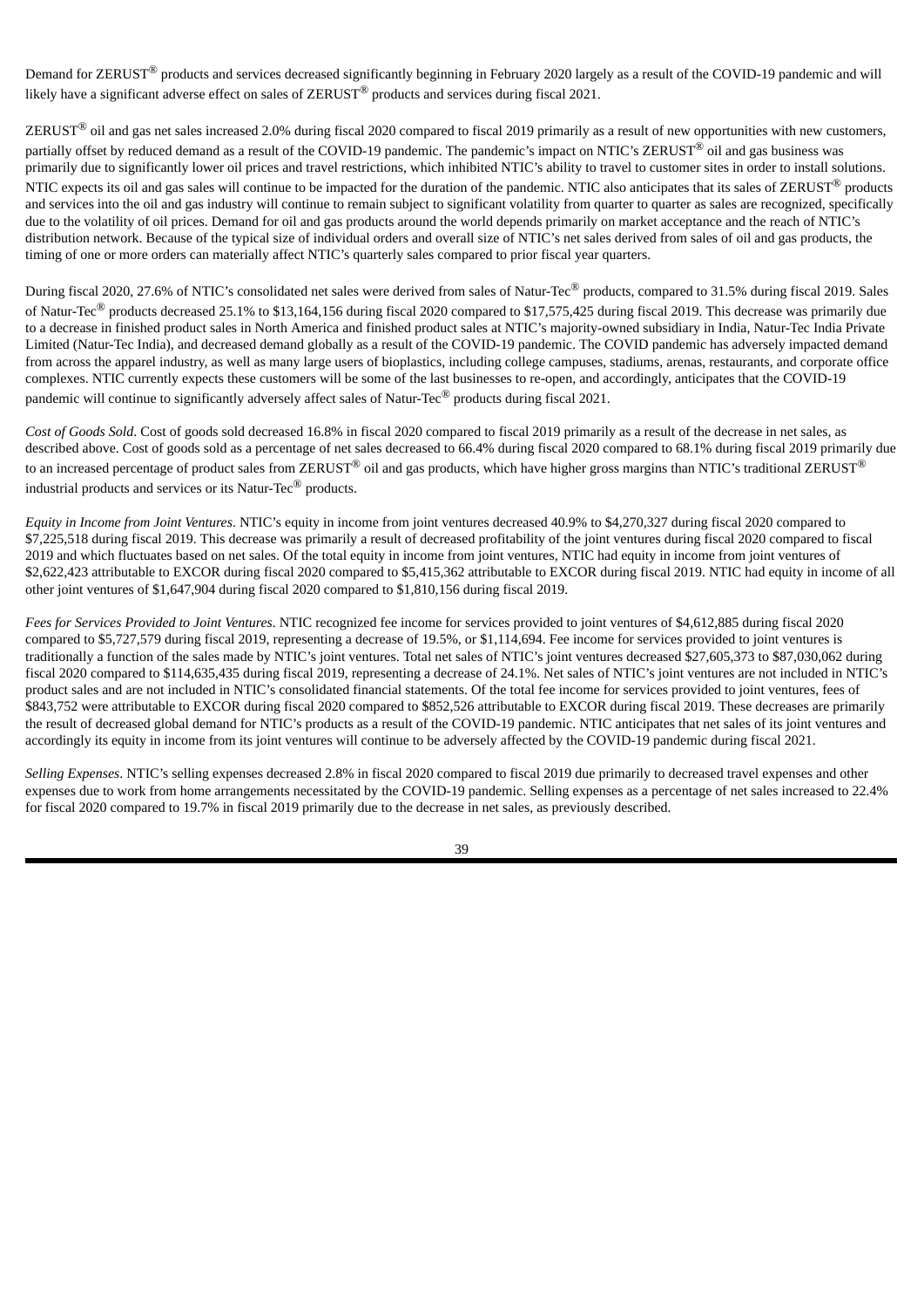Demand for ZERUST® products and services decreased significantly beginning in February 2020 largely as a result of the COVID-19 pandemic and will likely have a significant adverse effect on sales of ZERUST® products and services during fiscal 2021.

ZERUST® oil and gas net sales increased 2.0% during fiscal 2020 compared to fiscal 2019 primarily as a result of new opportunities with new customers, partially offset by reduced demand as a result of the COVID-19 pandemic. The pandemic's impact on NTIC's ZERUST® oil and gas business was primarily due to significantly lower oil prices and travel restrictions, which inhibited NTIC's ability to travel to customer sites in order to install solutions. NTIC expects its oil and gas sales will continue to be impacted for the duration of the pandemic. NTIC also anticipates that its sales of ZERUST® products and services into the oil and gas industry will continue to remain subject to significant volatility from quarter to quarter as sales are recognized, specifically due to the volatility of oil prices. Demand for oil and gas products around the world depends primarily on market acceptance and the reach of NTIC's distribution network. Because of the typical size of individual orders and overall size of NTIC's net sales derived from sales of oil and gas products, the timing of one or more orders can materially affect NTIC's quarterly sales compared to prior fiscal year quarters.

During fiscal 2020, 27.6% of NTIC's consolidated net sales were derived from sales of Natur-Tec® products, compared to 31.5% during fiscal 2019. Sales of Natur-Tec® products decreased 25.1% to $13,164,156 during fiscal 2020 compared to $17,575,425 during fiscal 2019. This decrease was primarily due to a decrease in finished product sales in North America and finished product sales at NTIC's majority-owned subsidiary in India, Natur-Tec India Private Limited (Natur-Tec India), and decreased demand globally as a result of the COVID-19 pandemic. The COVID pandemic has adversely impacted demand from across the apparel industry, as well as many large users of bioplastics, including college campuses, stadiums, arenas, restaurants, and corporate office complexes. NTIC currently expects these customers will be some of the last businesses to re-open, and accordingly, anticipates that the COVID-19 pandemic will continue to significantly adversely affect sales of Natur-Tec® products during fiscal 2021.

*Cost of Goods Sold*. Cost of goods sold decreased 16.8% in fiscal 2020 compared to fiscal 2019 primarily as a result of the decrease in net sales, as described above. Cost of goods sold as a percentage of net sales decreased to 66.4% during fiscal 2020 compared to 68.1% during fiscal 2019 primarily due to an increased percentage of product sales from ZERUST® oil and gas products, which have higher gross margins than NTIC's traditional ZERUST® industrial products and services or its Natur-Tec® products.

*Equity in Income from Joint Ventures*. NTIC's equity in income from joint ventures decreased 40.9% to $4,270,327 during fiscal 2020 compared to $7,225,518 during fiscal 2019. This decrease was primarily a result of decreased profitability of the joint ventures during fiscal 2020 compared to fiscal 2019 and which fluctuates based on net sales. Of the total equity in income from joint ventures, NTIC had equity in income from joint ventures of $2,622,423 attributable to EXCOR during fiscal 2020 compared to $5,415,362 attributable to EXCOR during fiscal 2019. NTIC had equity in income of all other joint ventures of $1,647,904 during fiscal 2020 compared to $1,810,156 during fiscal 2019.

*Fees for Services Provided to Joint Ventures*. NTIC recognized fee income for services provided to joint ventures of $4,612,885 during fiscal 2020 compared to $5,727,579 during fiscal 2019, representing a decrease of 19.5%, or $1,114,694. Fee income for services provided to joint ventures is traditionally a function of the sales made by NTIC's joint ventures. Total net sales of NTIC's joint ventures decreased $27,605,373 to $87,030,062 during fiscal 2020 compared to $114,635,435 during fiscal 2019, representing a decrease of 24.1%. Net sales of NTIC's joint ventures are not included in NTIC's product sales and are not included in NTIC's consolidated financial statements. Of the total fee income for services provided to joint ventures, fees of $843,752 were attributable to EXCOR during fiscal 2020 compared to $852,526 attributable to EXCOR during fiscal 2019. These decreases are primarily the result of decreased global demand for NTIC's products as a result of the COVID-19 pandemic. NTIC anticipates that net sales of its joint ventures and accordingly its equity in income from its joint ventures will continue to be adversely affected by the COVID-19 pandemic during fiscal 2021.

*Selling Expenses*. NTIC's selling expenses decreased 2.8% in fiscal 2020 compared to fiscal 2019 due primarily to decreased travel expenses and other expenses due to work from home arrangements necessitated by the COVID-19 pandemic. Selling expenses as a percentage of net sales increased to 22.4% for fiscal 2020 compared to 19.7% in fiscal 2019 primarily due to the decrease in net sales, as previously described.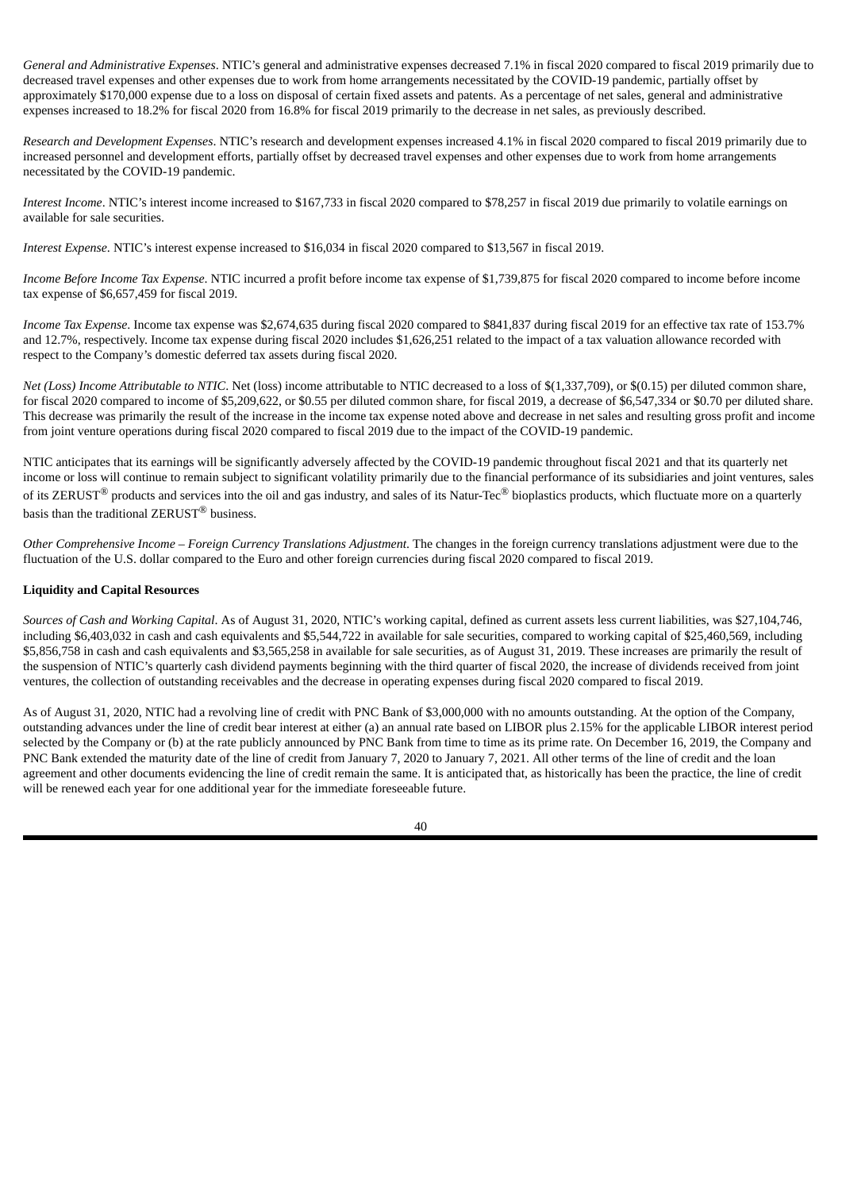*General and Administrative Expenses*. NTIC's general and administrative expenses decreased 7.1% in fiscal 2020 compared to fiscal 2019 primarily due to decreased travel expenses and other expenses due to work from home arrangements necessitated by the COVID-19 pandemic, partially offset by approximately $170,000 expense due to a loss on disposal of certain fixed assets and patents. As a percentage of net sales, general and administrative expenses increased to 18.2% for fiscal 2020 from 16.8% for fiscal 2019 primarily to the decrease in net sales, as previously described.

*Research and Development Expenses*. NTIC's research and development expenses increased 4.1% in fiscal 2020 compared to fiscal 2019 primarily due to increased personnel and development efforts, partially offset by decreased travel expenses and other expenses due to work from home arrangements necessitated by the COVID-19 pandemic.

*Interest Income*. NTIC's interest income increased to $167,733 in fiscal 2020 compared to $78,257 in fiscal 2019 due primarily to volatile earnings on available for sale securities.

*Interest Expense*. NTIC's interest expense increased to $16,034 in fiscal 2020 compared to $13,567 in fiscal 2019.

*Income Before Income Tax Expense*. NTIC incurred a profit before income tax expense of $1,739,875 for fiscal 2020 compared to income before income tax expense of $6,657,459 for fiscal 2019.

*Income Tax Expense*. Income tax expense was $2,674,635 during fiscal 2020 compared to $841,837 during fiscal 2019 for an effective tax rate of 153.7% and 12.7%, respectively. Income tax expense during fiscal 2020 includes $1,626,251 related to the impact of a tax valuation allowance recorded with respect to the Company's domestic deferred tax assets during fiscal 2020.

*Net (Loss) Income Attributable to NTIC*. Net (loss) income attributable to NTIC decreased to a loss of $(1,337,709), or $(0.15) per diluted common share, for fiscal 2020 compared to income of $5,209,622, or $0.55 per diluted common share, for fiscal 2019, a decrease of $6,547,334 or $0.70 per diluted share. This decrease was primarily the result of the increase in the income tax expense noted above and decrease in net sales and resulting gross profit and income from joint venture operations during fiscal 2020 compared to fiscal 2019 due to the impact of the COVID-19 pandemic.

NTIC anticipates that its earnings will be significantly adversely affected by the COVID-19 pandemic throughout fiscal 2021 and that its quarterly net income or loss will continue to remain subject to significant volatility primarily due to the financial performance of its subsidiaries and joint ventures, sales of its ZERUST® products and services into the oil and gas industry, and sales of its Natur-Tec® bioplastics products, which fluctuate more on a quarterly basis than the traditional ZERUST® business.

*Other Comprehensive Income – Foreign Currency Translations Adjustment*. The changes in the foreign currency translations adjustment were due to the fluctuation of the U.S. dollar compared to the Euro and other foreign currencies during fiscal 2020 compared to fiscal 2019.

**Liquidity and Capital Resources**

*Sources of Cash and Working Capital*. As of August 31, 2020, NTIC's working capital, defined as current assets less current liabilities, was $27,104,746, including $6,403,032 in cash and cash equivalents and $5,544,722 in available for sale securities, compared to working capital of $25,460,569, including $5,856,758 in cash and cash equivalents and $3,565,258 in available for sale securities, as of August 31, 2019. These increases are primarily the result of the suspension of NTIC's quarterly cash dividend payments beginning with the third quarter of fiscal 2020, the increase of dividends received from joint ventures, the collection of outstanding receivables and the decrease in operating expenses during fiscal 2020 compared to fiscal 2019.

As of August 31, 2020, NTIC had a revolving line of credit with PNC Bank of $3,000,000 with no amounts outstanding. At the option of the Company, outstanding advances under the line of credit bear interest at either (a) an annual rate based on LIBOR plus 2.15% for the applicable LIBOR interest period selected by the Company or (b) at the rate publicly announced by PNC Bank from time to time as its prime rate. On December 16, 2019, the Company and PNC Bank extended the maturity date of the line of credit from January 7, 2020 to January 7, 2021. All other terms of the line of credit and the loan agreement and other documents evidencing the line of credit remain the same. It is anticipated that, as historically has been the practice, the line of credit will be renewed each year for one additional year for the immediate foreseeable future.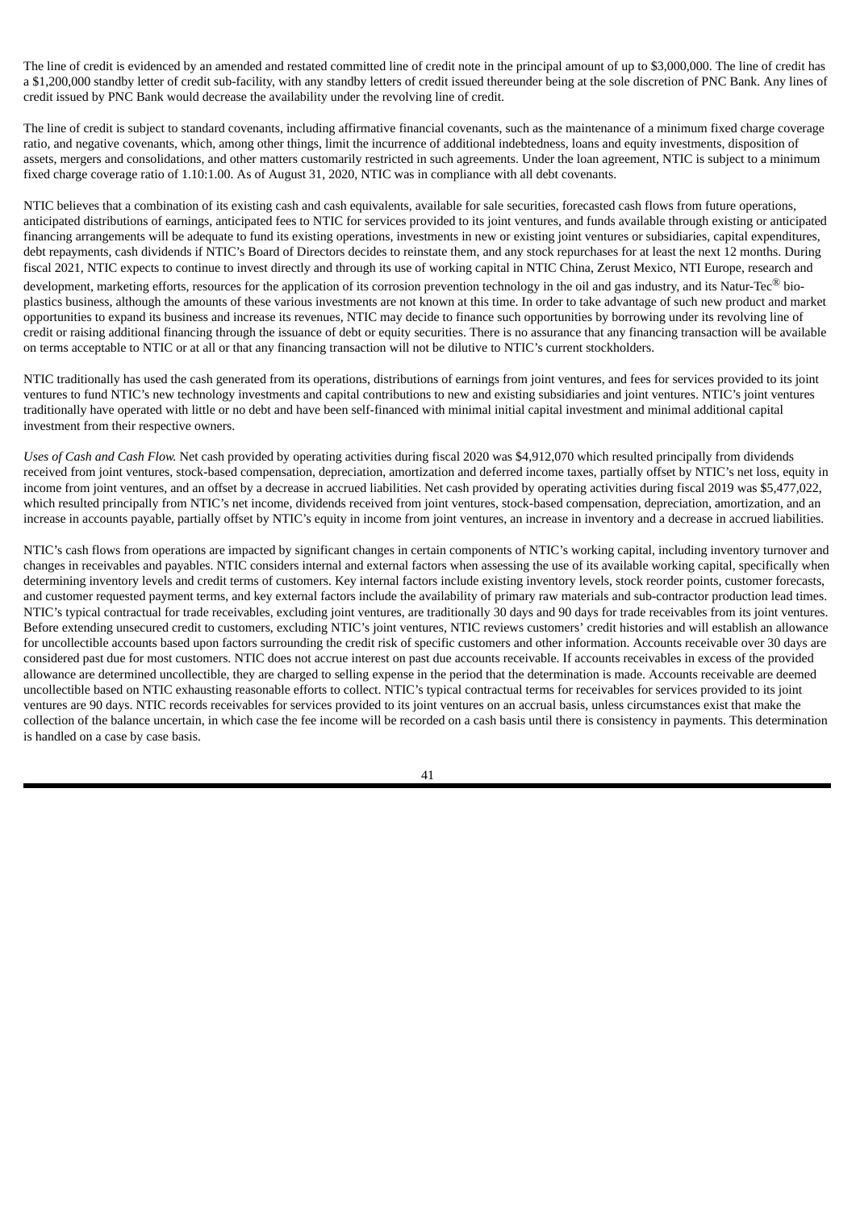The line of credit is evidenced by an amended and restated committed line of credit note in the principal amount of up to $3,000,000. The line of credit has a $1,200,000 standby letter of credit sub-facility, with any standby letters of credit issued thereunder being at the sole discretion of PNC Bank. Any lines of credit issued by PNC Bank would decrease the availability under the revolving line of credit.

The line of credit is subject to standard covenants, including affirmative financial covenants, such as the maintenance of a minimum fixed charge coverage ratio, and negative covenants, which, among other things, limit the incurrence of additional indebtedness, loans and equity investments, disposition of assets, mergers and consolidations, and other matters customarily restricted in such agreements. Under the loan agreement, NTIC is subject to a minimum fixed charge coverage ratio of 1.10:1.00. As of August 31, 2020, NTIC was in compliance with all debt covenants.

NTIC believes that a combination of its existing cash and cash equivalents, available for sale securities, forecasted cash flows from future operations, anticipated distributions of earnings, anticipated fees to NTIC for services provided to its joint ventures, and funds available through existing or anticipated financing arrangements will be adequate to fund its existing operations, investments in new or existing joint ventures or subsidiaries, capital expenditures, debt repayments, cash dividends if NTIC's Board of Directors decides to reinstate them, and any stock repurchases for at least the next 12 months. During fiscal 2021, NTIC expects to continue to invest directly and through its use of working capital in NTIC China, Zerust Mexico, NTI Europe, research and development, marketing efforts, resources for the application of its corrosion prevention technology in the oil and gas industry, and its Natur-Tec® bio-plastics business, although the amounts of these various investments are not known at this time. In order to take advantage of such new product and market opportunities to expand its business and increase its revenues, NTIC may decide to finance such opportunities by borrowing under its revolving line of credit or raising additional financing through the issuance of debt or equity securities. There is no assurance that any financing transaction will be available on terms acceptable to NTIC or at all or that any financing transaction will not be dilutive to NTIC's current stockholders.

NTIC traditionally has used the cash generated from its operations, distributions of earnings from joint ventures, and fees for services provided to its joint ventures to fund NTIC's new technology investments and capital contributions to new and existing subsidiaries and joint ventures. NTIC's joint ventures traditionally have operated with little or no debt and have been self-financed with minimal initial capital investment and minimal additional capital investment from their respective owners.

*Uses of Cash and Cash Flow.* Net cash provided by operating activities during fiscal 2020 was $4,912,070 which resulted principally from dividends received from joint ventures, stock-based compensation, depreciation, amortization and deferred income taxes, partially offset by NTIC's net loss, equity in income from joint ventures, and an offset by a decrease in accrued liabilities. Net cash provided by operating activities during fiscal 2019 was $5,477,022, which resulted principally from NTIC's net income, dividends received from joint ventures, stock-based compensation, depreciation, amortization, and an increase in accounts payable, partially offset by NTIC's equity in income from joint ventures, an increase in inventory and a decrease in accrued liabilities.

NTIC's cash flows from operations are impacted by significant changes in certain components of NTIC's working capital, including inventory turnover and changes in receivables and payables. NTIC considers internal and external factors when assessing the use of its available working capital, specifically when determining inventory levels and credit terms of customers. Key internal factors include existing inventory levels, stock reorder points, customer forecasts, and customer requested payment terms, and key external factors include the availability of primary raw materials and sub-contractor production lead times. NTIC's typical contractual for trade receivables, excluding joint ventures, are traditionally 30 days and 90 days for trade receivables from its joint ventures. Before extending unsecured credit to customers, excluding NTIC's joint ventures, NTIC reviews customers' credit histories and will establish an allowance for uncollectible accounts based upon factors surrounding the credit risk of specific customers and other information. Accounts receivable over 30 days are considered past due for most customers. NTIC does not accrue interest on past due accounts receivable. If accounts receivables in excess of the provided allowance are determined uncollectible, they are charged to selling expense in the period that the determination is made. Accounts receivable are deemed uncollectible based on NTIC exhausting reasonable efforts to collect. NTIC's typical contractual terms for receivables for services provided to its joint ventures are 90 days. NTIC records receivables for services provided to its joint ventures on an accrual basis, unless circumstances exist that make the collection of the balance uncertain, in which case the fee income will be recorded on a cash basis until there is consistency in payments. This determination is handled on a case by case basis.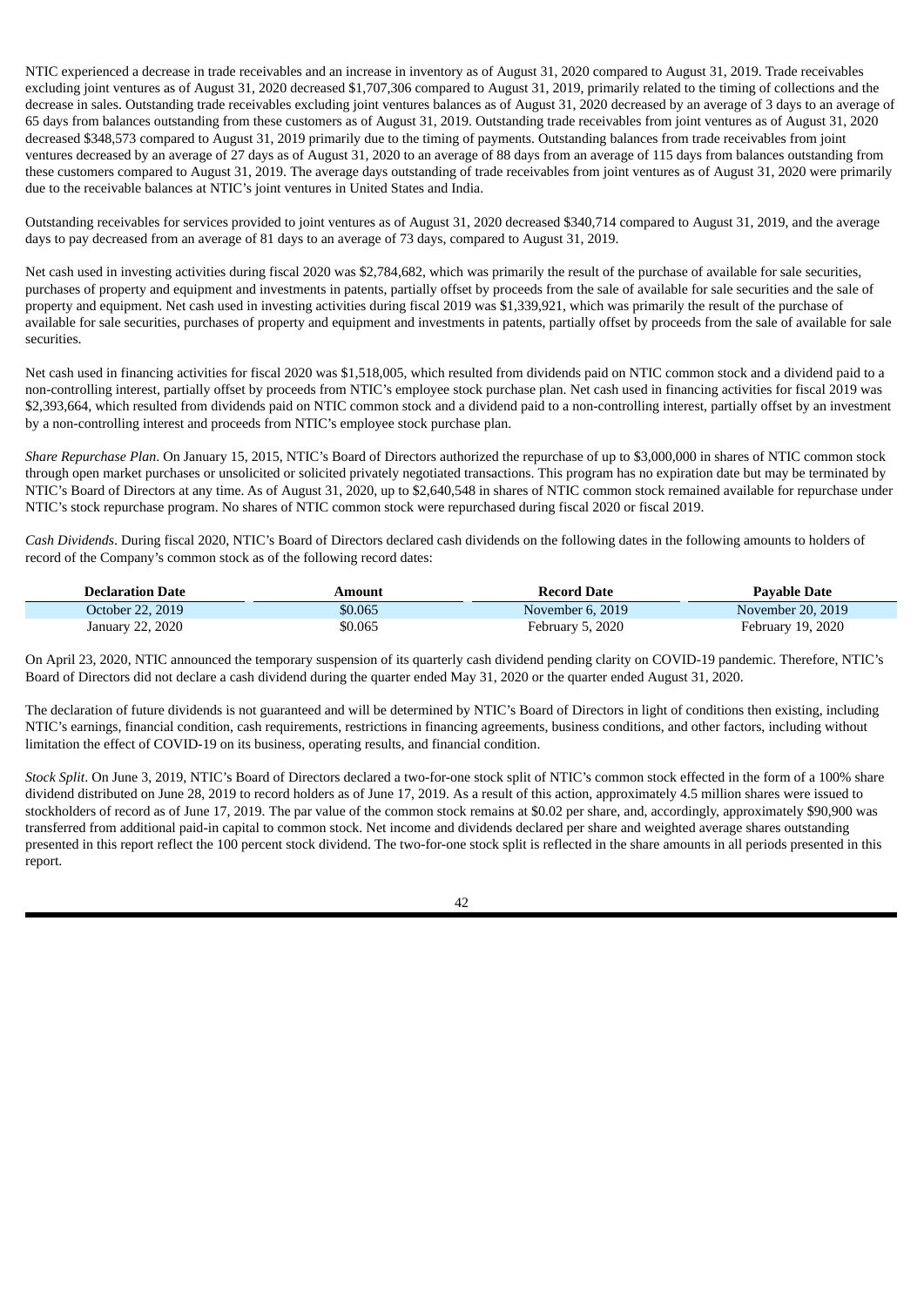NTIC experienced a decrease in trade receivables and an increase in inventory as of August 31, 2020 compared to August 31, 2019. Trade receivables excluding joint ventures as of August 31, 2020 decreased $1,707,306 compared to August 31, 2019, primarily related to the timing of collections and the decrease in sales. Outstanding trade receivables excluding joint ventures balances as of August 31, 2020 decreased by an average of 3 days to an average of 65 days from balances outstanding from these customers as of August 31, 2019. Outstanding trade receivables from joint ventures as of August 31, 2020 decreased $348,573 compared to August 31, 2019 primarily due to the timing of payments. Outstanding balances from trade receivables from joint ventures decreased by an average of 27 days as of August 31, 2020 to an average of 88 days from an average of 115 days from balances outstanding from these customers compared to August 31, 2019. The average days outstanding of trade receivables from joint ventures as of August 31, 2020 were primarily due to the receivable balances at NTIC's joint ventures in United States and India.

Outstanding receivables for services provided to joint ventures as of August 31, 2020 decreased $340,714 compared to August 31, 2019, and the average days to pay decreased from an average of 81 days to an average of 73 days, compared to August 31, 2019.

Net cash used in investing activities during fiscal 2020 was $2,784,682, which was primarily the result of the purchase of available for sale securities, purchases of property and equipment and investments in patents, partially offset by proceeds from the sale of available for sale securities and the sale of property and equipment. Net cash used in investing activities during fiscal 2019 was $1,339,921, which was primarily the result of the purchase of available for sale securities, purchases of property and equipment and investments in patents, partially offset by proceeds from the sale of available for sale securities.

Net cash used in financing activities for fiscal 2020 was $1,518,005, which resulted from dividends paid on NTIC common stock and a dividend paid to a non-controlling interest, partially offset by proceeds from NTIC's employee stock purchase plan. Net cash used in financing activities for fiscal 2019 was $2,393,664, which resulted from dividends paid on NTIC common stock and a dividend paid to a non-controlling interest, partially offset by an investment by a non-controlling interest and proceeds from NTIC's employee stock purchase plan.

*Share Repurchase Plan*. On January 15, 2015, NTIC's Board of Directors authorized the repurchase of up to $3,000,000 in shares of NTIC common stock through open market purchases or unsolicited or solicited privately negotiated transactions. This program has no expiration date but may be terminated by NTIC's Board of Directors at any time. As of August 31, 2020, up to $2,640,548 in shares of NTIC common stock remained available for repurchase under NTIC's stock repurchase program. No shares of NTIC common stock were repurchased during fiscal 2020 or fiscal 2019.

*Cash Dividends*. During fiscal 2020, NTIC's Board of Directors declared cash dividends on the following dates in the following amounts to holders of record of the Company's common stock as of the following record dates:

| Declaration Date | Amount | Record Date | Payable Date |
|---|---|---|---|
| October 22, 2019 | $0.065 | November 6, 2019 | November 20, 2019 |
| January 22, 2020 | $0.065 | February 5, 2020 | February 19, 2020 |

On April 23, 2020, NTIC announced the temporary suspension of its quarterly cash dividend pending clarity on COVID-19 pandemic. Therefore, NTIC's Board of Directors did not declare a cash dividend during the quarter ended May 31, 2020 or the quarter ended August 31, 2020.

The declaration of future dividends is not guaranteed and will be determined by NTIC's Board of Directors in light of conditions then existing, including NTIC's earnings, financial condition, cash requirements, restrictions in financing agreements, business conditions, and other factors, including without limitation the effect of COVID-19 on its business, operating results, and financial condition.

*Stock Split*. On June 3, 2019, NTIC's Board of Directors declared a two-for-one stock split of NTIC's common stock effected in the form of a 100% share dividend distributed on June 28, 2019 to record holders as of June 17, 2019. As a result of this action, approximately 4.5 million shares were issued to stockholders of record as of June 17, 2019. The par value of the common stock remains at $0.02 per share, and, accordingly, approximately $90,900 was transferred from additional paid-in capital to common stock. Net income and dividends declared per share and weighted average shares outstanding presented in this report reflect the 100 percent stock dividend. The two-for-one stock split is reflected in the share amounts in all periods presented in this report.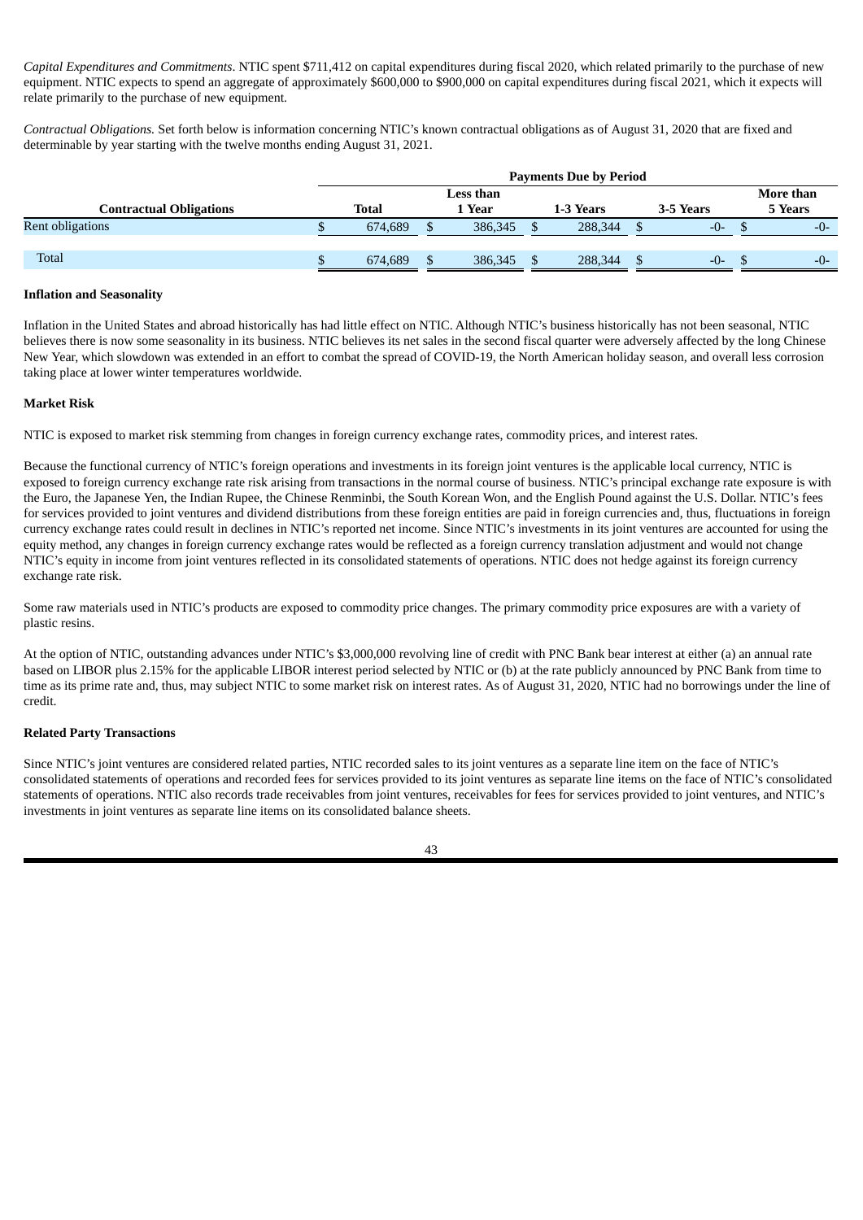*Capital Expenditures and Commitments*. NTIC spent $711,412 on capital expenditures during fiscal 2020, which related primarily to the purchase of new equipment. NTIC expects to spend an aggregate of approximately $600,000 to $900,000 on capital expenditures during fiscal 2021, which it expects will relate primarily to the purchase of new equipment.

*Contractual Obligations.* Set forth below is information concerning NTIC's known contractual obligations as of August 31, 2020 that are fixed and determinable by year starting with the twelve months ending August 31, 2021.

| | Payments Due by Period | | | | |
|---|---|---|---|---|---|
| **Contractual Obligations** | **Total** | **Less than 1 Year** | **1-3 Years** | **3-5 Years** | **More than 5 Years** |
| Rent obligations | $ 674,689 | $ 386,345 | $ 288,344 | $ -0- | $ -0- |
| Total | $ 674,689 | $ 386,345 | $ 288,344 | $ -0- | $ -0- |

**Inflation and Seasonality**

Inflation in the United States and abroad historically has had little effect on NTIC. Although NTIC's business historically has not been seasonal, NTIC believes there is now some seasonality in its business. NTIC believes its net sales in the second fiscal quarter were adversely affected by the long Chinese New Year, which slowdown was extended in an effort to combat the spread of COVID-19, the North American holiday season, and overall less corrosion taking place at lower winter temperatures worldwide.

**Market Risk**

NTIC is exposed to market risk stemming from changes in foreign currency exchange rates, commodity prices, and interest rates.

Because the functional currency of NTIC's foreign operations and investments in its foreign joint ventures is the applicable local currency, NTIC is exposed to foreign currency exchange rate risk arising from transactions in the normal course of business. NTIC's principal exchange rate exposure is with the Euro, the Japanese Yen, the Indian Rupee, the Chinese Renminbi, the South Korean Won, and the English Pound against the U.S. Dollar. NTIC's fees for services provided to joint ventures and dividend distributions from these foreign entities are paid in foreign currencies and, thus, fluctuations in foreign currency exchange rates could result in declines in NTIC's reported net income. Since NTIC's investments in its joint ventures are accounted for using the equity method, any changes in foreign currency exchange rates would be reflected as a foreign currency translation adjustment and would not change NTIC's equity in income from joint ventures reflected in its consolidated statements of operations. NTIC does not hedge against its foreign currency exchange rate risk.

Some raw materials used in NTIC's products are exposed to commodity price changes. The primary commodity price exposures are with a variety of plastic resins.

At the option of NTIC, outstanding advances under NTIC's $3,000,000 revolving line of credit with PNC Bank bear interest at either (a) an annual rate based on LIBOR plus 2.15% for the applicable LIBOR interest period selected by NTIC or (b) at the rate publicly announced by PNC Bank from time to time as its prime rate and, thus, may subject NTIC to some market risk on interest rates. As of August 31, 2020, NTIC had no borrowings under the line of credit.

**Related Party Transactions**

Since NTIC's joint ventures are considered related parties, NTIC recorded sales to its joint ventures as a separate line item on the face of NTIC's consolidated statements of operations and recorded fees for services provided to its joint ventures as separate line items on the face of NTIC's consolidated statements of operations. NTIC also records trade receivables from joint ventures, receivables for fees for services provided to joint ventures, and NTIC's investments in joint ventures as separate line items on its consolidated balance sheets.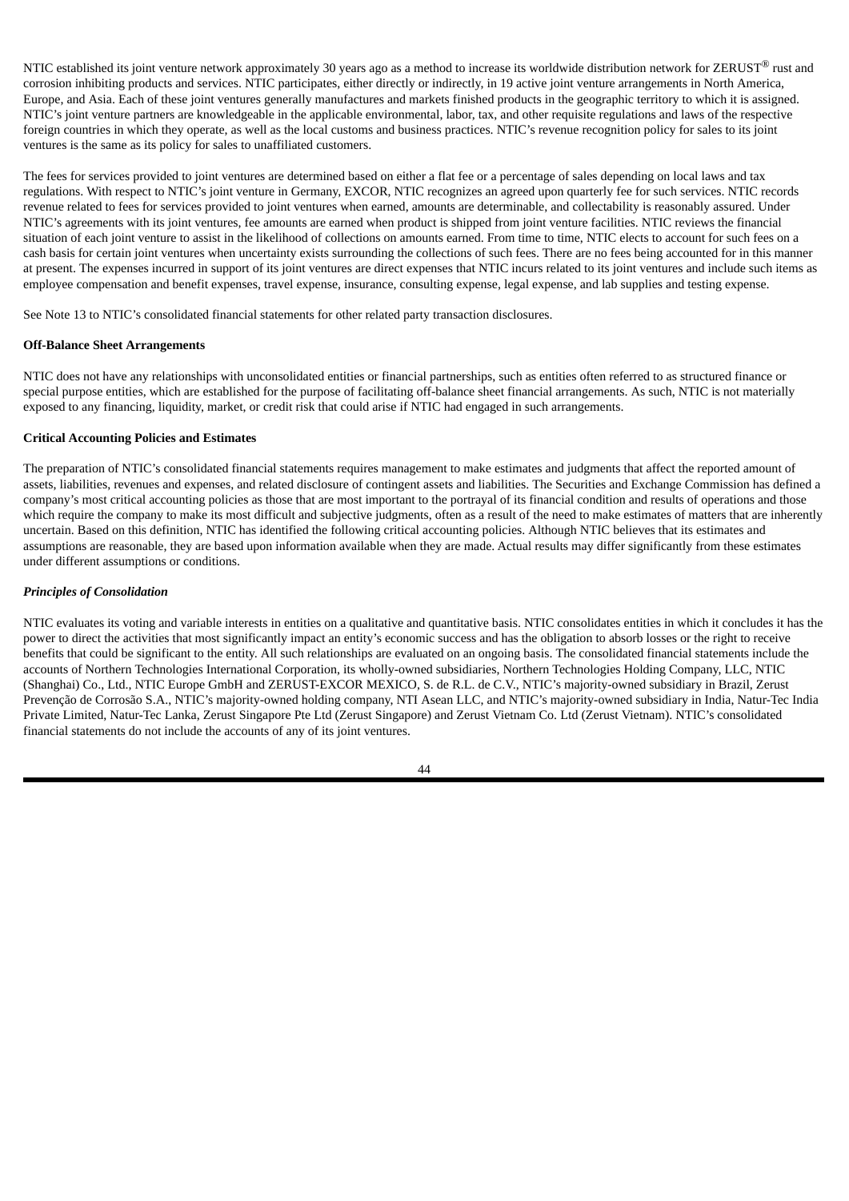NTIC established its joint venture network approximately 30 years ago as a method to increase its worldwide distribution network for ZERUST® rust and corrosion inhibiting products and services. NTIC participates, either directly or indirectly, in 19 active joint venture arrangements in North America, Europe, and Asia. Each of these joint ventures generally manufactures and markets finished products in the geographic territory to which it is assigned. NTIC's joint venture partners are knowledgeable in the applicable environmental, labor, tax, and other requisite regulations and laws of the respective foreign countries in which they operate, as well as the local customs and business practices. NTIC's revenue recognition policy for sales to its joint ventures is the same as its policy for sales to unaffiliated customers.

The fees for services provided to joint ventures are determined based on either a flat fee or a percentage of sales depending on local laws and tax regulations. With respect to NTIC's joint venture in Germany, EXCOR, NTIC recognizes an agreed upon quarterly fee for such services. NTIC records revenue related to fees for services provided to joint ventures when earned, amounts are determinable, and collectability is reasonably assured. Under NTIC's agreements with its joint ventures, fee amounts are earned when product is shipped from joint venture facilities. NTIC reviews the financial situation of each joint venture to assist in the likelihood of collections on amounts earned. From time to time, NTIC elects to account for such fees on a cash basis for certain joint ventures when uncertainty exists surrounding the collections of such fees. There are no fees being accounted for in this manner at present. The expenses incurred in support of its joint ventures are direct expenses that NTIC incurs related to its joint ventures and include such items as employee compensation and benefit expenses, travel expense, insurance, consulting expense, legal expense, and lab supplies and testing expense.

See Note 13 to NTIC's consolidated financial statements for other related party transaction disclosures.

**Off-Balance Sheet Arrangements**

NTIC does not have any relationships with unconsolidated entities or financial partnerships, such as entities often referred to as structured finance or special purpose entities, which are established for the purpose of facilitating off-balance sheet financial arrangements. As such, NTIC is not materially exposed to any financing, liquidity, market, or credit risk that could arise if NTIC had engaged in such arrangements.

**Critical Accounting Policies and Estimates**

The preparation of NTIC's consolidated financial statements requires management to make estimates and judgments that affect the reported amount of assets, liabilities, revenues and expenses, and related disclosure of contingent assets and liabilities. The Securities and Exchange Commission has defined a company's most critical accounting policies as those that are most important to the portrayal of its financial condition and results of operations and those which require the company to make its most difficult and subjective judgments, often as a result of the need to make estimates of matters that are inherently uncertain. Based on this definition, NTIC has identified the following critical accounting policies. Although NTIC believes that its estimates and assumptions are reasonable, they are based upon information available when they are made. Actual results may differ significantly from these estimates under different assumptions or conditions.

***Principles of Consolidation***

NTIC evaluates its voting and variable interests in entities on a qualitative and quantitative basis. NTIC consolidates entities in which it concludes it has the power to direct the activities that most significantly impact an entity's economic success and has the obligation to absorb losses or the right to receive benefits that could be significant to the entity. All such relationships are evaluated on an ongoing basis. The consolidated financial statements include the accounts of Northern Technologies International Corporation, its wholly-owned subsidiaries, Northern Technologies Holding Company, LLC, NTIC (Shanghai) Co., Ltd., NTIC Europe GmbH and ZERUST-EXCOR MEXICO, S. de R.L. de C.V., NTIC's majority-owned subsidiary in Brazil, Zerust Prevenção de Corrosão S.A., NTIC's majority-owned holding company, NTI Asean LLC, and NTIC's majority-owned subsidiary in India, Natur-Tec India Private Limited, Natur-Tec Lanka, Zerust Singapore Pte Ltd (Zerust Singapore) and Zerust Vietnam Co. Ltd (Zerust Vietnam). NTIC's consolidated financial statements do not include the accounts of any of its joint ventures.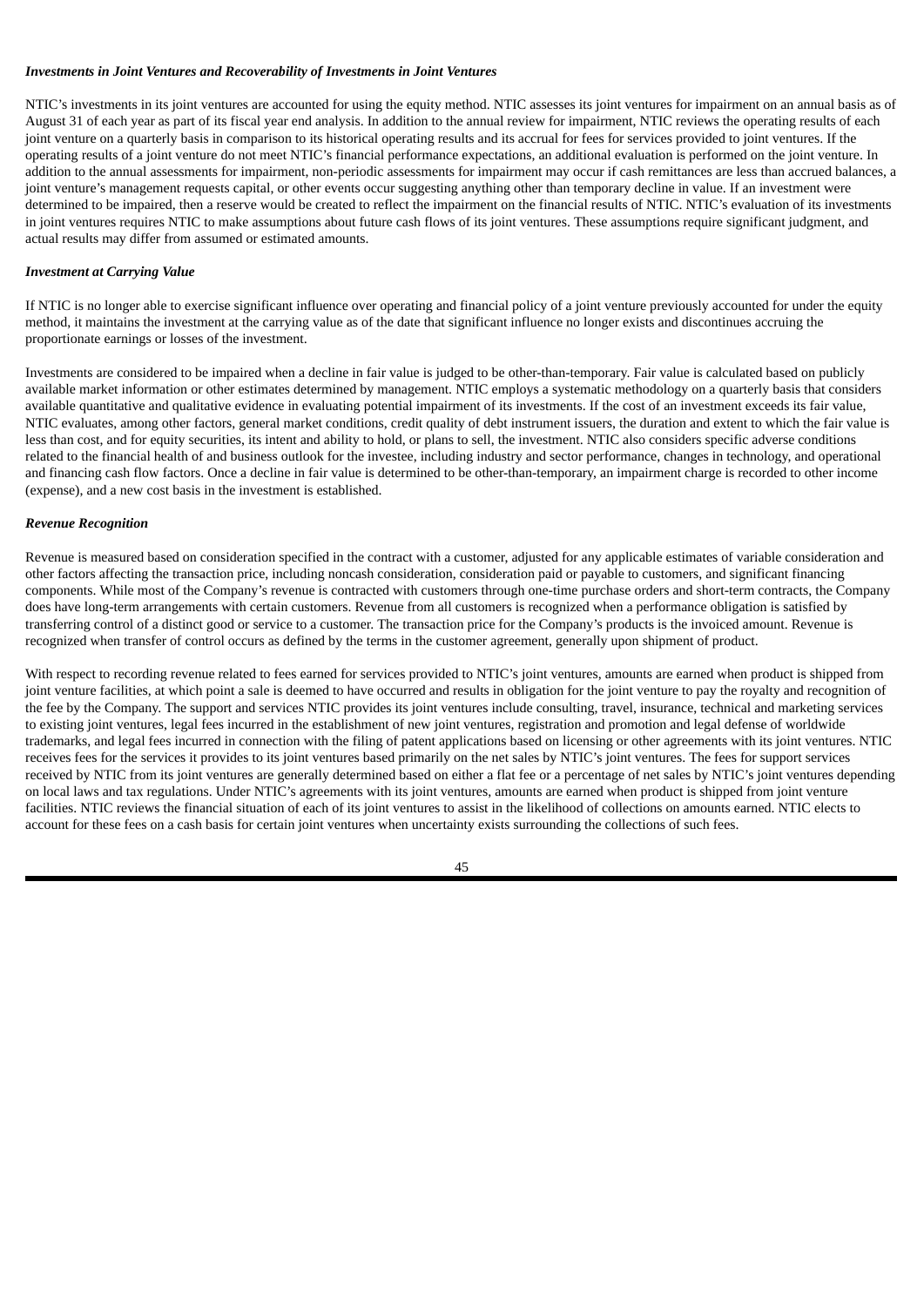***Investments in Joint Ventures and Recoverability of Investments in Joint Ventures***

NTIC's investments in its joint ventures are accounted for using the equity method. NTIC assesses its joint ventures for impairment on an annual basis as of August 31 of each year as part of its fiscal year end analysis. In addition to the annual review for impairment, NTIC reviews the operating results of each joint venture on a quarterly basis in comparison to its historical operating results and its accrual for fees for services provided to joint ventures. If the operating results of a joint venture do not meet NTIC's financial performance expectations, an additional evaluation is performed on the joint venture. In addition to the annual assessments for impairment, non-periodic assessments for impairment may occur if cash remittances are less than accrued balances, a joint venture's management requests capital, or other events occur suggesting anything other than temporary decline in value. If an investment were determined to be impaired, then a reserve would be created to reflect the impairment on the financial results of NTIC. NTIC's evaluation of its investments in joint ventures requires NTIC to make assumptions about future cash flows of its joint ventures. These assumptions require significant judgment, and actual results may differ from assumed or estimated amounts.

***Investment at Carrying Value***

If NTIC is no longer able to exercise significant influence over operating and financial policy of a joint venture previously accounted for under the equity method, it maintains the investment at the carrying value as of the date that significant influence no longer exists and discontinues accruing the proportionate earnings or losses of the investment.

Investments are considered to be impaired when a decline in fair value is judged to be other-than-temporary. Fair value is calculated based on publicly available market information or other estimates determined by management. NTIC employs a systematic methodology on a quarterly basis that considers available quantitative and qualitative evidence in evaluating potential impairment of its investments. If the cost of an investment exceeds its fair value, NTIC evaluates, among other factors, general market conditions, credit quality of debt instrument issuers, the duration and extent to which the fair value is less than cost, and for equity securities, its intent and ability to hold, or plans to sell, the investment. NTIC also considers specific adverse conditions related to the financial health of and business outlook for the investee, including industry and sector performance, changes in technology, and operational and financing cash flow factors. Once a decline in fair value is determined to be other-than-temporary, an impairment charge is recorded to other income (expense), and a new cost basis in the investment is established.

***Revenue Recognition***

Revenue is measured based on consideration specified in the contract with a customer, adjusted for any applicable estimates of variable consideration and other factors affecting the transaction price, including noncash consideration, consideration paid or payable to customers, and significant financing components. While most of the Company's revenue is contracted with customers through one-time purchase orders and short-term contracts, the Company does have long-term arrangements with certain customers. Revenue from all customers is recognized when a performance obligation is satisfied by transferring control of a distinct good or service to a customer. The transaction price for the Company's products is the invoiced amount. Revenue is recognized when transfer of control occurs as defined by the terms in the customer agreement, generally upon shipment of product.

With respect to recording revenue related to fees earned for services provided to NTIC's joint ventures, amounts are earned when product is shipped from joint venture facilities, at which point a sale is deemed to have occurred and results in obligation for the joint venture to pay the royalty and recognition of the fee by the Company. The support and services NTIC provides its joint ventures include consulting, travel, insurance, technical and marketing services to existing joint ventures, legal fees incurred in the establishment of new joint ventures, registration and promotion and legal defense of worldwide trademarks, and legal fees incurred in connection with the filing of patent applications based on licensing or other agreements with its joint ventures. NTIC receives fees for the services it provides to its joint ventures based primarily on the net sales by NTIC's joint ventures. The fees for support services received by NTIC from its joint ventures are generally determined based on either a flat fee or a percentage of net sales by NTIC's joint ventures depending on local laws and tax regulations. Under NTIC's agreements with its joint ventures, amounts are earned when product is shipped from joint venture facilities. NTIC reviews the financial situation of each of its joint ventures to assist in the likelihood of collections on amounts earned. NTIC elects to account for these fees on a cash basis for certain joint ventures when uncertainty exists surrounding the collections of such fees.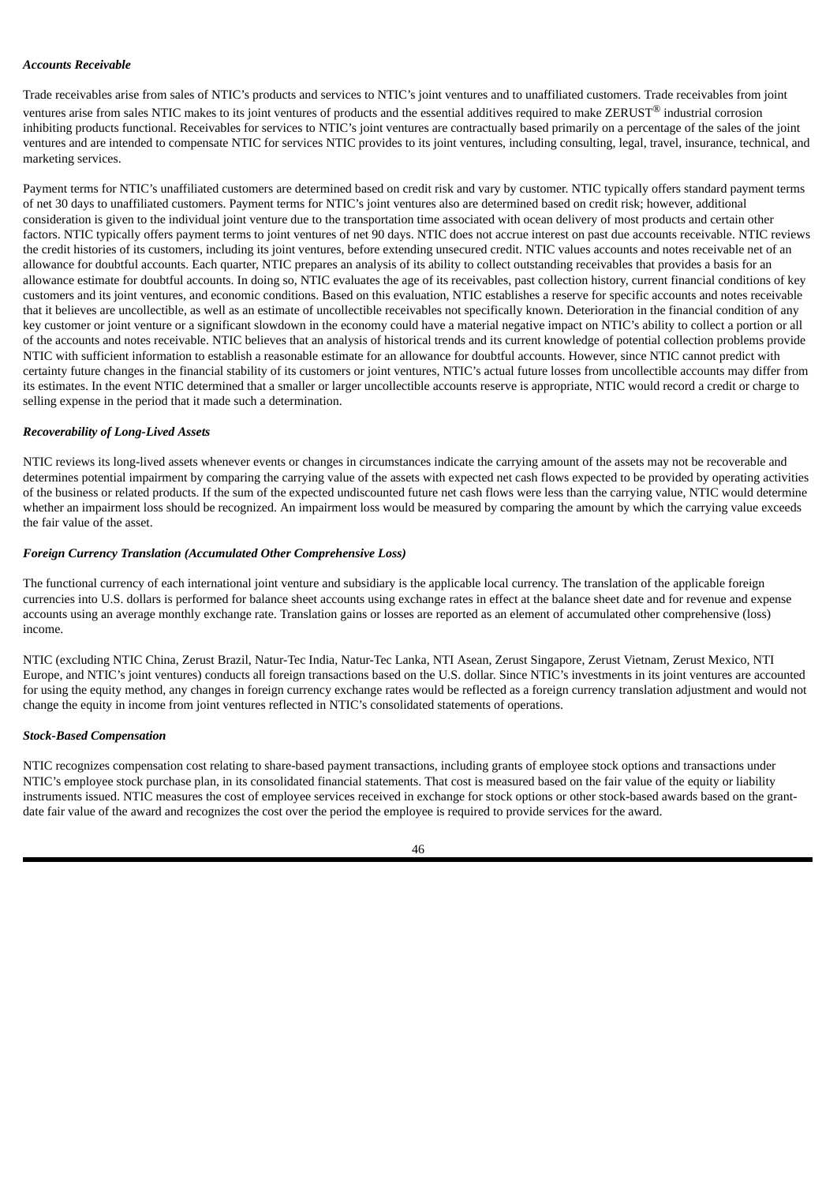***Accounts Receivable***

Trade receivables arise from sales of NTIC's products and services to NTIC's joint ventures and to unaffiliated customers. Trade receivables from joint ventures arise from sales NTIC makes to its joint ventures of products and the essential additives required to make ZERUST® industrial corrosion inhibiting products functional. Receivables for services to NTIC's joint ventures are contractually based primarily on a percentage of the sales of the joint ventures and are intended to compensate NTIC for services NTIC provides to its joint ventures, including consulting, legal, travel, insurance, technical, and marketing services.

Payment terms for NTIC's unaffiliated customers are determined based on credit risk and vary by customer. NTIC typically offers standard payment terms of net 30 days to unaffiliated customers. Payment terms for NTIC's joint ventures also are determined based on credit risk; however, additional consideration is given to the individual joint venture due to the transportation time associated with ocean delivery of most products and certain other factors. NTIC typically offers payment terms to joint ventures of net 90 days. NTIC does not accrue interest on past due accounts receivable. NTIC reviews the credit histories of its customers, including its joint ventures, before extending unsecured credit. NTIC values accounts and notes receivable net of an allowance for doubtful accounts. Each quarter, NTIC prepares an analysis of its ability to collect outstanding receivables that provides a basis for an allowance estimate for doubtful accounts. In doing so, NTIC evaluates the age of its receivables, past collection history, current financial conditions of key customers and its joint ventures, and economic conditions. Based on this evaluation, NTIC establishes a reserve for specific accounts and notes receivable that it believes are uncollectible, as well as an estimate of uncollectible receivables not specifically known. Deterioration in the financial condition of any key customer or joint venture or a significant slowdown in the economy could have a material negative impact on NTIC's ability to collect a portion or all of the accounts and notes receivable. NTIC believes that an analysis of historical trends and its current knowledge of potential collection problems provide NTIC with sufficient information to establish a reasonable estimate for an allowance for doubtful accounts. However, since NTIC cannot predict with certainty future changes in the financial stability of its customers or joint ventures, NTIC's actual future losses from uncollectible accounts may differ from its estimates. In the event NTIC determined that a smaller or larger uncollectible accounts reserve is appropriate, NTIC would record a credit or charge to selling expense in the period that it made such a determination.

***Recoverability of Long-Lived Assets***

NTIC reviews its long-lived assets whenever events or changes in circumstances indicate the carrying amount of the assets may not be recoverable and determines potential impairment by comparing the carrying value of the assets with expected net cash flows expected to be provided by operating activities of the business or related products. If the sum of the expected undiscounted future net cash flows were less than the carrying value, NTIC would determine whether an impairment loss should be recognized. An impairment loss would be measured by comparing the amount by which the carrying value exceeds the fair value of the asset.

***Foreign Currency Translation (Accumulated Other Comprehensive Loss)***

The functional currency of each international joint venture and subsidiary is the applicable local currency. The translation of the applicable foreign currencies into U.S. dollars is performed for balance sheet accounts using exchange rates in effect at the balance sheet date and for revenue and expense accounts using an average monthly exchange rate. Translation gains or losses are reported as an element of accumulated other comprehensive (loss) income.

NTIC (excluding NTIC China, Zerust Brazil, Natur-Tec India, Natur-Tec Lanka, NTI Asean, Zerust Singapore, Zerust Vietnam, Zerust Mexico, NTI Europe, and NTIC's joint ventures) conducts all foreign transactions based on the U.S. dollar. Since NTIC's investments in its joint ventures are accounted for using the equity method, any changes in foreign currency exchange rates would be reflected as a foreign currency translation adjustment and would not change the equity in income from joint ventures reflected in NTIC's consolidated statements of operations.

***Stock-Based Compensation***

NTIC recognizes compensation cost relating to share-based payment transactions, including grants of employee stock options and transactions under NTIC's employee stock purchase plan, in its consolidated financial statements. That cost is measured based on the fair value of the equity or liability instruments issued. NTIC measures the cost of employee services received in exchange for stock options or other stock-based awards based on the grant-date fair value of the award and recognizes the cost over the period the employee is required to provide services for the award.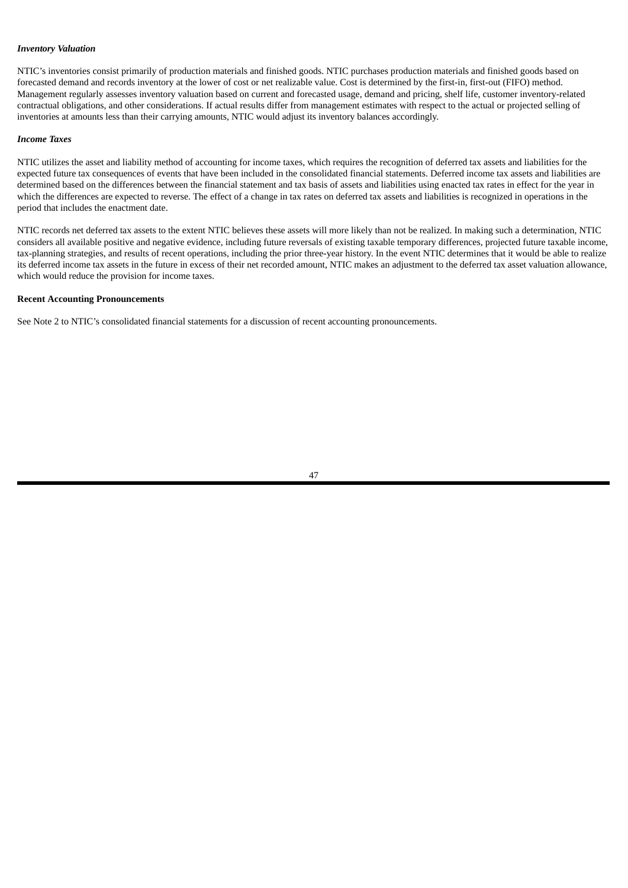***Inventory Valuation***

NTIC's inventories consist primarily of production materials and finished goods. NTIC purchases production materials and finished goods based on forecasted demand and records inventory at the lower of cost or net realizable value. Cost is determined by the first-in, first-out (FIFO) method. Management regularly assesses inventory valuation based on current and forecasted usage, demand and pricing, shelf life, customer inventory-related contractual obligations, and other considerations. If actual results differ from management estimates with respect to the actual or projected selling of inventories at amounts less than their carrying amounts, NTIC would adjust its inventory balances accordingly.

***Income Taxes***

NTIC utilizes the asset and liability method of accounting for income taxes, which requires the recognition of deferred tax assets and liabilities for the expected future tax consequences of events that have been included in the consolidated financial statements. Deferred income tax assets and liabilities are determined based on the differences between the financial statement and tax basis of assets and liabilities using enacted tax rates in effect for the year in which the differences are expected to reverse. The effect of a change in tax rates on deferred tax assets and liabilities is recognized in operations in the period that includes the enactment date.

NTIC records net deferred tax assets to the extent NTIC believes these assets will more likely than not be realized. In making such a determination, NTIC considers all available positive and negative evidence, including future reversals of existing taxable temporary differences, projected future taxable income, tax-planning strategies, and results of recent operations, including the prior three-year history. In the event NTIC determines that it would be able to realize its deferred income tax assets in the future in excess of their net recorded amount, NTIC makes an adjustment to the deferred tax asset valuation allowance, which would reduce the provision for income taxes.

**Recent Accounting Pronouncements**

See Note 2 to NTIC's consolidated financial statements for a discussion of recent accounting pronouncements.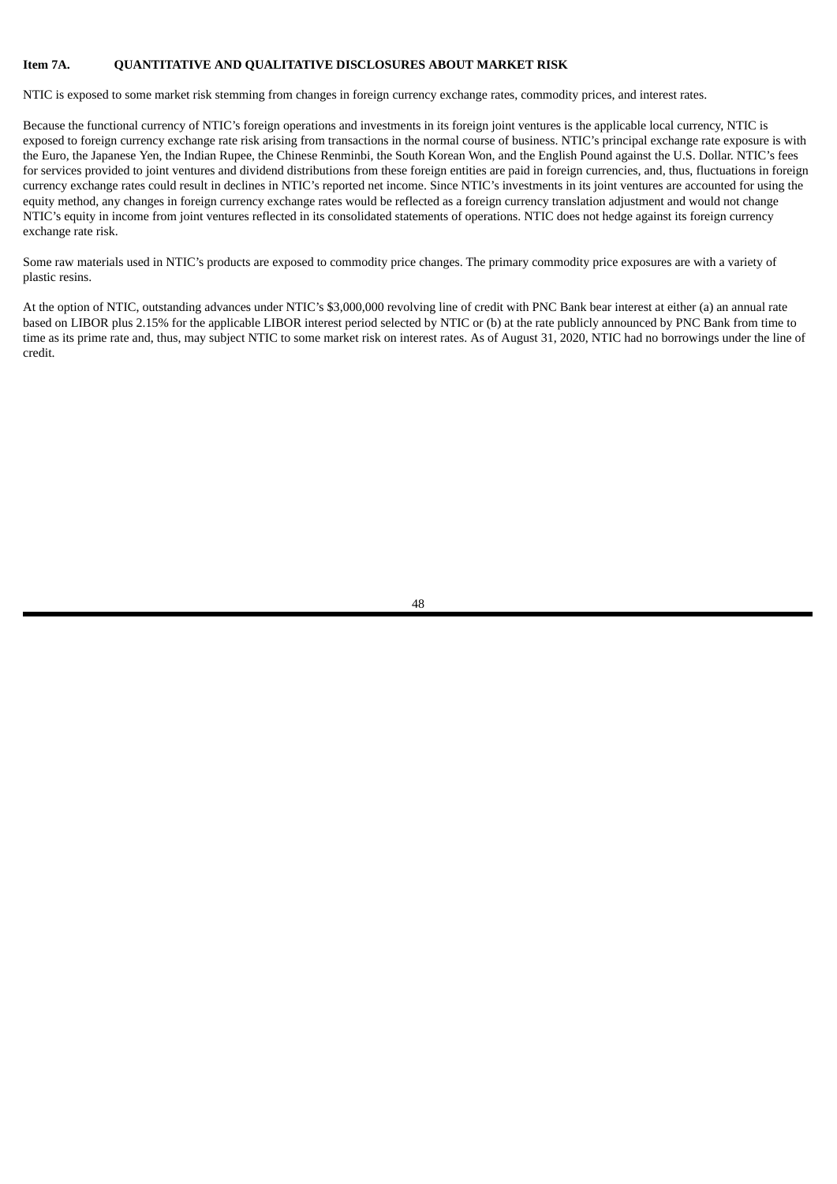## Item 7A. QUANTITATIVE AND QUALITATIVE DISCLOSURES ABOUT MARKET RISK

NTIC is exposed to some market risk stemming from changes in foreign currency exchange rates, commodity prices, and interest rates.

Because the functional currency of NTIC's foreign operations and investments in its foreign joint ventures is the applicable local currency, NTIC is exposed to foreign currency exchange rate risk arising from transactions in the normal course of business. NTIC's principal exchange rate exposure is with the Euro, the Japanese Yen, the Indian Rupee, the Chinese Renminbi, the South Korean Won, and the English Pound against the U.S. Dollar. NTIC's fees for services provided to joint ventures and dividend distributions from these foreign entities are paid in foreign currencies, and, thus, fluctuations in foreign currency exchange rates could result in declines in NTIC's reported net income. Since NTIC's investments in its joint ventures are accounted for using the equity method, any changes in foreign currency exchange rates would be reflected as a foreign currency translation adjustment and would not change NTIC's equity in income from joint ventures reflected in its consolidated statements of operations. NTIC does not hedge against its foreign currency exchange rate risk.

Some raw materials used in NTIC's products are exposed to commodity price changes. The primary commodity price exposures are with a variety of plastic resins.

At the option of NTIC, outstanding advances under NTIC's $3,000,000 revolving line of credit with PNC Bank bear interest at either (a) an annual rate based on LIBOR plus 2.15% for the applicable LIBOR interest period selected by NTIC or (b) at the rate publicly announced by PNC Bank from time to time as its prime rate and, thus, may subject NTIC to some market risk on interest rates. As of August 31, 2020, NTIC had no borrowings under the line of credit.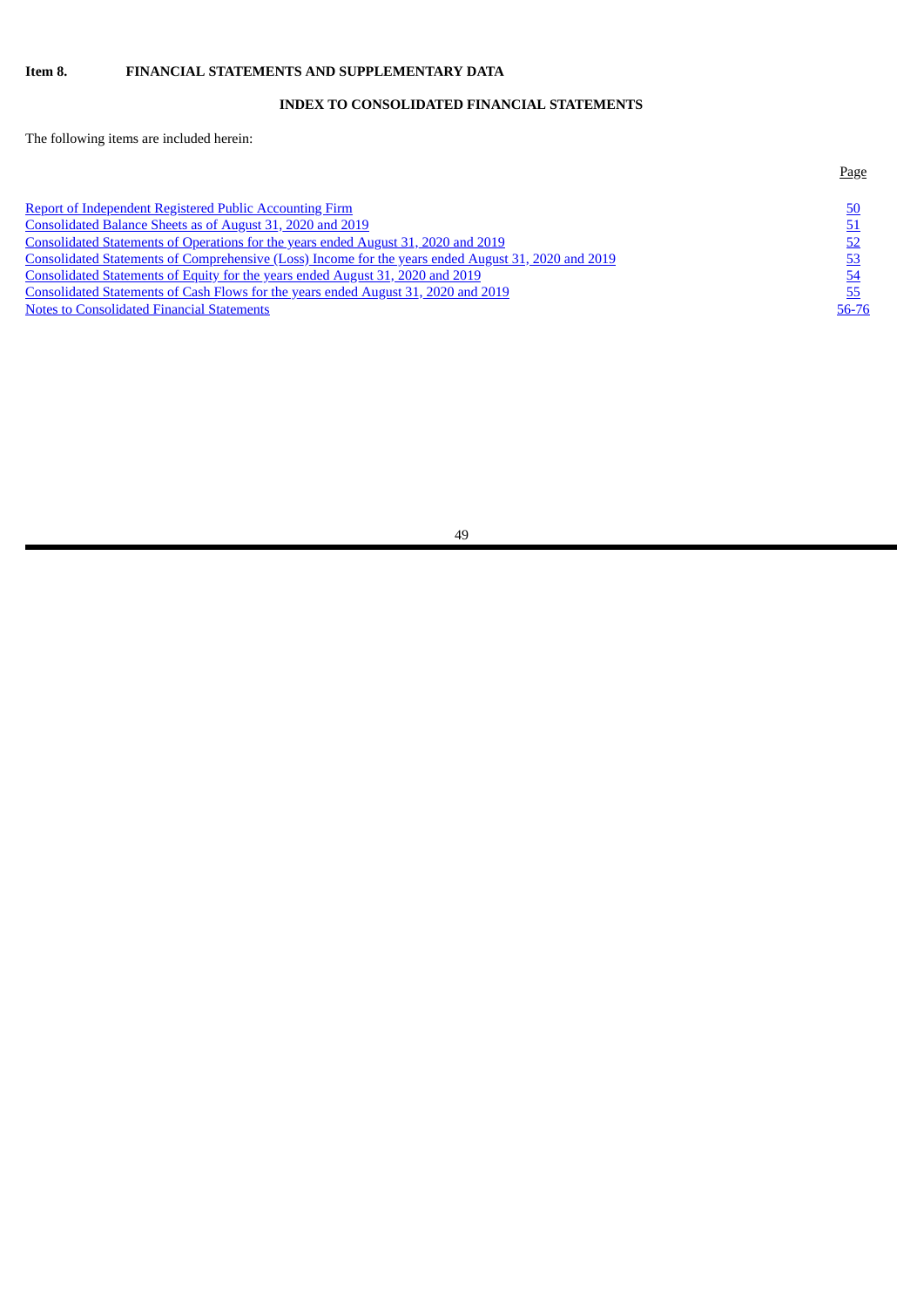**Item 8. FINANCIAL STATEMENTS AND SUPPLEMENTARY DATA**

## INDEX TO CONSOLIDATED FINANCIAL STATEMENTS

The following items are included herein:

| | Page |
|---|---|
| Report of Independent Registered Public Accounting Firm | 50 |
| Consolidated Balance Sheets as of August 31, 2020 and 2019 | 51 |
| Consolidated Statements of Operations for the years ended August 31, 2020 and 2019 | 52 |
| Consolidated Statements of Comprehensive (Loss) Income for the years ended August 31, 2020 and 2019 | 53 |
| Consolidated Statements of Equity for the years ended August 31, 2020 and 2019 | 54 |
| Consolidated Statements of Cash Flows for the years ended August 31, 2020 and 2019 | 55 |
| Notes to Consolidated Financial Statements | 56-76 |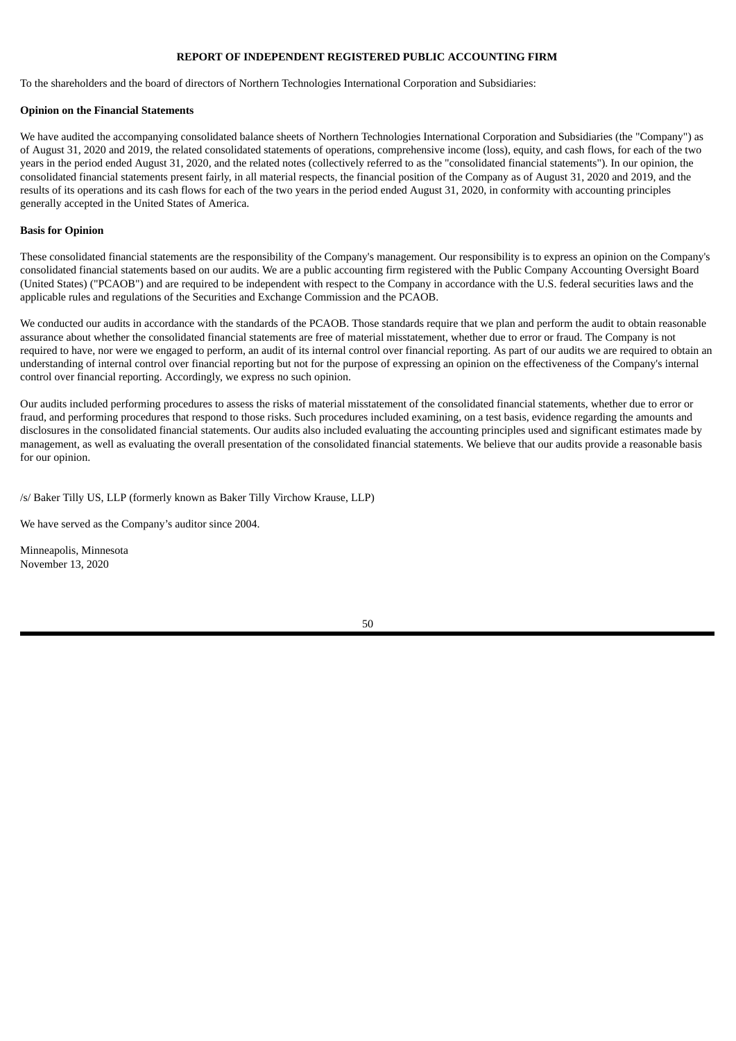## REPORT OF INDEPENDENT REGISTERED PUBLIC ACCOUNTING FIRM

To the shareholders and the board of directors of Northern Technologies International Corporation and Subsidiaries:

**Opinion on the Financial Statements**

We have audited the accompanying consolidated balance sheets of Northern Technologies International Corporation and Subsidiaries (the "Company") as of August 31, 2020 and 2019, the related consolidated statements of operations, comprehensive income (loss), equity, and cash flows, for each of the two years in the period ended August 31, 2020, and the related notes (collectively referred to as the "consolidated financial statements"). In our opinion, the consolidated financial statements present fairly, in all material respects, the financial position of the Company as of August 31, 2020 and 2019, and the results of its operations and its cash flows for each of the two years in the period ended August 31, 2020, in conformity with accounting principles generally accepted in the United States of America.

**Basis for Opinion**

These consolidated financial statements are the responsibility of the Company's management. Our responsibility is to express an opinion on the Company's consolidated financial statements based on our audits. We are a public accounting firm registered with the Public Company Accounting Oversight Board (United States) ("PCAOB") and are required to be independent with respect to the Company in accordance with the U.S. federal securities laws and the applicable rules and regulations of the Securities and Exchange Commission and the PCAOB.

We conducted our audits in accordance with the standards of the PCAOB. Those standards require that we plan and perform the audit to obtain reasonable assurance about whether the consolidated financial statements are free of material misstatement, whether due to error or fraud. The Company is not required to have, nor were we engaged to perform, an audit of its internal control over financial reporting. As part of our audits we are required to obtain an understanding of internal control over financial reporting but not for the purpose of expressing an opinion on the effectiveness of the Company's internal control over financial reporting. Accordingly, we express no such opinion.

Our audits included performing procedures to assess the risks of material misstatement of the consolidated financial statements, whether due to error or fraud, and performing procedures that respond to those risks. Such procedures included examining, on a test basis, evidence regarding the amounts and disclosures in the consolidated financial statements. Our audits also included evaluating the accounting principles used and significant estimates made by management, as well as evaluating the overall presentation of the consolidated financial statements. We believe that our audits provide a reasonable basis for our opinion.

/s/ Baker Tilly US, LLP (formerly known as Baker Tilly Virchow Krause, LLP)

We have served as the Company's auditor since 2004.

Minneapolis, Minnesota
November 13, 2020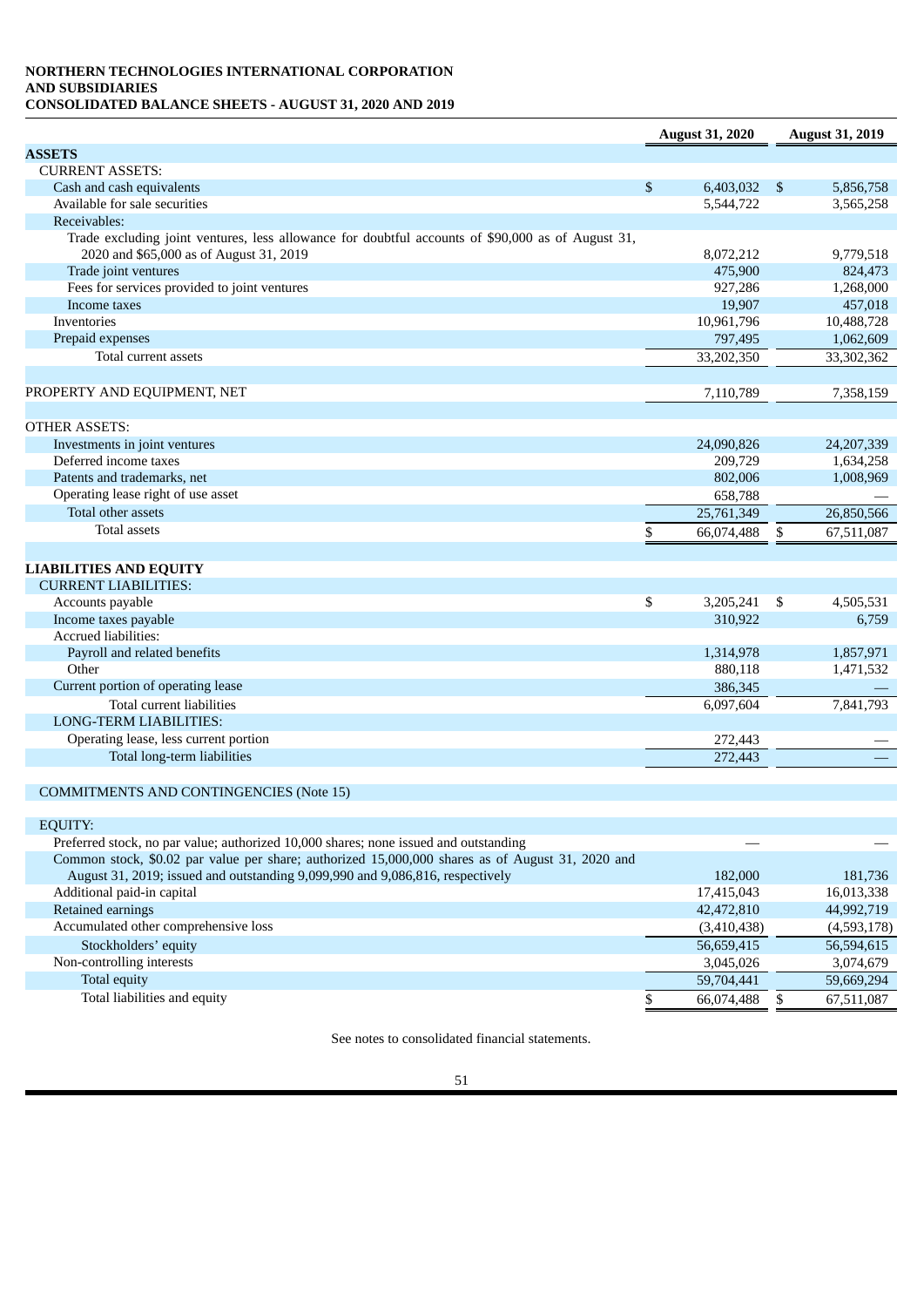**NORTHERN TECHNOLOGIES INTERNATIONAL CORPORATION**
**AND SUBSIDIARIES**
**CONSOLIDATED BALANCE SHEETS - AUGUST 31, 2020 AND 2019**

| | August 31, 2020 | August 31, 2019 |
|---|---|---|
| **ASSETS** | | |
| CURRENT ASSETS: | | |
| Cash and cash equivalents | $ 6,403,032 | $ 5,856,758 |
| Available for sale securities | 5,544,722 | 3,565,258 |
| Receivables: | | |
| Trade excluding joint ventures, less allowance for doubtful accounts of $90,000 as of August 31, 2020 and $65,000 as of August 31, 2019 | 8,072,212 | 9,779,518 |
| Trade joint ventures | 475,900 | 824,473 |
| Fees for services provided to joint ventures | 927,286 | 1,268,000 |
| Income taxes | 19,907 | 457,018 |
| Inventories | 10,961,796 | 10,488,728 |
| Prepaid expenses | 797,495 | 1,062,609 |
| Total current assets | 33,202,350 | 33,302,362 |
| | | |
| PROPERTY AND EQUIPMENT, NET | 7,110,789 | 7,358,159 |
| | | |
| OTHER ASSETS: | | |
| Investments in joint ventures | 24,090,826 | 24,207,339 |
| Deferred income taxes | 209,729 | 1,634,258 |
| Patents and trademarks, net | 802,006 | 1,008,969 |
| Operating lease right of use asset | 658,788 | — |
| Total other assets | 25,761,349 | 26,850,566 |
| Total assets | $ 66,074,488 | $ 67,511,087 |
| | | |
| **LIABILITIES AND EQUITY** | | |
| CURRENT LIABILITIES: | | |
| Accounts payable | $ 3,205,241 | $ 4,505,531 |
| Income taxes payable | 310,922 | 6,759 |
| Accrued liabilities: | | |
| Payroll and related benefits | 1,314,978 | 1,857,971 |
| Other | 880,118 | 1,471,532 |
| Current portion of operating lease | 386,345 | — |
| Total current liabilities | 6,097,604 | 7,841,793 |
| LONG-TERM LIABILITIES: | | |
| Operating lease, less current portion | 272,443 | — |
| Total long-term liabilities | 272,443 | — |
| | | |
| COMMITMENTS AND CONTINGENCIES (Note 15) | | |
| | | |
| EQUITY: | | |
| Preferred stock, no par value; authorized 10,000 shares; none issued and outstanding | — | — |
| Common stock, $0.02 par value per share; authorized 15,000,000 shares as of August 31, 2020 and August 31, 2019; issued and outstanding 9,099,990 and 9,086,816, respectively | 182,000 | 181,736 |
| Additional paid-in capital | 17,415,043 | 16,013,338 |
| Retained earnings | 42,472,810 | 44,992,719 |
| Accumulated other comprehensive loss | (3,410,438) | (4,593,178) |
| Stockholders' equity | 56,659,415 | 56,594,615 |
| Non-controlling interests | 3,045,026 | 3,074,679 |
| Total equity | 59,704,441 | 59,669,294 |
| Total liabilities and equity | $ 66,074,488 | $ 67,511,087 |

See notes to consolidated financial statements.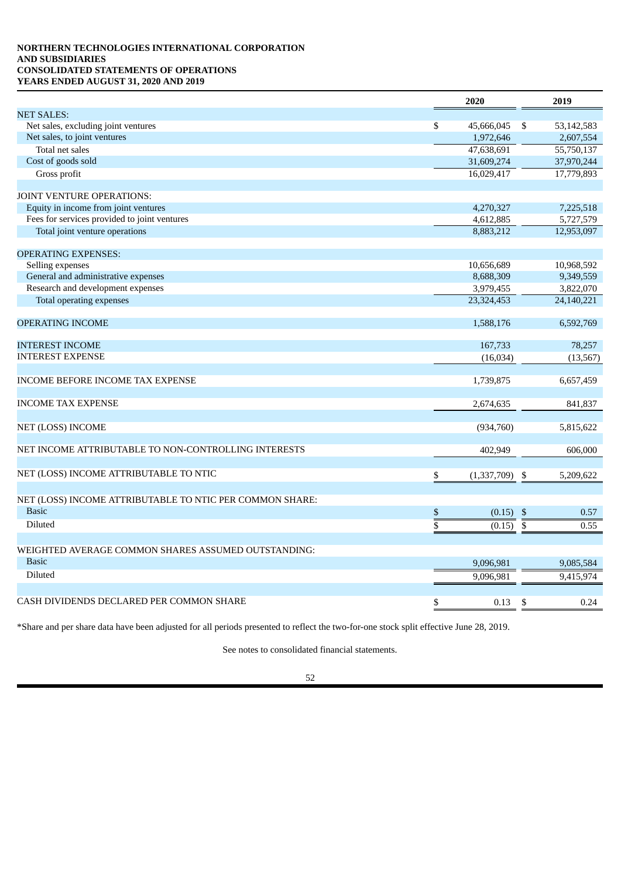**NORTHERN TECHNOLOGIES INTERNATIONAL CORPORATION**
**AND SUBSIDIARIES**
**CONSOLIDATED STATEMENTS OF OPERATIONS**
**YEARS ENDED AUGUST 31, 2020 AND 2019**

| | 2020 | 2019 |
|---|---|---|
| NET SALES: | | |
| Net sales, excluding joint ventures | $ 45,666,045 | $ 53,142,583 |
| Net sales, to joint ventures | 1,972,646 | 2,607,554 |
| Total net sales | 47,638,691 | 55,750,137 |
| Cost of goods sold | 31,609,274 | 37,970,244 |
| Gross profit | 16,029,417 | 17,779,893 |
| | | |
| JOINT VENTURE OPERATIONS: | | |
| Equity in income from joint ventures | 4,270,327 | 7,225,518 |
| Fees for services provided to joint ventures | 4,612,885 | 5,727,579 |
| Total joint venture operations | 8,883,212 | 12,953,097 |
| | | |
| OPERATING EXPENSES: | | |
| Selling expenses | 10,656,689 | 10,968,592 |
| General and administrative expenses | 8,688,309 | 9,349,559 |
| Research and development expenses | 3,979,455 | 3,822,070 |
| Total operating expenses | 23,324,453 | 24,140,221 |
| | | |
| OPERATING INCOME | 1,588,176 | 6,592,769 |
| | | |
| INTEREST INCOME | 167,733 | 78,257 |
| INTEREST EXPENSE | (16,034) | (13,567) |
| | | |
| INCOME BEFORE INCOME TAX EXPENSE | 1,739,875 | 6,657,459 |
| | | |
| INCOME TAX EXPENSE | 2,674,635 | 841,837 |
| | | |
| NET (LOSS) INCOME | (934,760) | 5,815,622 |
| | | |
| NET INCOME ATTRIBUTABLE TO NON-CONTROLLING INTERESTS | 402,949 | 606,000 |
| | | |
| NET (LOSS) INCOME ATTRIBUTABLE TO NTIC | $ (1,337,709) | $ 5,209,622 |
| | | |
| NET (LOSS) INCOME ATTRIBUTABLE TO NTIC PER COMMON SHARE: | | |
| Basic | $ (0.15) | $ 0.57 |
| Diluted | $ (0.15) | $ 0.55 |
| | | |
| WEIGHTED AVERAGE COMMON SHARES ASSUMED OUTSTANDING: | | |
| Basic | 9,096,981 | 9,085,584 |
| Diluted | 9,096,981 | 9,415,974 |
| | | |
| CASH DIVIDENDS DECLARED PER COMMON SHARE | $ 0.13 | $ 0.24 |

*Share and per share data have been adjusted for all periods presented to reflect the two-for-one stock split effective June 28, 2019.

See notes to consolidated financial statements.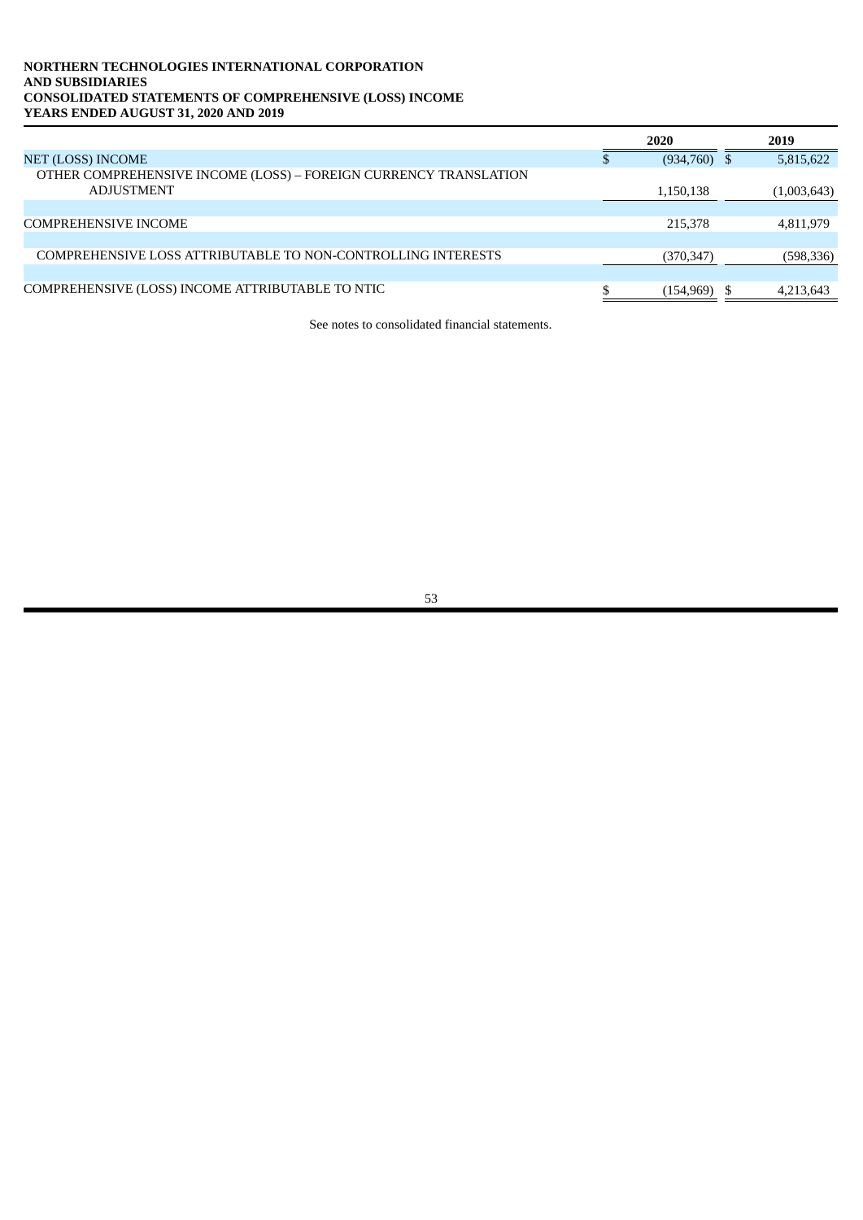**NORTHERN TECHNOLOGIES INTERNATIONAL CORPORATION**
**AND SUBSIDIARIES**
**CONSOLIDATED STATEMENTS OF COMPREHENSIVE (LOSS) INCOME**
**YEARS ENDED AUGUST 31, 2020 AND 2019**

| | 2020 | 2019 |
|---|---|---|
| NET (LOSS) INCOME | $ (934,760) | $ 5,815,622 |
| OTHER COMPREHENSIVE INCOME (LOSS) – FOREIGN CURRENCY TRANSLATION ADJUSTMENT | 1,150,138 | (1,003,643) |
| COMPREHENSIVE INCOME | 215,378 | 4,811,979 |
| COMPREHENSIVE LOSS ATTRIBUTABLE TO NON-CONTROLLING INTERESTS | (370,347) | (598,336) |
| COMPREHENSIVE (LOSS) INCOME ATTRIBUTABLE TO NTIC | $ (154,969) | $ 4,213,643 |

See notes to consolidated financial statements.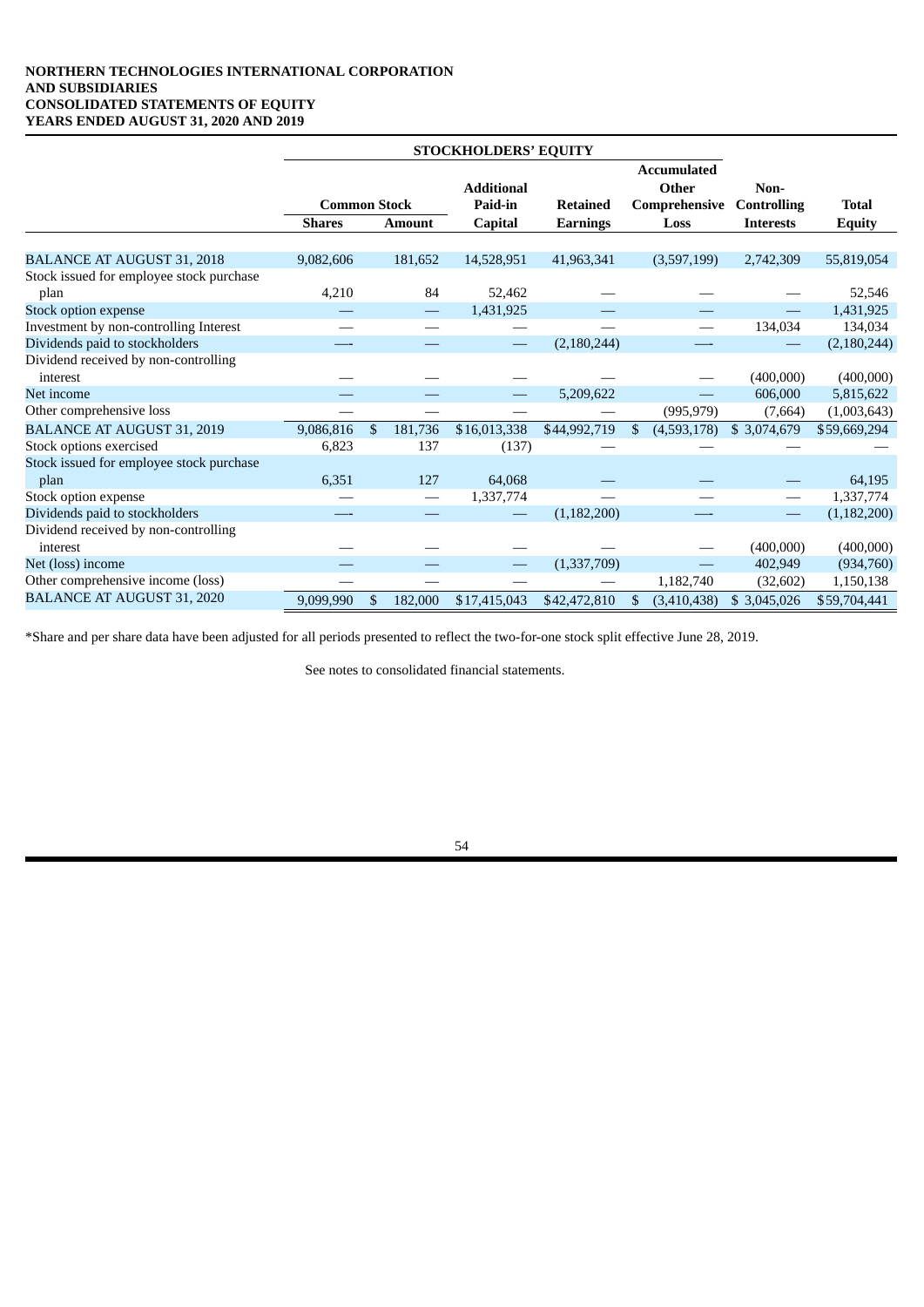**NORTHERN TECHNOLOGIES INTERNATIONAL CORPORATION**
**AND SUBSIDIARIES**
**CONSOLIDATED STATEMENTS OF EQUITY**
**YEARS ENDED AUGUST 31, 2020 AND 2019**

| | STOCKHOLDERS' EQUITY | | | | | | |
|---|---|---|---|---|---|---|---|
| | Common Stock | | Additional Paid-in | Retained | Accumulated Other Comprehensive | Non-Controlling | Total |
| | Shares | Amount | Capital | Earnings | Loss | Interests | Equity |
| BALANCE AT AUGUST 31, 2018 | 9,082,606 | 181,652 | 14,528,951 | 41,963,341 | (3,597,199) | 2,742,309 | 55,819,054 |
| Stock issued for employee stock purchase plan | 4,210 | 84 | 52,462 | — | — | — | 52,546 |
| Stock option expense | — | — | 1,431,925 | — | — | — | 1,431,925 |
| Investment by non-controlling Interest | — | — | — | — | — | 134,034 | 134,034 |
| Dividends paid to stockholders | — | — | — | (2,180,244) | — | — | (2,180,244) |
| Dividend received by non-controlling interest | — | — | — | — | — | (400,000) | (400,000) |
| Net income | — | — | — | 5,209,622 | — | 606,000 | 5,815,622 |
| Other comprehensive loss | — | — | — | — | (995,979) | (7,664) | (1,003,643) |
| BALANCE AT AUGUST 31, 2019 | 9,086,816 | $ 181,736 | $16,013,338 | $44,992,719 | $ (4,593,178) | $ 3,074,679 | $59,669,294 |
| Stock options exercised | 6,823 | 137 | (137) | — | — | — | — |
| Stock issued for employee stock purchase plan | 6,351 | 127 | 64,068 | — | — | — | 64,195 |
| Stock option expense | — | — | 1,337,774 | — | — | — | 1,337,774 |
| Dividends paid to stockholders | — | — | — | (1,182,200) | — | — | (1,182,200) |
| Dividend received by non-controlling interest | — | — | — | — | — | (400,000) | (400,000) |
| Net (loss) income | — | — | — | (1,337,709) | — | 402,949 | (934,760) |
| Other comprehensive income (loss) | — | — | — | — | 1,182,740 | (32,602) | 1,150,138 |
| BALANCE AT AUGUST 31, 2020 | 9,099,990 | $ 182,000 | $17,415,043 | $42,472,810 | $ (3,410,438) | $ 3,045,026 | $59,704,441 |

*Share and per share data have been adjusted for all periods presented to reflect the two-for-one stock split effective June 28, 2019.

See notes to consolidated financial statements.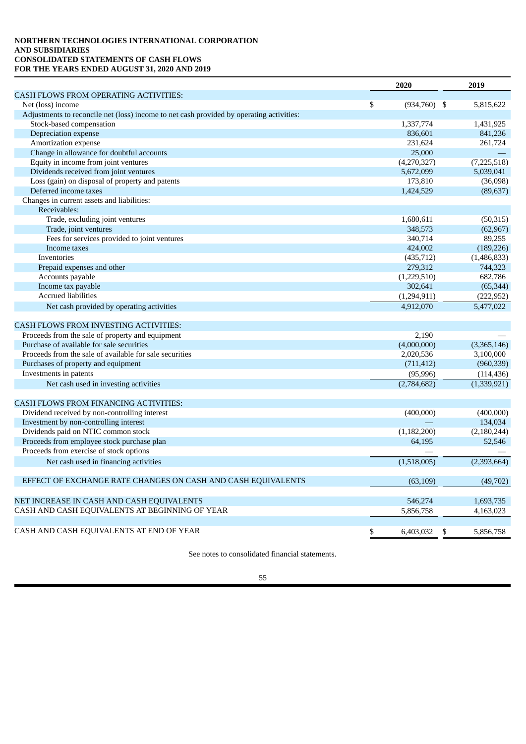**NORTHERN TECHNOLOGIES INTERNATIONAL CORPORATION**
**AND SUBSIDIARIES**
**CONSOLIDATED STATEMENTS OF CASH FLOWS**
**FOR THE YEARS ENDED AUGUST 31, 2020 AND 2019**

| | 2020 | 2019 |
|---|---|---|
| CASH FLOWS FROM OPERATING ACTIVITIES: | | |
| Net (loss) income | $ (934,760) | $ 5,815,622 |
| Adjustments to reconcile net (loss) income to net cash provided by operating activities: | | |
| Stock-based compensation | 1,337,774 | 1,431,925 |
| Depreciation expense | 836,601 | 841,236 |
| Amortization expense | 231,624 | 261,724 |
| Change in allowance for doubtful accounts | 25,000 | — |
| Equity in income from joint ventures | (4,270,327) | (7,225,518) |
| Dividends received from joint ventures | 5,672,099 | 5,039,041 |
| Loss (gain) on disposal of property and patents | 173,810 | (36,098) |
| Deferred income taxes | 1,424,529 | (89,637) |
| Changes in current assets and liabilities: | | |
| Receivables: | | |
| Trade, excluding joint ventures | 1,680,611 | (50,315) |
| Trade, joint ventures | 348,573 | (62,967) |
| Fees for services provided to joint ventures | 340,714 | 89,255 |
| Income taxes | 424,002 | (189,226) |
| Inventories | (435,712) | (1,486,833) |
| Prepaid expenses and other | 279,312 | 744,323 |
| Accounts payable | (1,229,510) | 682,786 |
| Income tax payable | 302,641 | (65,344) |
| Accrued liabilities | (1,294,911) | (222,952) |
| Net cash provided by operating activities | 4,912,070 | 5,477,022 |
| | | |
| CASH FLOWS FROM INVESTING ACTIVITIES: | | |
| Proceeds from the sale of property and equipment | 2,190 | — |
| Purchase of available for sale securities | (4,000,000) | (3,365,146) |
| Proceeds from the sale of available for sale securities | 2,020,536 | 3,100,000 |
| Purchases of property and equipment | (711,412) | (960,339) |
| Investments in patents | (95,996) | (114,436) |
| Net cash used in investing activities | (2,784,682) | (1,339,921) |
| | | |
| CASH FLOWS FROM FINANCING ACTIVITIES: | | |
| Dividend received by non-controlling interest | (400,000) | (400,000) |
| Investment by non-controlling interest | — | 134,034 |
| Dividends paid on NTIC common stock | (1,182,200) | (2,180,244) |
| Proceeds from employee stock purchase plan | 64,195 | 52,546 |
| Proceeds from exercise of stock options | — | — |
| Net cash used in financing activities | (1,518,005) | (2,393,664) |
| | | |
| EFFECT OF EXCHANGE RATE CHANGES ON CASH AND CASH EQUIVALENTS | (63,109) | (49,702) |
| | | |
| NET INCREASE IN CASH AND CASH EQUIVALENTS | 546,274 | 1,693,735 |
| CASH AND CASH EQUIVALENTS AT BEGINNING OF YEAR | 5,856,758 | 4,163,023 |
| | | |
| CASH AND CASH EQUIVALENTS AT END OF YEAR | $ 6,403,032 | $ 5,856,758 |

See notes to consolidated financial statements.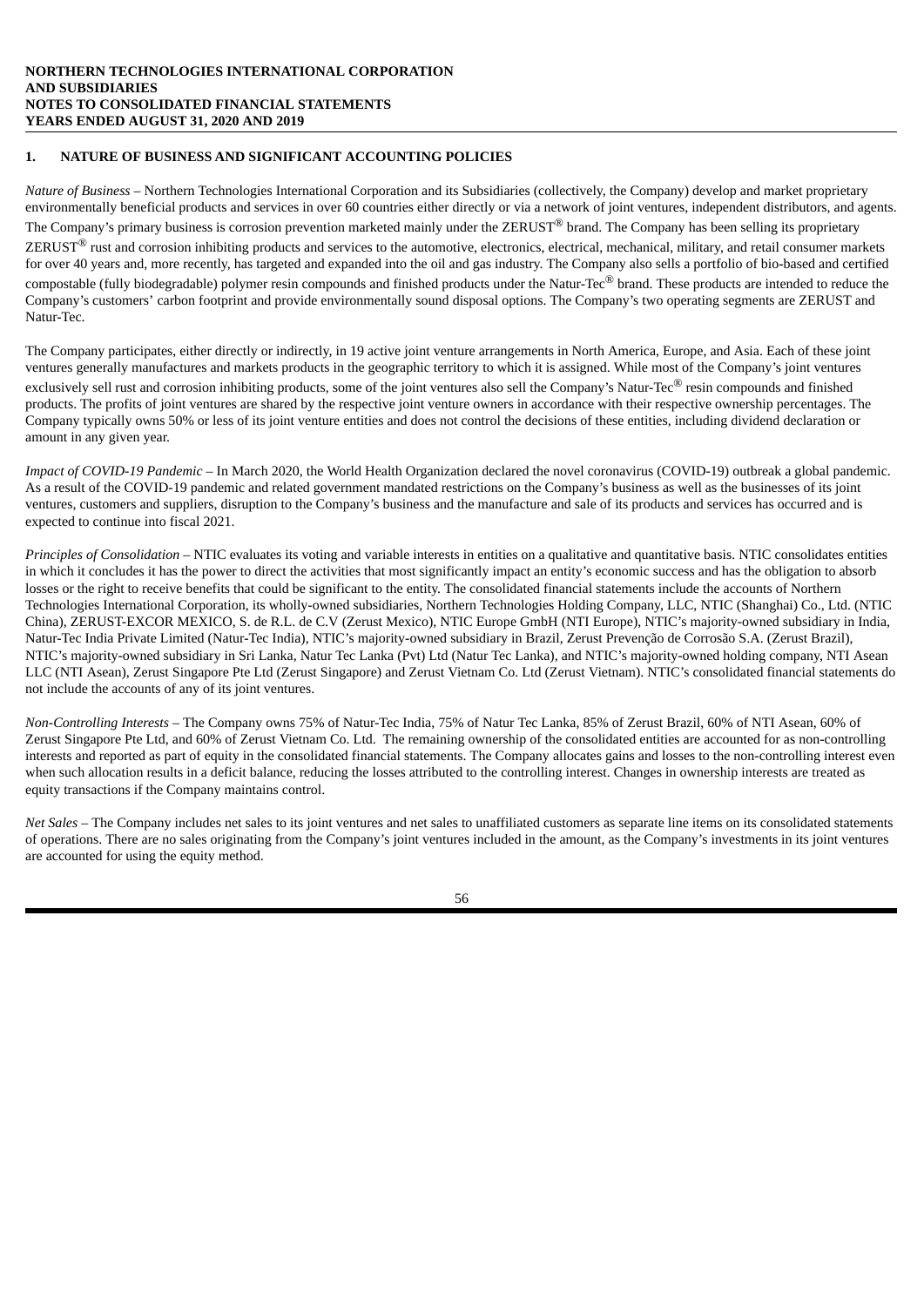**NORTHERN TECHNOLOGIES INTERNATIONAL CORPORATION**
**AND SUBSIDIARIES**
**NOTES TO CONSOLIDATED FINANCIAL STATEMENTS**
**YEARS ENDED AUGUST 31, 2020 AND 2019**

## 1. NATURE OF BUSINESS AND SIGNIFICANT ACCOUNTING POLICIES

*Nature of Business* – Northern Technologies International Corporation and its Subsidiaries (collectively, the Company) develop and market proprietary environmentally beneficial products and services in over 60 countries either directly or via a network of joint ventures, independent distributors, and agents. The Company's primary business is corrosion prevention marketed mainly under the ZERUST® brand. The Company has been selling its proprietary ZERUST® rust and corrosion inhibiting products and services to the automotive, electronics, electrical, mechanical, military, and retail consumer markets for over 40 years and, more recently, has targeted and expanded into the oil and gas industry. The Company also sells a portfolio of bio-based and certified compostable (fully biodegradable) polymer resin compounds and finished products under the Natur-Tec® brand. These products are intended to reduce the Company's customers' carbon footprint and provide environmentally sound disposal options. The Company's two operating segments are ZERUST and Natur-Tec.

The Company participates, either directly or indirectly, in 19 active joint venture arrangements in North America, Europe, and Asia. Each of these joint ventures generally manufactures and markets products in the geographic territory to which it is assigned. While most of the Company's joint ventures exclusively sell rust and corrosion inhibiting products, some of the joint ventures also sell the Company's Natur-Tec® resin compounds and finished products. The profits of joint ventures are shared by the respective joint venture owners in accordance with their respective ownership percentages. The Company typically owns 50% or less of its joint venture entities and does not control the decisions of these entities, including dividend declaration or amount in any given year.

*Impact of COVID-19 Pandemic* – In March 2020, the World Health Organization declared the novel coronavirus (COVID-19) outbreak a global pandemic. As a result of the COVID-19 pandemic and related government mandated restrictions on the Company's business as well as the businesses of its joint ventures, customers and suppliers, disruption to the Company's business and the manufacture and sale of its products and services has occurred and is expected to continue into fiscal 2021.

*Principles of Consolidation* – NTIC evaluates its voting and variable interests in entities on a qualitative and quantitative basis. NTIC consolidates entities in which it concludes it has the power to direct the activities that most significantly impact an entity's economic success and has the obligation to absorb losses or the right to receive benefits that could be significant to the entity. The consolidated financial statements include the accounts of Northern Technologies International Corporation, its wholly-owned subsidiaries, Northern Technologies Holding Company, LLC, NTIC (Shanghai) Co., Ltd. (NTIC China), ZERUST-EXCOR MEXICO, S. de R.L. de C.V (Zerust Mexico), NTIC Europe GmbH (NTI Europe), NTIC's majority-owned subsidiary in India, Natur-Tec India Private Limited (Natur-Tec India), NTIC's majority-owned subsidiary in Brazil, Zerust Prevenção de Corrosão S.A. (Zerust Brazil), NTIC's majority-owned subsidiary in Sri Lanka, Natur Tec Lanka (Pvt) Ltd (Natur Tec Lanka), and NTIC's majority-owned holding company, NTI Asean LLC (NTI Asean), Zerust Singapore Pte Ltd (Zerust Singapore) and Zerust Vietnam Co. Ltd (Zerust Vietnam). NTIC's consolidated financial statements do not include the accounts of any of its joint ventures.

*Non-Controlling Interests* – The Company owns 75% of Natur-Tec India, 75% of Natur Tec Lanka, 85% of Zerust Brazil, 60% of NTI Asean, 60% of Zerust Singapore Pte Ltd, and 60% of Zerust Vietnam Co. Ltd. The remaining ownership of the consolidated entities are accounted for as non-controlling interests and reported as part of equity in the consolidated financial statements. The Company allocates gains and losses to the non-controlling interest even when such allocation results in a deficit balance, reducing the losses attributed to the controlling interest. Changes in ownership interests are treated as equity transactions if the Company maintains control.

*Net Sales* – The Company includes net sales to its joint ventures and net sales to unaffiliated customers as separate line items on its consolidated statements of operations. There are no sales originating from the Company's joint ventures included in the amount, as the Company's investments in its joint ventures are accounted for using the equity method.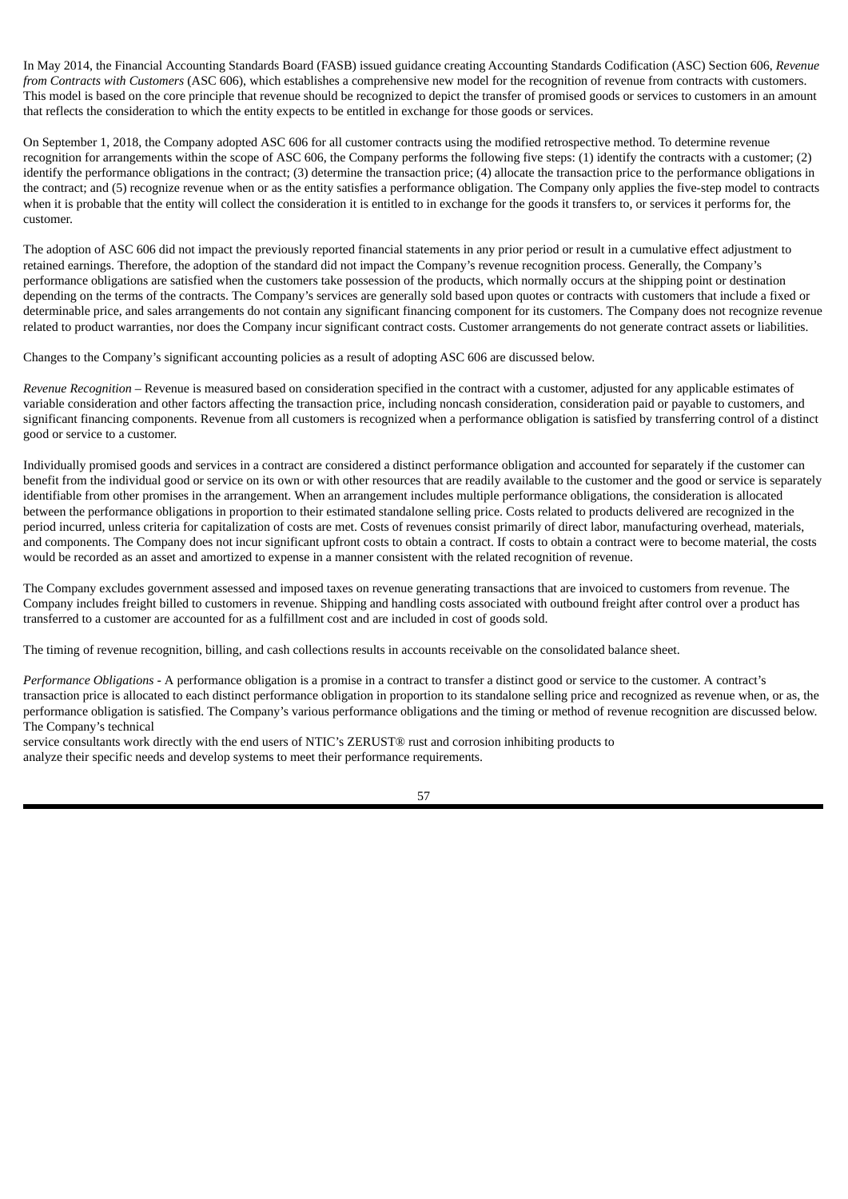In May 2014, the Financial Accounting Standards Board (FASB) issued guidance creating Accounting Standards Codification (ASC) Section 606, *Revenue from Contracts with Customers* (ASC 606), which establishes a comprehensive new model for the recognition of revenue from contracts with customers. This model is based on the core principle that revenue should be recognized to depict the transfer of promised goods or services to customers in an amount that reflects the consideration to which the entity expects to be entitled in exchange for those goods or services.

On September 1, 2018, the Company adopted ASC 606 for all customer contracts using the modified retrospective method. To determine revenue recognition for arrangements within the scope of ASC 606, the Company performs the following five steps: (1) identify the contracts with a customer; (2) identify the performance obligations in the contract; (3) determine the transaction price; (4) allocate the transaction price to the performance obligations in the contract; and (5) recognize revenue when or as the entity satisfies a performance obligation. The Company only applies the five-step model to contracts when it is probable that the entity will collect the consideration it is entitled to in exchange for the goods it transfers to, or services it performs for, the customer.

The adoption of ASC 606 did not impact the previously reported financial statements in any prior period or result in a cumulative effect adjustment to retained earnings. Therefore, the adoption of the standard did not impact the Company's revenue recognition process. Generally, the Company's performance obligations are satisfied when the customers take possession of the products, which normally occurs at the shipping point or destination depending on the terms of the contracts. The Company's services are generally sold based upon quotes or contracts with customers that include a fixed or determinable price, and sales arrangements do not contain any significant financing component for its customers. The Company does not recognize revenue related to product warranties, nor does the Company incur significant contract costs. Customer arrangements do not generate contract assets or liabilities.

Changes to the Company's significant accounting policies as a result of adopting ASC 606 are discussed below.

*Revenue Recognition* – Revenue is measured based on consideration specified in the contract with a customer, adjusted for any applicable estimates of variable consideration and other factors affecting the transaction price, including noncash consideration, consideration paid or payable to customers, and significant financing components. Revenue from all customers is recognized when a performance obligation is satisfied by transferring control of a distinct good or service to a customer.

Individually promised goods and services in a contract are considered a distinct performance obligation and accounted for separately if the customer can benefit from the individual good or service on its own or with other resources that are readily available to the customer and the good or service is separately identifiable from other promises in the arrangement. When an arrangement includes multiple performance obligations, the consideration is allocated between the performance obligations in proportion to their estimated standalone selling price. Costs related to products delivered are recognized in the period incurred, unless criteria for capitalization of costs are met. Costs of revenues consist primarily of direct labor, manufacturing overhead, materials, and components. The Company does not incur significant upfront costs to obtain a contract. If costs to obtain a contract were to become material, the costs would be recorded as an asset and amortized to expense in a manner consistent with the related recognition of revenue.

The Company excludes government assessed and imposed taxes on revenue generating transactions that are invoiced to customers from revenue. The Company includes freight billed to customers in revenue. Shipping and handling costs associated with outbound freight after control over a product has transferred to a customer are accounted for as a fulfillment cost and are included in cost of goods sold.

The timing of revenue recognition, billing, and cash collections results in accounts receivable on the consolidated balance sheet.

*Performance Obligations* - A performance obligation is a promise in a contract to transfer a distinct good or service to the customer. A contract's transaction price is allocated to each distinct performance obligation in proportion to its standalone selling price and recognized as revenue when, or as, the performance obligation is satisfied. The Company's various performance obligations and the timing or method of revenue recognition are discussed below. The Company's technical service consultants work directly with the end users of NTIC's ZERUST® rust and corrosion inhibiting products to analyze their specific needs and develop systems to meet their performance requirements.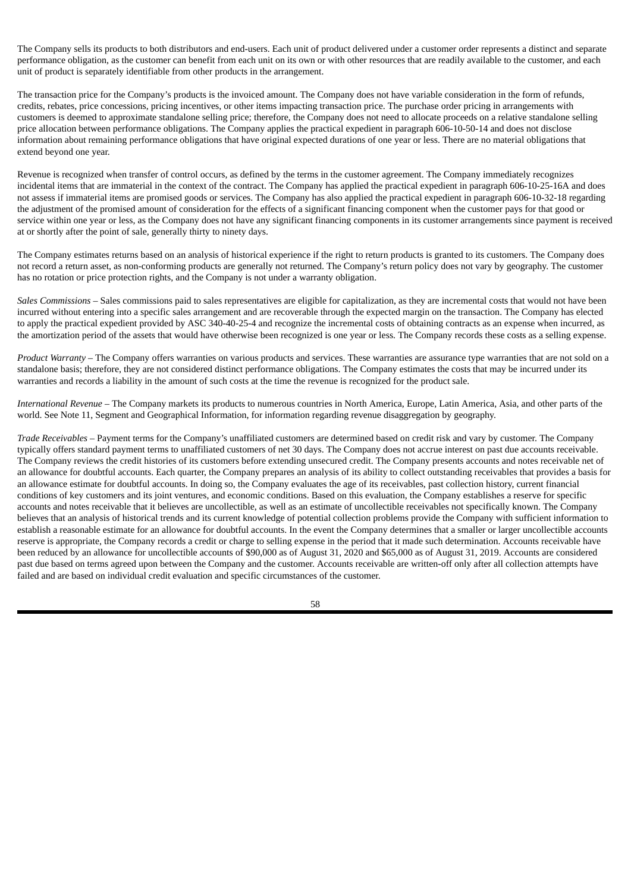The Company sells its products to both distributors and end-users. Each unit of product delivered under a customer order represents a distinct and separate performance obligation, as the customer can benefit from each unit on its own or with other resources that are readily available to the customer, and each unit of product is separately identifiable from other products in the arrangement.

The transaction price for the Company's products is the invoiced amount. The Company does not have variable consideration in the form of refunds, credits, rebates, price concessions, pricing incentives, or other items impacting transaction price. The purchase order pricing in arrangements with customers is deemed to approximate standalone selling price; therefore, the Company does not need to allocate proceeds on a relative standalone selling price allocation between performance obligations. The Company applies the practical expedient in paragraph 606-10-50-14 and does not disclose information about remaining performance obligations that have original expected durations of one year or less. There are no material obligations that extend beyond one year.

Revenue is recognized when transfer of control occurs, as defined by the terms in the customer agreement. The Company immediately recognizes incidental items that are immaterial in the context of the contract. The Company has applied the practical expedient in paragraph 606-10-25-16A and does not assess if immaterial items are promised goods or services. The Company has also applied the practical expedient in paragraph 606-10-32-18 regarding the adjustment of the promised amount of consideration for the effects of a significant financing component when the customer pays for that good or service within one year or less, as the Company does not have any significant financing components in its customer arrangements since payment is received at or shortly after the point of sale, generally thirty to ninety days.

The Company estimates returns based on an analysis of historical experience if the right to return products is granted to its customers. The Company does not record a return asset, as non-conforming products are generally not returned. The Company's return policy does not vary by geography. The customer has no rotation or price protection rights, and the Company is not under a warranty obligation.

*Sales Commissions* – Sales commissions paid to sales representatives are eligible for capitalization, as they are incremental costs that would not have been incurred without entering into a specific sales arrangement and are recoverable through the expected margin on the transaction. The Company has elected to apply the practical expedient provided by ASC 340-40-25-4 and recognize the incremental costs of obtaining contracts as an expense when incurred, as the amortization period of the assets that would have otherwise been recognized is one year or less. The Company records these costs as a selling expense.

*Product Warranty* – The Company offers warranties on various products and services. These warranties are assurance type warranties that are not sold on a standalone basis; therefore, they are not considered distinct performance obligations. The Company estimates the costs that may be incurred under its warranties and records a liability in the amount of such costs at the time the revenue is recognized for the product sale.

*International Revenue* – The Company markets its products to numerous countries in North America, Europe, Latin America, Asia, and other parts of the world. See Note 11, Segment and Geographical Information, for information regarding revenue disaggregation by geography.

*Trade Receivables* – Payment terms for the Company's unaffiliated customers are determined based on credit risk and vary by customer. The Company typically offers standard payment terms to unaffiliated customers of net 30 days. The Company does not accrue interest on past due accounts receivable. The Company reviews the credit histories of its customers before extending unsecured credit. The Company presents accounts and notes receivable net of an allowance for doubtful accounts. Each quarter, the Company prepares an analysis of its ability to collect outstanding receivables that provides a basis for an allowance estimate for doubtful accounts. In doing so, the Company evaluates the age of its receivables, past collection history, current financial conditions of key customers and its joint ventures, and economic conditions. Based on this evaluation, the Company establishes a reserve for specific accounts and notes receivable that it believes are uncollectible, as well as an estimate of uncollectible receivables not specifically known. The Company believes that an analysis of historical trends and its current knowledge of potential collection problems provide the Company with sufficient information to establish a reasonable estimate for an allowance for doubtful accounts. In the event the Company determines that a smaller or larger uncollectible accounts reserve is appropriate, the Company records a credit or charge to selling expense in the period that it made such determination. Accounts receivable have been reduced by an allowance for uncollectible accounts of $90,000 as of August 31, 2020 and $65,000 as of August 31, 2019. Accounts are considered past due based on terms agreed upon between the Company and the customer. Accounts receivable are written-off only after all collection attempts have failed and are based on individual credit evaluation and specific circumstances of the customer.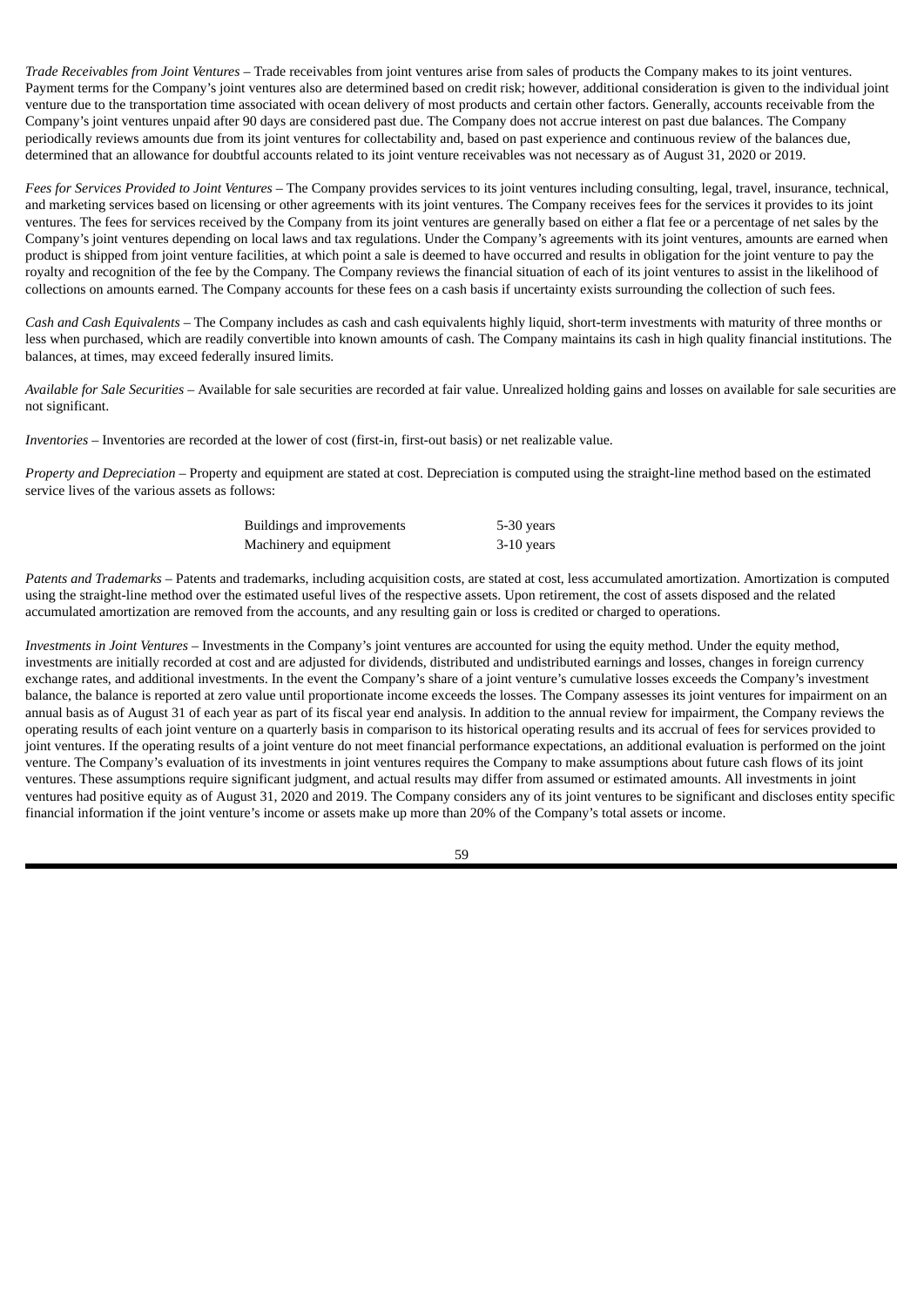*Trade Receivables from Joint Ventures* – Trade receivables from joint ventures arise from sales of products the Company makes to its joint ventures. Payment terms for the Company's joint ventures also are determined based on credit risk; however, additional consideration is given to the individual joint venture due to the transportation time associated with ocean delivery of most products and certain other factors. Generally, accounts receivable from the Company's joint ventures unpaid after 90 days are considered past due. The Company does not accrue interest on past due balances. The Company periodically reviews amounts due from its joint ventures for collectability and, based on past experience and continuous review of the balances due, determined that an allowance for doubtful accounts related to its joint venture receivables was not necessary as of August 31, 2020 or 2019.

*Fees for Services Provided to Joint Ventures* – The Company provides services to its joint ventures including consulting, legal, travel, insurance, technical, and marketing services based on licensing or other agreements with its joint ventures. The Company receives fees for the services it provides to its joint ventures. The fees for services received by the Company from its joint ventures are generally based on either a flat fee or a percentage of net sales by the Company's joint ventures depending on local laws and tax regulations. Under the Company's agreements with its joint ventures, amounts are earned when product is shipped from joint venture facilities, at which point a sale is deemed to have occurred and results in obligation for the joint venture to pay the royalty and recognition of the fee by the Company. The Company reviews the financial situation of each of its joint ventures to assist in the likelihood of collections on amounts earned. The Company accounts for these fees on a cash basis if uncertainty exists surrounding the collection of such fees.

*Cash and Cash Equivalents* – The Company includes as cash and cash equivalents highly liquid, short-term investments with maturity of three months or less when purchased, which are readily convertible into known amounts of cash. The Company maintains its cash in high quality financial institutions. The balances, at times, may exceed federally insured limits.

*Available for Sale Securities* – Available for sale securities are recorded at fair value. Unrealized holding gains and losses on available for sale securities are not significant.

*Inventories* – Inventories are recorded at the lower of cost (first-in, first-out basis) or net realizable value.

*Property and Depreciation* – Property and equipment are stated at cost. Depreciation is computed using the straight-line method based on the estimated service lives of the various assets as follows:

| | |
|---|---|
| Buildings and improvements | 5-30 years |
| Machinery and equipment | 3-10 years |

*Patents and Trademarks* – Patents and trademarks, including acquisition costs, are stated at cost, less accumulated amortization. Amortization is computed using the straight-line method over the estimated useful lives of the respective assets. Upon retirement, the cost of assets disposed and the related accumulated amortization are removed from the accounts, and any resulting gain or loss is credited or charged to operations.

*Investments in Joint Ventures* – Investments in the Company's joint ventures are accounted for using the equity method. Under the equity method, investments are initially recorded at cost and are adjusted for dividends, distributed and undistributed earnings and losses, changes in foreign currency exchange rates, and additional investments. In the event the Company's share of a joint venture's cumulative losses exceeds the Company's investment balance, the balance is reported at zero value until proportionate income exceeds the losses. The Company assesses its joint ventures for impairment on an annual basis as of August 31 of each year as part of its fiscal year end analysis. In addition to the annual review for impairment, the Company reviews the operating results of each joint venture on a quarterly basis in comparison to its historical operating results and its accrual of fees for services provided to joint ventures. If the operating results of a joint venture do not meet financial performance expectations, an additional evaluation is performed on the joint venture. The Company's evaluation of its investments in joint ventures requires the Company to make assumptions about future cash flows of its joint ventures. These assumptions require significant judgment, and actual results may differ from assumed or estimated amounts. All investments in joint ventures had positive equity as of August 31, 2020 and 2019. The Company considers any of its joint ventures to be significant and discloses entity specific financial information if the joint venture's income or assets make up more than 20% of the Company's total assets or income.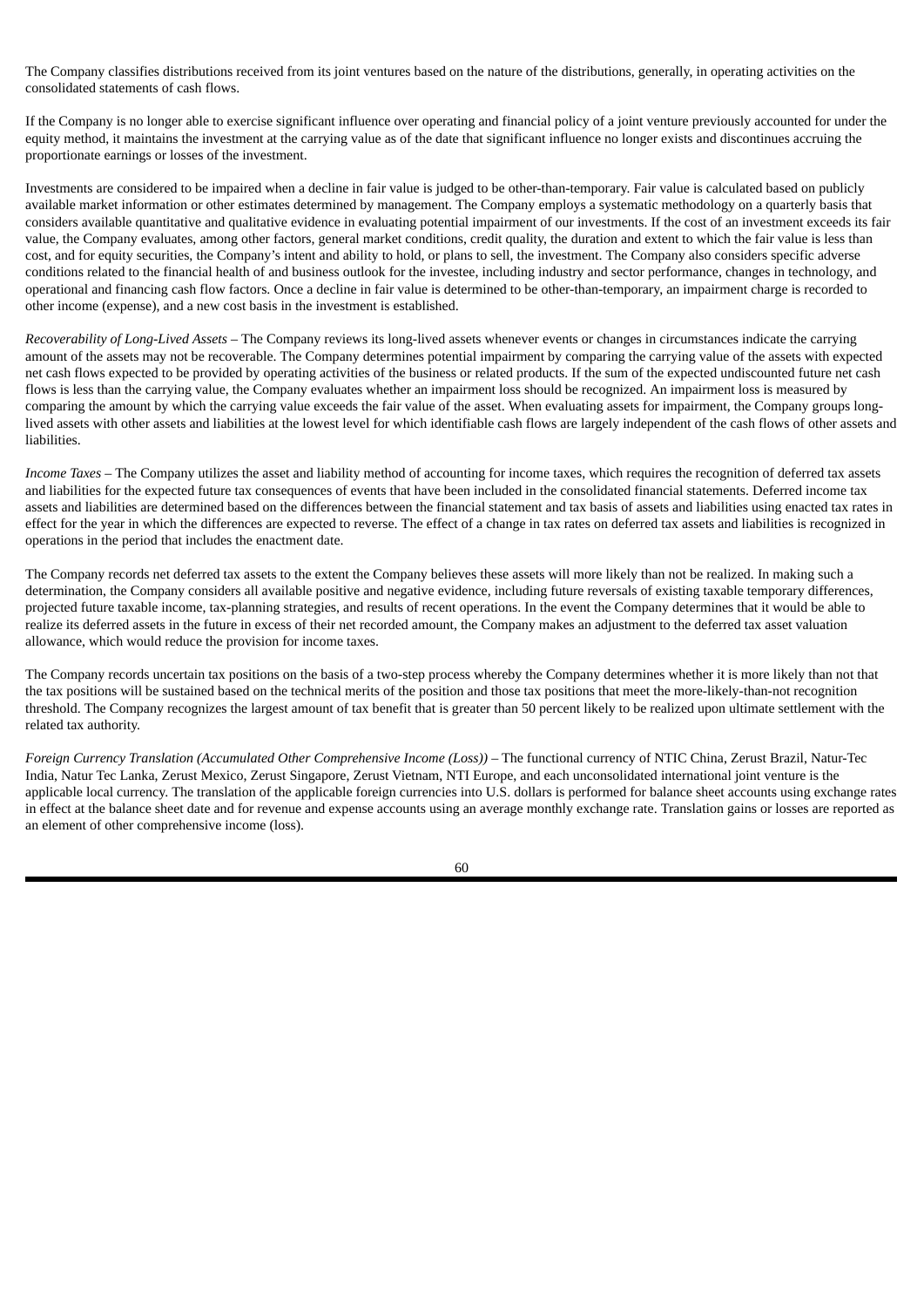The Company classifies distributions received from its joint ventures based on the nature of the distributions, generally, in operating activities on the consolidated statements of cash flows.

If the Company is no longer able to exercise significant influence over operating and financial policy of a joint venture previously accounted for under the equity method, it maintains the investment at the carrying value as of the date that significant influence no longer exists and discontinues accruing the proportionate earnings or losses of the investment.

Investments are considered to be impaired when a decline in fair value is judged to be other-than-temporary. Fair value is calculated based on publicly available market information or other estimates determined by management. The Company employs a systematic methodology on a quarterly basis that considers available quantitative and qualitative evidence in evaluating potential impairment of our investments. If the cost of an investment exceeds its fair value, the Company evaluates, among other factors, general market conditions, credit quality, the duration and extent to which the fair value is less than cost, and for equity securities, the Company's intent and ability to hold, or plans to sell, the investment. The Company also considers specific adverse conditions related to the financial health of and business outlook for the investee, including industry and sector performance, changes in technology, and operational and financing cash flow factors. Once a decline in fair value is determined to be other-than-temporary, an impairment charge is recorded to other income (expense), and a new cost basis in the investment is established.

*Recoverability of Long-Lived Assets* – The Company reviews its long-lived assets whenever events or changes in circumstances indicate the carrying amount of the assets may not be recoverable. The Company determines potential impairment by comparing the carrying value of the assets with expected net cash flows expected to be provided by operating activities of the business or related products. If the sum of the expected undiscounted future net cash flows is less than the carrying value, the Company evaluates whether an impairment loss should be recognized. An impairment loss is measured by comparing the amount by which the carrying value exceeds the fair value of the asset. When evaluating assets for impairment, the Company groups long-lived assets with other assets and liabilities at the lowest level for which identifiable cash flows are largely independent of the cash flows of other assets and liabilities.

*Income Taxes* – The Company utilizes the asset and liability method of accounting for income taxes, which requires the recognition of deferred tax assets and liabilities for the expected future tax consequences of events that have been included in the consolidated financial statements. Deferred income tax assets and liabilities are determined based on the differences between the financial statement and tax basis of assets and liabilities using enacted tax rates in effect for the year in which the differences are expected to reverse. The effect of a change in tax rates on deferred tax assets and liabilities is recognized in operations in the period that includes the enactment date.

The Company records net deferred tax assets to the extent the Company believes these assets will more likely than not be realized. In making such a determination, the Company considers all available positive and negative evidence, including future reversals of existing taxable temporary differences, projected future taxable income, tax-planning strategies, and results of recent operations. In the event the Company determines that it would be able to realize its deferred assets in the future in excess of their net recorded amount, the Company makes an adjustment to the deferred tax asset valuation allowance, which would reduce the provision for income taxes.

The Company records uncertain tax positions on the basis of a two-step process whereby the Company determines whether it is more likely than not that the tax positions will be sustained based on the technical merits of the position and those tax positions that meet the more-likely-than-not recognition threshold. The Company recognizes the largest amount of tax benefit that is greater than 50 percent likely to be realized upon ultimate settlement with the related tax authority.

*Foreign Currency Translation (Accumulated Other Comprehensive Income (Loss))* – The functional currency of NTIC China, Zerust Brazil, Natur-Tec India, Natur Tec Lanka, Zerust Mexico, Zerust Singapore, Zerust Vietnam, NTI Europe, and each unconsolidated international joint venture is the applicable local currency. The translation of the applicable foreign currencies into U.S. dollars is performed for balance sheet accounts using exchange rates in effect at the balance sheet date and for revenue and expense accounts using an average monthly exchange rate. Translation gains or losses are reported as an element of other comprehensive income (loss).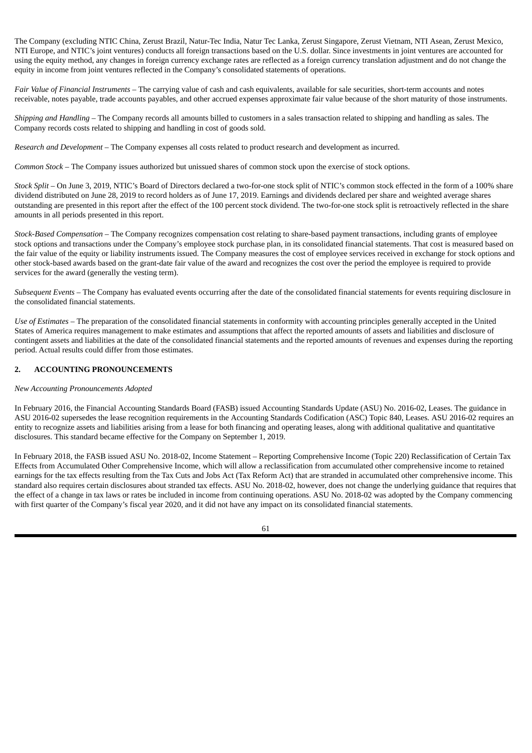The Company (excluding NTIC China, Zerust Brazil, Natur-Tec India, Natur Tec Lanka, Zerust Singapore, Zerust Vietnam, NTI Asean, Zerust Mexico, NTI Europe, and NTIC's joint ventures) conducts all foreign transactions based on the U.S. dollar. Since investments in joint ventures are accounted for using the equity method, any changes in foreign currency exchange rates are reflected as a foreign currency translation adjustment and do not change the equity in income from joint ventures reflected in the Company's consolidated statements of operations.

*Fair Value of Financial Instruments* – The carrying value of cash and cash equivalents, available for sale securities, short-term accounts and notes receivable, notes payable, trade accounts payables, and other accrued expenses approximate fair value because of the short maturity of those instruments.

*Shipping and Handling* – The Company records all amounts billed to customers in a sales transaction related to shipping and handling as sales. The Company records costs related to shipping and handling in cost of goods sold.

*Research and Development* – The Company expenses all costs related to product research and development as incurred.

*Common Stock* – The Company issues authorized but unissued shares of common stock upon the exercise of stock options.

*Stock Split* – On June 3, 2019, NTIC's Board of Directors declared a two-for-one stock split of NTIC's common stock effected in the form of a 100% share dividend distributed on June 28, 2019 to record holders as of June 17, 2019. Earnings and dividends declared per share and weighted average shares outstanding are presented in this report after the effect of the 100 percent stock dividend. The two-for-one stock split is retroactively reflected in the share amounts in all periods presented in this report.

*Stock-Based Compensation* – The Company recognizes compensation cost relating to share-based payment transactions, including grants of employee stock options and transactions under the Company's employee stock purchase plan, in its consolidated financial statements. That cost is measured based on the fair value of the equity or liability instruments issued. The Company measures the cost of employee services received in exchange for stock options and other stock-based awards based on the grant-date fair value of the award and recognizes the cost over the period the employee is required to provide services for the award (generally the vesting term).

*Subsequent Events* – The Company has evaluated events occurring after the date of the consolidated financial statements for events requiring disclosure in the consolidated financial statements.

*Use of Estimates* – The preparation of the consolidated financial statements in conformity with accounting principles generally accepted in the United States of America requires management to make estimates and assumptions that affect the reported amounts of assets and liabilities and disclosure of contingent assets and liabilities at the date of the consolidated financial statements and the reported amounts of revenues and expenses during the reporting period. Actual results could differ from those estimates.

## 2. ACCOUNTING PRONOUNCEMENTS

*New Accounting Pronouncements Adopted*

In February 2016, the Financial Accounting Standards Board (FASB) issued Accounting Standards Update (ASU) No. 2016-02, Leases. The guidance in ASU 2016-02 supersedes the lease recognition requirements in the Accounting Standards Codification (ASC) Topic 840, Leases. ASU 2016-02 requires an entity to recognize assets and liabilities arising from a lease for both financing and operating leases, along with additional qualitative and quantitative disclosures. This standard became effective for the Company on September 1, 2019.

In February 2018, the FASB issued ASU No. 2018-02, Income Statement – Reporting Comprehensive Income (Topic 220) Reclassification of Certain Tax Effects from Accumulated Other Comprehensive Income, which will allow a reclassification from accumulated other comprehensive income to retained earnings for the tax effects resulting from the Tax Cuts and Jobs Act (Tax Reform Act) that are stranded in accumulated other comprehensive income. This standard also requires certain disclosures about stranded tax effects. ASU No. 2018-02, however, does not change the underlying guidance that requires that the effect of a change in tax laws or rates be included in income from continuing operations. ASU No. 2018-02 was adopted by the Company commencing with first quarter of the Company's fiscal year 2020, and it did not have any impact on its consolidated financial statements.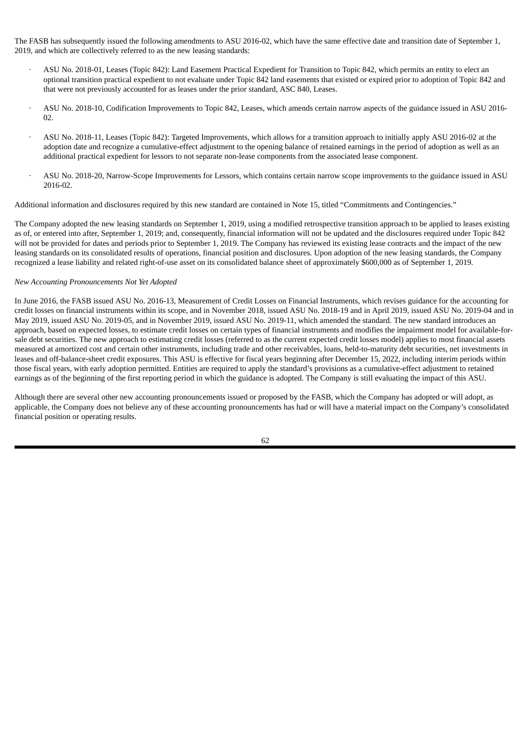The FASB has subsequently issued the following amendments to ASU 2016-02, which have the same effective date and transition date of September 1, 2019, and which are collectively referred to as the new leasing standards:

- ASU No. 2018-01, Leases (Topic 842): Land Easement Practical Expedient for Transition to Topic 842, which permits an entity to elect an optional transition practical expedient to not evaluate under Topic 842 land easements that existed or expired prior to adoption of Topic 842 and that were not previously accounted for as leases under the prior standard, ASC 840, Leases.
- ASU No. 2018-10, Codification Improvements to Topic 842, Leases, which amends certain narrow aspects of the guidance issued in ASU 2016-02.
- ASU No. 2018-11, Leases (Topic 842): Targeted Improvements, which allows for a transition approach to initially apply ASU 2016-02 at the adoption date and recognize a cumulative-effect adjustment to the opening balance of retained earnings in the period of adoption as well as an additional practical expedient for lessors to not separate non-lease components from the associated lease component.
- ASU No. 2018-20, Narrow-Scope Improvements for Lessors, which contains certain narrow scope improvements to the guidance issued in ASU 2016-02.

Additional information and disclosures required by this new standard are contained in Note 15, titled "Commitments and Contingencies."

The Company adopted the new leasing standards on September 1, 2019, using a modified retrospective transition approach to be applied to leases existing as of, or entered into after, September 1, 2019; and, consequently, financial information will not be updated and the disclosures required under Topic 842 will not be provided for dates and periods prior to September 1, 2019. The Company has reviewed its existing lease contracts and the impact of the new leasing standards on its consolidated results of operations, financial position and disclosures. Upon adoption of the new leasing standards, the Company recognized a lease liability and related right-of-use asset on its consolidated balance sheet of approximately $600,000 as of September 1, 2019.

*New Accounting Pronouncements Not Yet Adopted*

In June 2016, the FASB issued ASU No. 2016-13, Measurement of Credit Losses on Financial Instruments, which revises guidance for the accounting for credit losses on financial instruments within its scope, and in November 2018, issued ASU No. 2018-19 and in April 2019, issued ASU No. 2019-04 and in May 2019, issued ASU No. 2019-05, and in November 2019, issued ASU No. 2019-11, which amended the standard. The new standard introduces an approach, based on expected losses, to estimate credit losses on certain types of financial instruments and modifies the impairment model for available-for-sale debt securities. The new approach to estimating credit losses (referred to as the current expected credit losses model) applies to most financial assets measured at amortized cost and certain other instruments, including trade and other receivables, loans, held-to-maturity debt securities, net investments in leases and off-balance-sheet credit exposures. This ASU is effective for fiscal years beginning after December 15, 2022, including interim periods within those fiscal years, with early adoption permitted. Entities are required to apply the standard's provisions as a cumulative-effect adjustment to retained earnings as of the beginning of the first reporting period in which the guidance is adopted. The Company is still evaluating the impact of this ASU.

Although there are several other new accounting pronouncements issued or proposed by the FASB, which the Company has adopted or will adopt, as applicable, the Company does not believe any of these accounting pronouncements has had or will have a material impact on the Company's consolidated financial position or operating results.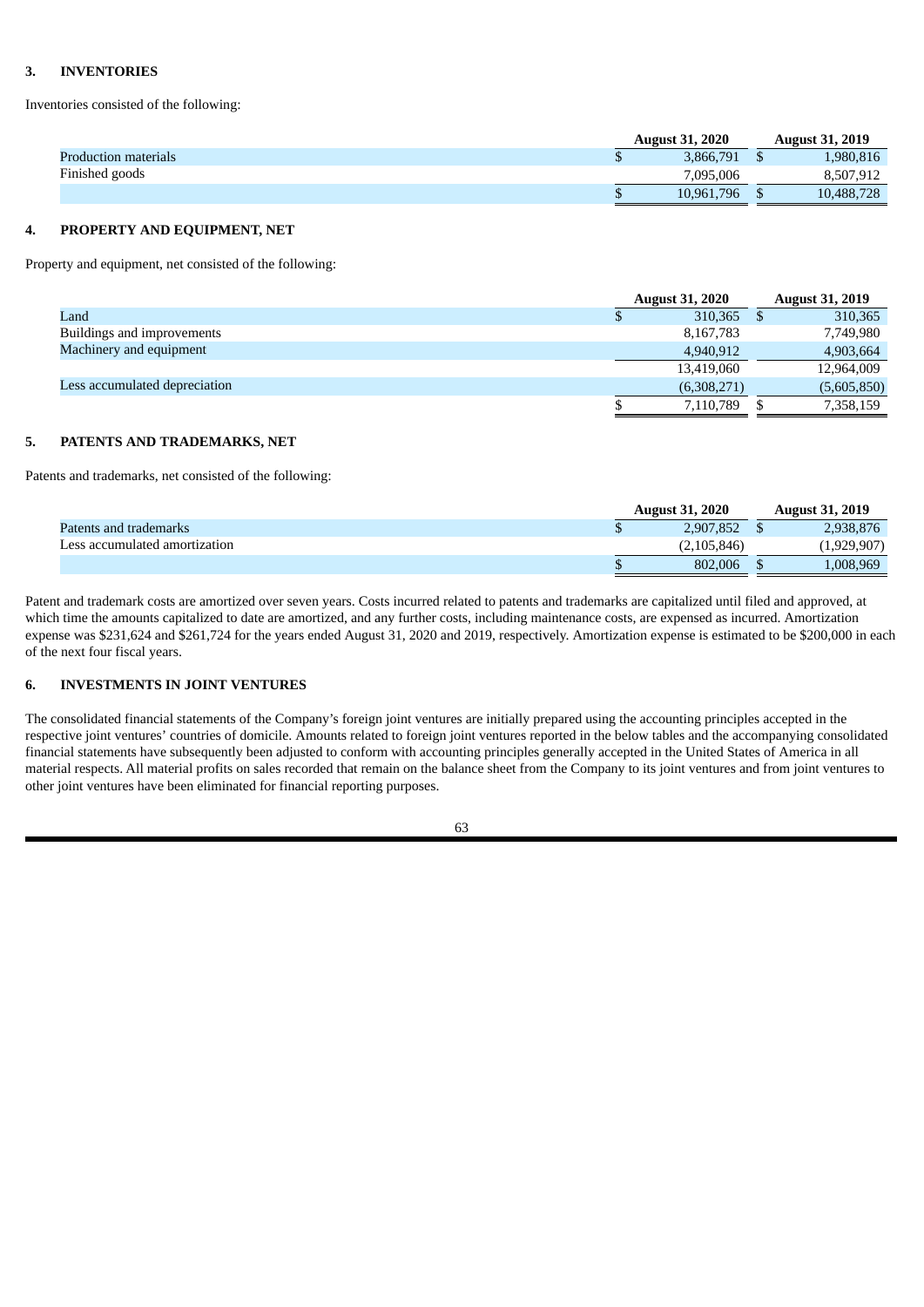### 3. INVENTORIES

Inventories consisted of the following:

| | August 31, 2020 | August 31, 2019 |
|---|---|---|
| Production materials | $ 3,866,791 | $ 1,980,816 |
| Finished goods | 7,095,006 | 8,507,912 |
| | $ 10,961,796 | $ 10,488,728 |

### 4. PROPERTY AND EQUIPMENT, NET

Property and equipment, net consisted of the following:

| | August 31, 2020 | August 31, 2019 |
|---|---|---|
| Land | $ 310,365 | $ 310,365 |
| Buildings and improvements | 8,167,783 | 7,749,980 |
| Machinery and equipment | 4,940,912 | 4,903,664 |
| | 13,419,060 | 12,964,009 |
| Less accumulated depreciation | (6,308,271) | (5,605,850) |
| | $ 7,110,789 | $ 7,358,159 |

### 5. PATENTS AND TRADEMARKS, NET

Patents and trademarks, net consisted of the following:

| | August 31, 2020 | August 31, 2019 |
|---|---|---|
| Patents and trademarks | $ 2,907,852 | $ 2,938,876 |
| Less accumulated amortization | (2,105,846) | (1,929,907) |
| | $ 802,006 | $ 1,008,969 |

Patent and trademark costs are amortized over seven years. Costs incurred related to patents and trademarks are capitalized until filed and approved, at which time the amounts capitalized to date are amortized, and any further costs, including maintenance costs, are expensed as incurred. Amortization expense was $231,624 and $261,724 for the years ended August 31, 2020 and 2019, respectively. Amortization expense is estimated to be $200,000 in each of the next four fiscal years.

### 6. INVESTMENTS IN JOINT VENTURES

The consolidated financial statements of the Company's foreign joint ventures are initially prepared using the accounting principles accepted in the respective joint ventures' countries of domicile. Amounts related to foreign joint ventures reported in the below tables and the accompanying consolidated financial statements have subsequently been adjusted to conform with accounting principles generally accepted in the United States of America in all material respects. All material profits on sales recorded that remain on the balance sheet from the Company to its joint ventures and from joint ventures to other joint ventures have been eliminated for financial reporting purposes.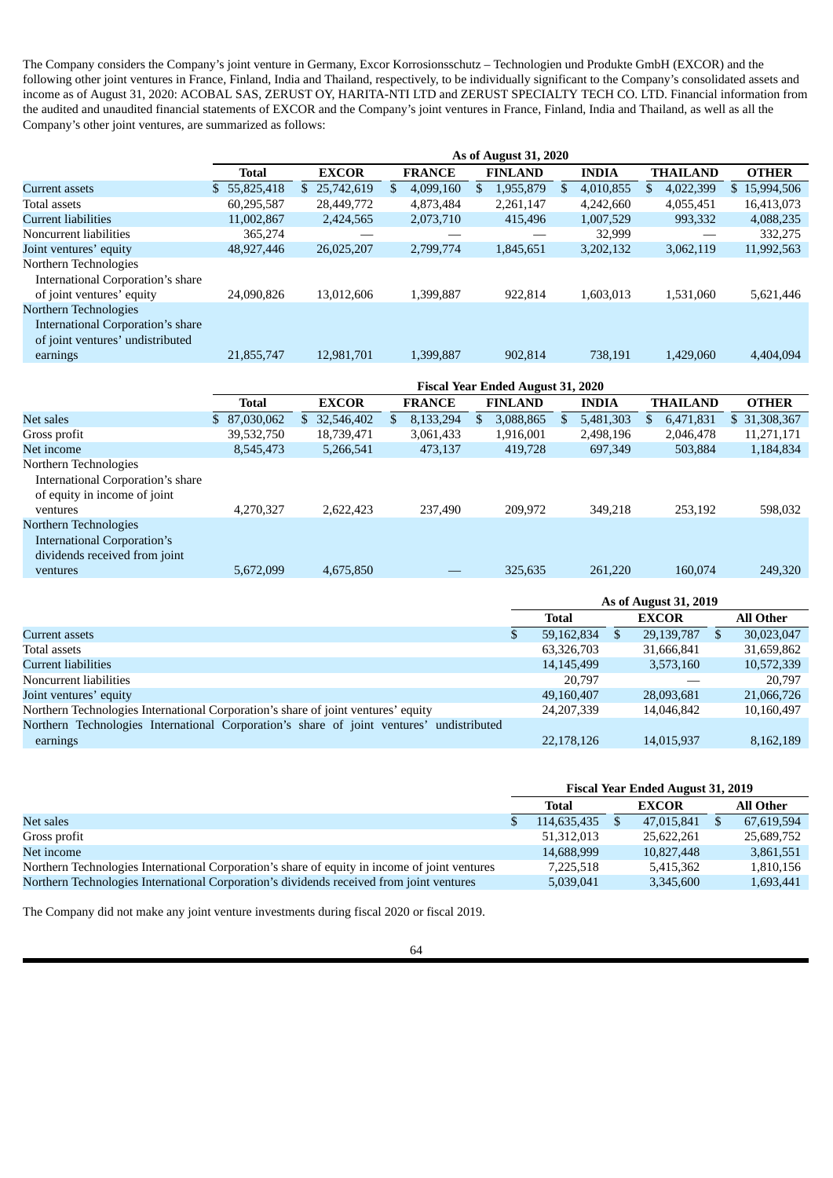The Company considers the Company's joint venture in Germany, Excor Korrosionsschutz – Technologien und Produkte GmbH (EXCOR) and the following other joint ventures in France, Finland, India and Thailand, respectively, to be individually significant to the Company's consolidated assets and income as of August 31, 2020: ACOBAL SAS, ZERUST OY, HARITA-NTI LTD and ZERUST SPECIALTY TECH CO. LTD. Financial information from the audited and unaudited financial statements of EXCOR and the Company's joint ventures in France, Finland, India and Thailand, as well as all the Company's other joint ventures, are summarized as follows:

| | As of August 31, 2020 | | | | | | |
|---|---|---|---|---|---|---|---|
| | Total | EXCOR | FRANCE | FINLAND | INDIA | THAILAND | OTHER |
| Current assets | $ 55,825,418 | $ 25,742,619 | $ 4,099,160 | $ 1,955,879 | $ 4,010,855 | $ 4,022,399 | $ 15,994,506 |
| Total assets | 60,295,587 | 28,449,772 | 4,873,484 | 2,261,147 | 4,242,660 | 4,055,451 | 16,413,073 |
| Current liabilities | 11,002,867 | 2,424,565 | 2,073,710 | 415,496 | 1,007,529 | 993,332 | 4,088,235 |
| Noncurrent liabilities | 365,274 | — | — | — | 32,999 | — | 332,275 |
| Joint ventures' equity | 48,927,446 | 26,025,207 | 2,799,774 | 1,845,651 | 3,202,132 | 3,062,119 | 11,992,563 |
| Northern Technologies International Corporation's share of joint ventures' equity | 24,090,826 | 13,012,606 | 1,399,887 | 922,814 | 1,603,013 | 1,531,060 | 5,621,446 |
| Northern Technologies International Corporation's share of joint ventures' undistributed earnings | 21,855,747 | 12,981,701 | 1,399,887 | 902,814 | 738,191 | 1,429,060 | 4,404,094 |

| | Fiscal Year Ended August 31, 2020 | | | | | | |
|---|---|---|---|---|---|---|---|
| | Total | EXCOR | FRANCE | FINLAND | INDIA | THAILAND | OTHER |
| Net sales | $ 87,030,062 | $ 32,546,402 | $ 8,133,294 | $ 3,088,865 | $ 5,481,303 | $ 6,471,831 | $ 31,308,367 |
| Gross profit | 39,532,750 | 18,739,471 | 3,061,433 | 1,916,001 | 2,498,196 | 2,046,478 | 11,271,171 |
| Net income | 8,545,473 | 5,266,541 | 473,137 | 419,728 | 697,349 | 503,884 | 1,184,834 |
| Northern Technologies International Corporation's share of equity in income of joint ventures | 4,270,327 | 2,622,423 | 237,490 | 209,972 | 349,218 | 253,192 | 598,032 |
| Northern Technologies International Corporation's dividends received from joint ventures | 5,672,099 | 4,675,850 | — | 325,635 | 261,220 | 160,074 | 249,320 |

| | As of August 31, 2019 | | |
|---|---|---|---|
| | Total | EXCOR | All Other |
| Current assets | $ 59,162,834 | $ 29,139,787 | $ 30,023,047 |
| Total assets | 63,326,703 | 31,666,841 | 31,659,862 |
| Current liabilities | 14,145,499 | 3,573,160 | 10,572,339 |
| Noncurrent liabilities | 20,797 | — | 20,797 |
| Joint ventures' equity | 49,160,407 | 28,093,681 | 21,066,726 |
| Northern Technologies International Corporation's share of joint ventures' equity | 24,207,339 | 14,046,842 | 10,160,497 |
| Northern Technologies International Corporation's share of joint ventures' undistributed earnings | 22,178,126 | 14,015,937 | 8,162,189 |

| | Fiscal Year Ended August 31, 2019 | | |
|---|---|---|---|
| | Total | EXCOR | All Other |
| Net sales | $ 114,635,435 | $ 47,015,841 | $ 67,619,594 |
| Gross profit | 51,312,013 | 25,622,261 | 25,689,752 |
| Net income | 14,688,999 | 10,827,448 | 3,861,551 |
| Northern Technologies International Corporation's share of equity in income of joint ventures | 7,225,518 | 5,415,362 | 1,810,156 |
| Northern Technologies International Corporation's dividends received from joint ventures | 5,039,041 | 3,345,600 | 1,693,441 |

The Company did not make any joint venture investments during fiscal 2020 or fiscal 2019.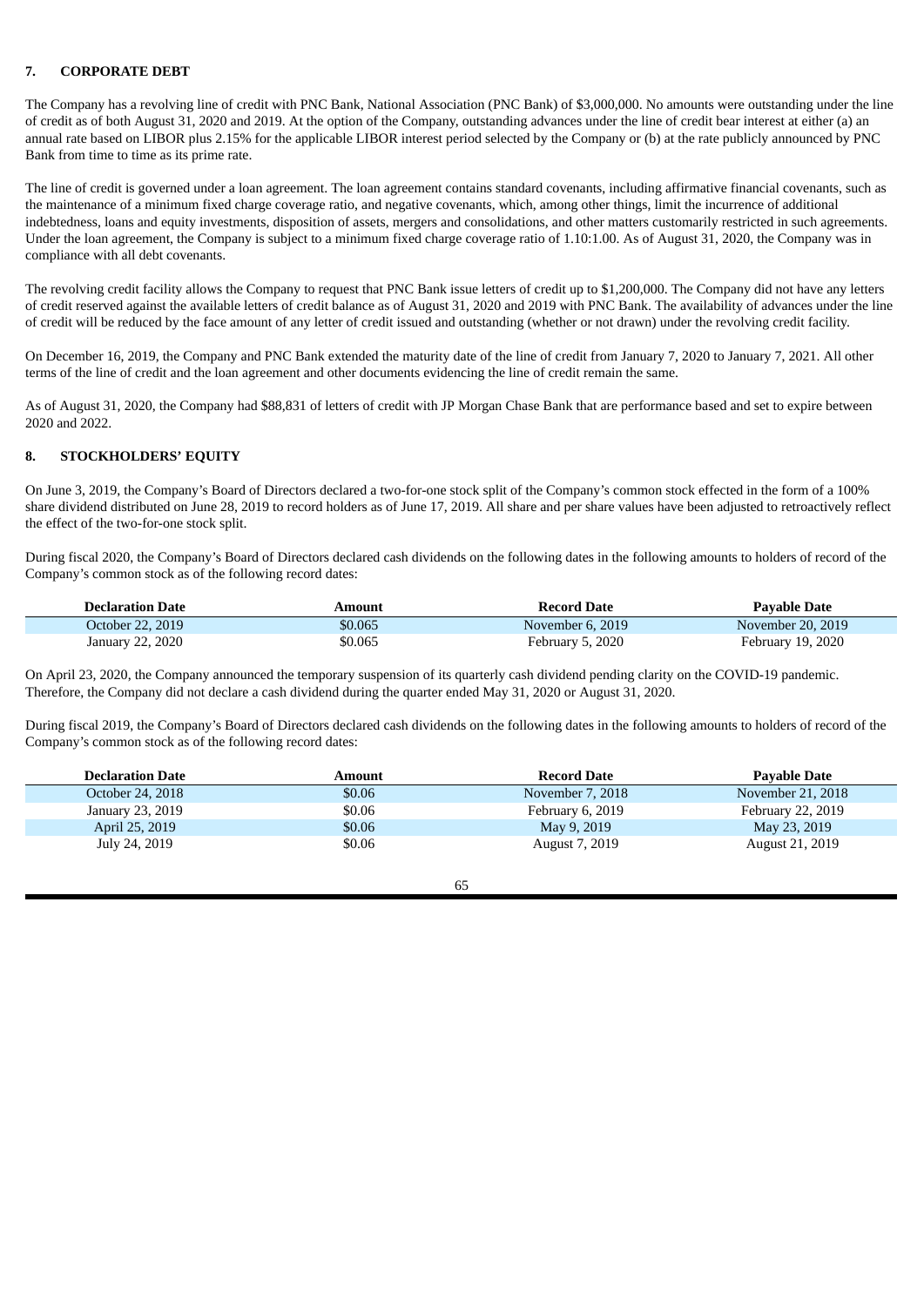## 7. CORPORATE DEBT

The Company has a revolving line of credit with PNC Bank, National Association (PNC Bank) of $3,000,000. No amounts were outstanding under the line of credit as of both August 31, 2020 and 2019. At the option of the Company, outstanding advances under the line of credit bear interest at either (a) an annual rate based on LIBOR plus 2.15% for the applicable LIBOR interest period selected by the Company or (b) at the rate publicly announced by PNC Bank from time to time as its prime rate.

The line of credit is governed under a loan agreement. The loan agreement contains standard covenants, including affirmative financial covenants, such as the maintenance of a minimum fixed charge coverage ratio, and negative covenants, which, among other things, limit the incurrence of additional indebtedness, loans and equity investments, disposition of assets, mergers and consolidations, and other matters customarily restricted in such agreements. Under the loan agreement, the Company is subject to a minimum fixed charge coverage ratio of 1.10:1.00. As of August 31, 2020, the Company was in compliance with all debt covenants.

The revolving credit facility allows the Company to request that PNC Bank issue letters of credit up to $1,200,000. The Company did not have any letters of credit reserved against the available letters of credit balance as of August 31, 2020 and 2019 with PNC Bank. The availability of advances under the line of credit will be reduced by the face amount of any letter of credit issued and outstanding (whether or not drawn) under the revolving credit facility.

On December 16, 2019, the Company and PNC Bank extended the maturity date of the line of credit from January 7, 2020 to January 7, 2021. All other terms of the line of credit and the loan agreement and other documents evidencing the line of credit remain the same.

As of August 31, 2020, the Company had $88,831 of letters of credit with JP Morgan Chase Bank that are performance based and set to expire between 2020 and 2022.

## 8. STOCKHOLDERS' EQUITY

On June 3, 2019, the Company's Board of Directors declared a two-for-one stock split of the Company's common stock effected in the form of a 100% share dividend distributed on June 28, 2019 to record holders as of June 17, 2019. All share and per share values have been adjusted to retroactively reflect the effect of the two-for-one stock split.

During fiscal 2020, the Company's Board of Directors declared cash dividends on the following dates in the following amounts to holders of record of the Company's common stock as of the following record dates:

| Declaration Date | Amount | Record Date | Payable Date |
|---|---|---|---|
| October 22, 2019 | $0.065 | November 6, 2019 | November 20, 2019 |
| January 22, 2020 | $0.065 | February 5, 2020 | February 19, 2020 |

On April 23, 2020, the Company announced the temporary suspension of its quarterly cash dividend pending clarity on the COVID-19 pandemic. Therefore, the Company did not declare a cash dividend during the quarter ended May 31, 2020 or August 31, 2020.

During fiscal 2019, the Company's Board of Directors declared cash dividends on the following dates in the following amounts to holders of record of the Company's common stock as of the following record dates:

| Declaration Date | Amount | Record Date | Payable Date |
|---|---|---|---|
| October 24, 2018 | $0.06 | November 7, 2018 | November 21, 2018 |
| January 23, 2019 | $0.06 | February 6, 2019 | February 22, 2019 |
| April 25, 2019 | $0.06 | May 9, 2019 | May 23, 2019 |
| July 24, 2019 | $0.06 | August 7, 2019 | August 21, 2019 |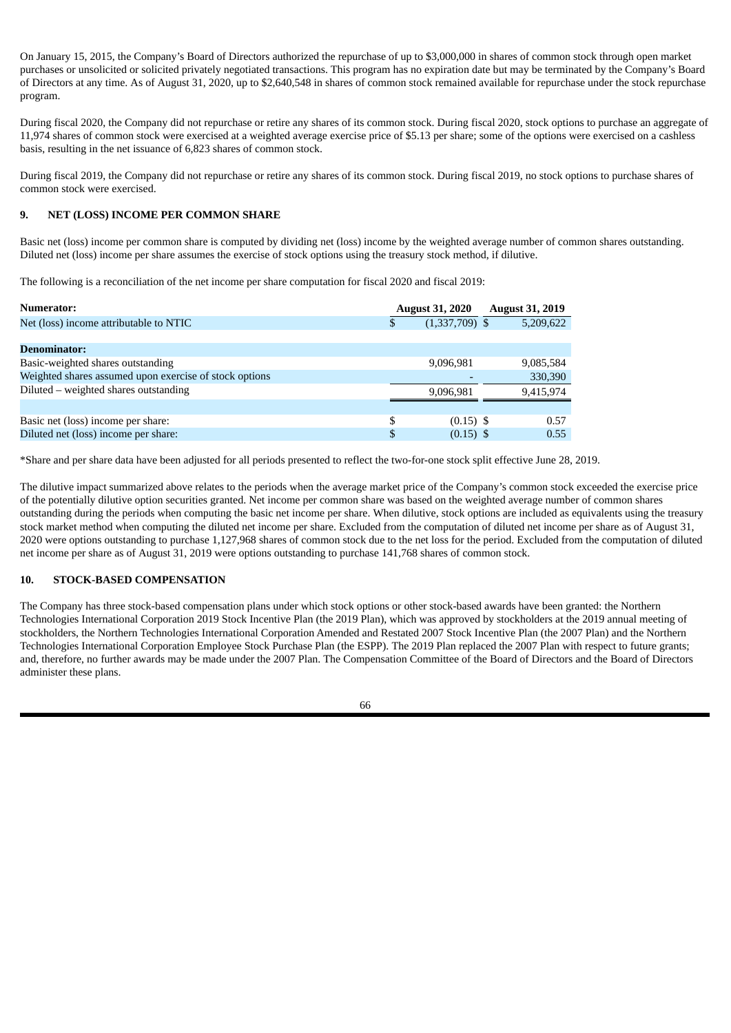On January 15, 2015, the Company's Board of Directors authorized the repurchase of up to $3,000,000 in shares of common stock through open market purchases or unsolicited or solicited privately negotiated transactions. This program has no expiration date but may be terminated by the Company's Board of Directors at any time. As of August 31, 2020, up to $2,640,548 in shares of common stock remained available for repurchase under the stock repurchase program.

During fiscal 2020, the Company did not repurchase or retire any shares of its common stock. During fiscal 2020, stock options to purchase an aggregate of 11,974 shares of common stock were exercised at a weighted average exercise price of $5.13 per share; some of the options were exercised on a cashless basis, resulting in the net issuance of 6,823 shares of common stock.

During fiscal 2019, the Company did not repurchase or retire any shares of its common stock. During fiscal 2019, no stock options to purchase shares of common stock were exercised.

## 9. NET (LOSS) INCOME PER COMMON SHARE

Basic net (loss) income per common share is computed by dividing net (loss) income by the weighted average number of common shares outstanding. Diluted net (loss) income per share assumes the exercise of stock options using the treasury stock method, if dilutive.

The following is a reconciliation of the net income per share computation for fiscal 2020 and fiscal 2019:

| **Numerator:** | August 31, 2020 | August 31, 2019 |
|---|---|---|
| Net (loss) income attributable to NTIC | $ (1,337,709) | $ 5,209,622 |
| | | |
| **Denominator:** | | |
| Basic-weighted shares outstanding | 9,096,981 | 9,085,584 |
| Weighted shares assumed upon exercise of stock options | - | 330,390 |
| Diluted – weighted shares outstanding | 9,096,981 | 9,415,974 |
| | | |
| Basic net (loss) income per share: | $ (0.15) | $ 0.57 |
| Diluted net (loss) income per share: | $ (0.15) | $ 0.55 |

*Share and per share data have been adjusted for all periods presented to reflect the two-for-one stock split effective June 28, 2019.

The dilutive impact summarized above relates to the periods when the average market price of the Company's common stock exceeded the exercise price of the potentially dilutive option securities granted. Net income per common share was based on the weighted average number of common shares outstanding during the periods when computing the basic net income per share. When dilutive, stock options are included as equivalents using the treasury stock market method when computing the diluted net income per share. Excluded from the computation of diluted net income per share as of August 31, 2020 were options outstanding to purchase 1,127,968 shares of common stock due to the net loss for the period. Excluded from the computation of diluted net income per share as of August 31, 2019 were options outstanding to purchase 141,768 shares of common stock.

## 10. STOCK-BASED COMPENSATION

The Company has three stock-based compensation plans under which stock options or other stock-based awards have been granted: the Northern Technologies International Corporation 2019 Stock Incentive Plan (the 2019 Plan), which was approved by stockholders at the 2019 annual meeting of stockholders, the Northern Technologies International Corporation Amended and Restated 2007 Stock Incentive Plan (the 2007 Plan) and the Northern Technologies International Corporation Employee Stock Purchase Plan (the ESPP). The 2019 Plan replaced the 2007 Plan with respect to future grants; and, therefore, no further awards may be made under the 2007 Plan. The Compensation Committee of the Board of Directors and the Board of Directors administer these plans.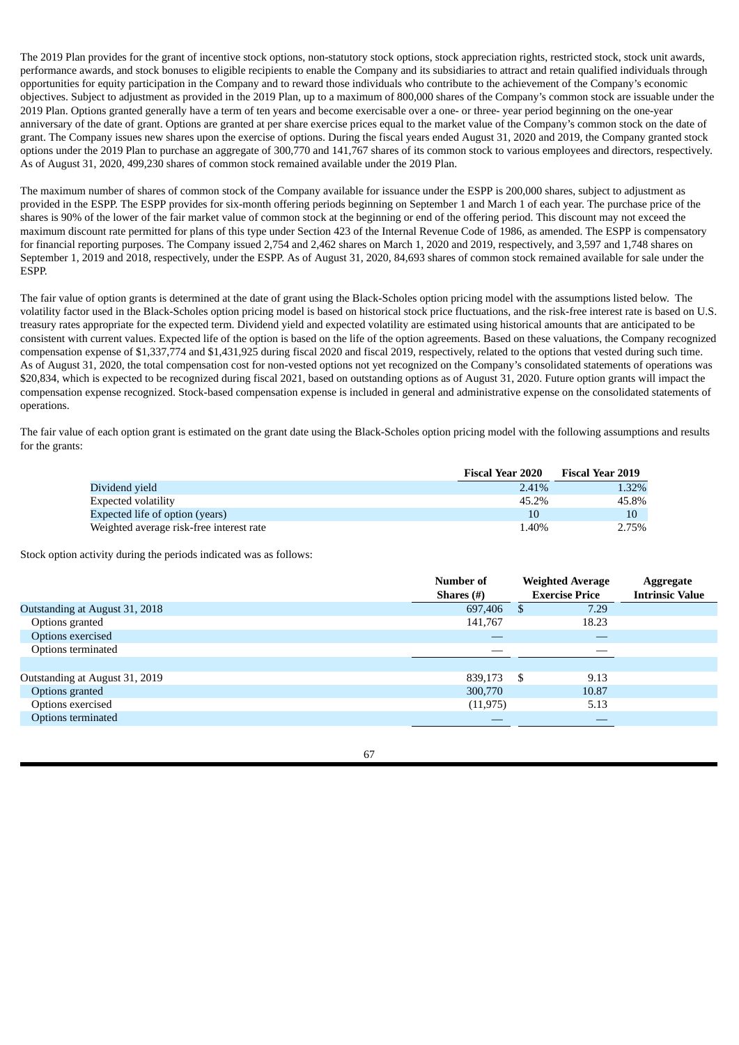The 2019 Plan provides for the grant of incentive stock options, non-statutory stock options, stock appreciation rights, restricted stock, stock unit awards, performance awards, and stock bonuses to eligible recipients to enable the Company and its subsidiaries to attract and retain qualified individuals through opportunities for equity participation in the Company and to reward those individuals who contribute to the achievement of the Company's economic objectives. Subject to adjustment as provided in the 2019 Plan, up to a maximum of 800,000 shares of the Company's common stock are issuable under the 2019 Plan. Options granted generally have a term of ten years and become exercisable over a one- or three- year period beginning on the one-year anniversary of the date of grant. Options are granted at per share exercise prices equal to the market value of the Company's common stock on the date of grant. The Company issues new shares upon the exercise of options. During the fiscal years ended August 31, 2020 and 2019, the Company granted stock options under the 2019 Plan to purchase an aggregate of 300,770 and 141,767 shares of its common stock to various employees and directors, respectively. As of August 31, 2020, 499,230 shares of common stock remained available under the 2019 Plan.

The maximum number of shares of common stock of the Company available for issuance under the ESPP is 200,000 shares, subject to adjustment as provided in the ESPP. The ESPP provides for six-month offering periods beginning on September 1 and March 1 of each year. The purchase price of the shares is 90% of the lower of the fair market value of common stock at the beginning or end of the offering period. This discount may not exceed the maximum discount rate permitted for plans of this type under Section 423 of the Internal Revenue Code of 1986, as amended. The ESPP is compensatory for financial reporting purposes. The Company issued 2,754 and 2,462 shares on March 1, 2020 and 2019, respectively, and 3,597 and 1,748 shares on September 1, 2019 and 2018, respectively, under the ESPP. As of August 31, 2020, 84,693 shares of common stock remained available for sale under the ESPP.

The fair value of option grants is determined at the date of grant using the Black-Scholes option pricing model with the assumptions listed below. The volatility factor used in the Black-Scholes option pricing model is based on historical stock price fluctuations, and the risk-free interest rate is based on U.S. treasury rates appropriate for the expected term. Dividend yield and expected volatility are estimated using historical amounts that are anticipated to be consistent with current values. Expected life of the option is based on the life of the option agreements. Based on these valuations, the Company recognized compensation expense of $1,337,774 and $1,431,925 during fiscal 2020 and fiscal 2019, respectively, related to the options that vested during such time. As of August 31, 2020, the total compensation cost for non-vested options not yet recognized on the Company's consolidated statements of operations was $20,834, which is expected to be recognized during fiscal 2021, based on outstanding options as of August 31, 2020. Future option grants will impact the compensation expense recognized. Stock-based compensation expense is included in general and administrative expense on the consolidated statements of operations.

The fair value of each option grant is estimated on the grant date using the Black-Scholes option pricing model with the following assumptions and results for the grants:

| | Fiscal Year 2020 | Fiscal Year 2019 |
|---|---|---|
| Dividend yield | 2.41% | 1.32% |
| Expected volatility | 45.2% | 45.8% |
| Expected life of option (years) | 10 | 10 |
| Weighted average risk-free interest rate | 1.40% | 2.75% |

Stock option activity during the periods indicated was as follows:

| | Number of Shares (#) | Weighted Average Exercise Price | Aggregate Intrinsic Value |
|---|---|---|---|
| Outstanding at August 31, 2018 | 697,406 | $ 7.29 | |
| Options granted | 141,767 | 18.23 | |
| Options exercised | — | — | |
| Options terminated | — | — | |
| Outstanding at August 31, 2019 | 839,173 | $ 9.13 | |
| Options granted | 300,770 | 10.87 | |
| Options exercised | (11,975) | 5.13 | |
| Options terminated | — | — | |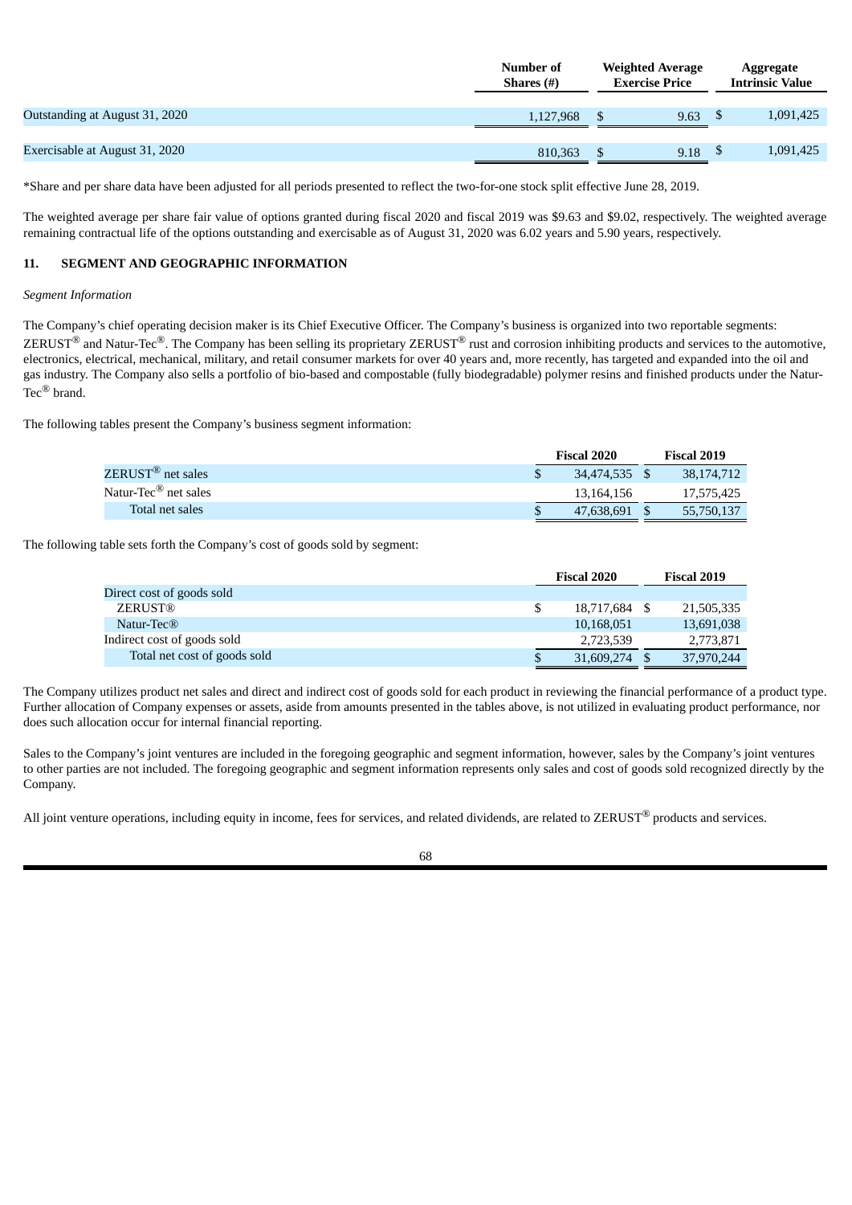| | Number of Shares (#) | Weighted Average Exercise Price | Aggregate Intrinsic Value |
|---|---|---|---|
| Outstanding at August 31, 2020 | 1,127,968 | $ 9.63 | $ 1,091,425 |
| Exercisable at August 31, 2020 | 810,363 | $ 9.18 | $ 1,091,425 |

*Share and per share data have been adjusted for all periods presented to reflect the two-for-one stock split effective June 28, 2019.

The weighted average per share fair value of options granted during fiscal 2020 and fiscal 2019 was $9.63 and $9.02, respectively. The weighted average remaining contractual life of the options outstanding and exercisable as of August 31, 2020 was 6.02 years and 5.90 years, respectively.

## 11. SEGMENT AND GEOGRAPHIC INFORMATION

*Segment Information*

The Company's chief operating decision maker is its Chief Executive Officer. The Company's business is organized into two reportable segments: ZERUST® and Natur-Tec®. The Company has been selling its proprietary ZERUST® rust and corrosion inhibiting products and services to the automotive, electronics, electrical, mechanical, military, and retail consumer markets for over 40 years and, more recently, has targeted and expanded into the oil and gas industry. The Company also sells a portfolio of bio-based and compostable (fully biodegradable) polymer resins and finished products under the Natur-Tec® brand.

The following tables present the Company's business segment information:

| | Fiscal 2020 | Fiscal 2019 |
|---|---|---|
| ZERUST® net sales | $ 34,474,535 | $ 38,174,712 |
| Natur-Tec® net sales | 13,164,156 | 17,575,425 |
| Total net sales | $ 47,638,691 | $ 55,750,137 |

The following table sets forth the Company's cost of goods sold by segment:

| | Fiscal 2020 | Fiscal 2019 |
|---|---|---|
| Direct cost of goods sold | | |
| ZERUST® | $ 18,717,684 | $ 21,505,335 |
| Natur-Tec® | 10,168,051 | 13,691,038 |
| Indirect cost of goods sold | 2,723,539 | 2,773,871 |
| Total net cost of goods sold | $ 31,609,274 | $ 37,970,244 |

The Company utilizes product net sales and direct and indirect cost of goods sold for each product in reviewing the financial performance of a product type. Further allocation of Company expenses or assets, aside from amounts presented in the tables above, is not utilized in evaluating product performance, nor does such allocation occur for internal financial reporting.

Sales to the Company's joint ventures are included in the foregoing geographic and segment information, however, sales by the Company's joint ventures to other parties are not included. The foregoing geographic and segment information represents only sales and cost of goods sold recognized directly by the Company.

All joint venture operations, including equity in income, fees for services, and related dividends, are related to ZERUST® products and services.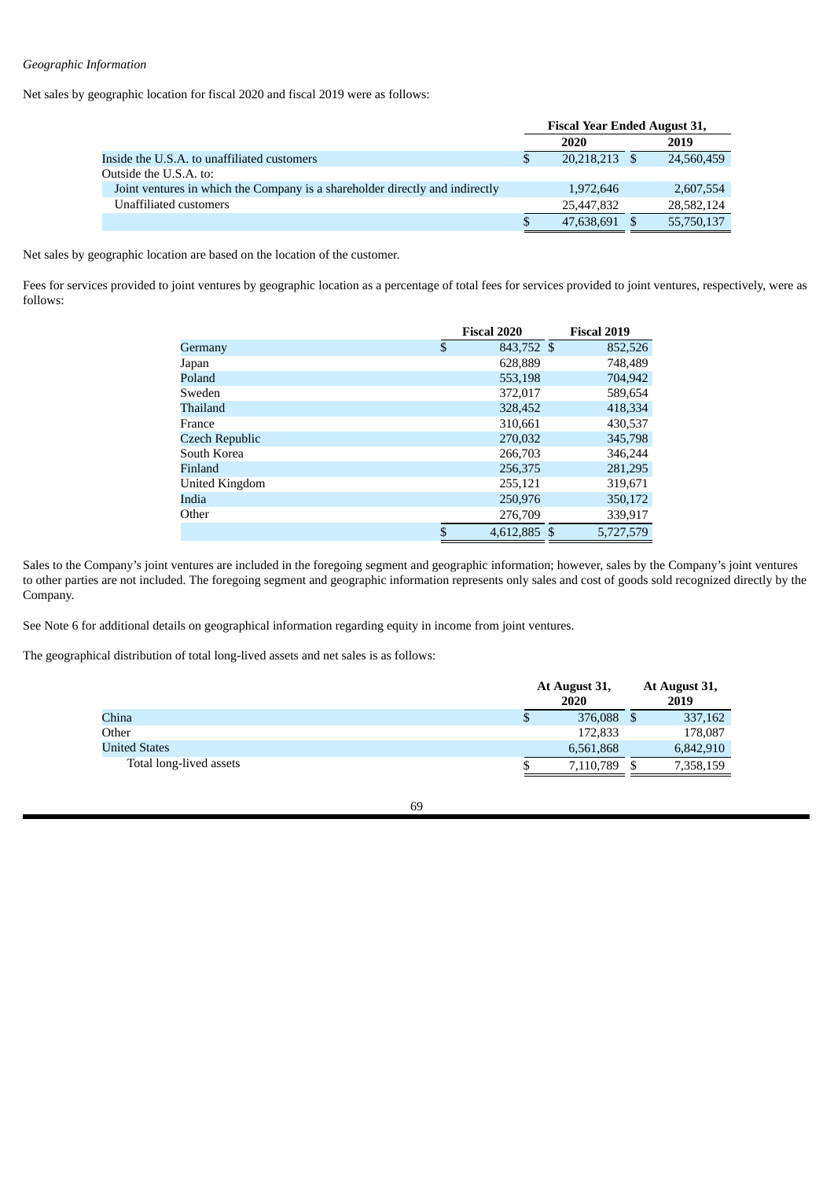*Geographic Information*

Net sales by geographic location for fiscal 2020 and fiscal 2019 were as follows:

| | Fiscal Year Ended August 31, | |
|---|---|---|
| | 2020 | 2019 |
| Inside the U.S.A. to unaffiliated customers | $ 20,218,213 | $ 24,560,459 |
| Outside the U.S.A. to: | | |
| Joint ventures in which the Company is a shareholder directly and indirectly | 1,972,646 | 2,607,554 |
| Unaffiliated customers | 25,447,832 | 28,582,124 |
| | $ 47,638,691 | $ 55,750,137 |

Net sales by geographic location are based on the location of the customer.

Fees for services provided to joint ventures by geographic location as a percentage of total fees for services provided to joint ventures, respectively, were as follows:

| | Fiscal 2020 | Fiscal 2019 |
|---|---|---|
| Germany | $ 843,752 | $ 852,526 |
| Japan | 628,889 | 748,489 |
| Poland | 553,198 | 704,942 |
| Sweden | 372,017 | 589,654 |
| Thailand | 328,452 | 418,334 |
| France | 310,661 | 430,537 |
| Czech Republic | 270,032 | 345,798 |
| South Korea | 266,703 | 346,244 |
| Finland | 256,375 | 281,295 |
| United Kingdom | 255,121 | 319,671 |
| India | 250,976 | 350,172 |
| Other | 276,709 | 339,917 |
| | $ 4,612,885 | $ 5,727,579 |

Sales to the Company's joint ventures are included in the foregoing segment and geographic information; however, sales by the Company's joint ventures to other parties are not included. The foregoing segment and geographic information represents only sales and cost of goods sold recognized directly by the Company.

See Note 6 for additional details on geographical information regarding equity in income from joint ventures.

The geographical distribution of total long-lived assets and net sales is as follows:

| | At August 31, 2020 | At August 31, 2019 |
|---|---|---|
| China | $ 376,088 | $ 337,162 |
| Other | 172,833 | 178,087 |
| United States | 6,561,868 | 6,842,910 |
| Total long-lived assets | $ 7,110,789 | $ 7,358,159 |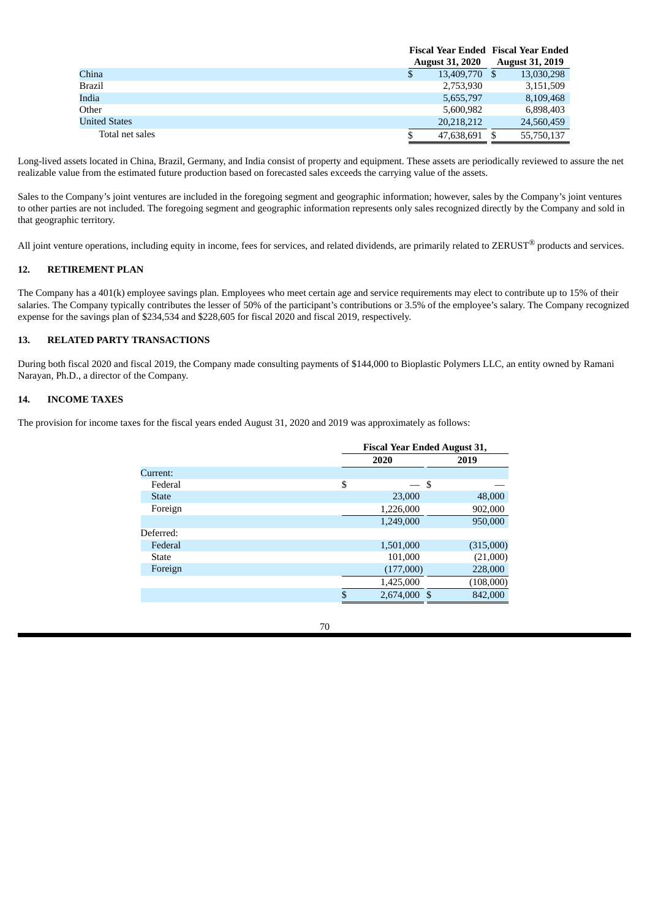| | Fiscal Year Ended August 31, 2020 | Fiscal Year Ended August 31, 2019 |
|---|---|---|
| China | $ 13,409,770 | $ 13,030,298 |
| Brazil | 2,753,930 | 3,151,509 |
| India | 5,655,797 | 8,109,468 |
| Other | 5,600,982 | 6,898,403 |
| United States | 20,218,212 | 24,560,459 |
| Total net sales | $ 47,638,691 | $ 55,750,137 |

Long-lived assets located in China, Brazil, Germany, and India consist of property and equipment. These assets are periodically reviewed to assure the net realizable value from the estimated future production based on forecasted sales exceeds the carrying value of the assets.

Sales to the Company's joint ventures are included in the foregoing segment and geographic information; however, sales by the Company's joint ventures to other parties are not included. The foregoing segment and geographic information represents only sales recognized directly by the Company and sold in that geographic territory.

All joint venture operations, including equity in income, fees for services, and related dividends, are primarily related to ZERUST® products and services.

## 12. RETIREMENT PLAN

The Company has a 401(k) employee savings plan. Employees who meet certain age and service requirements may elect to contribute up to 15% of their salaries. The Company typically contributes the lesser of 50% of the participant's contributions or 3.5% of the employee's salary. The Company recognized expense for the savings plan of $234,534 and $228,605 for fiscal 2020 and fiscal 2019, respectively.

## 13. RELATED PARTY TRANSACTIONS

During both fiscal 2020 and fiscal 2019, the Company made consulting payments of $144,000 to Bioplastic Polymers LLC, an entity owned by Ramani Narayan, Ph.D., a director of the Company.

## 14. INCOME TAXES

The provision for income taxes for the fiscal years ended August 31, 2020 and 2019 was approximately as follows:

| | Fiscal Year Ended August 31, | |
|---|---|---|
| | 2020 | 2019 |
| Current: | | |
| Federal | $ — | $ — |
| State | 23,000 | 48,000 |
| Foreign | 1,226,000 | 902,000 |
| | 1,249,000 | 950,000 |
| Deferred: | | |
| Federal | 1,501,000 | (315,000) |
| State | 101,000 | (21,000) |
| Foreign | (177,000) | 228,000 |
| | 1,425,000 | (108,000) |
| | $ 2,674,000 | $ 842,000 |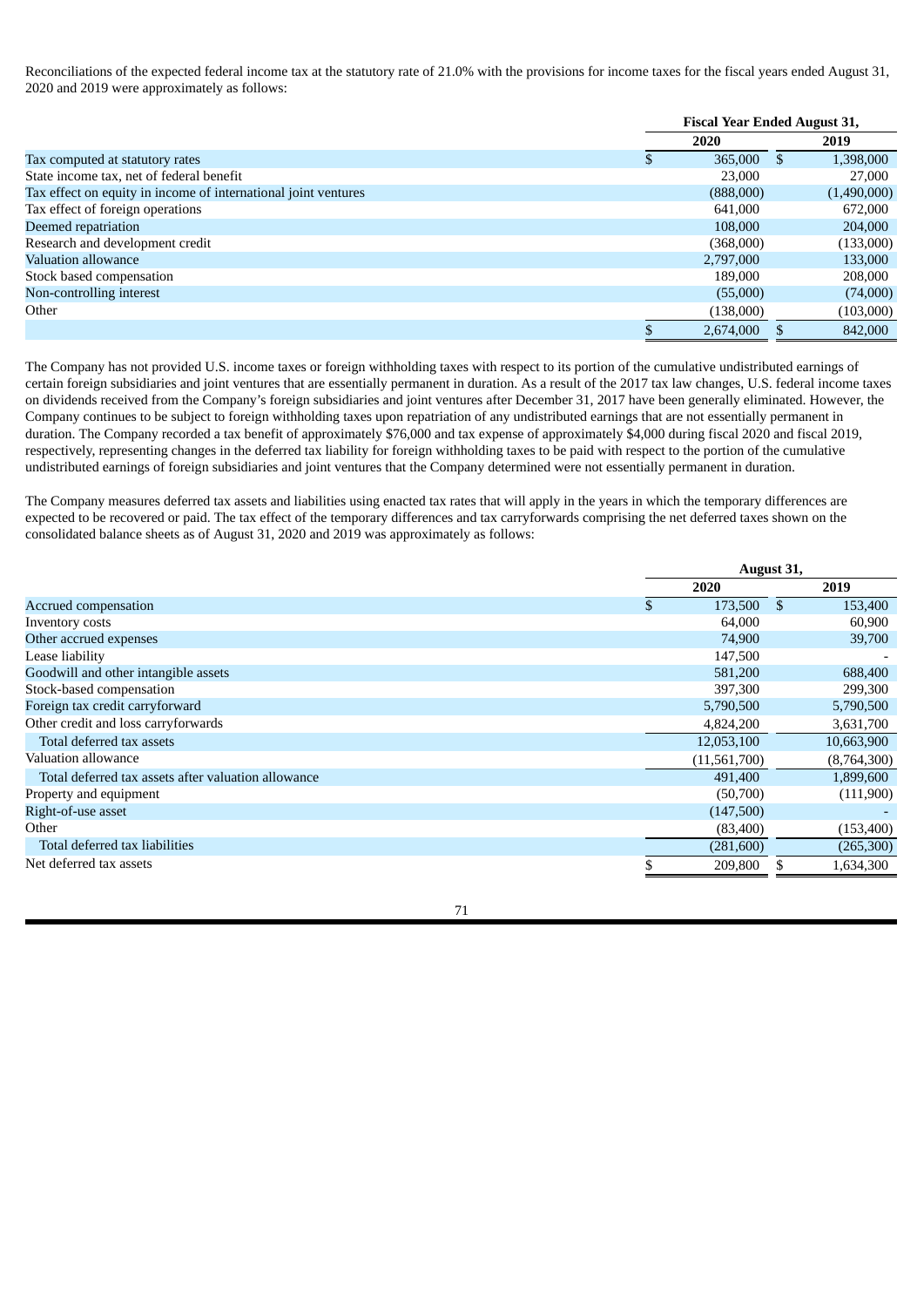Reconciliations of the expected federal income tax at the statutory rate of 21.0% with the provisions for income taxes for the fiscal years ended August 31, 2020 and 2019 were approximately as follows:

| | Fiscal Year Ended August 31, | |
|---|---|---|
| | 2020 | 2019 |
| Tax computed at statutory rates | $ 365,000 | $ 1,398,000 |
| State income tax, net of federal benefit | 23,000 | 27,000 |
| Tax effect on equity in income of international joint ventures | (888,000) | (1,490,000) |
| Tax effect of foreign operations | 641,000 | 672,000 |
| Deemed repatriation | 108,000 | 204,000 |
| Research and development credit | (368,000) | (133,000) |
| Valuation allowance | 2,797,000 | 133,000 |
| Stock based compensation | 189,000 | 208,000 |
| Non-controlling interest | (55,000) | (74,000) |
| Other | (138,000) | (103,000) |
| | $ 2,674,000 | $ 842,000 |

The Company has not provided U.S. income taxes or foreign withholding taxes with respect to its portion of the cumulative undistributed earnings of certain foreign subsidiaries and joint ventures that are essentially permanent in duration. As a result of the 2017 tax law changes, U.S. federal income taxes on dividends received from the Company's foreign subsidiaries and joint ventures after December 31, 2017 have been generally eliminated. However, the Company continues to be subject to foreign withholding taxes upon repatriation of any undistributed earnings that are not essentially permanent in duration. The Company recorded a tax benefit of approximately $76,000 and tax expense of approximately $4,000 during fiscal 2020 and fiscal 2019, respectively, representing changes in the deferred tax liability for foreign withholding taxes to be paid with respect to the portion of the cumulative undistributed earnings of foreign subsidiaries and joint ventures that the Company determined were not essentially permanent in duration.

The Company measures deferred tax assets and liabilities using enacted tax rates that will apply in the years in which the temporary differences are expected to be recovered or paid. The tax effect of the temporary differences and tax carryforwards comprising the net deferred taxes shown on the consolidated balance sheets as of August 31, 2020 and 2019 was approximately as follows:

| | August 31, | |
|---|---|---|
| | 2020 | 2019 |
| Accrued compensation | $ 173,500 | $ 153,400 |
| Inventory costs | 64,000 | 60,900 |
| Other accrued expenses | 74,900 | 39,700 |
| Lease liability | 147,500 | - |
| Goodwill and other intangible assets | 581,200 | 688,400 |
| Stock-based compensation | 397,300 | 299,300 |
| Foreign tax credit carryforward | 5,790,500 | 5,790,500 |
| Other credit and loss carryforwards | 4,824,200 | 3,631,700 |
| Total deferred tax assets | 12,053,100 | 10,663,900 |
| Valuation allowance | (11,561,700) | (8,764,300) |
| Total deferred tax assets after valuation allowance | 491,400 | 1,899,600 |
| Property and equipment | (50,700) | (111,900) |
| Right-of-use asset | (147,500) | - |
| Other | (83,400) | (153,400) |
| Total deferred tax liabilities | (281,600) | (265,300) |
| Net deferred tax assets | $ 209,800 | $ 1,634,300 |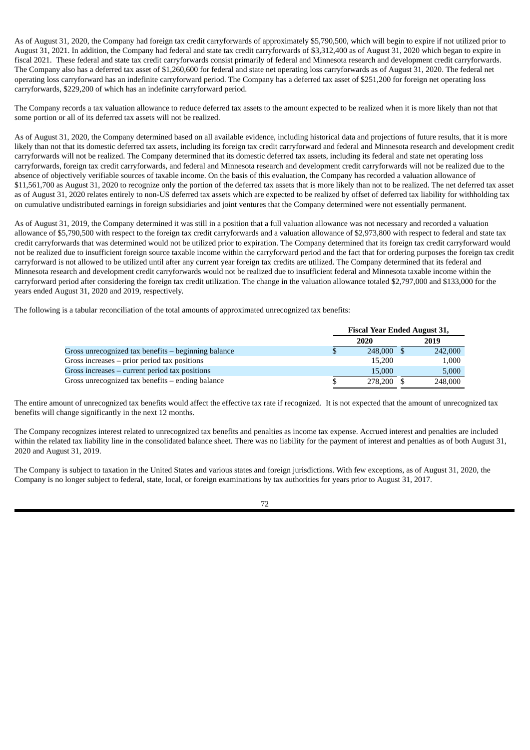As of August 31, 2020, the Company had foreign tax credit carryforwards of approximately $5,790,500, which will begin to expire if not utilized prior to August 31, 2021. In addition, the Company had federal and state tax credit carryforwards of $3,312,400 as of August 31, 2020 which began to expire in fiscal 2021. These federal and state tax credit carryforwards consist primarily of federal and Minnesota research and development credit carryforwards. The Company also has a deferred tax asset of $1,260,600 for federal and state net operating loss carryforwards as of August 31, 2020. The federal net operating loss carryforward has an indefinite carryforward period. The Company has a deferred tax asset of $251,200 for foreign net operating loss carryforwards, $229,200 of which has an indefinite carryforward period.

The Company records a tax valuation allowance to reduce deferred tax assets to the amount expected to be realized when it is more likely than not that some portion or all of its deferred tax assets will not be realized.

As of August 31, 2020, the Company determined based on all available evidence, including historical data and projections of future results, that it is more likely than not that its domestic deferred tax assets, including its foreign tax credit carryforward and federal and Minnesota research and development credit carryforwards will not be realized. The Company determined that its domestic deferred tax assets, including its federal and state net operating loss carryforwards, foreign tax credit carryforwards, and federal and Minnesota research and development credit carryforwards will not be realized due to the absence of objectively verifiable sources of taxable income. On the basis of this evaluation, the Company has recorded a valuation allowance of $11,561,700 as August 31, 2020 to recognize only the portion of the deferred tax assets that is more likely than not to be realized. The net deferred tax asset as of August 31, 2020 relates entirely to non-US deferred tax assets which are expected to be realized by offset of deferred tax liability for withholding tax on cumulative undistributed earnings in foreign subsidiaries and joint ventures that the Company determined were not essentially permanent.

As of August 31, 2019, the Company determined it was still in a position that a full valuation allowance was not necessary and recorded a valuation allowance of $5,790,500 with respect to the foreign tax credit carryforwards and a valuation allowance of $2,973,800 with respect to federal and state tax credit carryforwards that was determined would not be utilized prior to expiration. The Company determined that its foreign tax credit carryforward would not be realized due to insufficient foreign source taxable income within the carryforward period and the fact that for ordering purposes the foreign tax credit carryforward is not allowed to be utilized until after any current year foreign tax credits are utilized. The Company determined that its federal and Minnesota research and development credit carryforwards would not be realized due to insufficient federal and Minnesota taxable income within the carryforward period after considering the foreign tax credit utilization. The change in the valuation allowance totaled $2,797,000 and $133,000 for the years ended August 31, 2020 and 2019, respectively.

The following is a tabular reconciliation of the total amounts of approximated unrecognized tax benefits:

| | Fiscal Year Ended August 31, | |
|---|---|---|
| | 2020 | 2019 |
| Gross unrecognized tax benefits – beginning balance | $ 248,000 | $ 242,000 |
| Gross increases – prior period tax positions | 15,200 | 1,000 |
| Gross increases – current period tax positions | 15,000 | 5,000 |
| Gross unrecognized tax benefits – ending balance | $ 278,200 | $ 248,000 |

The entire amount of unrecognized tax benefits would affect the effective tax rate if recognized. It is not expected that the amount of unrecognized tax benefits will change significantly in the next 12 months.

The Company recognizes interest related to unrecognized tax benefits and penalties as income tax expense. Accrued interest and penalties are included within the related tax liability line in the consolidated balance sheet. There was no liability for the payment of interest and penalties as of both August 31, 2020 and August 31, 2019.

The Company is subject to taxation in the United States and various states and foreign jurisdictions. With few exceptions, as of August 31, 2020, the Company is no longer subject to federal, state, local, or foreign examinations by tax authorities for years prior to August 31, 2017.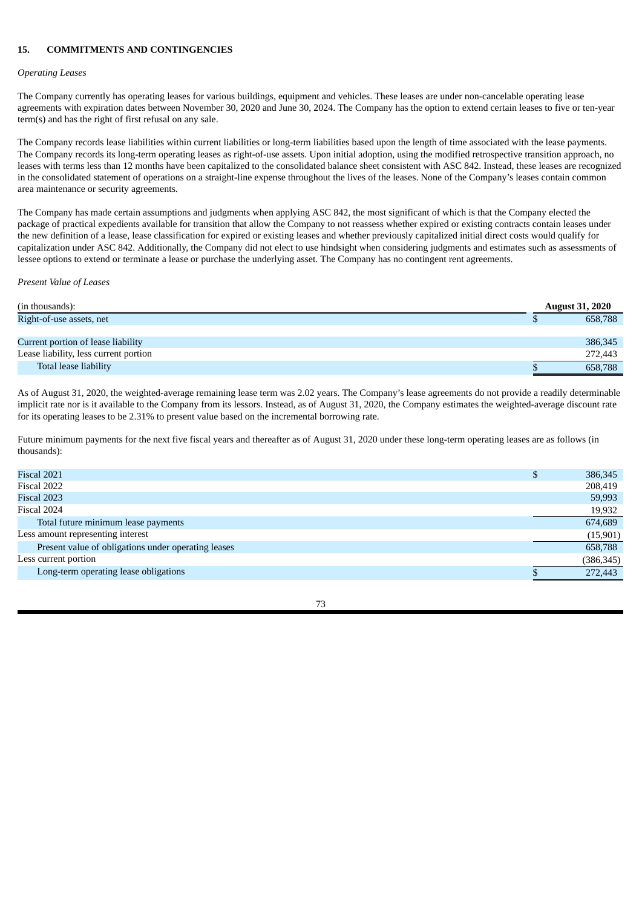## 15. COMMITMENTS AND CONTINGENCIES

*Operating Leases*

The Company currently has operating leases for various buildings, equipment and vehicles. These leases are under non-cancelable operating lease agreements with expiration dates between November 30, 2020 and June 30, 2024. The Company has the option to extend certain leases to five or ten-year term(s) and has the right of first refusal on any sale.

The Company records lease liabilities within current liabilities or long-term liabilities based upon the length of time associated with the lease payments. The Company records its long-term operating leases as right-of-use assets. Upon initial adoption, using the modified retrospective transition approach, no leases with terms less than 12 months have been capitalized to the consolidated balance sheet consistent with ASC 842. Instead, these leases are recognized in the consolidated statement of operations on a straight-line expense throughout the lives of the leases. None of the Company's leases contain common area maintenance or security agreements.

The Company has made certain assumptions and judgments when applying ASC 842, the most significant of which is that the Company elected the package of practical expedients available for transition that allow the Company to not reassess whether expired or existing contracts contain leases under the new definition of a lease, lease classification for expired or existing leases and whether previously capitalized initial direct costs would qualify for capitalization under ASC 842. Additionally, the Company did not elect to use hindsight when considering judgments and estimates such as assessments of lessee options to extend or terminate a lease or purchase the underlying asset. The Company has no contingent rent agreements.

*Present Value of Leases*

| (in thousands): | August 31, 2020 |
|---|---|
| Right-of-use assets, net | $ 658,788 |
| | |
| Current portion of lease liability | 386,345 |
| Lease liability, less current portion | 272,443 |
| Total lease liability | $ 658,788 |

As of August 31, 2020, the weighted-average remaining lease term was 2.02 years. The Company's lease agreements do not provide a readily determinable implicit rate nor is it available to the Company from its lessors. Instead, as of August 31, 2020, the Company estimates the weighted-average discount rate for its operating leases to be 2.31% to present value based on the incremental borrowing rate.

Future minimum payments for the next five fiscal years and thereafter as of August 31, 2020 under these long-term operating leases are as follows (in thousands):

| | |
|---|---|
| Fiscal 2021 | $ 386,345 |
| Fiscal 2022 | 208,419 |
| Fiscal 2023 | 59,993 |
| Fiscal 2024 | 19,932 |
| Total future minimum lease payments | 674,689 |
| Less amount representing interest | (15,901) |
| Present value of obligations under operating leases | 658,788 |
| Less current portion | (386,345) |
| Long-term operating lease obligations | $ 272,443 |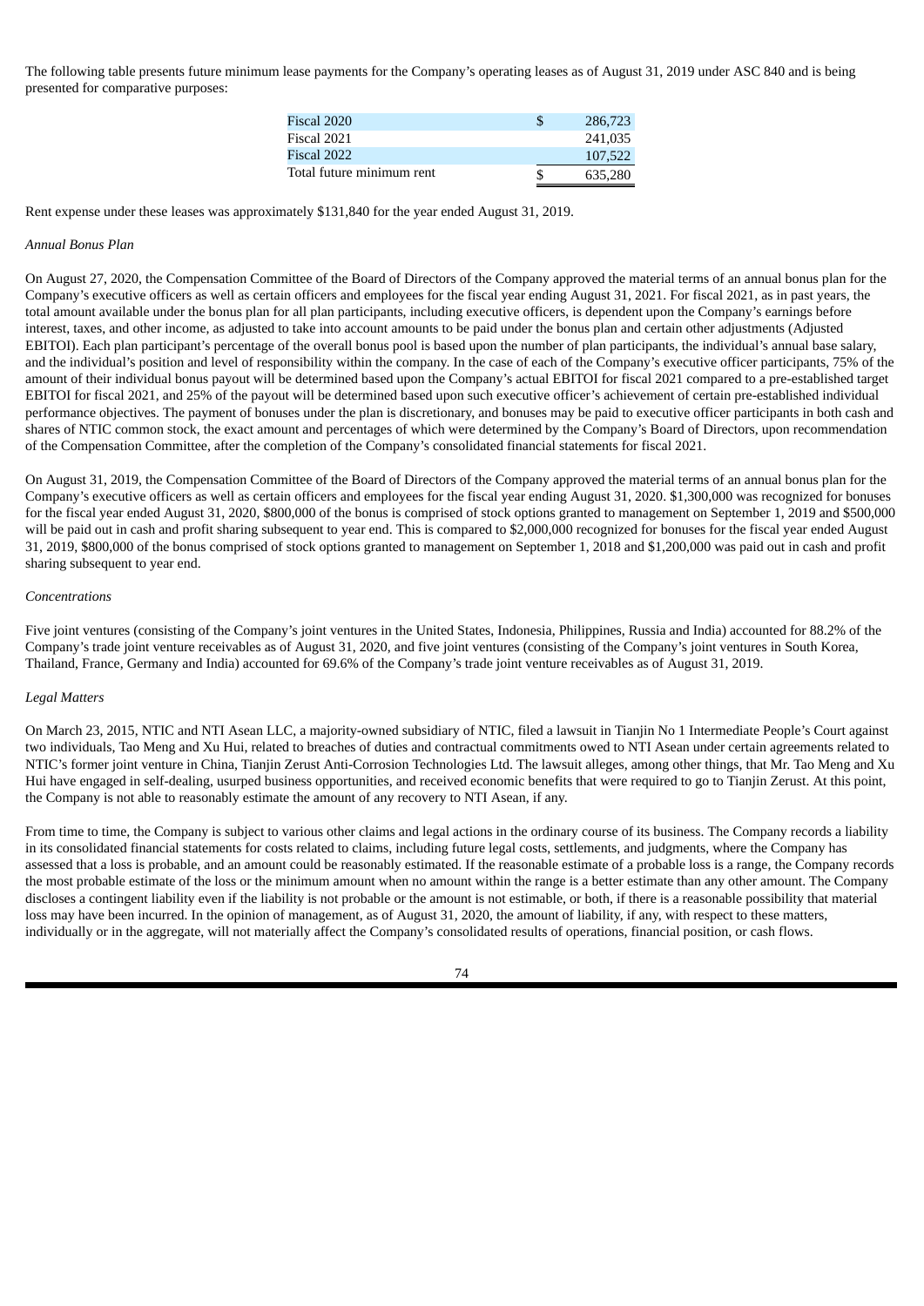The following table presents future minimum lease payments for the Company's operating leases as of August 31, 2019 under ASC 840 and is being presented for comparative purposes:

| | | |
|---|---|---|
| Fiscal 2020 | $ | 286,723 |
| Fiscal 2021 | | 241,035 |
| Fiscal 2022 | | 107,522 |
| Total future minimum rent | $ | 635,280 |

Rent expense under these leases was approximately $131,840 for the year ended August 31, 2019.

*Annual Bonus Plan*

On August 27, 2020, the Compensation Committee of the Board of Directors of the Company approved the material terms of an annual bonus plan for the Company's executive officers as well as certain officers and employees for the fiscal year ending August 31, 2021. For fiscal 2021, as in past years, the total amount available under the bonus plan for all plan participants, including executive officers, is dependent upon the Company's earnings before interest, taxes, and other income, as adjusted to take into account amounts to be paid under the bonus plan and certain other adjustments (Adjusted EBITOI). Each plan participant's percentage of the overall bonus pool is based upon the number of plan participants, the individual's annual base salary, and the individual's position and level of responsibility within the company. In the case of each of the Company's executive officer participants, 75% of the amount of their individual bonus payout will be determined based upon the Company's actual EBITOI for fiscal 2021 compared to a pre-established target EBITOI for fiscal 2021, and 25% of the payout will be determined based upon such executive officer's achievement of certain pre-established individual performance objectives. The payment of bonuses under the plan is discretionary, and bonuses may be paid to executive officer participants in both cash and shares of NTIC common stock, the exact amount and percentages of which were determined by the Company's Board of Directors, upon recommendation of the Compensation Committee, after the completion of the Company's consolidated financial statements for fiscal 2021.

On August 31, 2019, the Compensation Committee of the Board of Directors of the Company approved the material terms of an annual bonus plan for the Company's executive officers as well as certain officers and employees for the fiscal year ending August 31, 2020. $1,300,000 was recognized for bonuses for the fiscal year ended August 31, 2020, $800,000 of the bonus is comprised of stock options granted to management on September 1, 2019 and $500,000 will be paid out in cash and profit sharing subsequent to year end. This is compared to $2,000,000 recognized for bonuses for the fiscal year ended August 31, 2019, $800,000 of the bonus comprised of stock options granted to management on September 1, 2018 and $1,200,000 was paid out in cash and profit sharing subsequent to year end.

*Concentrations*

Five joint ventures (consisting of the Company's joint ventures in the United States, Indonesia, Philippines, Russia and India) accounted for 88.2% of the Company's trade joint venture receivables as of August 31, 2020, and five joint ventures (consisting of the Company's joint ventures in South Korea, Thailand, France, Germany and India) accounted for 69.6% of the Company's trade joint venture receivables as of August 31, 2019.

*Legal Matters*

On March 23, 2015, NTIC and NTI Asean LLC, a majority-owned subsidiary of NTIC, filed a lawsuit in Tianjin No 1 Intermediate People's Court against two individuals, Tao Meng and Xu Hui, related to breaches of duties and contractual commitments owed to NTI Asean under certain agreements related to NTIC's former joint venture in China, Tianjin Zerust Anti-Corrosion Technologies Ltd. The lawsuit alleges, among other things, that Mr. Tao Meng and Xu Hui have engaged in self-dealing, usurped business opportunities, and received economic benefits that were required to go to Tianjin Zerust. At this point, the Company is not able to reasonably estimate the amount of any recovery to NTI Asean, if any.

From time to time, the Company is subject to various other claims and legal actions in the ordinary course of its business. The Company records a liability in its consolidated financial statements for costs related to claims, including future legal costs, settlements, and judgments, where the Company has assessed that a loss is probable, and an amount could be reasonably estimated. If the reasonable estimate of a probable loss is a range, the Company records the most probable estimate of the loss or the minimum amount when no amount within the range is a better estimate than any other amount. The Company discloses a contingent liability even if the liability is not probable or the amount is not estimable, or both, if there is a reasonable possibility that material loss may have been incurred. In the opinion of management, as of August 31, 2020, the amount of liability, if any, with respect to these matters, individually or in the aggregate, will not materially affect the Company's consolidated results of operations, financial position, or cash flows.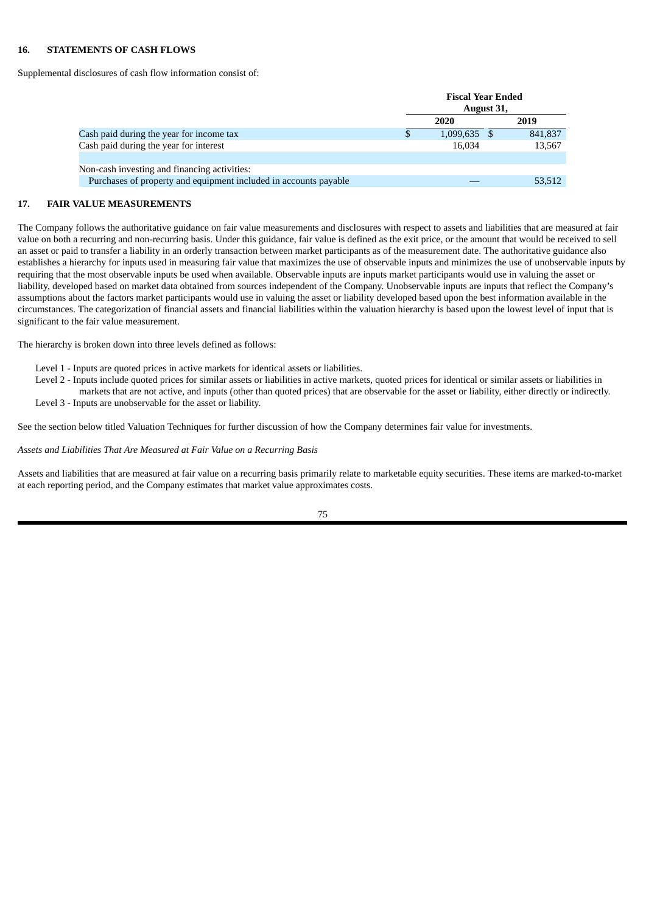## 16. STATEMENTS OF CASH FLOWS

Supplemental disclosures of cash flow information consist of:

| | Fiscal Year Ended August 31, | |
|---|---|---|
| | 2020 | 2019 |
| Cash paid during the year for income tax | $ 1,099,635 | $ 841,837 |
| Cash paid during the year for interest | 16,034 | 13,567 |
| | | |
| Non-cash investing and financing activities: | | |
| Purchases of property and equipment included in accounts payable | — | 53,512 |

## 17. FAIR VALUE MEASUREMENTS

The Company follows the authoritative guidance on fair value measurements and disclosures with respect to assets and liabilities that are measured at fair value on both a recurring and non-recurring basis. Under this guidance, fair value is defined as the exit price, or the amount that would be received to sell an asset or paid to transfer a liability in an orderly transaction between market participants as of the measurement date. The authoritative guidance also establishes a hierarchy for inputs used in measuring fair value that maximizes the use of observable inputs and minimizes the use of unobservable inputs by requiring that the most observable inputs be used when available. Observable inputs are inputs market participants would use in valuing the asset or liability, developed based on market data obtained from sources independent of the Company. Unobservable inputs are inputs that reflect the Company's assumptions about the factors market participants would use in valuing the asset or liability developed based upon the best information available in the circumstances. The categorization of financial assets and financial liabilities within the valuation hierarchy is based upon the lowest level of input that is significant to the fair value measurement.

The hierarchy is broken down into three levels defined as follows:

Level 1 - Inputs are quoted prices in active markets for identical assets or liabilities.
Level 2 - Inputs include quoted prices for similar assets or liabilities in active markets, quoted prices for identical or similar assets or liabilities in markets that are not active, and inputs (other than quoted prices) that are observable for the asset or liability, either directly or indirectly.
Level 3 - Inputs are unobservable for the asset or liability.

See the section below titled Valuation Techniques for further discussion of how the Company determines fair value for investments.

*Assets and Liabilities That Are Measured at Fair Value on a Recurring Basis*

Assets and liabilities that are measured at fair value on a recurring basis primarily relate to marketable equity securities. These items are marked-to-market at each reporting period, and the Company estimates that market value approximates costs.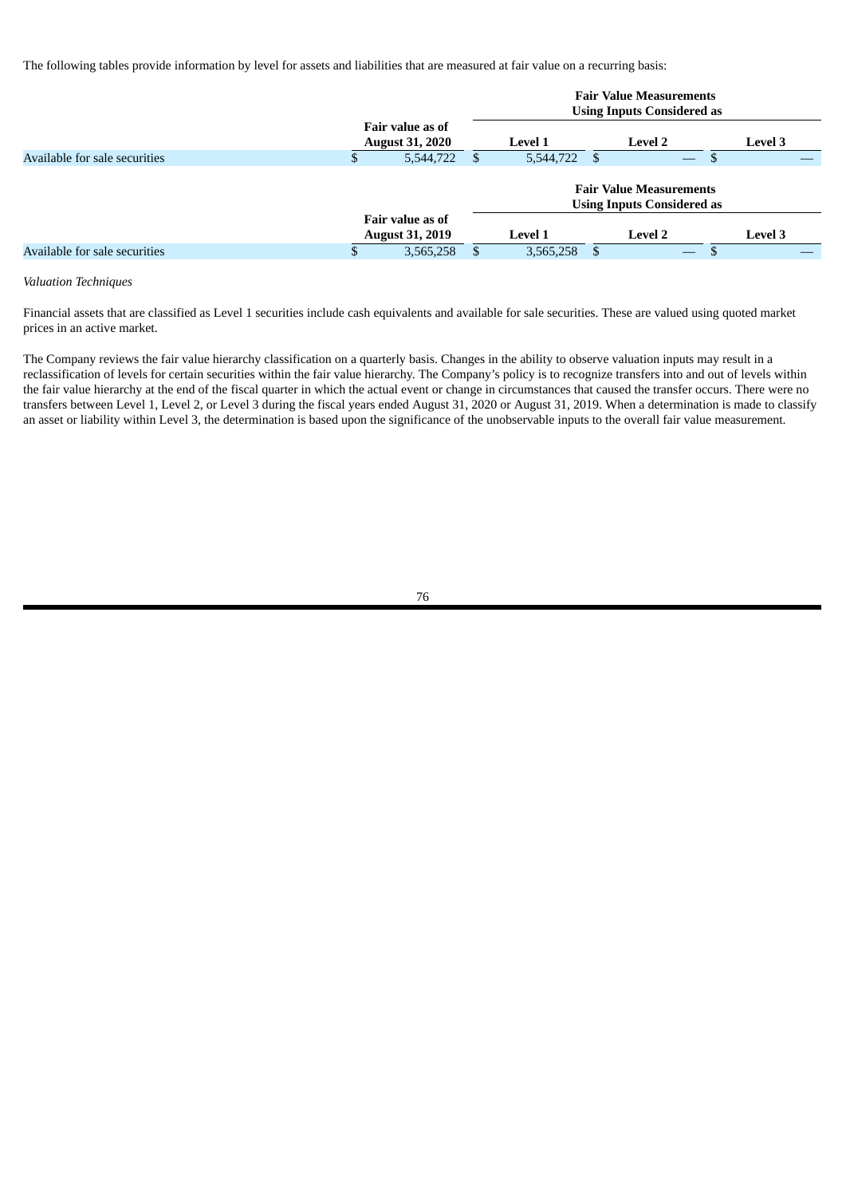The following tables provide information by level for assets and liabilities that are measured at fair value on a recurring basis:

| | Fair value as of August 31, 2020 | Fair Value Measurements Using Inputs Considered as | | |
|---|---|---|---|---|
| | | Level 1 | Level 2 | Level 3 |
| Available for sale securities | $ 5,544,722 | $ 5,544,722 | $ — | $ — |

| | Fair value as of August 31, 2019 | Fair Value Measurements Using Inputs Considered as | | |
|---|---|---|---|---|
| | | Level 1 | Level 2 | Level 3 |
| Available for sale securities | $ 3,565,258 | $ 3,565,258 | $ — | $ — |

*Valuation Techniques*

Financial assets that are classified as Level 1 securities include cash equivalents and available for sale securities. These are valued using quoted market prices in an active market.

The Company reviews the fair value hierarchy classification on a quarterly basis. Changes in the ability to observe valuation inputs may result in a reclassification of levels for certain securities within the fair value hierarchy. The Company's policy is to recognize transfers into and out of levels within the fair value hierarchy at the end of the fiscal quarter in which the actual event or change in circumstances that caused the transfer occurs. There were no transfers between Level 1, Level 2, or Level 3 during the fiscal years ended August 31, 2020 or August 31, 2019. When a determination is made to classify an asset or liability within Level 3, the determination is based upon the significance of the unobservable inputs to the overall fair value measurement.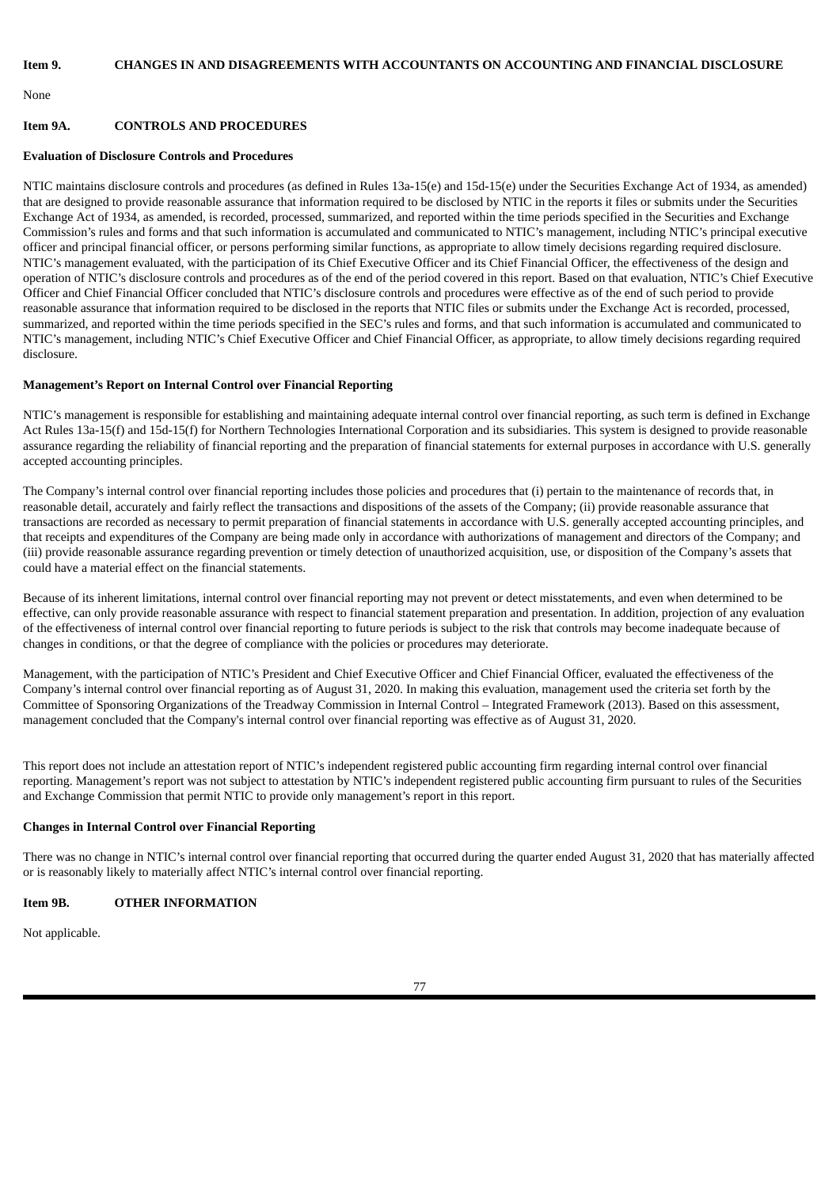## Item 9. CHANGES IN AND DISAGREEMENTS WITH ACCOUNTANTS ON ACCOUNTING AND FINANCIAL DISCLOSURE

None

## Item 9A. CONTROLS AND PROCEDURES

**Evaluation of Disclosure Controls and Procedures**

NTIC maintains disclosure controls and procedures (as defined in Rules 13a-15(e) and 15d-15(e) under the Securities Exchange Act of 1934, as amended) that are designed to provide reasonable assurance that information required to be disclosed by NTIC in the reports it files or submits under the Securities Exchange Act of 1934, as amended, is recorded, processed, summarized, and reported within the time periods specified in the Securities and Exchange Commission's rules and forms and that such information is accumulated and communicated to NTIC's management, including NTIC's principal executive officer and principal financial officer, or persons performing similar functions, as appropriate to allow timely decisions regarding required disclosure. NTIC's management evaluated, with the participation of its Chief Executive Officer and its Chief Financial Officer, the effectiveness of the design and operation of NTIC's disclosure controls and procedures as of the end of the period covered in this report. Based on that evaluation, NTIC's Chief Executive Officer and Chief Financial Officer concluded that NTIC's disclosure controls and procedures were effective as of the end of such period to provide reasonable assurance that information required to be disclosed in the reports that NTIC files or submits under the Exchange Act is recorded, processed, summarized, and reported within the time periods specified in the SEC's rules and forms, and that such information is accumulated and communicated to NTIC's management, including NTIC's Chief Executive Officer and Chief Financial Officer, as appropriate, to allow timely decisions regarding required disclosure.

**Management's Report on Internal Control over Financial Reporting**

NTIC's management is responsible for establishing and maintaining adequate internal control over financial reporting, as such term is defined in Exchange Act Rules 13a-15(f) and 15d-15(f) for Northern Technologies International Corporation and its subsidiaries. This system is designed to provide reasonable assurance regarding the reliability of financial reporting and the preparation of financial statements for external purposes in accordance with U.S. generally accepted accounting principles.

The Company's internal control over financial reporting includes those policies and procedures that (i) pertain to the maintenance of records that, in reasonable detail, accurately and fairly reflect the transactions and dispositions of the assets of the Company; (ii) provide reasonable assurance that transactions are recorded as necessary to permit preparation of financial statements in accordance with U.S. generally accepted accounting principles, and that receipts and expenditures of the Company are being made only in accordance with authorizations of management and directors of the Company; and (iii) provide reasonable assurance regarding prevention or timely detection of unauthorized acquisition, use, or disposition of the Company's assets that could have a material effect on the financial statements.

Because of its inherent limitations, internal control over financial reporting may not prevent or detect misstatements, and even when determined to be effective, can only provide reasonable assurance with respect to financial statement preparation and presentation. In addition, projection of any evaluation of the effectiveness of internal control over financial reporting to future periods is subject to the risk that controls may become inadequate because of changes in conditions, or that the degree of compliance with the policies or procedures may deteriorate.

Management, with the participation of NTIC's President and Chief Executive Officer and Chief Financial Officer, evaluated the effectiveness of the Company's internal control over financial reporting as of August 31, 2020. In making this evaluation, management used the criteria set forth by the Committee of Sponsoring Organizations of the Treadway Commission in Internal Control – Integrated Framework (2013). Based on this assessment, management concluded that the Company's internal control over financial reporting was effective as of August 31, 2020.

This report does not include an attestation report of NTIC's independent registered public accounting firm regarding internal control over financial reporting. Management's report was not subject to attestation by NTIC's independent registered public accounting firm pursuant to rules of the Securities and Exchange Commission that permit NTIC to provide only management's report in this report.

**Changes in Internal Control over Financial Reporting**

There was no change in NTIC's internal control over financial reporting that occurred during the quarter ended August 31, 2020 that has materially affected or is reasonably likely to materially affect NTIC's internal control over financial reporting.

## Item 9B. OTHER INFORMATION

Not applicable.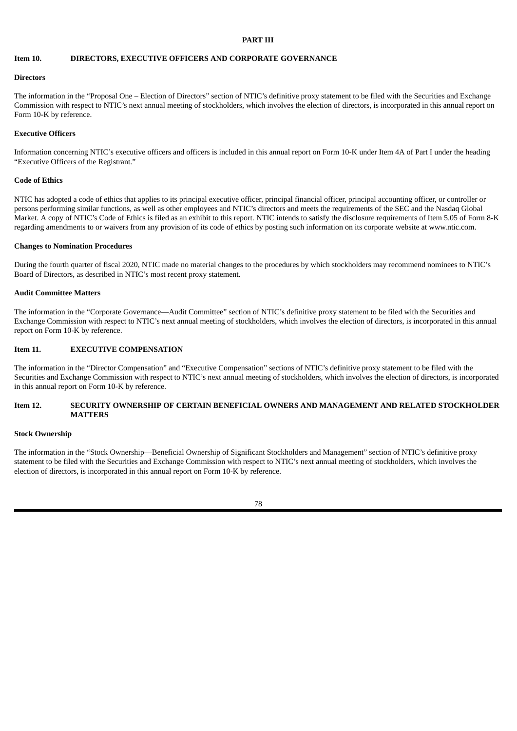# PART III

## Item 10. DIRECTORS, EXECUTIVE OFFICERS AND CORPORATE GOVERNANCE

### Directors

The information in the "Proposal One – Election of Directors" section of NTIC's definitive proxy statement to be filed with the Securities and Exchange Commission with respect to NTIC's next annual meeting of stockholders, which involves the election of directors, is incorporated in this annual report on Form 10-K by reference.

### Executive Officers

Information concerning NTIC's executive officers and officers is included in this annual report on Form 10-K under Item 4A of Part I under the heading "Executive Officers of the Registrant."

### Code of Ethics

NTIC has adopted a code of ethics that applies to its principal executive officer, principal financial officer, principal accounting officer, or controller or persons performing similar functions, as well as other employees and NTIC's directors and meets the requirements of the SEC and the Nasdaq Global Market. A copy of NTIC's Code of Ethics is filed as an exhibit to this report. NTIC intends to satisfy the disclosure requirements of Item 5.05 of Form 8-K regarding amendments to or waivers from any provision of its code of ethics by posting such information on its corporate website at www.ntic.com.

### Changes to Nomination Procedures

During the fourth quarter of fiscal 2020, NTIC made no material changes to the procedures by which stockholders may recommend nominees to NTIC's Board of Directors, as described in NTIC's most recent proxy statement.

### Audit Committee Matters

The information in the "Corporate Governance—Audit Committee" section of NTIC's definitive proxy statement to be filed with the Securities and Exchange Commission with respect to NTIC's next annual meeting of stockholders, which involves the election of directors, is incorporated in this annual report on Form 10-K by reference.

## Item 11. EXECUTIVE COMPENSATION

The information in the "Director Compensation" and "Executive Compensation" sections of NTIC's definitive proxy statement to be filed with the Securities and Exchange Commission with respect to NTIC's next annual meeting of stockholders, which involves the election of directors, is incorporated in this annual report on Form 10-K by reference.

## Item 12. SECURITY OWNERSHIP OF CERTAIN BENEFICIAL OWNERS AND MANAGEMENT AND RELATED STOCKHOLDER MATTERS

### Stock Ownership

The information in the "Stock Ownership—Beneficial Ownership of Significant Stockholders and Management" section of NTIC's definitive proxy statement to be filed with the Securities and Exchange Commission with respect to NTIC's next annual meeting of stockholders, which involves the election of directors, is incorporated in this annual report on Form 10-K by reference.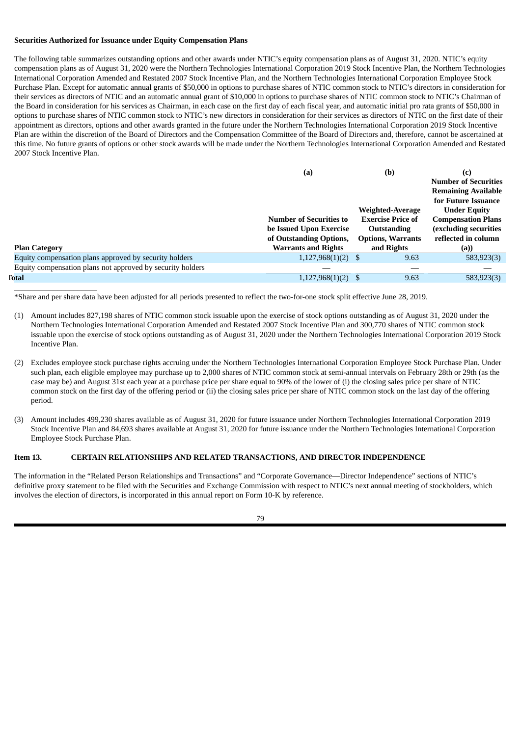**Securities Authorized for Issuance under Equity Compensation Plans**

The following table summarizes outstanding options and other awards under NTIC's equity compensation plans as of August 31, 2020. NTIC's equity compensation plans as of August 31, 2020 were the Northern Technologies International Corporation 2019 Stock Incentive Plan, the Northern Technologies International Corporation Amended and Restated 2007 Stock Incentive Plan, and the Northern Technologies International Corporation Employee Stock Purchase Plan. Except for automatic annual grants of $50,000 in options to purchase shares of NTIC common stock to NTIC's directors in consideration for their services as directors of NTIC and an automatic annual grant of $10,000 in options to purchase shares of NTIC common stock to NTIC's Chairman of the Board in consideration for his services as Chairman, in each case on the first day of each fiscal year, and automatic initial pro rata grants of $50,000 in options to purchase shares of NTIC common stock to NTIC's new directors in consideration for their services as directors of NTIC on the first date of their appointment as directors, options and other awards granted in the future under the Northern Technologies International Corporation 2019 Stock Incentive Plan are within the discretion of the Board of Directors and the Compensation Committee of the Board of Directors and, therefore, cannot be ascertained at this time. No future grants of options or other stock awards will be made under the Northern Technologies International Corporation Amended and Restated 2007 Stock Incentive Plan.

| Plan Category | (a) Number of Securities to be Issued Upon Exercise of Outstanding Options, Warrants and Rights | (b) Weighted-Average Exercise Price of Outstanding Options, Warrants and Rights | (c) Number of Securities Remaining Available for Future Issuance Under Equity Compensation Plans (excluding securities reflected in column (a)) |
|---|---|---|---|
| Equity compensation plans approved by security holders | 1,127,968(1)(2) | $ 9.63 | 583,923(3) |
| Equity compensation plans not approved by security holders | — | — | — |
| Total | 1,127,968(1)(2) | $ 9.63 | 583,923(3) |

*Share and per share data have been adjusted for all periods presented to reflect the two-for-one stock split effective June 28, 2019.

(1) Amount includes 827,198 shares of NTIC common stock issuable upon the exercise of stock options outstanding as of August 31, 2020 under the Northern Technologies International Corporation Amended and Restated 2007 Stock Incentive Plan and 300,770 shares of NTIC common stock issuable upon the exercise of stock options outstanding as of August 31, 2020 under the Northern Technologies International Corporation 2019 Stock Incentive Plan.

(2) Excludes employee stock purchase rights accruing under the Northern Technologies International Corporation Employee Stock Purchase Plan. Under such plan, each eligible employee may purchase up to 2,000 shares of NTIC common stock at semi-annual intervals on February 28th or 29th (as the case may be) and August 31st each year at a purchase price per share equal to 90% of the lower of (i) the closing sales price per share of NTIC common stock on the first day of the offering period or (ii) the closing sales price per share of NTIC common stock on the last day of the offering period.

(3) Amount includes 499,230 shares available as of August 31, 2020 for future issuance under Northern Technologies International Corporation 2019 Stock Incentive Plan and 84,693 shares available at August 31, 2020 for future issuance under the Northern Technologies International Corporation Employee Stock Purchase Plan.

## Item 13. CERTAIN RELATIONSHIPS AND RELATED TRANSACTIONS, AND DIRECTOR INDEPENDENCE

The information in the "Related Person Relationships and Transactions" and "Corporate Governance—Director Independence" sections of NTIC's definitive proxy statement to be filed with the Securities and Exchange Commission with respect to NTIC's next annual meeting of stockholders, which involves the election of directors, is incorporated in this annual report on Form 10-K by reference.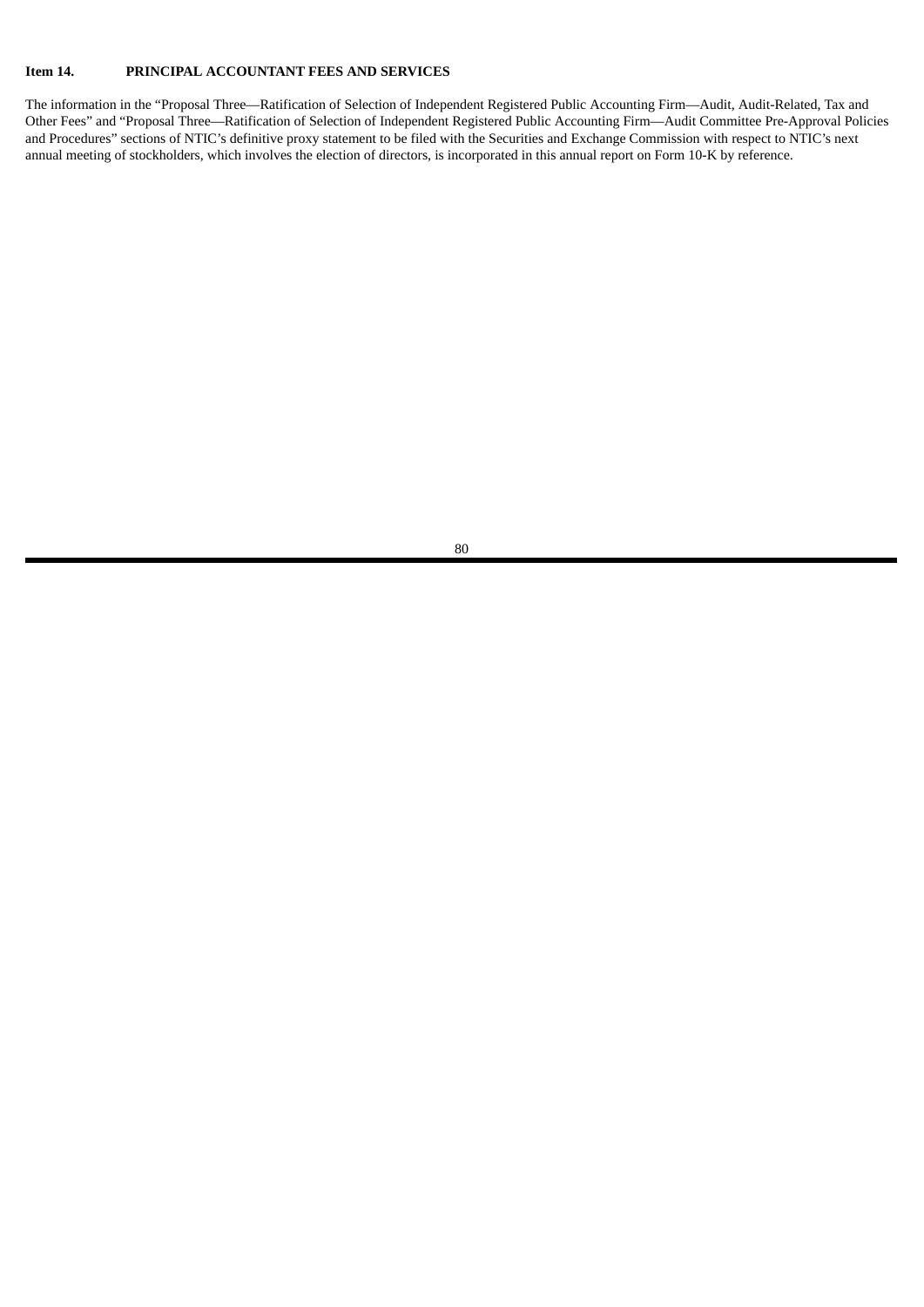## Item 14. PRINCIPAL ACCOUNTANT FEES AND SERVICES

The information in the "Proposal Three—Ratification of Selection of Independent Registered Public Accounting Firm—Audit, Audit-Related, Tax and Other Fees" and "Proposal Three—Ratification of Selection of Independent Registered Public Accounting Firm—Audit Committee Pre-Approval Policies and Procedures" sections of NTIC's definitive proxy statement to be filed with the Securities and Exchange Commission with respect to NTIC's next annual meeting of stockholders, which involves the election of directors, is incorporated in this annual report on Form 10-K by reference.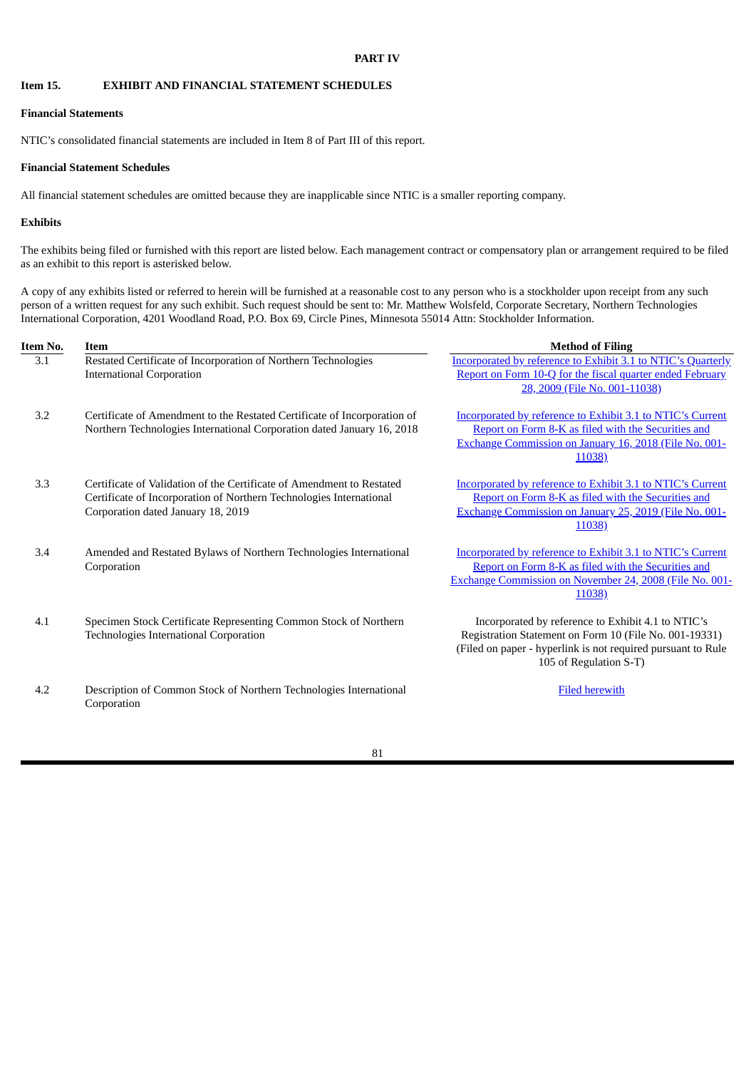## PART IV

### Item 15. EXHIBIT AND FINANCIAL STATEMENT SCHEDULES

**Financial Statements**

NTIC's consolidated financial statements are included in Item 8 of Part III of this report.

**Financial Statement Schedules**

All financial statement schedules are omitted because they are inapplicable since NTIC is a smaller reporting company.

**Exhibits**

The exhibits being filed or furnished with this report are listed below. Each management contract or compensatory plan or arrangement required to be filed as an exhibit to this report is asterisked below.

A copy of any exhibits listed or referred to herein will be furnished at a reasonable cost to any person who is a stockholder upon receipt from any such person of a written request for any such exhibit. Such request should be sent to: Mr. Matthew Wolsfeld, Corporate Secretary, Northern Technologies International Corporation, 4201 Woodland Road, P.O. Box 69, Circle Pines, Minnesota 55014 Attn: Stockholder Information.

| Item No. | Item | Method of Filing |
|---|---|---|
| 3.1 | Restated Certificate of Incorporation of Northern Technologies International Corporation | Incorporated by reference to Exhibit 3.1 to NTIC's Quarterly Report on Form 10-Q for the fiscal quarter ended February 28, 2009 (File No. 001-11038) |
| 3.2 | Certificate of Amendment to the Restated Certificate of Incorporation of Northern Technologies International Corporation dated January 16, 2018 | Incorporated by reference to Exhibit 3.1 to NTIC's Current Report on Form 8-K as filed with the Securities and Exchange Commission on January 16, 2018 (File No. 001-11038) |
| 3.3 | Certificate of Validation of the Certificate of Amendment to Restated Certificate of Incorporation of Northern Technologies International Corporation dated January 18, 2019 | Incorporated by reference to Exhibit 3.1 to NTIC's Current Report on Form 8-K as filed with the Securities and Exchange Commission on January 25, 2019 (File No. 001-11038) |
| 3.4 | Amended and Restated Bylaws of Northern Technologies International Corporation | Incorporated by reference to Exhibit 3.1 to NTIC's Current Report on Form 8-K as filed with the Securities and Exchange Commission on November 24, 2008 (File No. 001-11038) |
| 4.1 | Specimen Stock Certificate Representing Common Stock of Northern Technologies International Corporation | Incorporated by reference to Exhibit 4.1 to NTIC's Registration Statement on Form 10 (File No. 001-19331) (Filed on paper - hyperlink is not required pursuant to Rule 105 of Regulation S-T) |
| 4.2 | Description of Common Stock of Northern Technologies International Corporation | Filed herewith |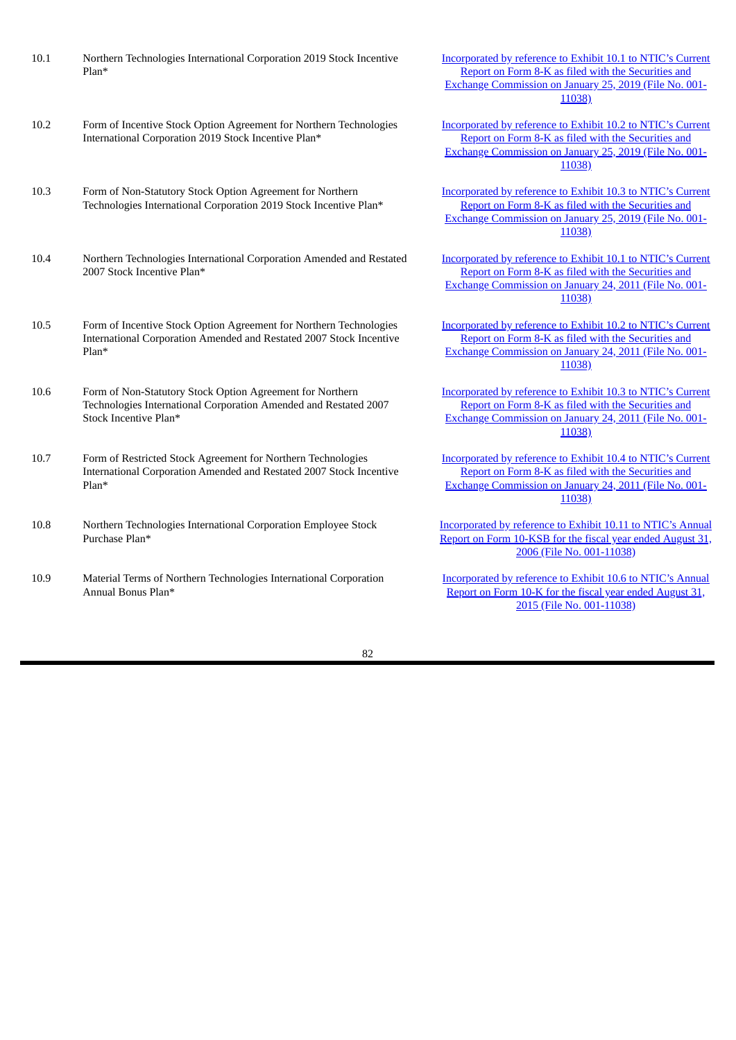| | | |
|---|---|---|
| 10.1 | Northern Technologies International Corporation 2019 Stock Incentive Plan* | Incorporated by reference to Exhibit 10.1 to NTIC's Current Report on Form 8-K as filed with the Securities and Exchange Commission on January 25, 2019 (File No. 001-11038) |
| 10.2 | Form of Incentive Stock Option Agreement for Northern Technologies International Corporation 2019 Stock Incentive Plan* | Incorporated by reference to Exhibit 10.2 to NTIC's Current Report on Form 8-K as filed with the Securities and Exchange Commission on January 25, 2019 (File No. 001-11038) |
| 10.3 | Form of Non-Statutory Stock Option Agreement for Northern Technologies International Corporation 2019 Stock Incentive Plan* | Incorporated by reference to Exhibit 10.3 to NTIC's Current Report on Form 8-K as filed with the Securities and Exchange Commission on January 25, 2019 (File No. 001-11038) |
| 10.4 | Northern Technologies International Corporation Amended and Restated 2007 Stock Incentive Plan* | Incorporated by reference to Exhibit 10.1 to NTIC's Current Report on Form 8-K as filed with the Securities and Exchange Commission on January 24, 2011 (File No. 001-11038) |
| 10.5 | Form of Incentive Stock Option Agreement for Northern Technologies International Corporation Amended and Restated 2007 Stock Incentive Plan* | Incorporated by reference to Exhibit 10.2 to NTIC's Current Report on Form 8-K as filed with the Securities and Exchange Commission on January 24, 2011 (File No. 001-11038) |
| 10.6 | Form of Non-Statutory Stock Option Agreement for Northern Technologies International Corporation Amended and Restated 2007 Stock Incentive Plan* | Incorporated by reference to Exhibit 10.3 to NTIC's Current Report on Form 8-K as filed with the Securities and Exchange Commission on January 24, 2011 (File No. 001-11038) |
| 10.7 | Form of Restricted Stock Agreement for Northern Technologies International Corporation Amended and Restated 2007 Stock Incentive Plan* | Incorporated by reference to Exhibit 10.4 to NTIC's Current Report on Form 8-K as filed with the Securities and Exchange Commission on January 24, 2011 (File No. 001-11038) |
| 10.8 | Northern Technologies International Corporation Employee Stock Purchase Plan* | Incorporated by reference to Exhibit 10.11 to NTIC's Annual Report on Form 10-KSB for the fiscal year ended August 31, 2006 (File No. 001-11038) |
| 10.9 | Material Terms of Northern Technologies International Corporation Annual Bonus Plan* | Incorporated by reference to Exhibit 10.6 to NTIC's Annual Report on Form 10-K for the fiscal year ended August 31, 2015 (File No. 001-11038) |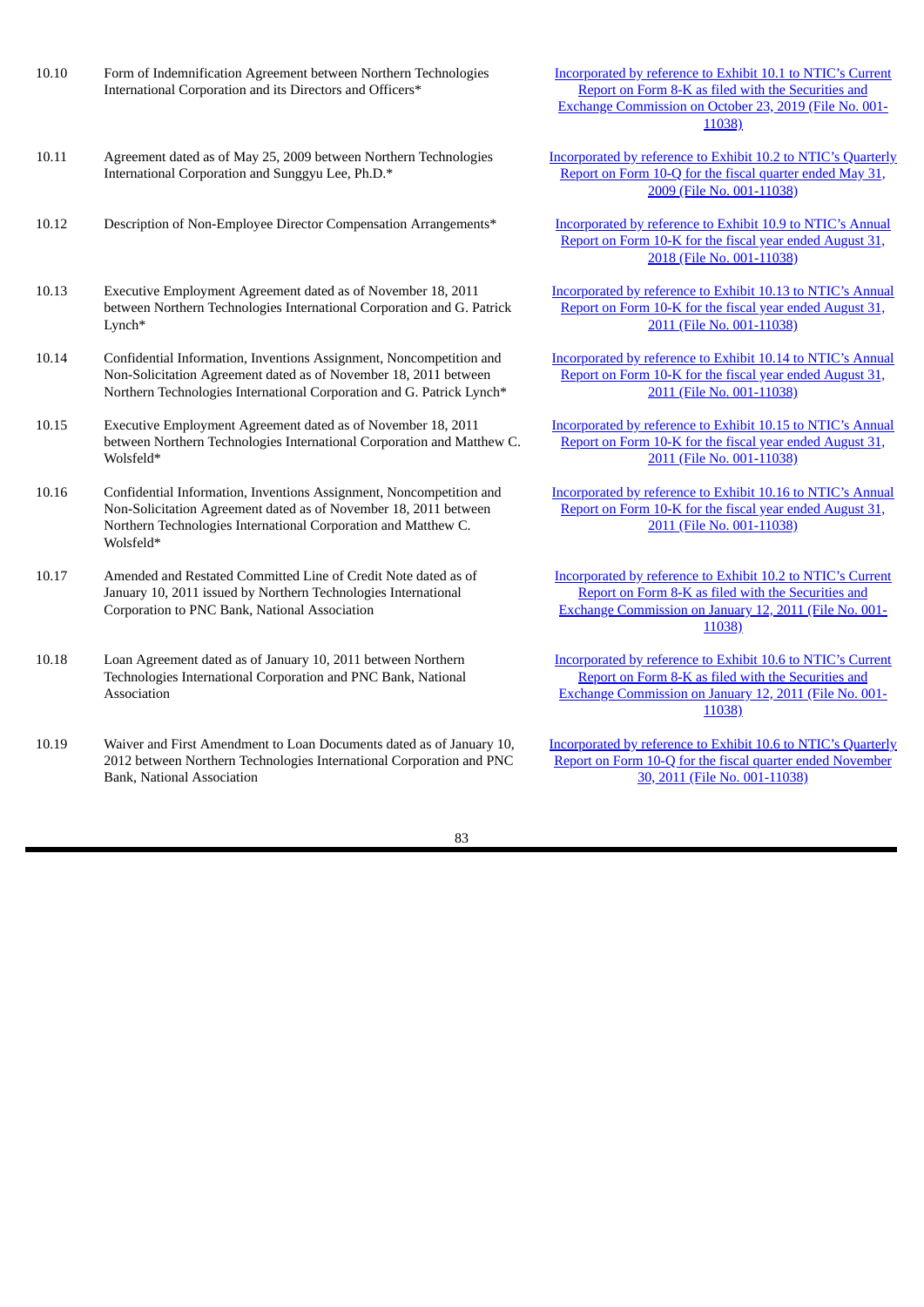| | | |
|---|---|---|
| 10.10 | Form of Indemnification Agreement between Northern Technologies International Corporation and its Directors and Officers* | Incorporated by reference to Exhibit 10.1 to NTIC's Current Report on Form 8-K as filed with the Securities and Exchange Commission on October 23, 2019 (File No. 001-11038) |
| 10.11 | Agreement dated as of May 25, 2009 between Northern Technologies International Corporation and Sunggyu Lee, Ph.D.* | Incorporated by reference to Exhibit 10.2 to NTIC's Quarterly Report on Form 10-Q for the fiscal quarter ended May 31, 2009 (File No. 001-11038) |
| 10.12 | Description of Non-Employee Director Compensation Arrangements* | Incorporated by reference to Exhibit 10.9 to NTIC's Annual Report on Form 10-K for the fiscal year ended August 31, 2018 (File No. 001-11038) |
| 10.13 | Executive Employment Agreement dated as of November 18, 2011 between Northern Technologies International Corporation and G. Patrick Lynch* | Incorporated by reference to Exhibit 10.13 to NTIC's Annual Report on Form 10-K for the fiscal year ended August 31, 2011 (File No. 001-11038) |
| 10.14 | Confidential Information, Inventions Assignment, Noncompetition and Non-Solicitation Agreement dated as of November 18, 2011 between Northern Technologies International Corporation and G. Patrick Lynch* | Incorporated by reference to Exhibit 10.14 to NTIC's Annual Report on Form 10-K for the fiscal year ended August 31, 2011 (File No. 001-11038) |
| 10.15 | Executive Employment Agreement dated as of November 18, 2011 between Northern Technologies International Corporation and Matthew C. Wolsfeld* | Incorporated by reference to Exhibit 10.15 to NTIC's Annual Report on Form 10-K for the fiscal year ended August 31, 2011 (File No. 001-11038) |
| 10.16 | Confidential Information, Inventions Assignment, Noncompetition and Non-Solicitation Agreement dated as of November 18, 2011 between Northern Technologies International Corporation and Matthew C. Wolsfeld* | Incorporated by reference to Exhibit 10.16 to NTIC's Annual Report on Form 10-K for the fiscal year ended August 31, 2011 (File No. 001-11038) |
| 10.17 | Amended and Restated Committed Line of Credit Note dated as of January 10, 2011 issued by Northern Technologies International Corporation to PNC Bank, National Association | Incorporated by reference to Exhibit 10.2 to NTIC's Current Report on Form 8-K as filed with the Securities and Exchange Commission on January 12, 2011 (File No. 001-11038) |
| 10.18 | Loan Agreement dated as of January 10, 2011 between Northern Technologies International Corporation and PNC Bank, National Association | Incorporated by reference to Exhibit 10.6 to NTIC's Current Report on Form 8-K as filed with the Securities and Exchange Commission on January 12, 2011 (File No. 001-11038) |
| 10.19 | Waiver and First Amendment to Loan Documents dated as of January 10, 2012 between Northern Technologies International Corporation and PNC Bank, National Association | Incorporated by reference to Exhibit 10.6 to NTIC's Quarterly Report on Form 10-Q for the fiscal quarter ended November 30, 2011 (File No. 001-11038) |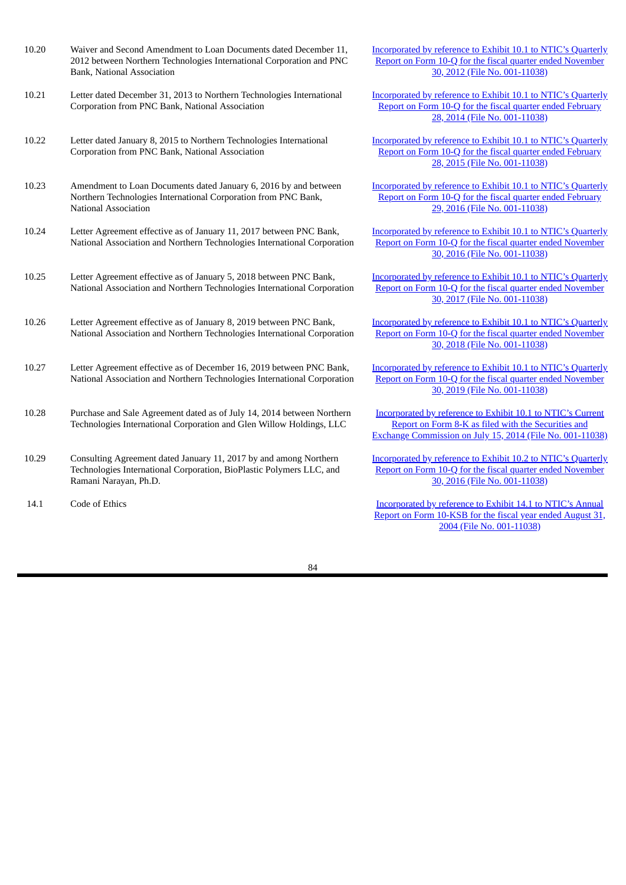| | | |
|---|---|---|
| 10.20 | Waiver and Second Amendment to Loan Documents dated December 11, 2012 between Northern Technologies International Corporation and PNC Bank, National Association | Incorporated by reference to Exhibit 10.1 to NTIC's Quarterly Report on Form 10-Q for the fiscal quarter ended November 30, 2012 (File No. 001-11038) |
| 10.21 | Letter dated December 31, 2013 to Northern Technologies International Corporation from PNC Bank, National Association | Incorporated by reference to Exhibit 10.1 to NTIC's Quarterly Report on Form 10-Q for the fiscal quarter ended February 28, 2014 (File No. 001-11038) |
| 10.22 | Letter dated January 8, 2015 to Northern Technologies International Corporation from PNC Bank, National Association | Incorporated by reference to Exhibit 10.1 to NTIC's Quarterly Report on Form 10-Q for the fiscal quarter ended February 28, 2015 (File No. 001-11038) |
| 10.23 | Amendment to Loan Documents dated January 6, 2016 by and between Northern Technologies International Corporation from PNC Bank, National Association | Incorporated by reference to Exhibit 10.1 to NTIC's Quarterly Report on Form 10-Q for the fiscal quarter ended February 29, 2016 (File No. 001-11038) |
| 10.24 | Letter Agreement effective as of January 11, 2017 between PNC Bank, National Association and Northern Technologies International Corporation | Incorporated by reference to Exhibit 10.1 to NTIC's Quarterly Report on Form 10-Q for the fiscal quarter ended November 30, 2016 (File No. 001-11038) |
| 10.25 | Letter Agreement effective as of January 5, 2018 between PNC Bank, National Association and Northern Technologies International Corporation | Incorporated by reference to Exhibit 10.1 to NTIC's Quarterly Report on Form 10-Q for the fiscal quarter ended November 30, 2017 (File No. 001-11038) |
| 10.26 | Letter Agreement effective as of January 8, 2019 between PNC Bank, National Association and Northern Technologies International Corporation | Incorporated by reference to Exhibit 10.1 to NTIC's Quarterly Report on Form 10-Q for the fiscal quarter ended November 30, 2018 (File No. 001-11038) |
| 10.27 | Letter Agreement effective as of December 16, 2019 between PNC Bank, National Association and Northern Technologies International Corporation | Incorporated by reference to Exhibit 10.1 to NTIC's Quarterly Report on Form 10-Q for the fiscal quarter ended November 30, 2019 (File No. 001-11038) |
| 10.28 | Purchase and Sale Agreement dated as of July 14, 2014 between Northern Technologies International Corporation and Glen Willow Holdings, LLC | Incorporated by reference to Exhibit 10.1 to NTIC's Current Report on Form 8-K as filed with the Securities and Exchange Commission on July 15, 2014 (File No. 001-11038) |
| 10.29 | Consulting Agreement dated January 11, 2017 by and among Northern Technologies International Corporation, BioPlastic Polymers LLC, and Ramani Narayan, Ph.D. | Incorporated by reference to Exhibit 10.2 to NTIC's Quarterly Report on Form 10-Q for the fiscal quarter ended November 30, 2016 (File No. 001-11038) |
| 14.1 | Code of Ethics | Incorporated by reference to Exhibit 14.1 to NTIC's Annual Report on Form 10-KSB for the fiscal year ended August 31, 2004 (File No. 001-11038) |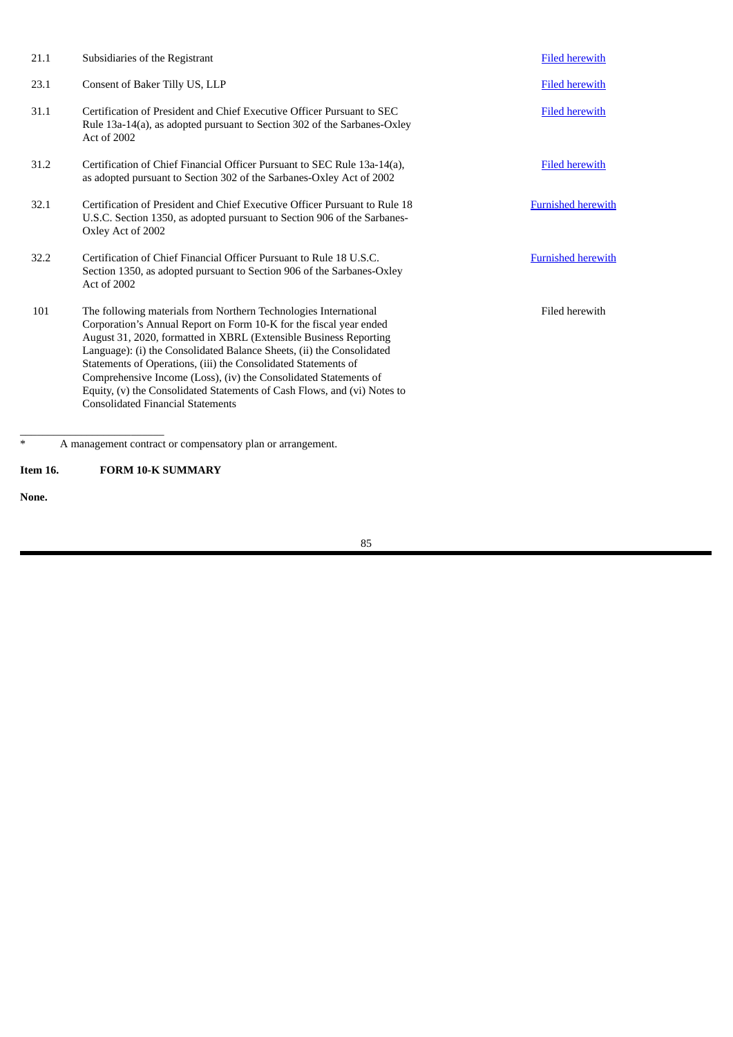| | | |
|---|---|---|
| 21.1 | Subsidiaries of the Registrant | Filed herewith |
| 23.1 | Consent of Baker Tilly US, LLP | Filed herewith |
| 31.1 | Certification of President and Chief Executive Officer Pursuant to SEC Rule 13a-14(a), as adopted pursuant to Section 302 of the Sarbanes-Oxley Act of 2002 | Filed herewith |
| 31.2 | Certification of Chief Financial Officer Pursuant to SEC Rule 13a-14(a), as adopted pursuant to Section 302 of the Sarbanes-Oxley Act of 2002 | Filed herewith |
| 32.1 | Certification of President and Chief Executive Officer Pursuant to Rule 18 U.S.C. Section 1350, as adopted pursuant to Section 906 of the Sarbanes-Oxley Act of 2002 | Furnished herewith |
| 32.2 | Certification of Chief Financial Officer Pursuant to Rule 18 U.S.C. Section 1350, as adopted pursuant to Section 906 of the Sarbanes-Oxley Act of 2002 | Furnished herewith |
| 101 | The following materials from Northern Technologies International Corporation's Annual Report on Form 10-K for the fiscal year ended August 31, 2020, formatted in XBRL (Extensible Business Reporting Language): (i) the Consolidated Balance Sheets, (ii) the Consolidated Statements of Operations, (iii) the Consolidated Statements of Comprehensive Income (Loss), (iv) the Consolidated Statements of Equity, (v) the Consolidated Statements of Cash Flows, and (vi) Notes to Consolidated Financial Statements | Filed herewith |

\* A management contract or compensatory plan or arrangement.

**Item 16. FORM 10-K SUMMARY**

**None.**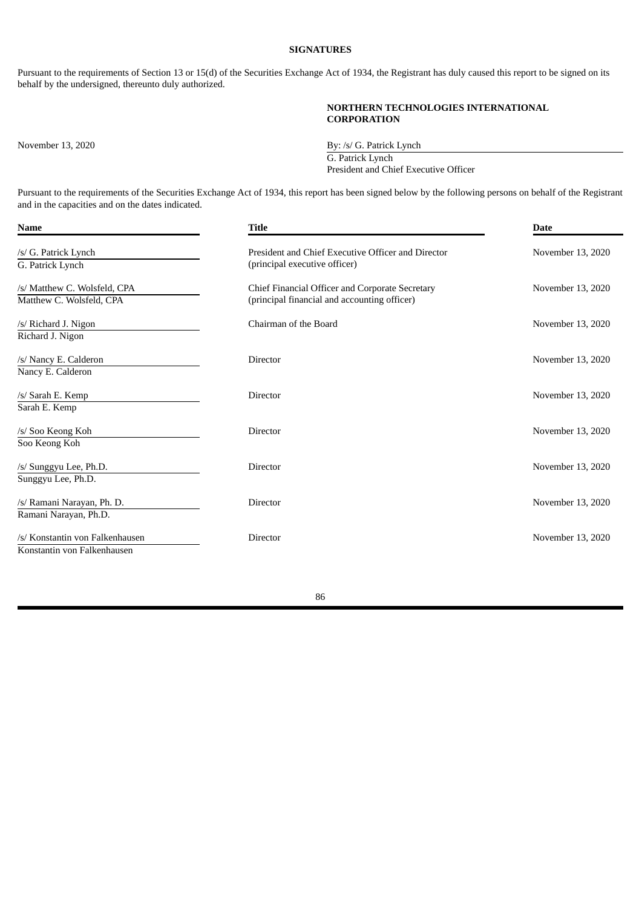**SIGNATURES**

Pursuant to the requirements of Section 13 or 15(d) of the Securities Exchange Act of 1934, the Registrant has duly caused this report to be signed on its behalf by the undersigned, thereunto duly authorized.

**NORTHERN TECHNOLOGIES INTERNATIONAL CORPORATION**

November 13, 2020

By: /s/ G. Patrick Lynch
G. Patrick Lynch
President and Chief Executive Officer

Pursuant to the requirements of the Securities Exchange Act of 1934, this report has been signed below by the following persons on behalf of the Registrant and in the capacities and on the dates indicated.

| Name | Title | Date |
|---|---|---|
| /s/ G. Patrick Lynch<br>G. Patrick Lynch | President and Chief Executive Officer and Director (principal executive officer) | November 13, 2020 |
| /s/ Matthew C. Wolsfeld, CPA<br>Matthew C. Wolsfeld, CPA | Chief Financial Officer and Corporate Secretary (principal financial and accounting officer) | November 13, 2020 |
| /s/ Richard J. Nigon<br>Richard J. Nigon | Chairman of the Board | November 13, 2020 |
| /s/ Nancy E. Calderon<br>Nancy E. Calderon | Director | November 13, 2020 |
| /s/ Sarah E. Kemp<br>Sarah E. Kemp | Director | November 13, 2020 |
| /s/ Soo Keong Koh<br>Soo Keong Koh | Director | November 13, 2020 |
| /s/ Sunggyu Lee, Ph.D.<br>Sunggyu Lee, Ph.D. | Director | November 13, 2020 |
| /s/ Ramani Narayan, Ph. D.<br>Ramani Narayan, Ph.D. | Director | November 13, 2020 |
| /s/ Konstantin von Falkenhausen<br>Konstantin von Falkenhausen | Director | November 13, 2020 |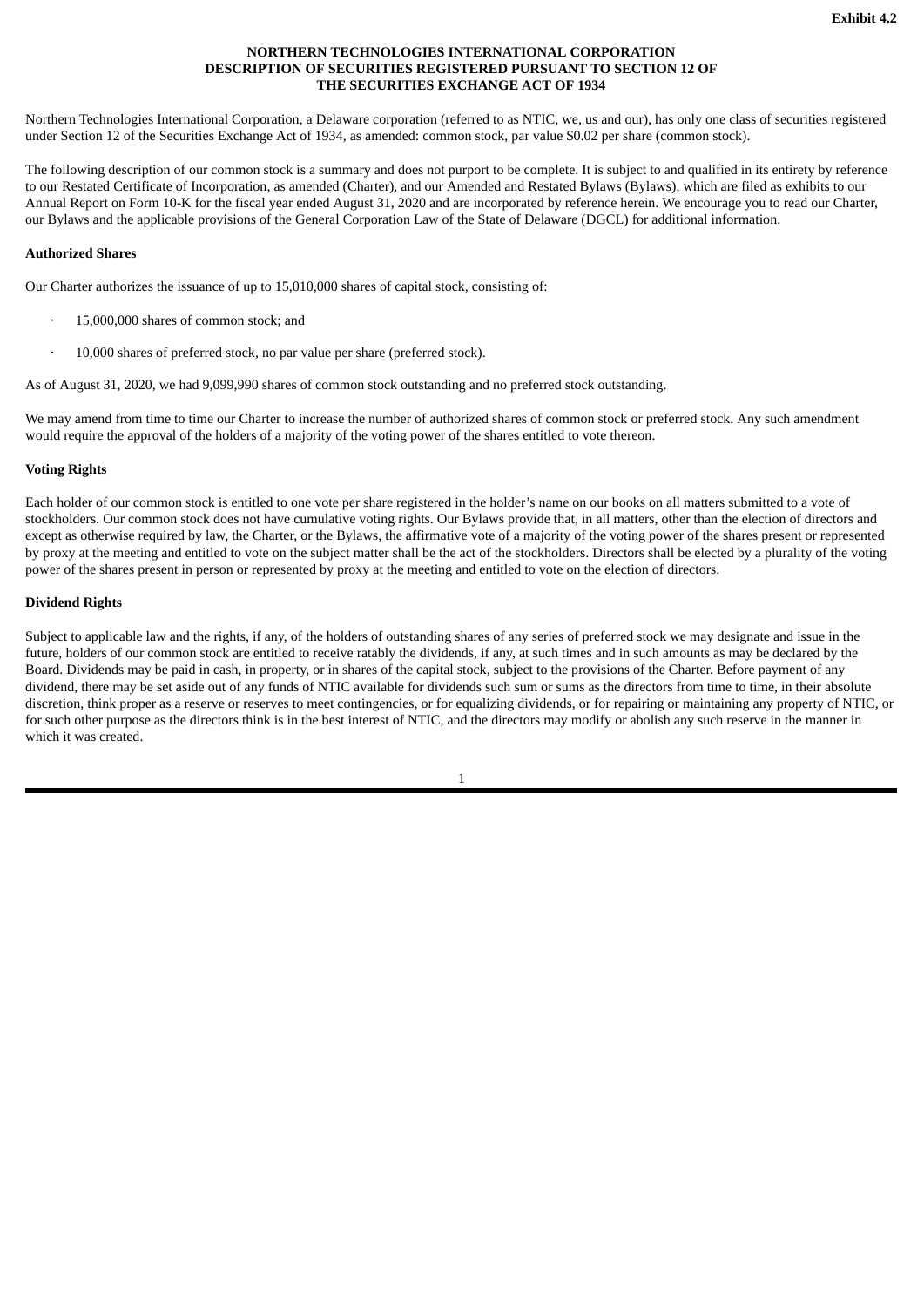**Exhibit 4.2**

# NORTHERN TECHNOLOGIES INTERNATIONAL CORPORATION DESCRIPTION OF SECURITIES REGISTERED PURSUANT TO SECTION 12 OF THE SECURITIES EXCHANGE ACT OF 1934

Northern Technologies International Corporation, a Delaware corporation (referred to as NTIC, we, us and our), has only one class of securities registered under Section 12 of the Securities Exchange Act of 1934, as amended: common stock, par value $0.02 per share (common stock).

The following description of our common stock is a summary and does not purport to be complete. It is subject to and qualified in its entirety by reference to our Restated Certificate of Incorporation, as amended (Charter), and our Amended and Restated Bylaws (Bylaws), which are filed as exhibits to our Annual Report on Form 10-K for the fiscal year ended August 31, 2020 and are incorporated by reference herein. We encourage you to read our Charter, our Bylaws and the applicable provisions of the General Corporation Law of the State of Delaware (DGCL) for additional information.

**Authorized Shares**

Our Charter authorizes the issuance of up to 15,010,000 shares of capital stock, consisting of:

- 15,000,000 shares of common stock; and
- 10,000 shares of preferred stock, no par value per share (preferred stock).

As of August 31, 2020, we had 9,099,990 shares of common stock outstanding and no preferred stock outstanding.

We may amend from time to time our Charter to increase the number of authorized shares of common stock or preferred stock. Any such amendment would require the approval of the holders of a majority of the voting power of the shares entitled to vote thereon.

**Voting Rights**

Each holder of our common stock is entitled to one vote per share registered in the holder's name on our books on all matters submitted to a vote of stockholders. Our common stock does not have cumulative voting rights. Our Bylaws provide that, in all matters, other than the election of directors and except as otherwise required by law, the Charter, or the Bylaws, the affirmative vote of a majority of the voting power of the shares present or represented by proxy at the meeting and entitled to vote on the subject matter shall be the act of the stockholders. Directors shall be elected by a plurality of the voting power of the shares present in person or represented by proxy at the meeting and entitled to vote on the election of directors.

**Dividend Rights**

Subject to applicable law and the rights, if any, of the holders of outstanding shares of any series of preferred stock we may designate and issue in the future, holders of our common stock are entitled to receive ratably the dividends, if any, at such times and in such amounts as may be declared by the Board. Dividends may be paid in cash, in property, or in shares of the capital stock, subject to the provisions of the Charter. Before payment of any dividend, there may be set aside out of any funds of NTIC available for dividends such sum or sums as the directors from time to time, in their absolute discretion, think proper as a reserve or reserves to meet contingencies, or for equalizing dividends, or for repairing or maintaining any property of NTIC, or for such other purpose as the directors think is in the best interest of NTIC, and the directors may modify or abolish any such reserve in the manner in which it was created.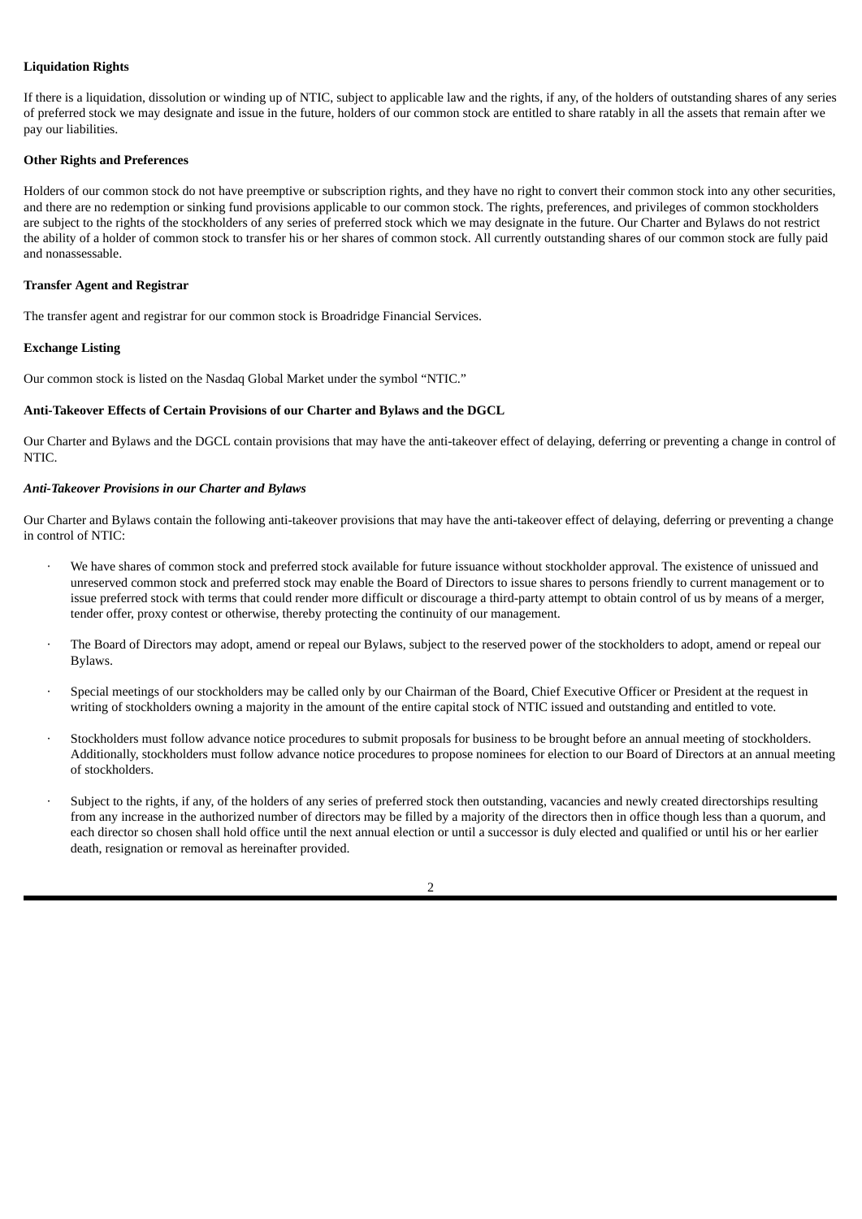**Liquidation Rights**

If there is a liquidation, dissolution or winding up of NTIC, subject to applicable law and the rights, if any, of the holders of outstanding shares of any series of preferred stock we may designate and issue in the future, holders of our common stock are entitled to share ratably in all the assets that remain after we pay our liabilities.

**Other Rights and Preferences**

Holders of our common stock do not have preemptive or subscription rights, and they have no right to convert their common stock into any other securities, and there are no redemption or sinking fund provisions applicable to our common stock. The rights, preferences, and privileges of common stockholders are subject to the rights of the stockholders of any series of preferred stock which we may designate in the future. Our Charter and Bylaws do not restrict the ability of a holder of common stock to transfer his or her shares of common stock. All currently outstanding shares of our common stock are fully paid and nonassessable.

**Transfer Agent and Registrar**

The transfer agent and registrar for our common stock is Broadridge Financial Services.

**Exchange Listing**

Our common stock is listed on the Nasdaq Global Market under the symbol "NTIC."

**Anti-Takeover Effects of Certain Provisions of our Charter and Bylaws and the DGCL**

Our Charter and Bylaws and the DGCL contain provisions that may have the anti-takeover effect of delaying, deferring or preventing a change in control of NTIC.

***Anti-Takeover Provisions in our Charter and Bylaws***

Our Charter and Bylaws contain the following anti-takeover provisions that may have the anti-takeover effect of delaying, deferring or preventing a change in control of NTIC:

- We have shares of common stock and preferred stock available for future issuance without stockholder approval. The existence of unissued and unreserved common stock and preferred stock may enable the Board of Directors to issue shares to persons friendly to current management or to issue preferred stock with terms that could render more difficult or discourage a third-party attempt to obtain control of us by means of a merger, tender offer, proxy contest or otherwise, thereby protecting the continuity of our management.

- The Board of Directors may adopt, amend or repeal our Bylaws, subject to the reserved power of the stockholders to adopt, amend or repeal our Bylaws.

- Special meetings of our stockholders may be called only by our Chairman of the Board, Chief Executive Officer or President at the request in writing of stockholders owning a majority in the amount of the entire capital stock of NTIC issued and outstanding and entitled to vote.

- Stockholders must follow advance notice procedures to submit proposals for business to be brought before an annual meeting of stockholders. Additionally, stockholders must follow advance notice procedures to propose nominees for election to our Board of Directors at an annual meeting of stockholders.

- Subject to the rights, if any, of the holders of any series of preferred stock then outstanding, vacancies and newly created directorships resulting from any increase in the authorized number of directors may be filled by a majority of the directors then in office though less than a quorum, and each director so chosen shall hold office until the next annual election or until a successor is duly elected and qualified or until his or her earlier death, resignation or removal as hereinafter provided.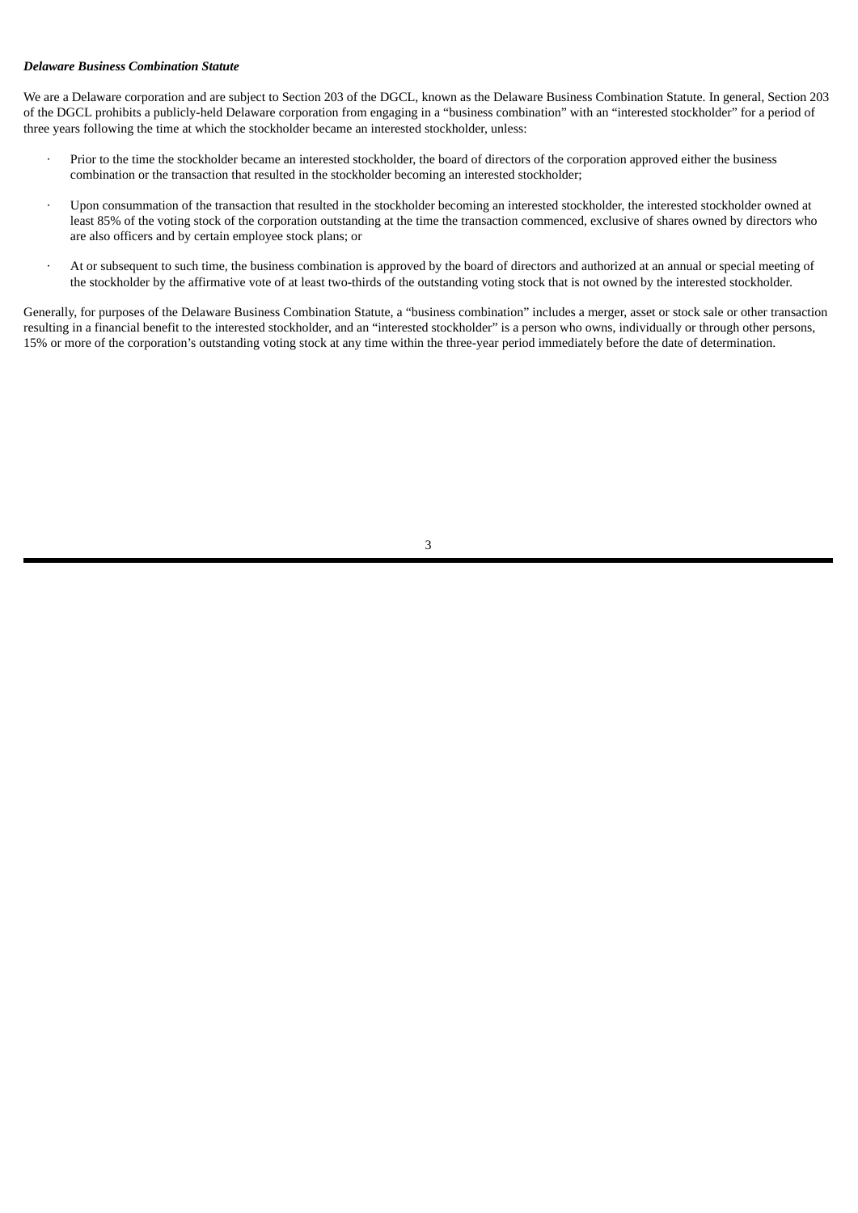***Delaware Business Combination Statute***

We are a Delaware corporation and are subject to Section 203 of the DGCL, known as the Delaware Business Combination Statute. In general, Section 203 of the DGCL prohibits a publicly-held Delaware corporation from engaging in a "business combination" with an "interested stockholder" for a period of three years following the time at which the stockholder became an interested stockholder, unless:

- Prior to the time the stockholder became an interested stockholder, the board of directors of the corporation approved either the business combination or the transaction that resulted in the stockholder becoming an interested stockholder;
- Upon consummation of the transaction that resulted in the stockholder becoming an interested stockholder, the interested stockholder owned at least 85% of the voting stock of the corporation outstanding at the time the transaction commenced, exclusive of shares owned by directors who are also officers and by certain employee stock plans; or
- At or subsequent to such time, the business combination is approved by the board of directors and authorized at an annual or special meeting of the stockholder by the affirmative vote of at least two-thirds of the outstanding voting stock that is not owned by the interested stockholder.

Generally, for purposes of the Delaware Business Combination Statute, a "business combination" includes a merger, asset or stock sale or other transaction resulting in a financial benefit to the interested stockholder, and an "interested stockholder" is a person who owns, individually or through other persons, 15% or more of the corporation's outstanding voting stock at any time within the three-year period immediately before the date of determination.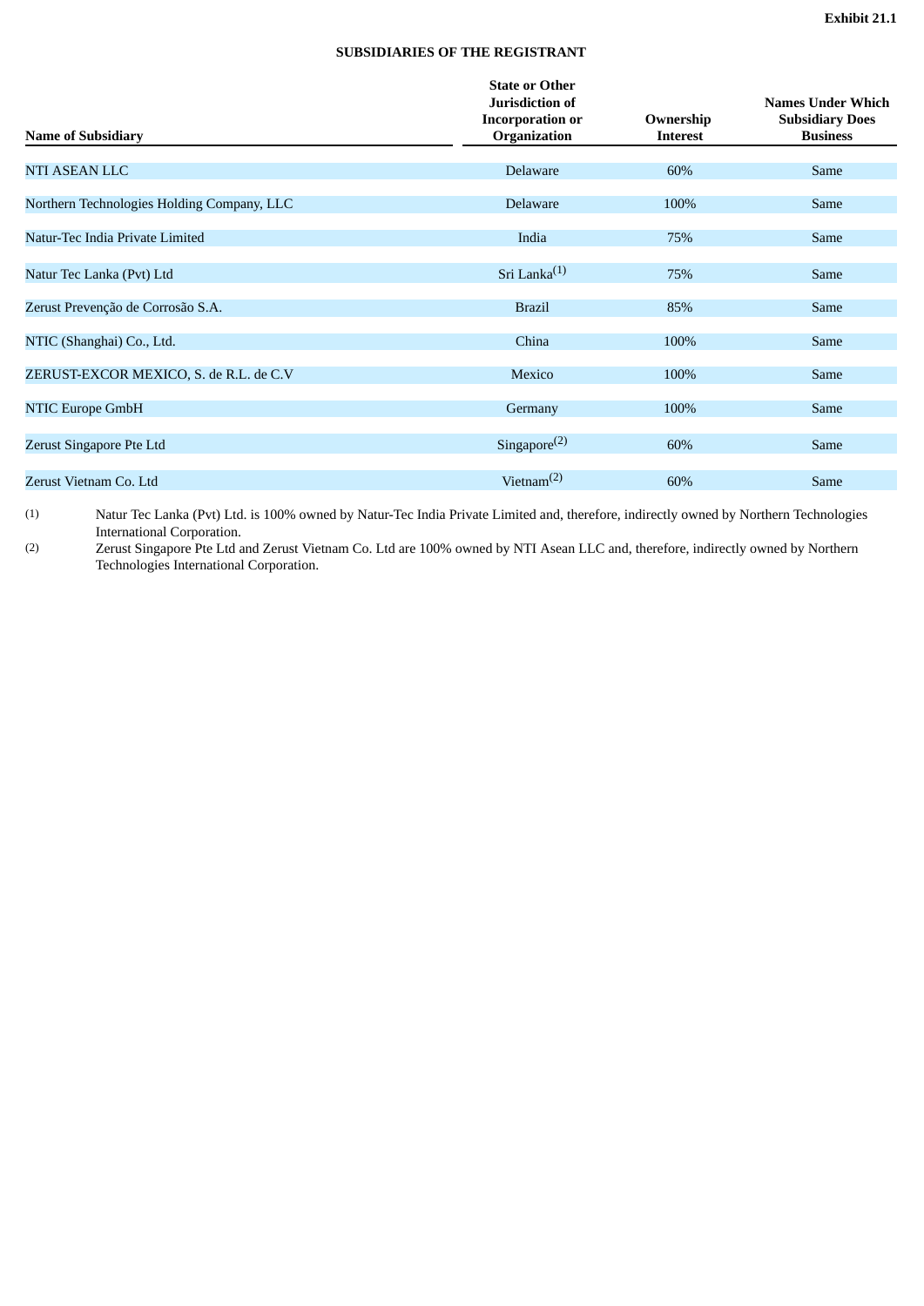Exhibit 21.1

# SUBSIDIARIES OF THE REGISTRANT

| Name of Subsidiary | State or Other Jurisdiction of Incorporation or Organization | Ownership Interest | Names Under Which Subsidiary Does Business |
|---|---|---|---|
| NTI ASEAN LLC | Delaware | 60% | Same |
| Northern Technologies Holding Company, LLC | Delaware | 100% | Same |
| Natur-Tec India Private Limited | India | 75% | Same |
| Natur Tec Lanka (Pvt) Ltd | Sri Lanka(1) | 75% | Same |
| Zerust Prevenção de Corrosão S.A. | Brazil | 85% | Same |
| NTIC (Shanghai) Co., Ltd. | China | 100% | Same |
| ZERUST-EXCOR MEXICO, S. de R.L. de C.V | Mexico | 100% | Same |
| NTIC Europe GmbH | Germany | 100% | Same |
| Zerust Singapore Pte Ltd | Singapore(2) | 60% | Same |
| Zerust Vietnam Co. Ltd | Vietnam(2) | 60% | Same |

(1) Natur Tec Lanka (Pvt) Ltd. is 100% owned by Natur-Tec India Private Limited and, therefore, indirectly owned by Northern Technologies International Corporation.

(2) Zerust Singapore Pte Ltd and Zerust Vietnam Co. Ltd are 100% owned by NTI Asean LLC and, therefore, indirectly owned by Northern Technologies International Corporation.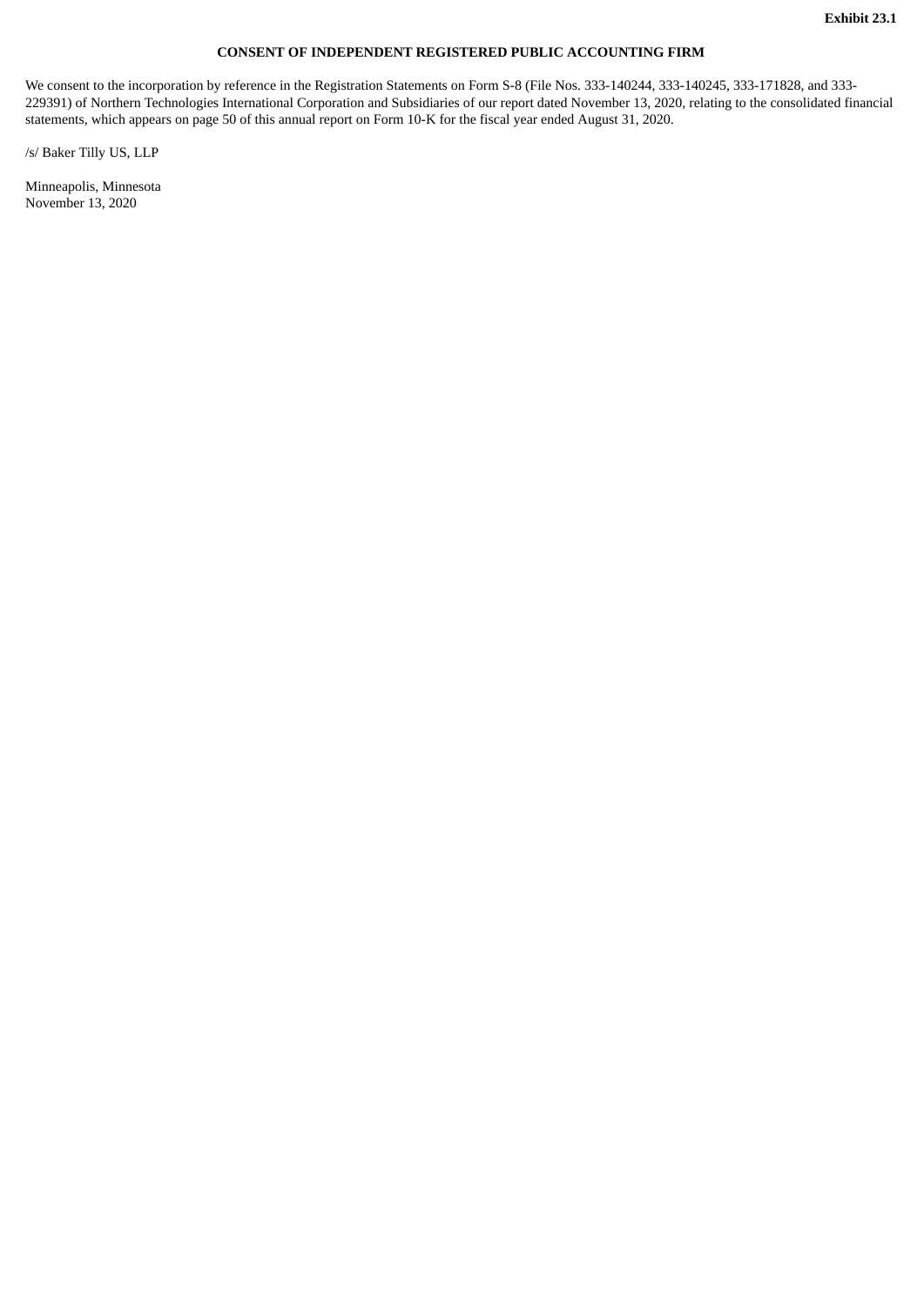**Exhibit 23.1**

**CONSENT OF INDEPENDENT REGISTERED PUBLIC ACCOUNTING FIRM**

We consent to the incorporation by reference in the Registration Statements on Form S-8 (File Nos. 333-140244, 333-140245, 333-171828, and 333-229391) of Northern Technologies International Corporation and Subsidiaries of our report dated November 13, 2020, relating to the consolidated financial statements, which appears on page 50 of this annual report on Form 10-K for the fiscal year ended August 31, 2020.

/s/ Baker Tilly US, LLP

Minneapolis, Minnesota
November 13, 2020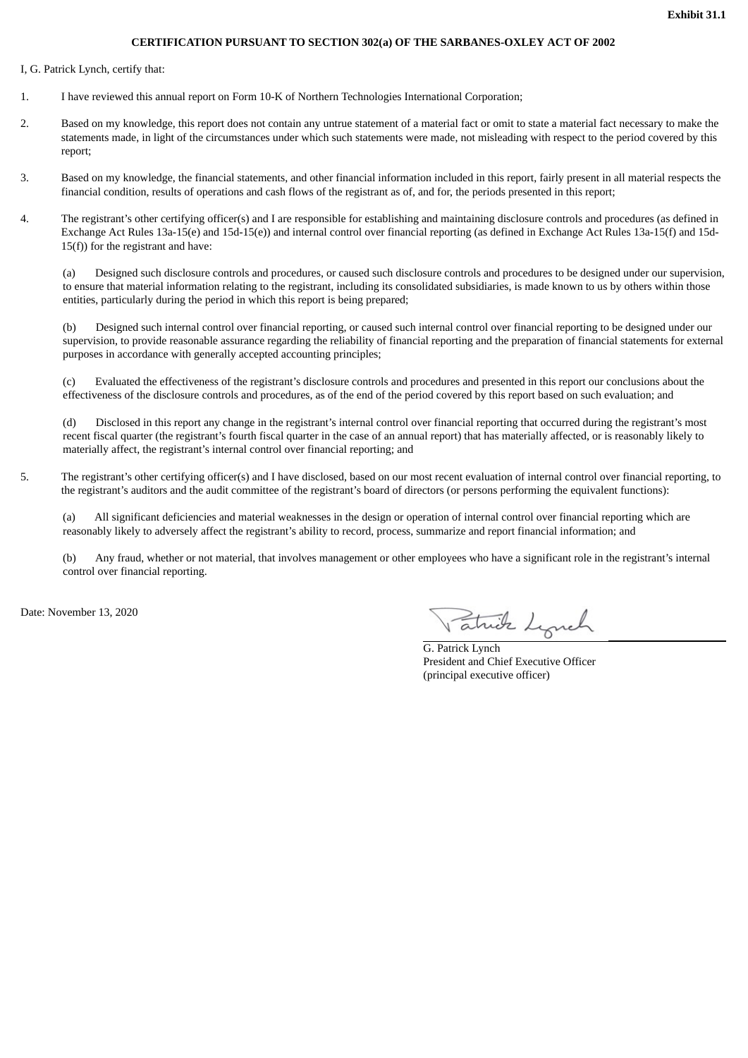**Exhibit 31.1**

**CERTIFICATION PURSUANT TO SECTION 302(a) OF THE SARBANES-OXLEY ACT OF 2002**

I, G. Patrick Lynch, certify that:

1. I have reviewed this annual report on Form 10-K of Northern Technologies International Corporation;

2. Based on my knowledge, this report does not contain any untrue statement of a material fact or omit to state a material fact necessary to make the statements made, in light of the circumstances under which such statements were made, not misleading with respect to the period covered by this report;

3. Based on my knowledge, the financial statements, and other financial information included in this report, fairly present in all material respects the financial condition, results of operations and cash flows of the registrant as of, and for, the periods presented in this report;

4. The registrant's other certifying officer(s) and I are responsible for establishing and maintaining disclosure controls and procedures (as defined in Exchange Act Rules 13a-15(e) and 15d-15(e)) and internal control over financial reporting (as defined in Exchange Act Rules 13a-15(f) and 15d-15(f)) for the registrant and have:

   (a) Designed such disclosure controls and procedures, or caused such disclosure controls and procedures to be designed under our supervision, to ensure that material information relating to the registrant, including its consolidated subsidiaries, is made known to us by others within those entities, particularly during the period in which this report is being prepared;

   (b) Designed such internal control over financial reporting, or caused such internal control over financial reporting to be designed under our supervision, to provide reasonable assurance regarding the reliability of financial reporting and the preparation of financial statements for external purposes in accordance with generally accepted accounting principles;

   (c) Evaluated the effectiveness of the registrant's disclosure controls and procedures and presented in this report our conclusions about the effectiveness of the disclosure controls and procedures, as of the end of the period covered by this report based on such evaluation; and

   (d) Disclosed in this report any change in the registrant's internal control over financial reporting that occurred during the registrant's most recent fiscal quarter (the registrant's fourth fiscal quarter in the case of an annual report) that has materially affected, or is reasonably likely to materially affect, the registrant's internal control over financial reporting; and

5. The registrant's other certifying officer(s) and I have disclosed, based on our most recent evaluation of internal control over financial reporting, to the registrant's auditors and the audit committee of the registrant's board of directors (or persons performing the equivalent functions):

   (a) All significant deficiencies and material weaknesses in the design or operation of internal control over financial reporting which are reasonably likely to adversely affect the registrant's ability to record, process, summarize and report financial information; and

   (b) Any fraud, whether or not material, that involves management or other employees who have a significant role in the registrant's internal control over financial reporting.

Date: November 13, 2020

Patrick Lynch

G. Patrick Lynch
President and Chief Executive Officer
(principal executive officer)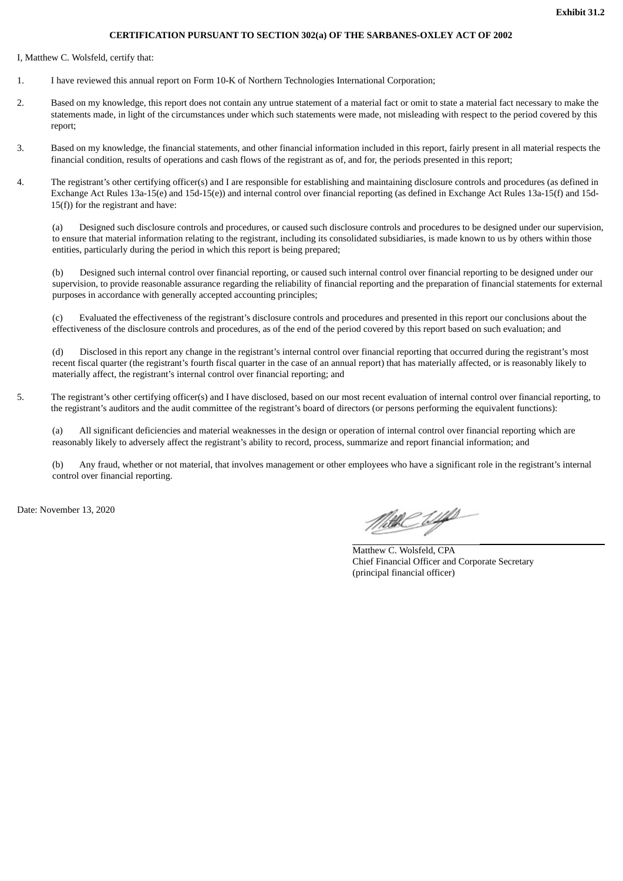**Exhibit 31.2**

**CERTIFICATION PURSUANT TO SECTION 302(a) OF THE SARBANES-OXLEY ACT OF 2002**

I, Matthew C. Wolsfeld, certify that:

1. I have reviewed this annual report on Form 10-K of Northern Technologies International Corporation;

2. Based on my knowledge, this report does not contain any untrue statement of a material fact or omit to state a material fact necessary to make the statements made, in light of the circumstances under which such statements were made, not misleading with respect to the period covered by this report;

3. Based on my knowledge, the financial statements, and other financial information included in this report, fairly present in all material respects the financial condition, results of operations and cash flows of the registrant as of, and for, the periods presented in this report;

4. The registrant's other certifying officer(s) and I are responsible for establishing and maintaining disclosure controls and procedures (as defined in Exchange Act Rules 13a-15(e) and 15d-15(e)) and internal control over financial reporting (as defined in Exchange Act Rules 13a-15(f) and 15d-15(f)) for the registrant and have:

   (a) Designed such disclosure controls and procedures, or caused such disclosure controls and procedures to be designed under our supervision, to ensure that material information relating to the registrant, including its consolidated subsidiaries, is made known to us by others within those entities, particularly during the period in which this report is being prepared;

   (b) Designed such internal control over financial reporting, or caused such internal control over financial reporting to be designed under our supervision, to provide reasonable assurance regarding the reliability of financial reporting and the preparation of financial statements for external purposes in accordance with generally accepted accounting principles;

   (c) Evaluated the effectiveness of the registrant's disclosure controls and procedures and presented in this report our conclusions about the effectiveness of the disclosure controls and procedures, as of the end of the period covered by this report based on such evaluation; and

   (d) Disclosed in this report any change in the registrant's internal control over financial reporting that occurred during the registrant's most recent fiscal quarter (the registrant's fourth fiscal quarter in the case of an annual report) that has materially affected, or is reasonably likely to materially affect, the registrant's internal control over financial reporting; and

5. The registrant's other certifying officer(s) and I have disclosed, based on our most recent evaluation of internal control over financial reporting, to the registrant's auditors and the audit committee of the registrant's board of directors (or persons performing the equivalent functions):

   (a) All significant deficiencies and material weaknesses in the design or operation of internal control over financial reporting which are reasonably likely to adversely affect the registrant's ability to record, process, summarize and report financial information; and

   (b) Any fraud, whether or not material, that involves management or other employees who have a significant role in the registrant's internal control over financial reporting.

Date: November 13, 2020

Matthew C. Wolsfeld, CPA
Chief Financial Officer and Corporate Secretary
(principal financial officer)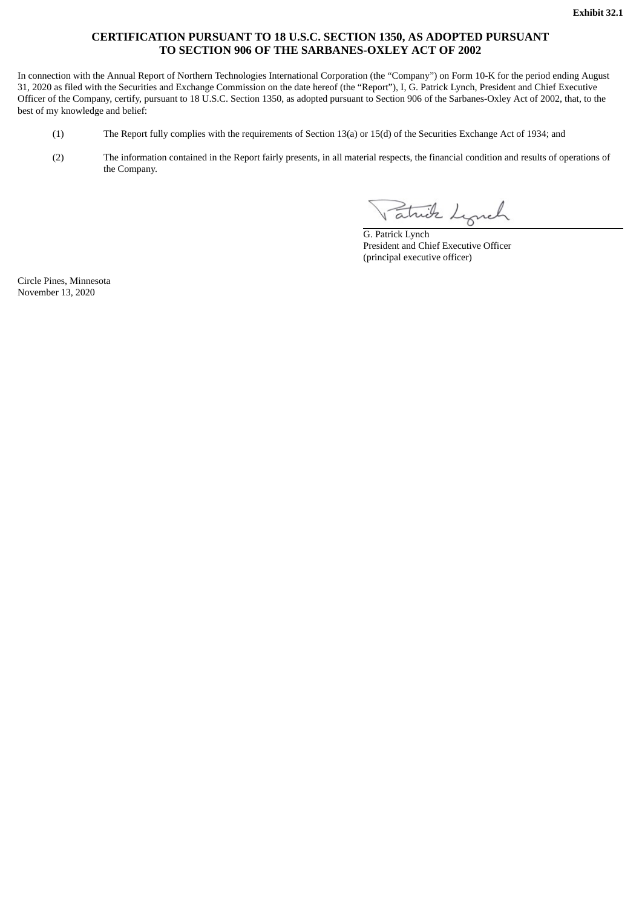**Exhibit 32.1**

# CERTIFICATION PURSUANT TO 18 U.S.C. SECTION 1350, AS ADOPTED PURSUANT TO SECTION 906 OF THE SARBANES-OXLEY ACT OF 2002

In connection with the Annual Report of Northern Technologies International Corporation (the "Company") on Form 10-K for the period ending August 31, 2020 as filed with the Securities and Exchange Commission on the date hereof (the "Report"), I, G. Patrick Lynch, President and Chief Executive Officer of the Company, certify, pursuant to 18 U.S.C. Section 1350, as adopted pursuant to Section 906 of the Sarbanes-Oxley Act of 2002, that, to the best of my knowledge and belief:

(1) The Report fully complies with the requirements of Section 13(a) or 15(d) of the Securities Exchange Act of 1934; and

(2) The information contained in the Report fairly presents, in all material respects, the financial condition and results of operations of the Company.

Patrick Lynch

G. Patrick Lynch
President and Chief Executive Officer
(principal executive officer)

Circle Pines, Minnesota
November 13, 2020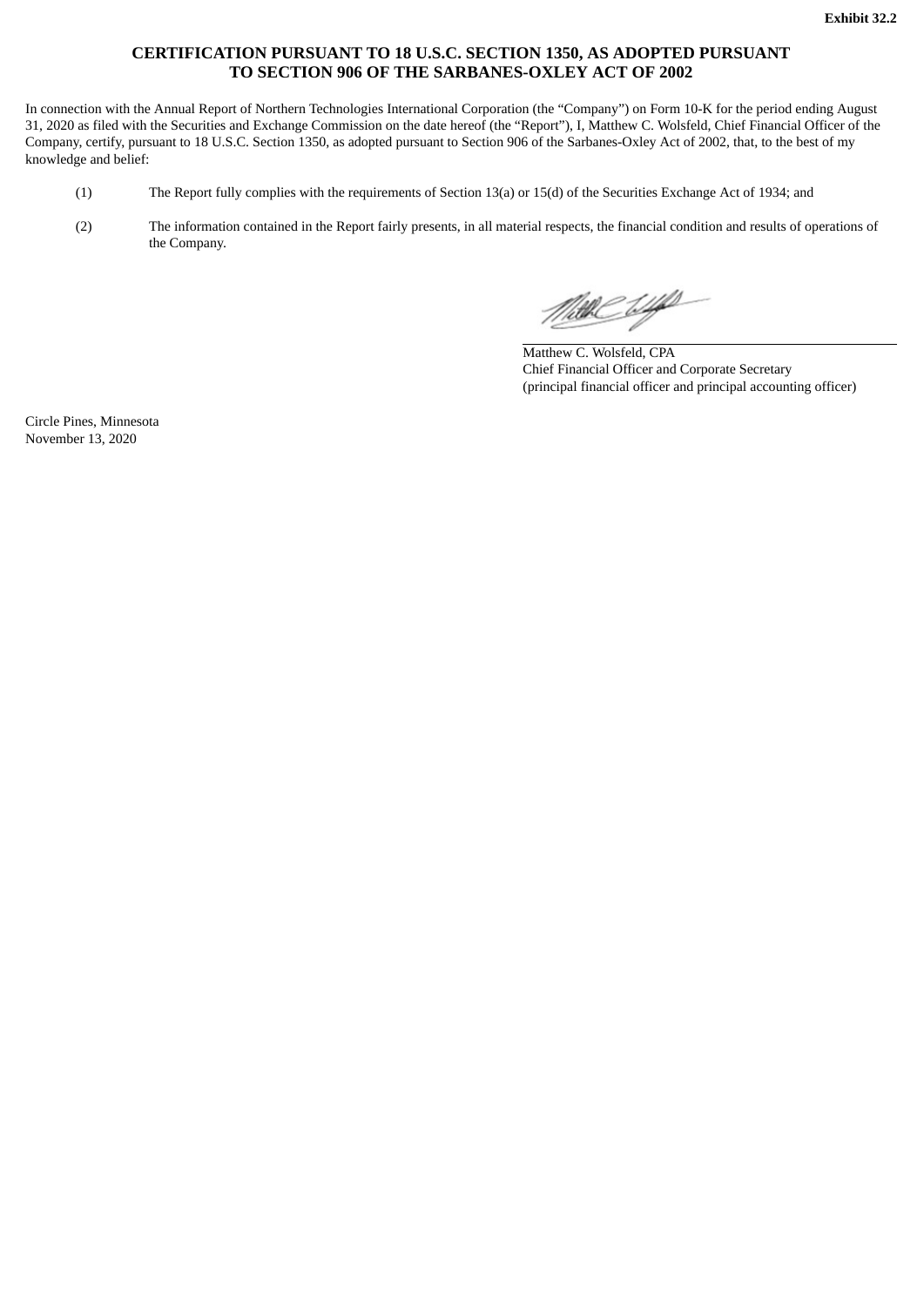**Exhibit 32.2**

**CERTIFICATION PURSUANT TO 18 U.S.C. SECTION 1350, AS ADOPTED PURSUANT TO SECTION 906 OF THE SARBANES-OXLEY ACT OF 2002**

In connection with the Annual Report of Northern Technologies International Corporation (the "Company") on Form 10-K for the period ending August 31, 2020 as filed with the Securities and Exchange Commission on the date hereof (the "Report"), I, Matthew C. Wolsfeld, Chief Financial Officer of the Company, certify, pursuant to 18 U.S.C. Section 1350, as adopted pursuant to Section 906 of the Sarbanes-Oxley Act of 2002, that, to the best of my knowledge and belief:

(1) The Report fully complies with the requirements of Section 13(a) or 15(d) of the Securities Exchange Act of 1934; and

(2) The information contained in the Report fairly presents, in all material respects, the financial condition and results of operations of the Company.

Matthew C. Wolsfeld, CPA
Chief Financial Officer and Corporate Secretary
(principal financial officer and principal accounting officer)

Circle Pines, Minnesota
November 13, 2020